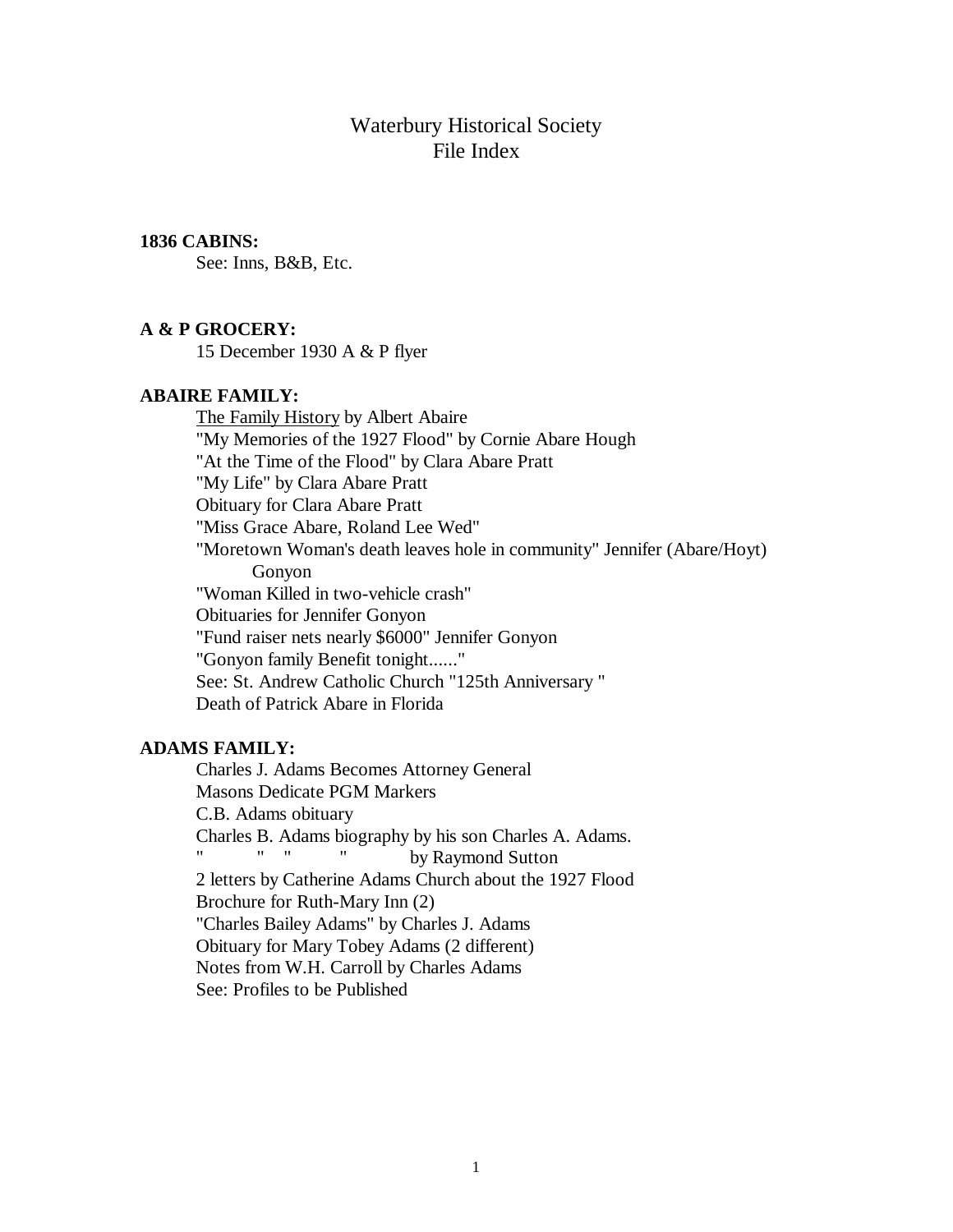# Waterbury Historical Society
# File Index

**1836 CABINS:**

See: Inns, B&B, Etc.

**A & P GROCERY:**

15 December 1930 A & P flyer

**ABAIRE FAMILY:**

The Family History by Albert Abaire
"My Memories of the 1927 Flood" by Cornie Abare Hough
"At the Time of the Flood" by Clara Abare Pratt
"My Life" by Clara Abare Pratt
Obituary for Clara Abare Pratt
"Miss Grace Abare, Roland Lee Wed"
"Moretown Woman's death leaves hole in community" Jennifer (Abare/Hoyt) Gonyon
"Woman Killed in two-vehicle crash"
Obituaries for Jennifer Gonyon
"Fund raiser nets nearly $6000" Jennifer Gonyon
"Gonyon family Benefit tonight......"
See: St. Andrew Catholic Church "125th Anniversary "
Death of Patrick Abare in Florida

**ADAMS FAMILY:**

Charles J. Adams Becomes Attorney General
Masons Dedicate PGM Markers
C.B. Adams obituary
Charles B. Adams biography by his son Charles A. Adams.
" " " " by Raymond Sutton
2 letters by Catherine Adams Church about the 1927 Flood
Brochure for Ruth-Mary Inn (2)
"Charles Bailey Adams" by Charles J. Adams
Obituary for Mary Tobey Adams (2 different)
Notes from W.H. Carroll by Charles Adams
See: Profiles to be Published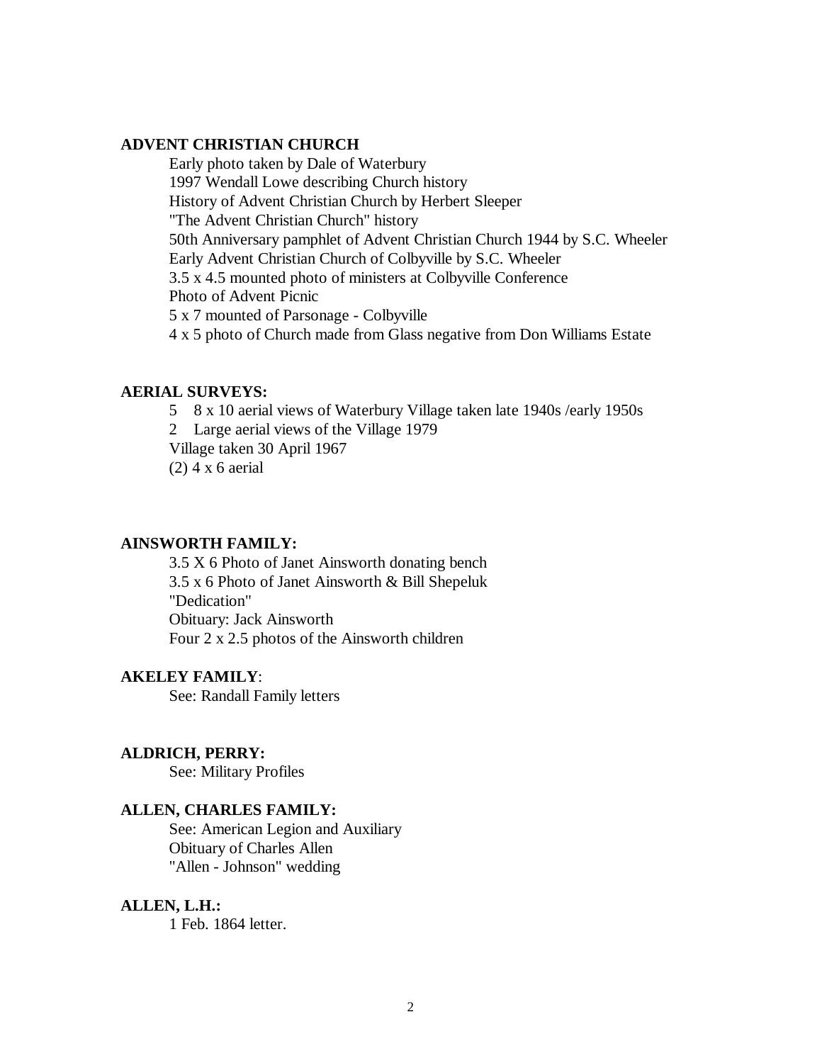**ADVENT CHRISTIAN CHURCH**

Early photo taken by Dale of Waterbury
1997 Wendall Lowe describing Church history
History of Advent Christian Church by Herbert Sleeper
"The Advent Christian Church" history
50th Anniversary pamphlet of Advent Christian Church 1944 by S.C. Wheeler
Early Advent Christian Church of Colbyville by S.C. Wheeler
3.5 x 4.5 mounted photo of ministers at Colbyville Conference
Photo of Advent Picnic
5 x 7 mounted of Parsonage - Colbyville
4 x 5 photo of Church made from Glass negative from Don Williams Estate

**AERIAL SURVEYS:**

5 8 x 10 aerial views of Waterbury Village taken late 1940s /early 1950s
2 Large aerial views of the Village 1979
Village taken 30 April 1967
(2) 4 x 6 aerial

**AINSWORTH FAMILY:**

3.5 X 6 Photo of Janet Ainsworth donating bench
3.5 x 6 Photo of Janet Ainsworth & Bill Shepeluk
"Dedication"
Obituary: Jack Ainsworth
Four 2 x 2.5 photos of the Ainsworth children

**AKELEY FAMILY**:

See: Randall Family letters

**ALDRICH, PERRY:**

See: Military Profiles

**ALLEN, CHARLES FAMILY:**

See: American Legion and Auxiliary
Obituary of Charles Allen
"Allen - Johnson" wedding

**ALLEN, L.H.:**

1 Feb. 1864 letter.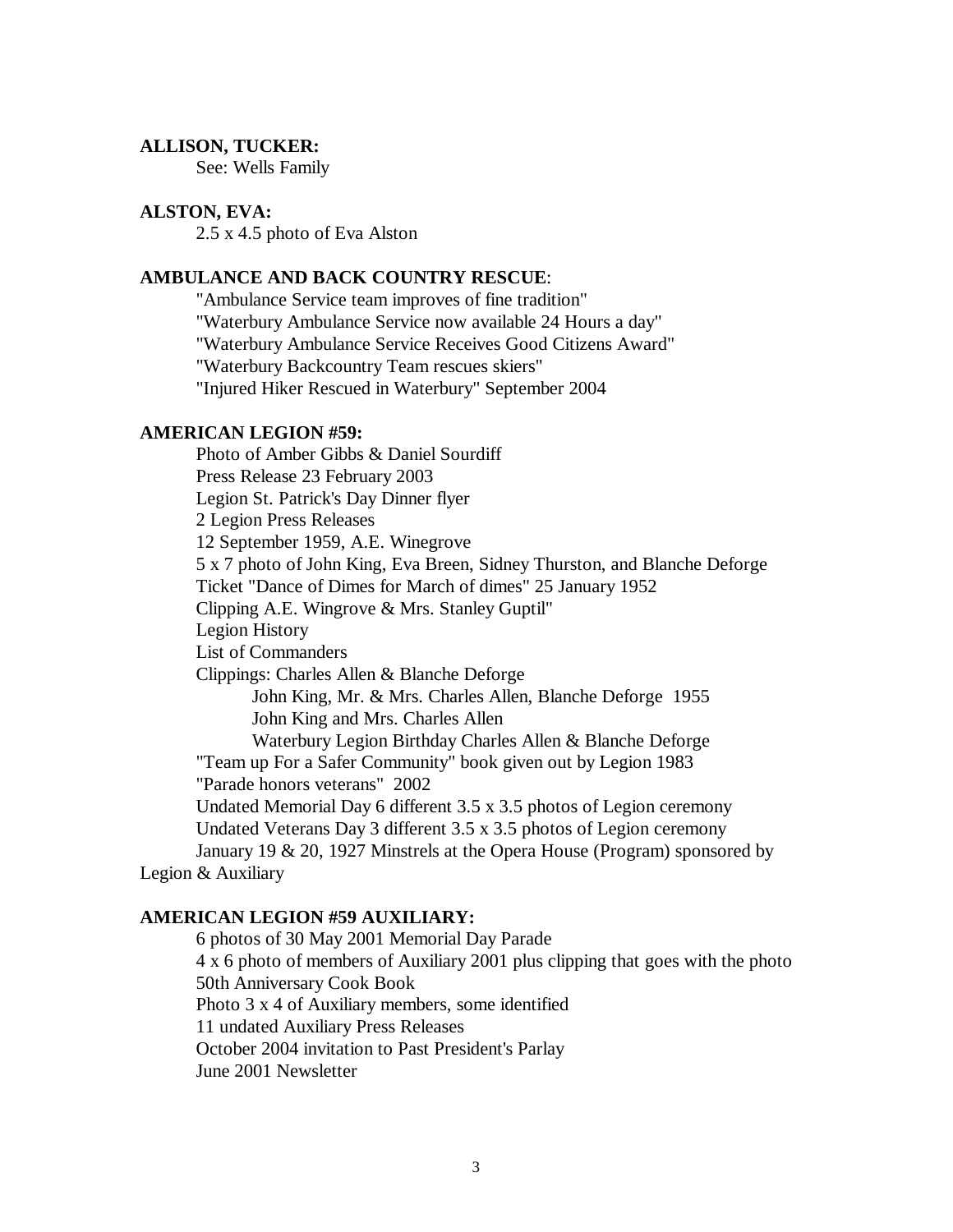**ALLISON, TUCKER:**

See: Wells Family

**ALSTON, EVA:**

2.5 x 4.5 photo of Eva Alston

**AMBULANCE AND BACK COUNTRY RESCUE**:

"Ambulance Service team improves of fine tradition"
"Waterbury Ambulance Service now available 24 Hours a day"
"Waterbury Ambulance Service Receives Good Citizens Award"
"Waterbury Backcountry Team rescues skiers"
"Injured Hiker Rescued in Waterbury" September 2004

**AMERICAN LEGION #59:**

Photo of Amber Gibbs & Daniel Sourdiff
Press Release 23 February 2003
Legion St. Patrick's Day Dinner flyer
2 Legion Press Releases
12 September 1959, A.E. Winegrove
5 x 7 photo of John King, Eva Breen, Sidney Thurston, and Blanche Deforge
Ticket "Dance of Dimes for March of dimes" 25 January 1952
Clipping A.E. Wingrove & Mrs. Stanley Guptil"
Legion History
List of Commanders
Clippings: Charles Allen & Blanche Deforge
- John King, Mr. & Mrs. Charles Allen, Blanche Deforge 1955
- John King and Mrs. Charles Allen
- Waterbury Legion Birthday Charles Allen & Blanche Deforge

"Team up For a Safer Community" book given out by Legion 1983
"Parade honors veterans" 2002
Undated Memorial Day 6 different 3.5 x 3.5 photos of Legion ceremony
Undated Veterans Day 3 different 3.5 x 3.5 photos of Legion ceremony
January 19 & 20, 1927 Minstrels at the Opera House (Program) sponsored by Legion & Auxiliary

**AMERICAN LEGION #59 AUXILIARY:**

6 photos of 30 May 2001 Memorial Day Parade
4 x 6 photo of members of Auxiliary 2001 plus clipping that goes with the photo
50th Anniversary Cook Book
Photo 3 x 4 of Auxiliary members, some identified
11 undated Auxiliary Press Releases
October 2004 invitation to Past President's Parlay
June 2001 Newsletter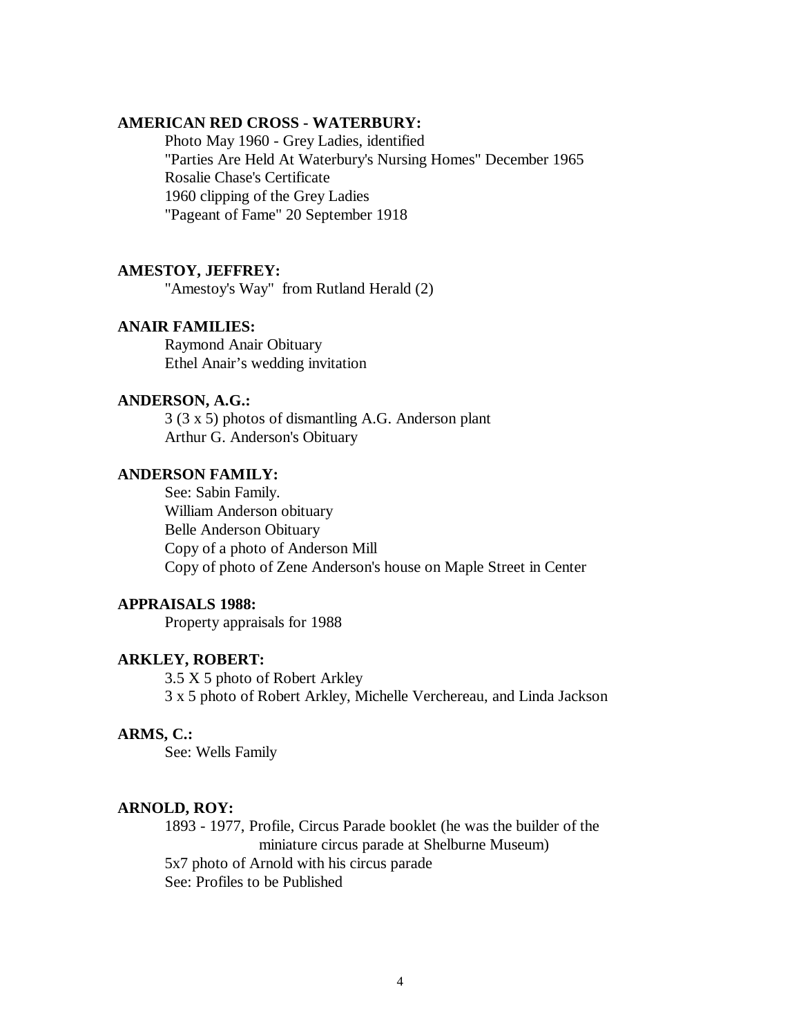**AMERICAN RED CROSS - WATERBURY:**

Photo May 1960 - Grey Ladies, identified
"Parties Are Held At Waterbury's Nursing Homes" December 1965
Rosalie Chase's Certificate
1960 clipping of the Grey Ladies
"Pageant of Fame" 20 September 1918

**AMESTOY, JEFFREY:**

"Amestoy's Way" from Rutland Herald (2)

**ANAIR FAMILIES:**

Raymond Anair Obituary
Ethel Anair's wedding invitation

**ANDERSON, A.G.:**

3 (3 x 5) photos of dismantling A.G. Anderson plant
Arthur G. Anderson's Obituary

**ANDERSON FAMILY:**

See: Sabin Family.
William Anderson obituary
Belle Anderson Obituary
Copy of a photo of Anderson Mill
Copy of photo of Zene Anderson's house on Maple Street in Center

**APPRAISALS 1988:**

Property appraisals for 1988

**ARKLEY, ROBERT:**

3.5 X 5 photo of Robert Arkley
3 x 5 photo of Robert Arkley, Michelle Verchereau, and Linda Jackson

**ARMS, C.:**

See: Wells Family

**ARNOLD, ROY:**

1893 - 1977, Profile, Circus Parade booklet (he was the builder of the miniature circus parade at Shelburne Museum)
5x7 photo of Arnold with his circus parade
See: Profiles to be Published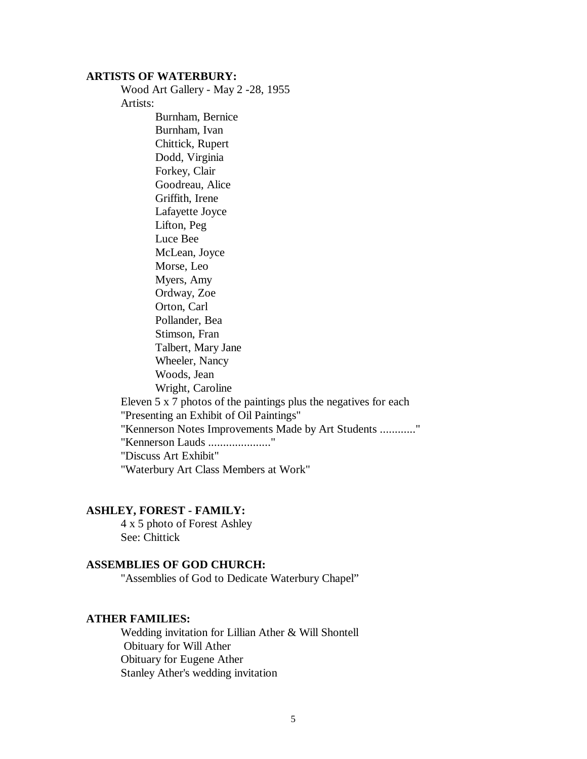**ARTISTS OF WATERBURY:**

Wood Art Gallery - May 2 -28, 1955

Artists:

- Burnham, Bernice
- Burnham, Ivan
- Chittick, Rupert
- Dodd, Virginia
- Forkey, Clair
- Goodreau, Alice
- Griffith, Irene
- Lafayette Joyce
- Lifton, Peg
- Luce Bee
- McLean, Joyce
- Morse, Leo
- Myers, Amy
- Ordway, Zoe
- Orton, Carl
- Pollander, Bea
- Stimson, Fran
- Talbert, Mary Jane
- Wheeler, Nancy
- Woods, Jean
- Wright, Caroline

Eleven 5 x 7 photos of the paintings plus the negatives for each
"Presenting an Exhibit of Oil Paintings"
"Kennerson Notes Improvements Made by Art Students ............"
"Kennerson Lauds ....................."
"Discuss Art Exhibit"
"Waterbury Art Class Members at Work"

**ASHLEY, FOREST - FAMILY:**

4 x 5 photo of Forest Ashley
See: Chittick

**ASSEMBLIES OF GOD CHURCH:**

"Assemblies of God to Dedicate Waterbury Chapel"

**ATHER FAMILIES:**

Wedding invitation for Lillian Ather & Will Shontell
Obituary for Will Ather
Obituary for Eugene Ather
Stanley Ather's wedding invitation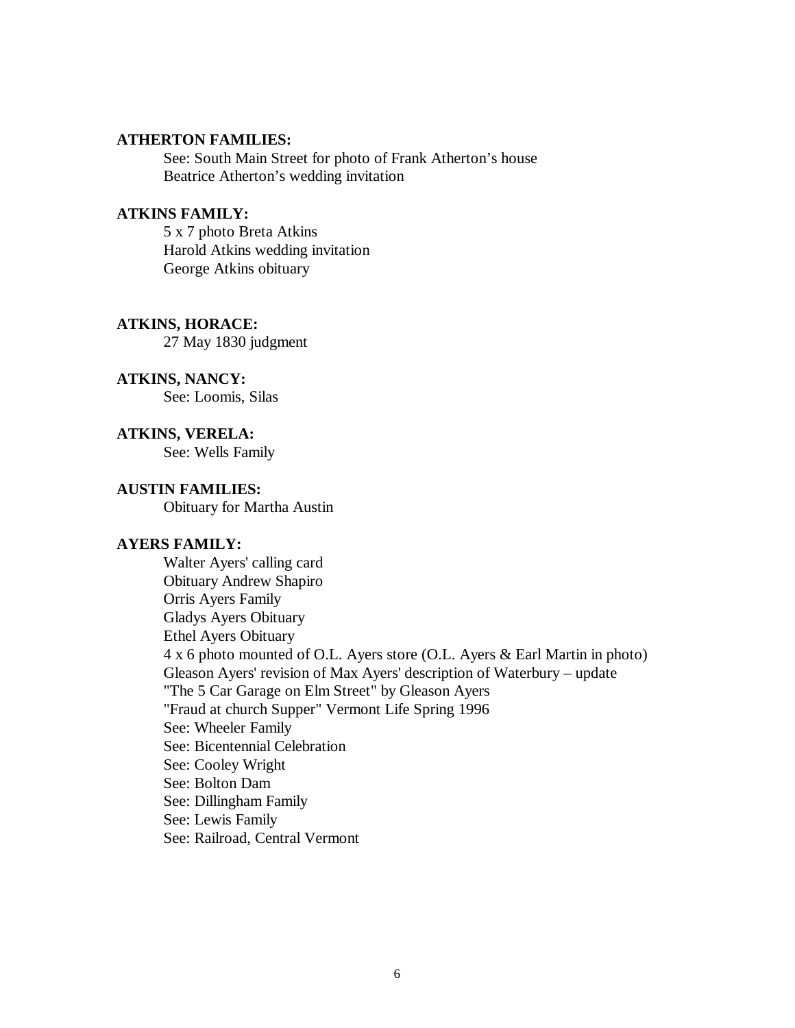**ATHERTON FAMILIES:**

See: South Main Street for photo of Frank Atherton's house
Beatrice Atherton's wedding invitation

**ATKINS FAMILY:**

5 x 7 photo Breta Atkins
Harold Atkins wedding invitation
George Atkins obituary

**ATKINS, HORACE:**

27 May 1830 judgment

**ATKINS, NANCY:**

See: Loomis, Silas

**ATKINS, VERELA:**

See: Wells Family

**AUSTIN FAMILIES:**

Obituary for Martha Austin

**AYERS FAMILY:**

Walter Ayers' calling card
Obituary Andrew Shapiro
Orris Ayers Family
Gladys Ayers Obituary
Ethel Ayers Obituary
4 x 6 photo mounted of O.L. Ayers store (O.L. Ayers & Earl Martin in photo)
Gleason Ayers' revision of Max Ayers' description of Waterbury – update
"The 5 Car Garage on Elm Street" by Gleason Ayers
"Fraud at church Supper" Vermont Life Spring 1996
See: Wheeler Family
See: Bicentennial Celebration
See: Cooley Wright
See: Bolton Dam
See: Dillingham Family
See: Lewis Family
See: Railroad, Central Vermont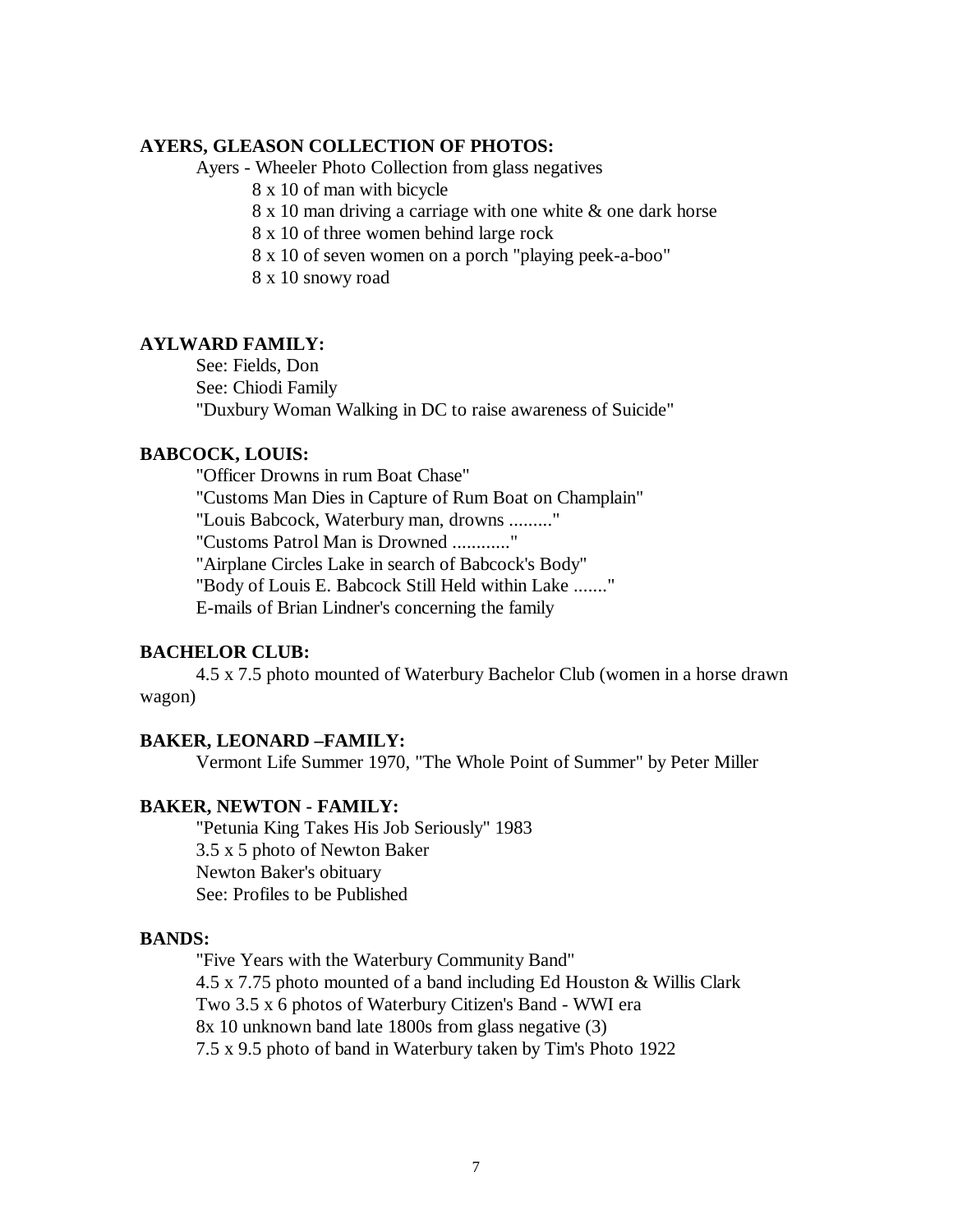**AYERS, GLEASON COLLECTION OF PHOTOS:**

Ayers - Wheeler Photo Collection from glass negatives

8 x 10 of man with bicycle

8 x 10 man driving a carriage with one white & one dark horse

8 x 10 of three women behind large rock

8 x 10 of seven women on a porch "playing peek-a-boo"

8 x 10 snowy road

**AYLWARD FAMILY:**

See: Fields, Don

See: Chiodi Family

"Duxbury Woman Walking in DC to raise awareness of Suicide"

**BABCOCK, LOUIS:**

"Officer Drowns in rum Boat Chase"

"Customs Man Dies in Capture of Rum Boat on Champlain"

"Louis Babcock, Waterbury man, drowns ........."

"Customs Patrol Man is Drowned ............"

"Airplane Circles Lake in search of Babcock's Body"

"Body of Louis E. Babcock Still Held within Lake ......."

E-mails of Brian Lindner's concerning the family

**BACHELOR CLUB:**

4.5 x 7.5 photo mounted of Waterbury Bachelor Club (women in a horse drawn wagon)

**BAKER, LEONARD –FAMILY:**

Vermont Life Summer 1970, "The Whole Point of Summer" by Peter Miller

**BAKER, NEWTON - FAMILY:**

"Petunia King Takes His Job Seriously" 1983

3.5 x 5 photo of Newton Baker

Newton Baker's obituary

See: Profiles to be Published

**BANDS:**

"Five Years with the Waterbury Community Band"

4.5 x 7.75 photo mounted of a band including Ed Houston & Willis Clark

Two 3.5 x 6 photos of Waterbury Citizen's Band - WWI era

8x 10 unknown band late 1800s from glass negative (3)

7.5 x 9.5 photo of band in Waterbury taken by Tim's Photo 1922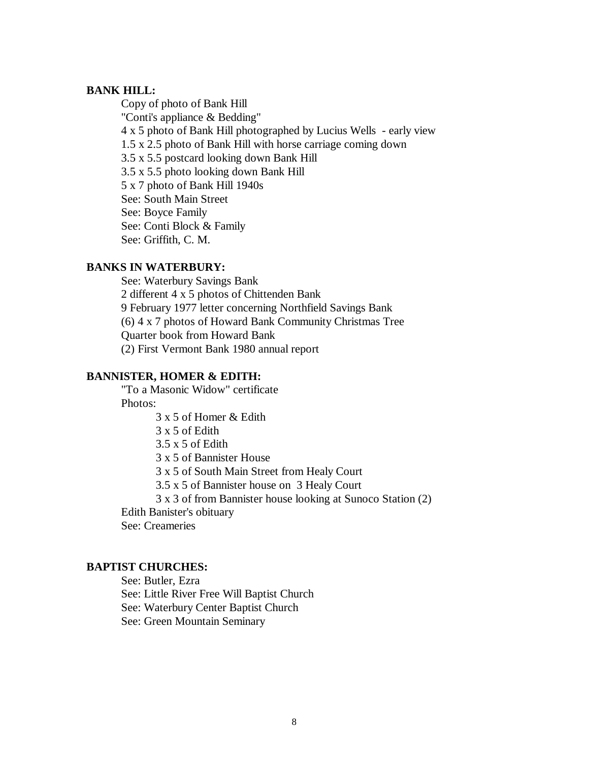**BANK HILL:**

Copy of photo of Bank Hill
"Conti's appliance & Bedding"
4 x 5 photo of Bank Hill photographed by Lucius Wells - early view
1.5 x 2.5 photo of Bank Hill with horse carriage coming down
3.5 x 5.5 postcard looking down Bank Hill
3.5 x 5.5 photo looking down Bank Hill
5 x 7 photo of Bank Hill 1940s
See: South Main Street
See: Boyce Family
See: Conti Block & Family
See: Griffith, C. M.

**BANKS IN WATERBURY:**

See: Waterbury Savings Bank
2 different 4 x 5 photos of Chittenden Bank
9 February 1977 letter concerning Northfield Savings Bank
(6) 4 x 7 photos of Howard Bank Community Christmas Tree
Quarter book from Howard Bank
(2) First Vermont Bank 1980 annual report

**BANNISTER, HOMER & EDITH:**

"To a Masonic Widow" certificate
Photos:

- 3 x 5 of Homer & Edith
- 3 x 5 of Edith
- 3.5 x 5 of Edith
- 3 x 5 of Bannister House
- 3 x 5 of South Main Street from Healy Court
- 3.5 x 5 of Bannister house on 3 Healy Court
- 3 x 3 of from Bannister house looking at Sunoco Station (2)

Edith Banister's obituary
See: Creameries

**BAPTIST CHURCHES:**

See: Butler, Ezra
See: Little River Free Will Baptist Church
See: Waterbury Center Baptist Church
See: Green Mountain Seminary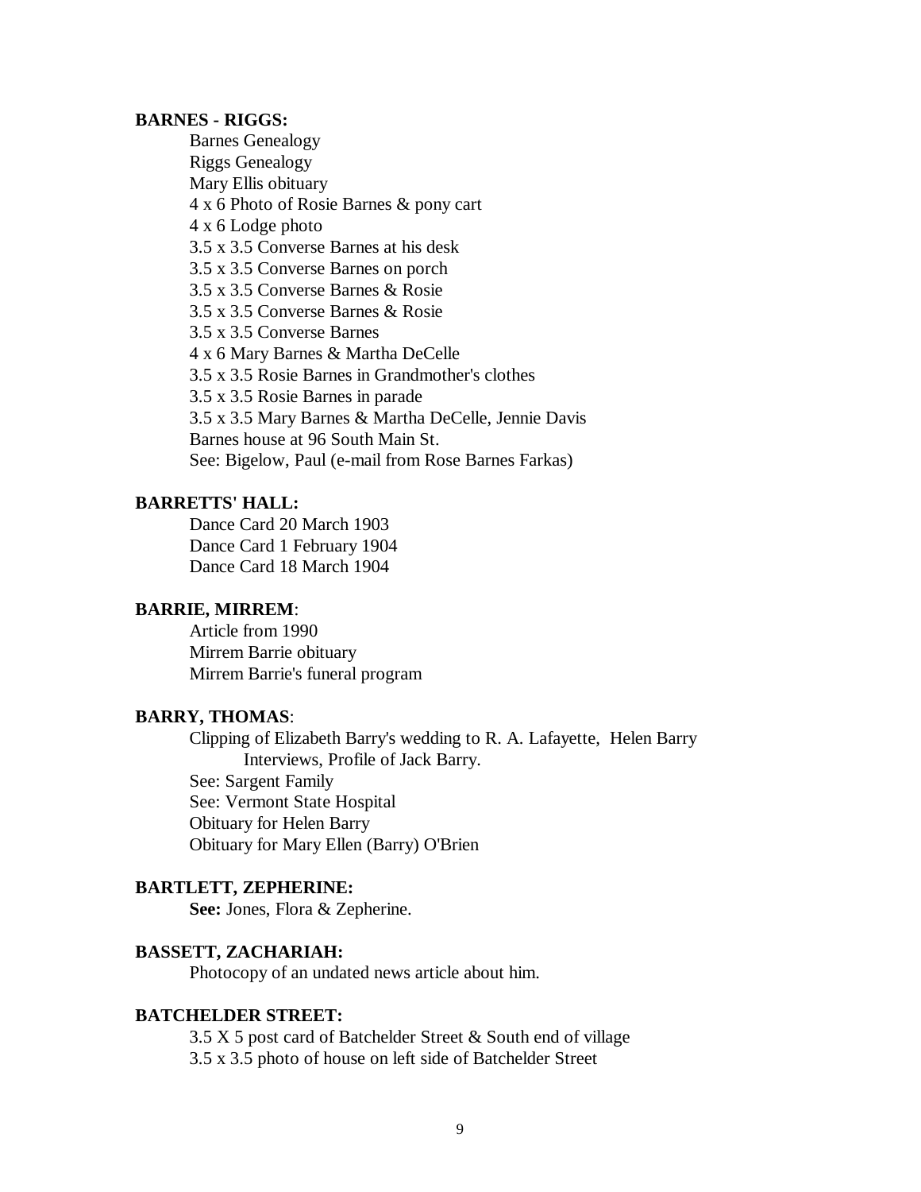**BARNES - RIGGS:**

Barnes Genealogy
Riggs Genealogy
Mary Ellis obituary
4 x 6 Photo of Rosie Barnes & pony cart
4 x 6 Lodge photo
3.5 x 3.5 Converse Barnes at his desk
3.5 x 3.5 Converse Barnes on porch
3.5 x 3.5 Converse Barnes & Rosie
3.5 x 3.5 Converse Barnes & Rosie
3.5 x 3.5 Converse Barnes
4 x 6 Mary Barnes & Martha DeCelle
3.5 x 3.5 Rosie Barnes in Grandmother's clothes
3.5 x 3.5 Rosie Barnes in parade
3.5 x 3.5 Mary Barnes & Martha DeCelle, Jennie Davis
Barnes house at 96 South Main St.
See: Bigelow, Paul (e-mail from Rose Barnes Farkas)

**BARRETTS' HALL:**

Dance Card 20 March 1903
Dance Card 1 February 1904
Dance Card 18 March 1904

**BARRIE, MIRREM**:

Article from 1990
Mirrem Barrie obituary
Mirrem Barrie's funeral program

**BARRY, THOMAS**:

Clipping of Elizabeth Barry's wedding to R. A. Lafayette, Helen Barry Interviews, Profile of Jack Barry.
See: Sargent Family
See: Vermont State Hospital
Obituary for Helen Barry
Obituary for Mary Ellen (Barry) O'Brien

**BARTLETT, ZEPHERINE:**

**See:** Jones, Flora & Zepherine.

**BASSETT, ZACHARIAH:**

Photocopy of an undated news article about him.

**BATCHELDER STREET:**

3.5 X 5 post card of Batchelder Street & South end of village
3.5 x 3.5 photo of house on left side of Batchelder Street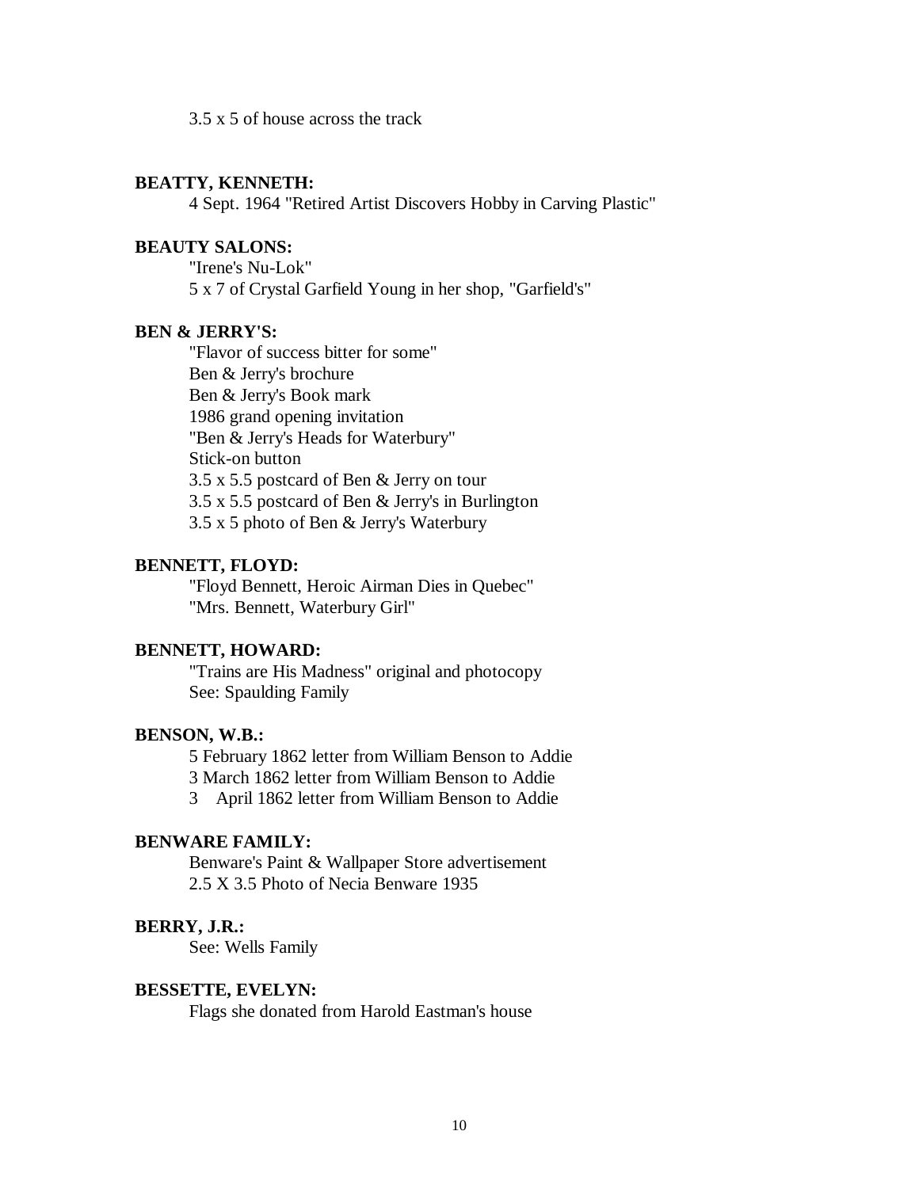3.5 x 5 of house across the track

**BEATTY, KENNETH:**

4 Sept. 1964 "Retired Artist Discovers Hobby in Carving Plastic"

**BEAUTY SALONS:**

"Irene's Nu-Lok"
5 x 7 of Crystal Garfield Young in her shop, "Garfield's"

**BEN & JERRY'S:**

"Flavor of success bitter for some"
Ben & Jerry's brochure
Ben & Jerry's Book mark
1986 grand opening invitation
"Ben & Jerry's Heads for Waterbury"
Stick-on button
3.5 x 5.5 postcard of Ben & Jerry on tour
3.5 x 5.5 postcard of Ben & Jerry's in Burlington
3.5 x 5 photo of Ben & Jerry's Waterbury

**BENNETT, FLOYD:**

"Floyd Bennett, Heroic Airman Dies in Quebec"
"Mrs. Bennett, Waterbury Girl"

**BENNETT, HOWARD:**

"Trains are His Madness" original and photocopy
See: Spaulding Family

**BENSON, W.B.:**

5 February 1862 letter from William Benson to Addie
3 March 1862 letter from William Benson to Addie
3 April 1862 letter from William Benson to Addie

**BENWARE FAMILY:**

Benware's Paint & Wallpaper Store advertisement
2.5 X 3.5 Photo of Necia Benware 1935

**BERRY, J.R.:**

See: Wells Family

**BESSETTE, EVELYN:**

Flags she donated from Harold Eastman's house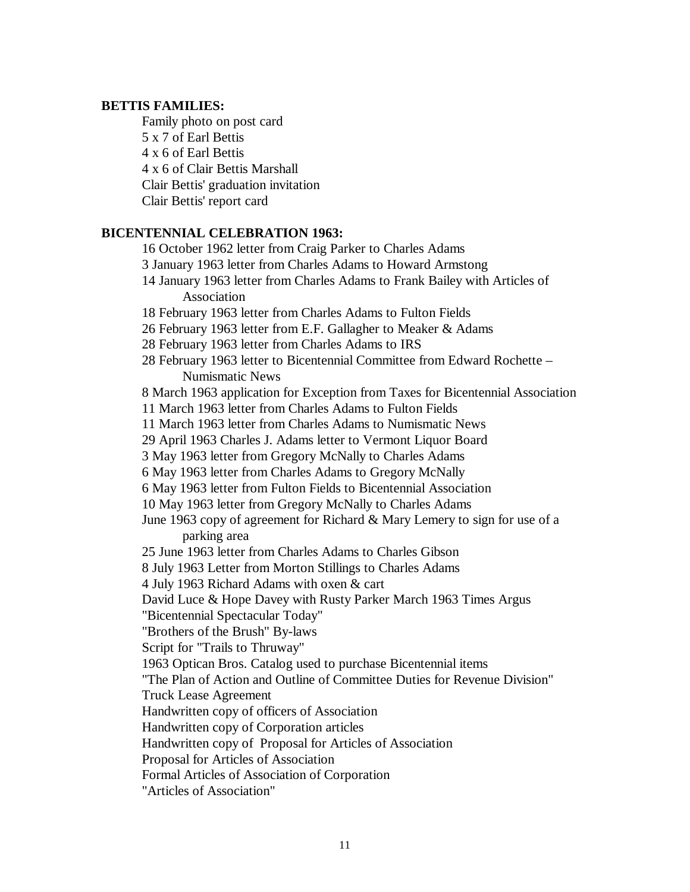**BETTIS FAMILIES:**

Family photo on post card
5 x 7 of Earl Bettis
4 x 6 of Earl Bettis
4 x 6 of Clair Bettis Marshall
Clair Bettis' graduation invitation
Clair Bettis' report card

**BICENTENNIAL CELEBRATION 1963:**

16 October 1962 letter from Craig Parker to Charles Adams
3 January 1963 letter from Charles Adams to Howard Armstong
14 January 1963 letter from Charles Adams to Frank Bailey with Articles of Association
18 February 1963 letter from Charles Adams to Fulton Fields
26 February 1963 letter from E.F. Gallagher to Meaker & Adams
28 February 1963 letter from Charles Adams to IRS
28 February 1963 letter to Bicentennial Committee from Edward Rochette – Numismatic News
8 March 1963 application for Exception from Taxes for Bicentennial Association
11 March 1963 letter from Charles Adams to Fulton Fields
11 March 1963 letter from Charles Adams to Numismatic News
29 April 1963 Charles J. Adams letter to Vermont Liquor Board
3 May 1963 letter from Gregory McNally to Charles Adams
6 May 1963 letter from Charles Adams to Gregory McNally
6 May 1963 letter from Fulton Fields to Bicentennial Association
10 May 1963 letter from Gregory McNally to Charles Adams
June 1963 copy of agreement for Richard & Mary Lemery to sign for use of a parking area
25 June 1963 letter from Charles Adams to Charles Gibson
8 July 1963 Letter from Morton Stillings to Charles Adams
4 July 1963 Richard Adams with oxen & cart
David Luce & Hope Davey with Rusty Parker March 1963 Times Argus
"Bicentennial Spectacular Today"
"Brothers of the Brush" By-laws
Script for "Trails to Thruway"
1963 Optican Bros. Catalog used to purchase Bicentennial items
"The Plan of Action and Outline of Committee Duties for Revenue Division"
Truck Lease Agreement
Handwritten copy of officers of Association
Handwritten copy of Corporation articles
Handwritten copy of Proposal for Articles of Association
Proposal for Articles of Association
Formal Articles of Association of Corporation
"Articles of Association"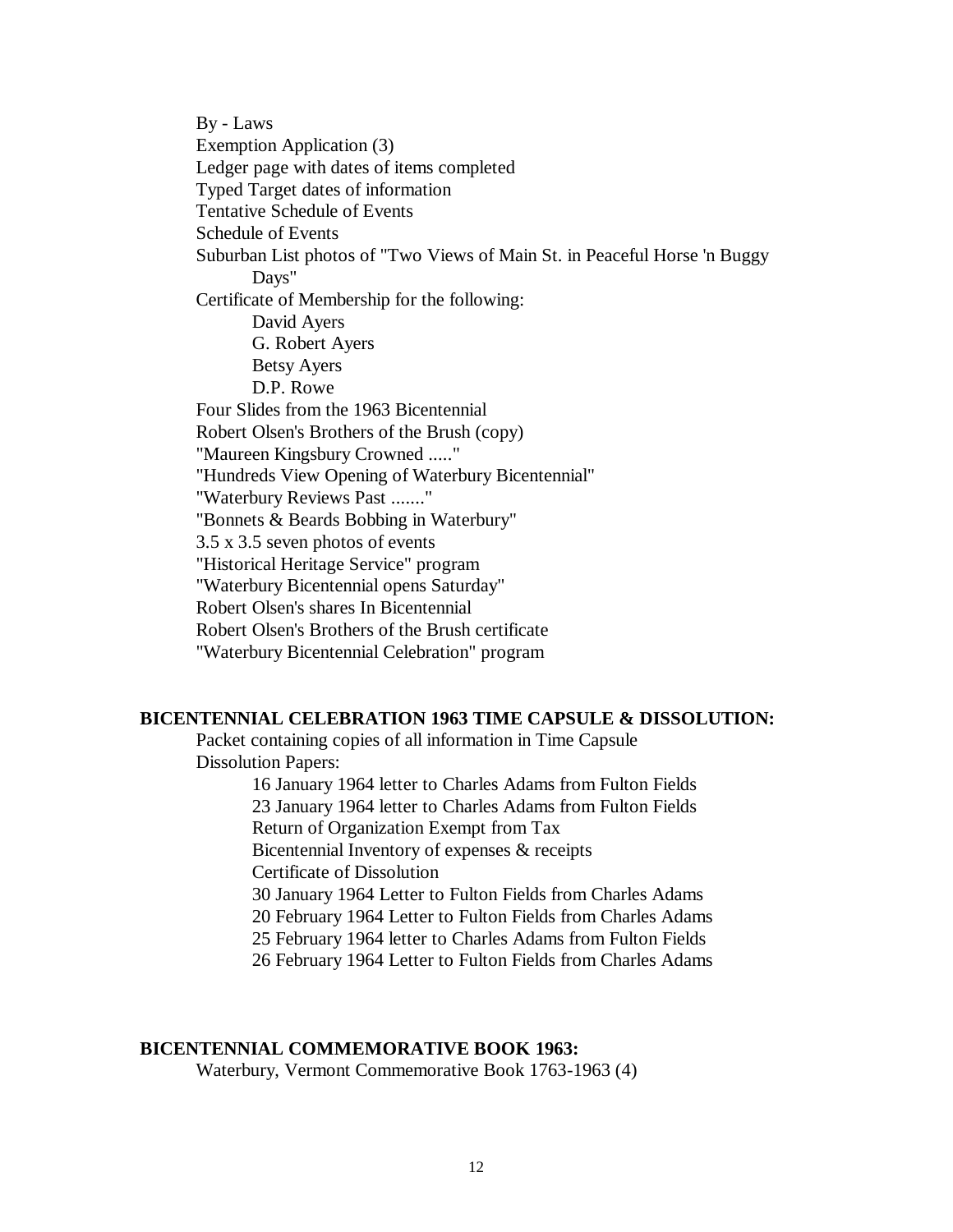By - Laws
Exemption Application (3)
Ledger page with dates of items completed
Typed Target dates of information
Tentative Schedule of Events
Schedule of Events
Suburban List photos of "Two Views of Main St. in Peaceful Horse 'n Buggy Days"
Certificate of Membership for the following:
- David Ayers
- G. Robert Ayers
- Betsy Ayers
- D.P. Rowe

Four Slides from the 1963 Bicentennial
Robert Olsen's Brothers of the Brush (copy)
"Maureen Kingsbury Crowned ....."
"Hundreds View Opening of Waterbury Bicentennial"
"Waterbury Reviews Past ......."
"Bonnets & Beards Bobbing in Waterbury"
3.5 x 3.5 seven photos of events
"Historical Heritage Service" program
"Waterbury Bicentennial opens Saturday"
Robert Olsen's shares In Bicentennial
Robert Olsen's Brothers of the Brush certificate
"Waterbury Bicentennial Celebration" program

**BICENTENNIAL CELEBRATION 1963 TIME CAPSULE & DISSOLUTION:**

Packet containing copies of all information in Time Capsule
Dissolution Papers:
- 16 January 1964 letter to Charles Adams from Fulton Fields
- 23 January 1964 letter to Charles Adams from Fulton Fields
- Return of Organization Exempt from Tax
- Bicentennial Inventory of expenses & receipts
- Certificate of Dissolution
- 30 January 1964 Letter to Fulton Fields from Charles Adams
- 20 February 1964 Letter to Fulton Fields from Charles Adams
- 25 February 1964 letter to Charles Adams from Fulton Fields
- 26 February 1964 Letter to Fulton Fields from Charles Adams

**BICENTENNIAL COMMEMORATIVE BOOK 1963:**

Waterbury, Vermont Commemorative Book 1763-1963 (4)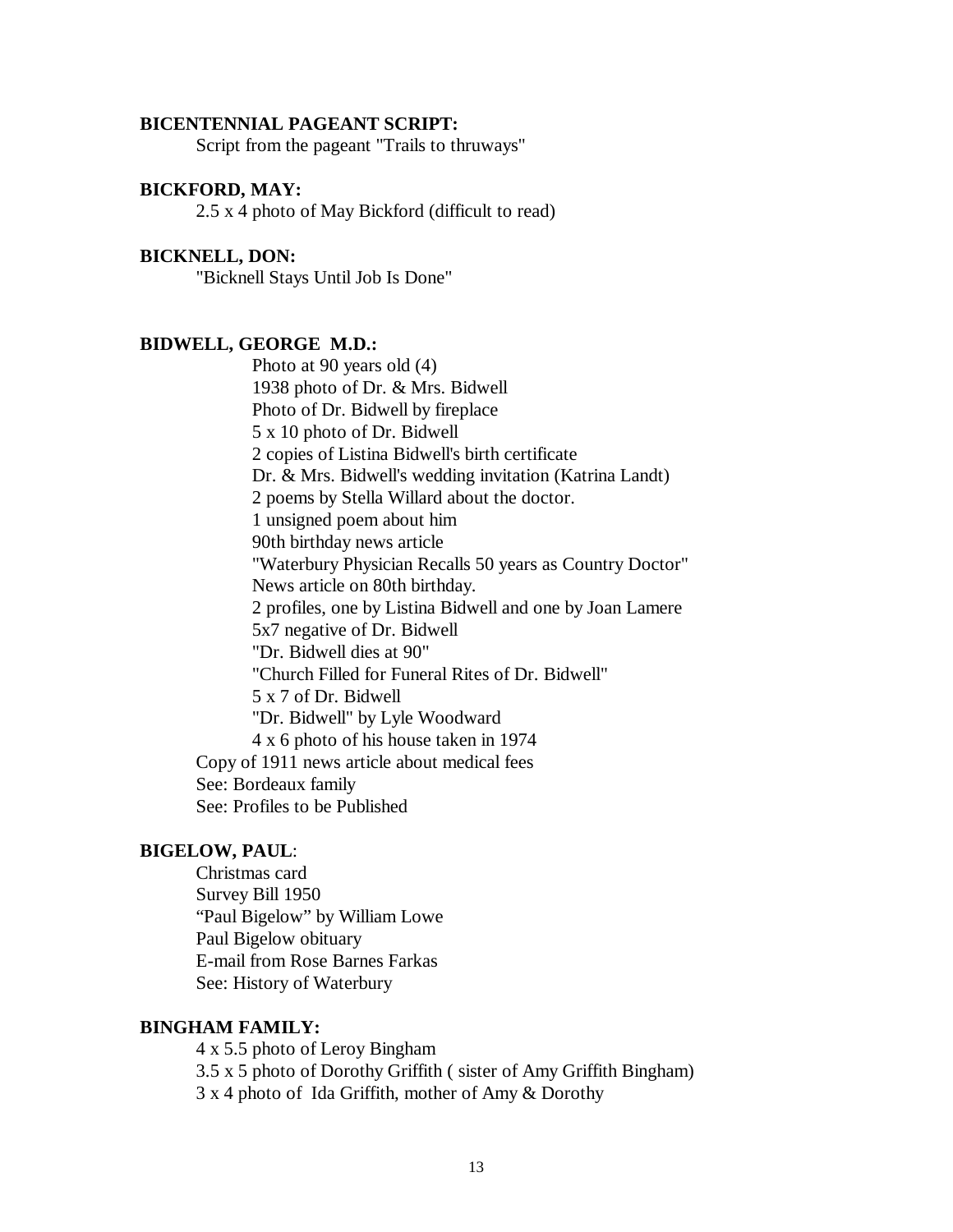**BICENTENNIAL PAGEANT SCRIPT:**

Script from the pageant "Trails to thruways"

**BICKFORD, MAY:**

2.5 x 4 photo of May Bickford (difficult to read)

**BICKNELL, DON:**

"Bicknell Stays Until Job Is Done"

**BIDWELL, GEORGE M.D.:**

Photo at 90 years old (4)
1938 photo of Dr. & Mrs. Bidwell
Photo of Dr. Bidwell by fireplace
5 x 10 photo of Dr. Bidwell
2 copies of Listina Bidwell's birth certificate
Dr. & Mrs. Bidwell's wedding invitation (Katrina Landt)
2 poems by Stella Willard about the doctor.
1 unsigned poem about him
90th birthday news article
"Waterbury Physician Recalls 50 years as Country Doctor"
News article on 80th birthday.
2 profiles, one by Listina Bidwell and one by Joan Lamere
5x7 negative of Dr. Bidwell
"Dr. Bidwell dies at 90"
"Church Filled for Funeral Rites of Dr. Bidwell"
5 x 7 of Dr. Bidwell
"Dr. Bidwell" by Lyle Woodward
4 x 6 photo of his house taken in 1974

Copy of 1911 news article about medical fees
See: Bordeaux family
See: Profiles to be Published

**BIGELOW, PAUL**:

Christmas card
Survey Bill 1950
"Paul Bigelow" by William Lowe
Paul Bigelow obituary
E-mail from Rose Barnes Farkas
See: History of Waterbury

**BINGHAM FAMILY:**

4 x 5.5 photo of Leroy Bingham
3.5 x 5 photo of Dorothy Griffith ( sister of Amy Griffith Bingham)
3 x 4 photo of Ida Griffith, mother of Amy & Dorothy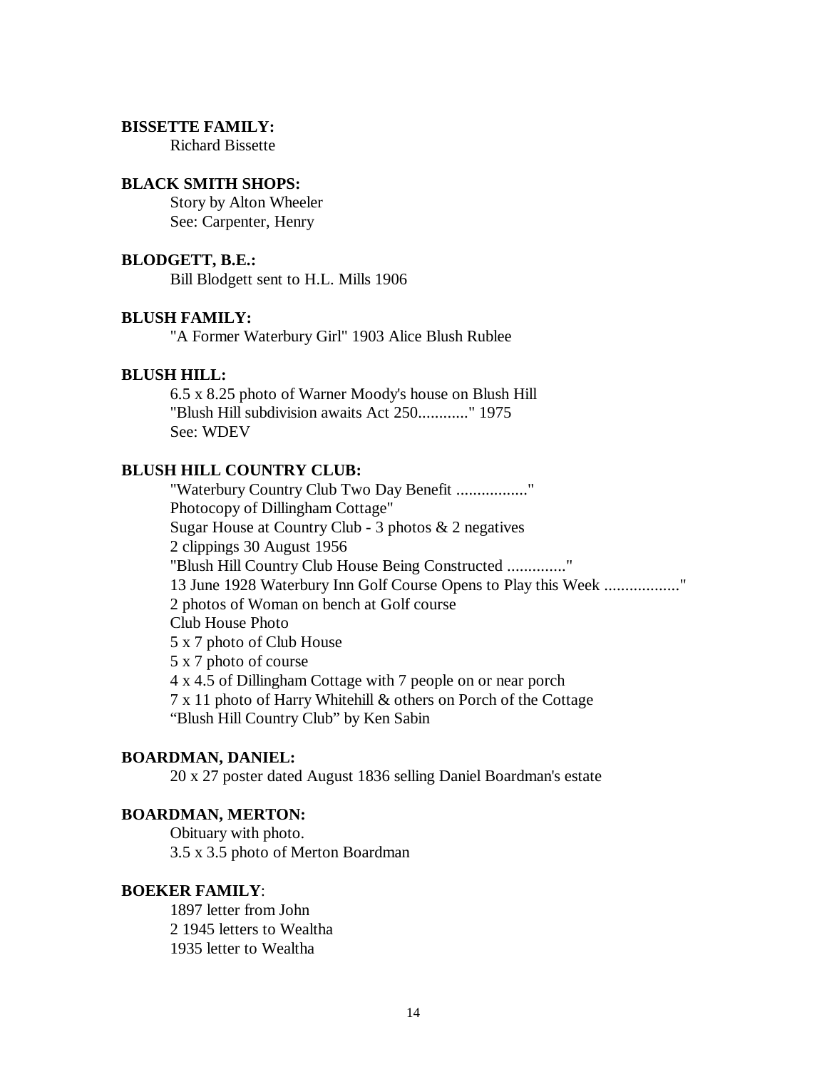**BISSETTE FAMILY:**

Richard Bissette

**BLACK SMITH SHOPS:**

Story by Alton Wheeler
See: Carpenter, Henry

**BLODGETT, B.E.:**

Bill Blodgett sent to H.L. Mills 1906

**BLUSH FAMILY:**

"A Former Waterbury Girl" 1903 Alice Blush Rublee

**BLUSH HILL:**

6.5 x 8.25 photo of Warner Moody's house on Blush Hill
"Blush Hill subdivision awaits Act 250............" 1975
See: WDEV

**BLUSH HILL COUNTRY CLUB:**

"Waterbury Country Club Two Day Benefit ................."
Photocopy of Dillingham Cottage"
Sugar House at Country Club - 3 photos & 2 negatives
2 clippings 30 August 1956
"Blush Hill Country Club House Being Constructed .............."
13 June 1928 Waterbury Inn Golf Course Opens to Play this Week .................."
2 photos of Woman on bench at Golf course
Club House Photo
5 x 7 photo of Club House
5 x 7 photo of course
4 x 4.5 of Dillingham Cottage with 7 people on or near porch
7 x 11 photo of Harry Whitehill & others on Porch of the Cottage
"Blush Hill Country Club" by Ken Sabin

**BOARDMAN, DANIEL:**

20 x 27 poster dated August 1836 selling Daniel Boardman's estate

**BOARDMAN, MERTON:**

Obituary with photo.
3.5 x 3.5 photo of Merton Boardman

**BOEKER FAMILY**:

1897 letter from John
2 1945 letters to Wealtha
1935 letter to Wealtha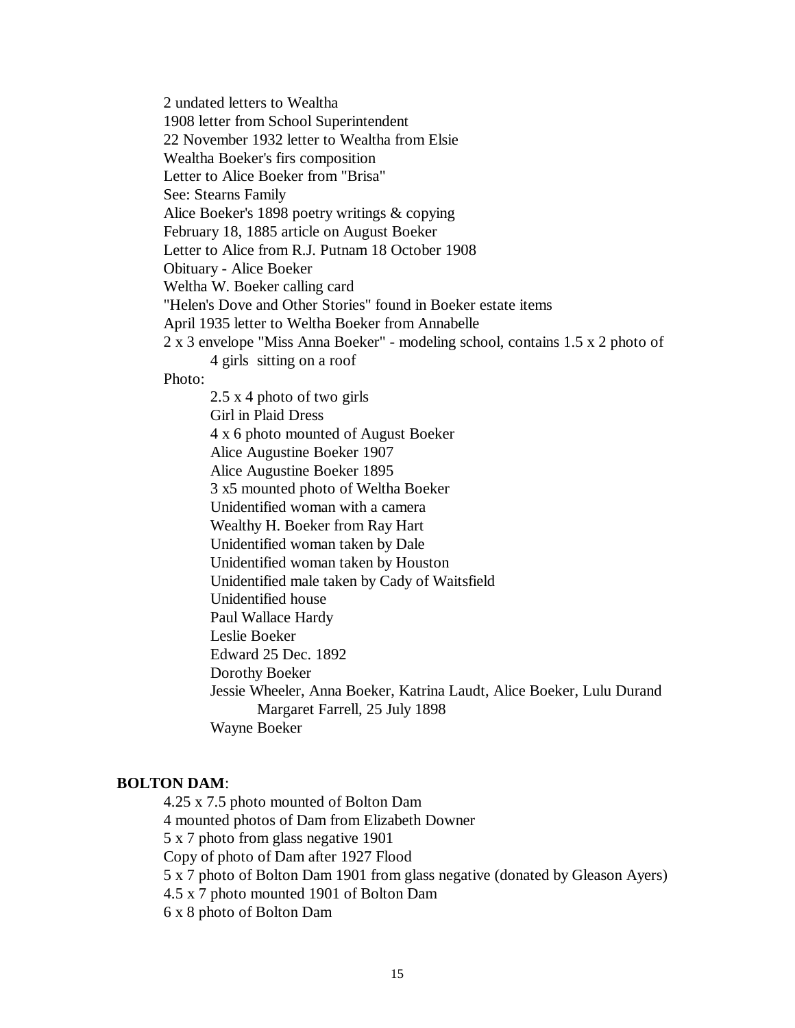2 undated letters to Wealtha
1908 letter from School Superintendent
22 November 1932 letter to Wealtha from Elsie
Wealtha Boeker's firs composition
Letter to Alice Boeker from "Brisa"
See: Stearns Family
Alice Boeker's 1898 poetry writings & copying
February 18, 1885 article on August Boeker
Letter to Alice from R.J. Putnam 18 October 1908
Obituary - Alice Boeker
Weltha W. Boeker calling card
"Helen's Dove and Other Stories" found in Boeker estate items
April 1935 letter to Weltha Boeker from Annabelle
2 x 3 envelope "Miss Anna Boeker" - modeling school, contains 1.5 x 2 photo of 4 girls sitting on a roof

Photo:

- 2.5 x 4 photo of two girls
- Girl in Plaid Dress
- 4 x 6 photo mounted of August Boeker
- Alice Augustine Boeker 1907
- Alice Augustine Boeker 1895
- 3 x5 mounted photo of Weltha Boeker
- Unidentified woman with a camera
- Wealthy H. Boeker from Ray Hart
- Unidentified woman taken by Dale
- Unidentified woman taken by Houston
- Unidentified male taken by Cady of Waitsfield
- Unidentified house
- Paul Wallace Hardy
- Leslie Boeker
- Edward 25 Dec. 1892
- Dorothy Boeker
- Jessie Wheeler, Anna Boeker, Katrina Laudt, Alice Boeker, Lulu Durand Margaret Farrell, 25 July 1898
- Wayne Boeker

**BOLTON DAM**:

4.25 x 7.5 photo mounted of Bolton Dam
4 mounted photos of Dam from Elizabeth Downer
5 x 7 photo from glass negative 1901
Copy of photo of Dam after 1927 Flood
5 x 7 photo of Bolton Dam 1901 from glass negative (donated by Gleason Ayers)
4.5 x 7 photo mounted 1901 of Bolton Dam
6 x 8 photo of Bolton Dam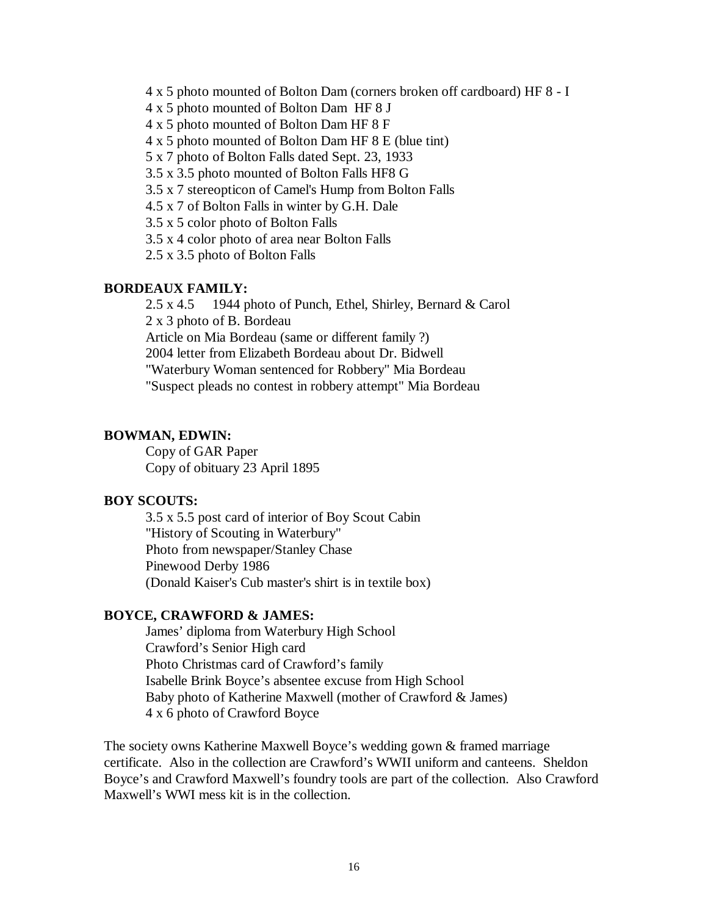4 x 5 photo mounted of Bolton Dam (corners broken off cardboard) HF 8 - I
4 x 5 photo mounted of Bolton Dam HF 8 J
4 x 5 photo mounted of Bolton Dam HF 8 F
4 x 5 photo mounted of Bolton Dam HF 8 E (blue tint)
5 x 7 photo of Bolton Falls dated Sept. 23, 1933
3.5 x 3.5 photo mounted of Bolton Falls HF8 G
3.5 x 7 stereopticon of Camel's Hump from Bolton Falls
4.5 x 7 of Bolton Falls in winter by G.H. Dale
3.5 x 5 color photo of Bolton Falls
3.5 x 4 color photo of area near Bolton Falls
2.5 x 3.5 photo of Bolton Falls

**BORDEAUX FAMILY:**

2.5 x 4.5 1944 photo of Punch, Ethel, Shirley, Bernard & Carol
2 x 3 photo of B. Bordeau
Article on Mia Bordeau (same or different family ?)
2004 letter from Elizabeth Bordeau about Dr. Bidwell
"Waterbury Woman sentenced for Robbery" Mia Bordeau
"Suspect pleads no contest in robbery attempt" Mia Bordeau

**BOWMAN, EDWIN:**

Copy of GAR Paper
Copy of obituary 23 April 1895

**BOY SCOUTS:**

3.5 x 5.5 post card of interior of Boy Scout Cabin
"History of Scouting in Waterbury"
Photo from newspaper/Stanley Chase
Pinewood Derby 1986
(Donald Kaiser's Cub master's shirt is in textile box)

**BOYCE, CRAWFORD & JAMES:**

James' diploma from Waterbury High School
Crawford's Senior High card
Photo Christmas card of Crawford's family
Isabelle Brink Boyce's absentee excuse from High School
Baby photo of Katherine Maxwell (mother of Crawford & James)
4 x 6 photo of Crawford Boyce

The society owns Katherine Maxwell Boyce's wedding gown & framed marriage certificate. Also in the collection are Crawford's WWII uniform and canteens. Sheldon Boyce's and Crawford Maxwell's foundry tools are part of the collection. Also Crawford Maxwell's WWI mess kit is in the collection.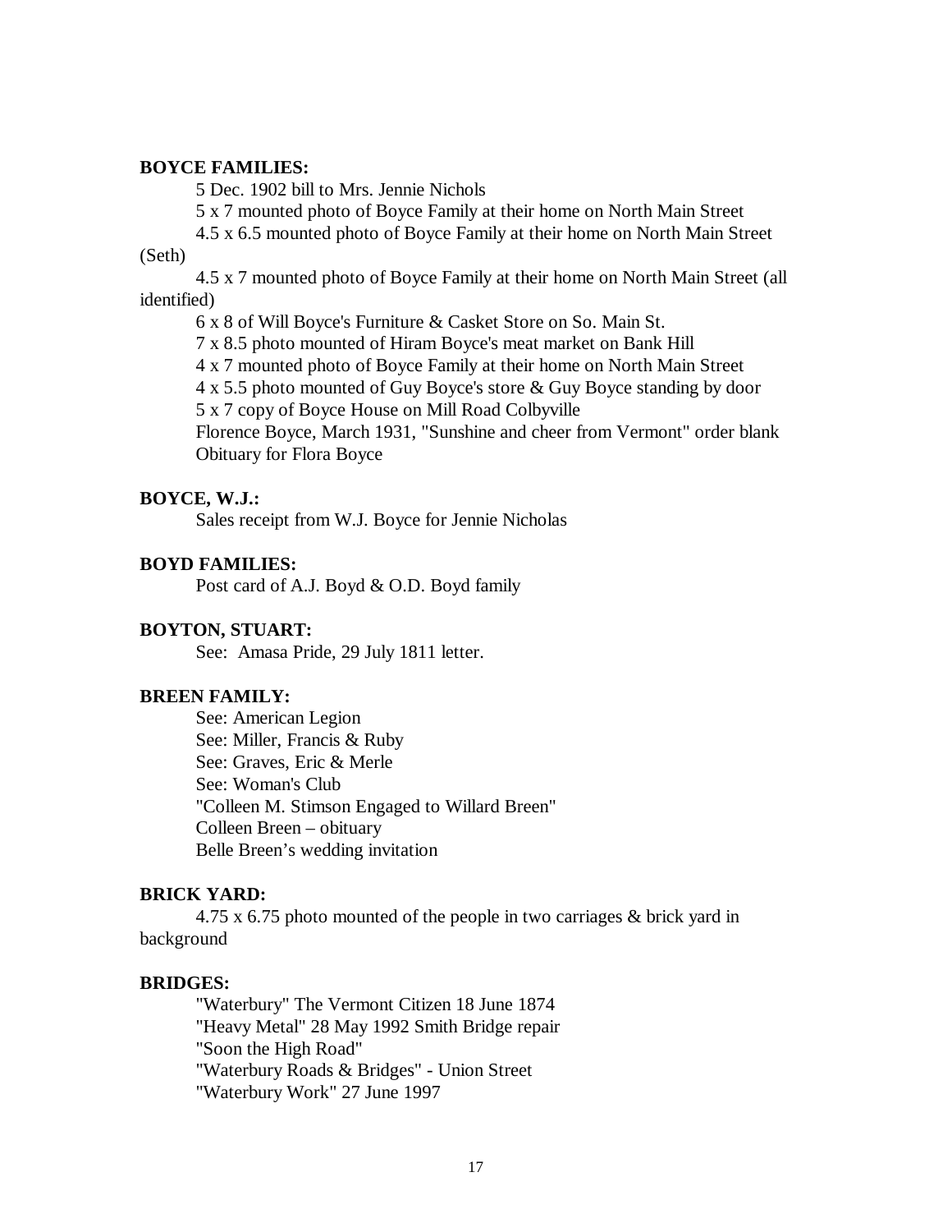**BOYCE FAMILIES:**

5 Dec. 1902 bill to Mrs. Jennie Nichols

5 x 7 mounted photo of Boyce Family at their home on North Main Street

4.5 x 6.5 mounted photo of Boyce Family at their home on North Main Street (Seth)

4.5 x 7 mounted photo of Boyce Family at their home on North Main Street (all identified)

6 x 8 of Will Boyce's Furniture & Casket Store on So. Main St.

7 x 8.5 photo mounted of Hiram Boyce's meat market on Bank Hill

4 x 7 mounted photo of Boyce Family at their home on North Main Street

4 x 5.5 photo mounted of Guy Boyce's store & Guy Boyce standing by door

5 x 7 copy of Boyce House on Mill Road Colbyville

Florence Boyce, March 1931, "Sunshine and cheer from Vermont" order blank

Obituary for Flora Boyce

**BOYCE, W.J.:**

Sales receipt from W.J. Boyce for Jennie Nicholas

**BOYD FAMILIES:**

Post card of A.J. Boyd & O.D. Boyd family

**BOYTON, STUART:**

See: Amasa Pride, 29 July 1811 letter.

**BREEN FAMILY:**

See: American Legion

See: Miller, Francis & Ruby

See: Graves, Eric & Merle

See: Woman's Club

"Colleen M. Stimson Engaged to Willard Breen"

Colleen Breen – obituary

Belle Breen's wedding invitation

**BRICK YARD:**

4.75 x 6.75 photo mounted of the people in two carriages & brick yard in background

**BRIDGES:**

"Waterbury" The Vermont Citizen 18 June 1874

"Heavy Metal" 28 May 1992 Smith Bridge repair

"Soon the High Road"

"Waterbury Roads & Bridges" - Union Street

"Waterbury Work" 27 June 1997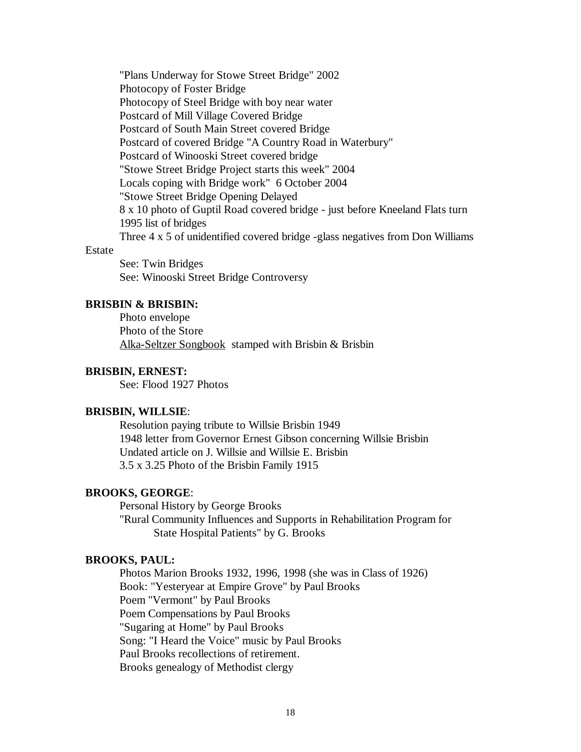"Plans Underway for Stowe Street Bridge" 2002
Photocopy of Foster Bridge
Photocopy of Steel Bridge with boy near water
Postcard of Mill Village Covered Bridge
Postcard of South Main Street covered Bridge
Postcard of covered Bridge "A Country Road in Waterbury"
Postcard of Winooski Street covered bridge
"Stowe Street Bridge Project starts this week" 2004
Locals coping with Bridge work" 6 October 2004
"Stowe Street Bridge Opening Delayed
8 x 10 photo of Guptil Road covered bridge - just before Kneeland Flats turn
1995 list of bridges
Three 4 x 5 of unidentified covered bridge -glass negatives from Don Williams Estate
See: Twin Bridges
See: Winooski Street Bridge Controversy

**BRISBIN & BRISBIN:**

Photo envelope
Photo of the Store
Alka-Seltzer Songbook stamped with Brisbin & Brisbin

**BRISBIN, ERNEST:**

See: Flood 1927 Photos

**BRISBIN, WILLSIE**:

Resolution paying tribute to Willsie Brisbin 1949
1948 letter from Governor Ernest Gibson concerning Willsie Brisbin
Undated article on J. Willsie and Willsie E. Brisbin
3.5 x 3.25 Photo of the Brisbin Family 1915

**BROOKS, GEORGE**:

Personal History by George Brooks
"Rural Community Influences and Supports in Rehabilitation Program for State Hospital Patients" by G. Brooks

**BROOKS, PAUL:**

Photos Marion Brooks 1932, 1996, 1998 (she was in Class of 1926)
Book: "Yesteryear at Empire Grove" by Paul Brooks
Poem "Vermont" by Paul Brooks
Poem Compensations by Paul Brooks
"Sugaring at Home" by Paul Brooks
Song: "I Heard the Voice" music by Paul Brooks
Paul Brooks recollections of retirement.
Brooks genealogy of Methodist clergy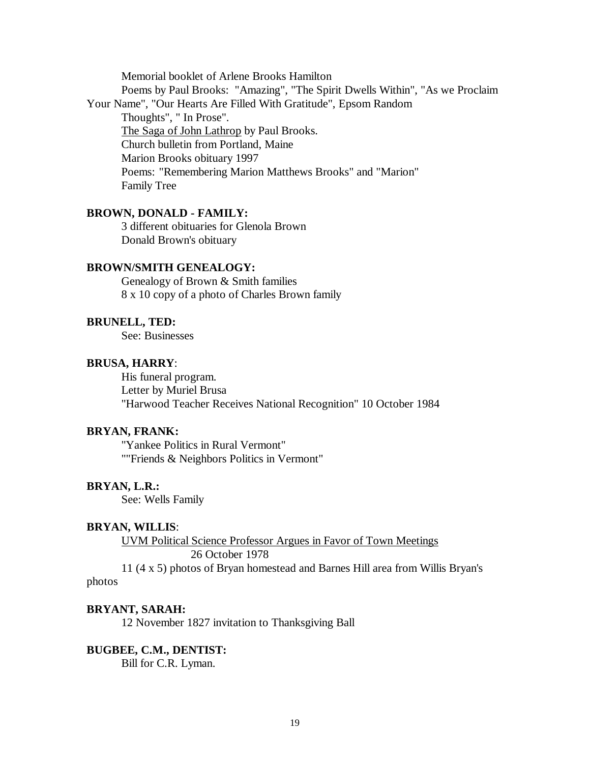Memorial booklet of Arlene Brooks Hamilton

Poems by Paul Brooks: "Amazing", "The Spirit Dwells Within", "As we Proclaim Your Name", "Our Hearts Are Filled With Gratitude", Epsom Random Thoughts", " In Prose".

The Saga of John Lathrop by Paul Brooks.

Church bulletin from Portland, Maine

Marion Brooks obituary 1997

Poems: "Remembering Marion Matthews Brooks" and "Marion"

Family Tree

**BROWN, DONALD - FAMILY:**

3 different obituaries for Glenola Brown

Donald Brown's obituary

**BROWN/SMITH GENEALOGY:**

Genealogy of Brown & Smith families

8 x 10 copy of a photo of Charles Brown family

**BRUNELL, TED:**

See: Businesses

**BRUSA, HARRY**:

His funeral program.

Letter by Muriel Brusa

"Harwood Teacher Receives National Recognition" 10 October 1984

**BRYAN, FRANK:**

"Yankee Politics in Rural Vermont"

""Friends & Neighbors Politics in Vermont"

**BRYAN, L.R.:**

See: Wells Family

**BRYAN, WILLIS**:

UVM Political Science Professor Argues in Favor of Town Meetings 26 October 1978

11 (4 x 5) photos of Bryan homestead and Barnes Hill area from Willis Bryan's photos

**BRYANT, SARAH:**

12 November 1827 invitation to Thanksgiving Ball

**BUGBEE, C.M., DENTIST:**

Bill for C.R. Lyman.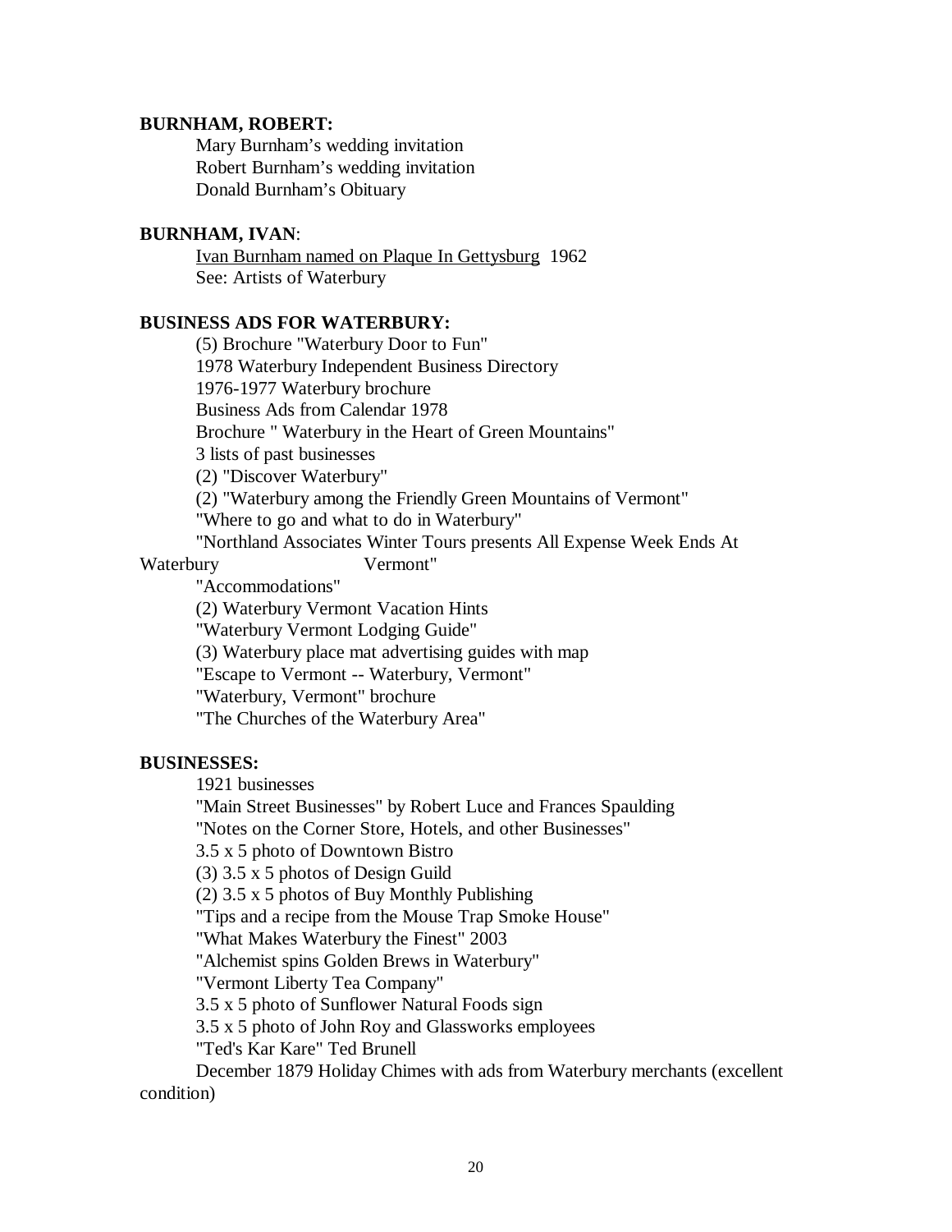**BURNHAM, ROBERT:**

Mary Burnham's wedding invitation
Robert Burnham's wedding invitation
Donald Burnham's Obituary

**BURNHAM, IVAN**:

Ivan Burnham named on Plaque In Gettysburg 1962
See: Artists of Waterbury

**BUSINESS ADS FOR WATERBURY:**

(5) Brochure "Waterbury Door to Fun"
1978 Waterbury Independent Business Directory
1976-1977 Waterbury brochure
Business Ads from Calendar 1978
Brochure " Waterbury in the Heart of Green Mountains"
3 lists of past businesses
(2) "Discover Waterbury"
(2) "Waterbury among the Friendly Green Mountains of Vermont"
"Where to go and what to do in Waterbury"
"Northland Associates Winter Tours presents All Expense Week Ends At Waterbury Vermont"
"Accommodations"
(2) Waterbury Vermont Vacation Hints
"Waterbury Vermont Lodging Guide"
(3) Waterbury place mat advertising guides with map
"Escape to Vermont -- Waterbury, Vermont"
"Waterbury, Vermont" brochure
"The Churches of the Waterbury Area"

**BUSINESSES:**

1921 businesses
"Main Street Businesses" by Robert Luce and Frances Spaulding
"Notes on the Corner Store, Hotels, and other Businesses"
3.5 x 5 photo of Downtown Bistro
(3) 3.5 x 5 photos of Design Guild
(2) 3.5 x 5 photos of Buy Monthly Publishing
"Tips and a recipe from the Mouse Trap Smoke House"
"What Makes Waterbury the Finest" 2003
"Alchemist spins Golden Brews in Waterbury"
"Vermont Liberty Tea Company"
3.5 x 5 photo of Sunflower Natural Foods sign
3.5 x 5 photo of John Roy and Glassworks employees
"Ted's Kar Kare" Ted Brunell
December 1879 Holiday Chimes with ads from Waterbury merchants (excellent condition)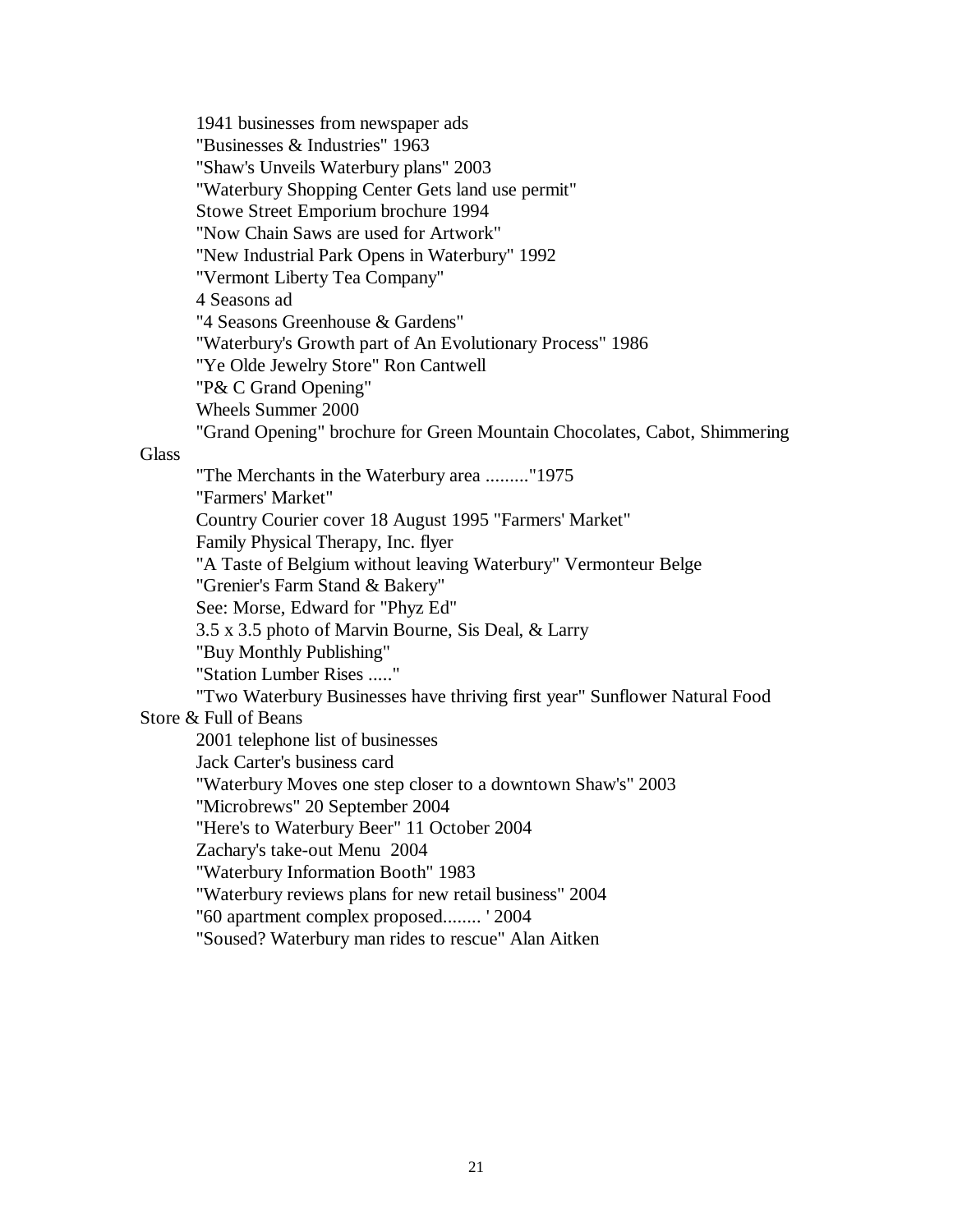1941 businesses from newspaper ads
"Businesses & Industries" 1963
"Shaw's Unveils Waterbury plans" 2003
"Waterbury Shopping Center Gets land use permit"
Stowe Street Emporium brochure 1994
"Now Chain Saws are used for Artwork"
"New Industrial Park Opens in Waterbury" 1992
"Vermont Liberty Tea Company"
4 Seasons ad
"4 Seasons Greenhouse & Gardens"
"Waterbury's Growth part of An Evolutionary Process" 1986
"Ye Olde Jewelry Store" Ron Cantwell
"P& C Grand Opening"
Wheels Summer 2000
"Grand Opening" brochure for Green Mountain Chocolates, Cabot, Shimmering Glass
"The Merchants in the Waterbury area ........."1975
"Farmers' Market"
Country Courier cover 18 August 1995 "Farmers' Market"
Family Physical Therapy, Inc. flyer
"A Taste of Belgium without leaving Waterbury" Vermonteur Belge
"Grenier's Farm Stand & Bakery"
See: Morse, Edward for "Phyz Ed"
3.5 x 3.5 photo of Marvin Bourne, Sis Deal, & Larry
"Buy Monthly Publishing"
"Station Lumber Rises ....."
"Two Waterbury Businesses have thriving first year" Sunflower Natural Food Store & Full of Beans
2001 telephone list of businesses
Jack Carter's business card
"Waterbury Moves one step closer to a downtown Shaw's" 2003
"Microbrews" 20 September 2004
"Here's to Waterbury Beer" 11 October 2004
Zachary's take-out Menu 2004
"Waterbury Information Booth" 1983
"Waterbury reviews plans for new retail business" 2004
"60 apartment complex proposed........ ' 2004
"Soused? Waterbury man rides to rescue" Alan Aitken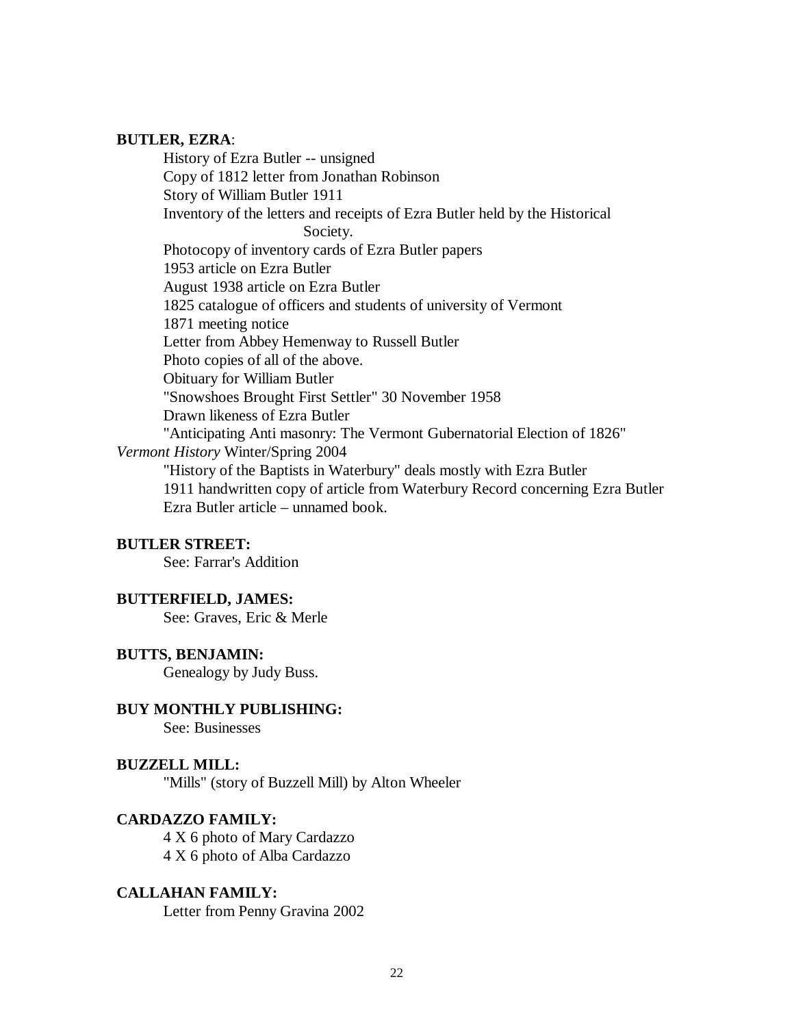**BUTLER, EZRA**:

History of Ezra Butler -- unsigned
Copy of 1812 letter from Jonathan Robinson
Story of William Butler 1911
Inventory of the letters and receipts of Ezra Butler held by the Historical Society.
Photocopy of inventory cards of Ezra Butler papers
1953 article on Ezra Butler
August 1938 article on Ezra Butler
1825 catalogue of officers and students of university of Vermont
1871 meeting notice
Letter from Abbey Hemenway to Russell Butler
Photo copies of all of the above.
Obituary for William Butler
"Snowshoes Brought First Settler" 30 November 1958
Drawn likeness of Ezra Butler
"Anticipating Anti masonry: The Vermont Gubernatorial Election of 1826" *Vermont History* Winter/Spring 2004
"History of the Baptists in Waterbury" deals mostly with Ezra Butler
1911 handwritten copy of article from Waterbury Record concerning Ezra Butler
Ezra Butler article – unnamed book.

**BUTLER STREET:**

See: Farrar's Addition

**BUTTERFIELD, JAMES:**

See: Graves, Eric & Merle

**BUTTS, BENJAMIN:**

Genealogy by Judy Buss.

**BUY MONTHLY PUBLISHING:**

See: Businesses

**BUZZELL MILL:**

"Mills" (story of Buzzell Mill) by Alton Wheeler

**CARDAZZO FAMILY:**

4 X 6 photo of Mary Cardazzo
4 X 6 photo of Alba Cardazzo

**CALLAHAN FAMILY:**

Letter from Penny Gravina 2002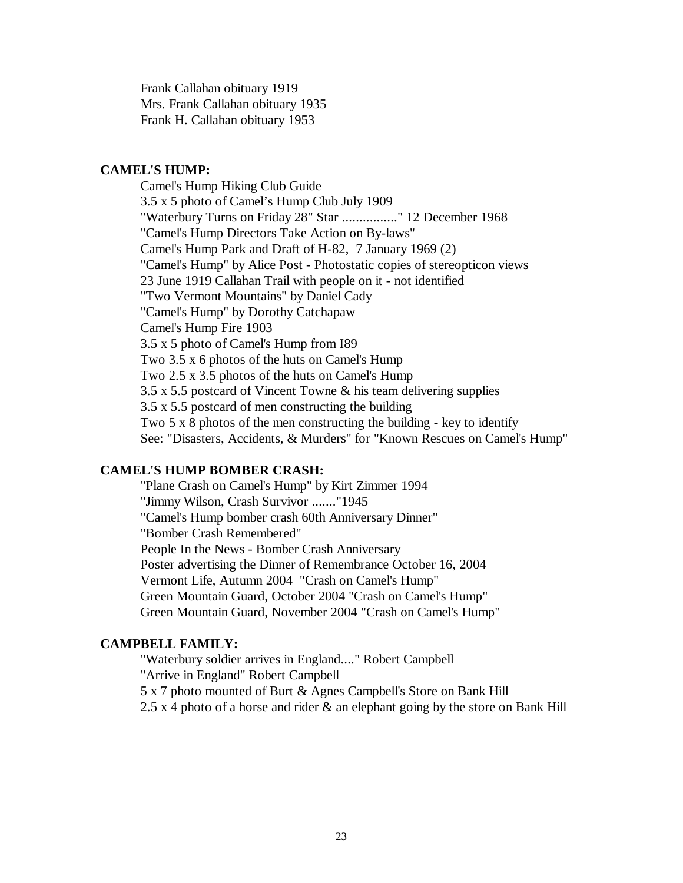Frank Callahan obituary 1919
Mrs. Frank Callahan obituary 1935
Frank H. Callahan obituary 1953

**CAMEL'S HUMP:**

Camel's Hump Hiking Club Guide
3.5 x 5 photo of Camel’s Hump Club July 1909
"Waterbury Turns on Friday 28" Star ................" 12 December 1968
"Camel's Hump Directors Take Action on By-laws"
Camel's Hump Park and Draft of H-82, 7 January 1969 (2)
"Camel's Hump" by Alice Post - Photostatic copies of stereopticon views
23 June 1919 Callahan Trail with people on it - not identified
"Two Vermont Mountains" by Daniel Cady
"Camel's Hump" by Dorothy Catchapaw
Camel's Hump Fire 1903
3.5 x 5 photo of Camel's Hump from I89
Two 3.5 x 6 photos of the huts on Camel's Hump
Two 2.5 x 3.5 photos of the huts on Camel's Hump
3.5 x 5.5 postcard of Vincent Towne & his team delivering supplies
3.5 x 5.5 postcard of men constructing the building
Two 5 x 8 photos of the men constructing the building - key to identify
See: "Disasters, Accidents, & Murders" for "Known Rescues on Camel's Hump"

**CAMEL'S HUMP BOMBER CRASH:**

"Plane Crash on Camel's Hump" by Kirt Zimmer 1994
"Jimmy Wilson, Crash Survivor ......."1945
"Camel's Hump bomber crash 60th Anniversary Dinner"
"Bomber Crash Remembered"
People In the News - Bomber Crash Anniversary
Poster advertising the Dinner of Remembrance October 16, 2004
Vermont Life, Autumn 2004 "Crash on Camel's Hump"
Green Mountain Guard, October 2004 "Crash on Camel's Hump"
Green Mountain Guard, November 2004 "Crash on Camel's Hump"

**CAMPBELL FAMILY:**

"Waterbury soldier arrives in England...." Robert Campbell
"Arrive in England" Robert Campbell
5 x 7 photo mounted of Burt & Agnes Campbell's Store on Bank Hill
2.5 x 4 photo of a horse and rider & an elephant going by the store on Bank Hill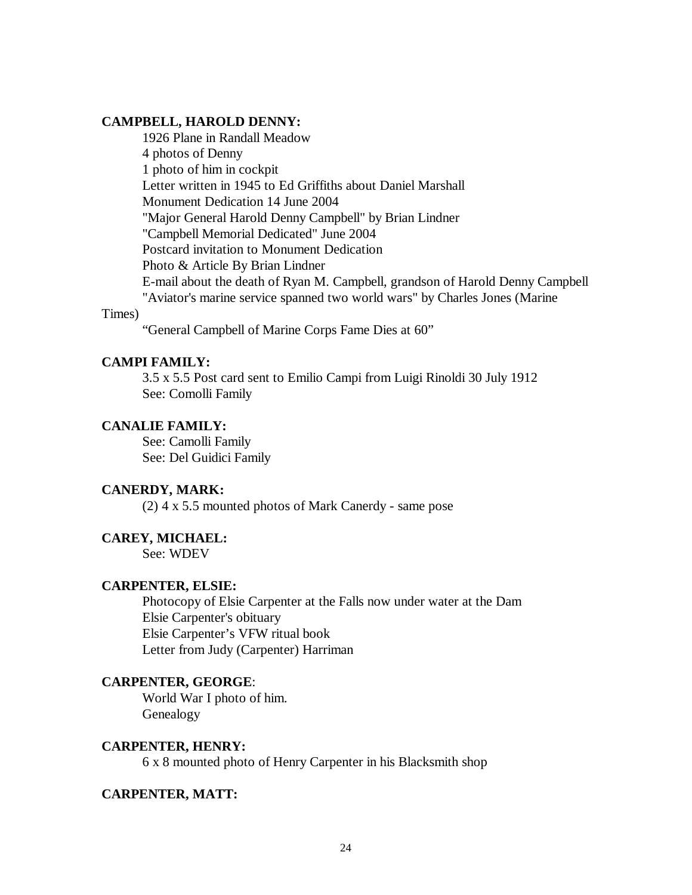**CAMPBELL, HAROLD DENNY:**

1926 Plane in Randall Meadow
4 photos of Denny
1 photo of him in cockpit
Letter written in 1945 to Ed Griffiths about Daniel Marshall
Monument Dedication 14 June 2004
"Major General Harold Denny Campbell" by Brian Lindner
"Campbell Memorial Dedicated" June 2004
Postcard invitation to Monument Dedication
Photo & Article By Brian Lindner
E-mail about the death of Ryan M. Campbell, grandson of Harold Denny Campbell
"Aviator's marine service spanned two world wars" by Charles Jones (Marine Times)
"General Campbell of Marine Corps Fame Dies at 60"

**CAMPI FAMILY:**

3.5 x 5.5 Post card sent to Emilio Campi from Luigi Rinoldi 30 July 1912
See: Comolli Family

**CANALIE FAMILY:**

See: Camolli Family
See: Del Guidici Family

**CANERDY, MARK:**

(2) 4 x 5.5 mounted photos of Mark Canerdy - same pose

**CAREY, MICHAEL:**

See: WDEV

**CARPENTER, ELSIE:**

Photocopy of Elsie Carpenter at the Falls now under water at the Dam
Elsie Carpenter's obituary
Elsie Carpenter's VFW ritual book
Letter from Judy (Carpenter) Harriman

**CARPENTER, GEORGE**:

World War I photo of him.
Genealogy

**CARPENTER, HENRY:**

6 x 8 mounted photo of Henry Carpenter in his Blacksmith shop

**CARPENTER, MATT:**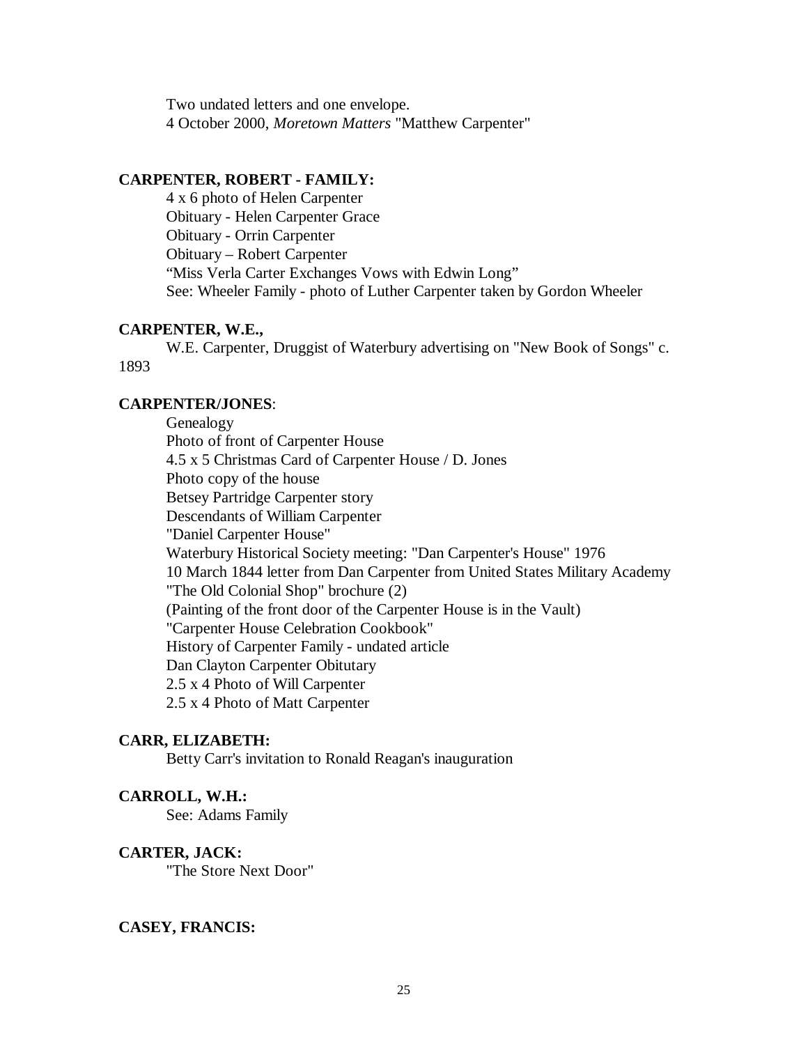Two undated letters and one envelope.
4 October 2000, *Moretown Matters* "Matthew Carpenter"

**CARPENTER, ROBERT - FAMILY:**

4 x 6 photo of Helen Carpenter
Obituary - Helen Carpenter Grace
Obituary - Orrin Carpenter
Obituary – Robert Carpenter
"Miss Verla Carter Exchanges Vows with Edwin Long"
See: Wheeler Family - photo of Luther Carpenter taken by Gordon Wheeler

**CARPENTER, W.E.,**

W.E. Carpenter, Druggist of Waterbury advertising on "New Book of Songs" c. 1893

**CARPENTER/JONES**:

Genealogy
Photo of front of Carpenter House
4.5 x 5 Christmas Card of Carpenter House / D. Jones
Photo copy of the house
Betsey Partridge Carpenter story
Descendants of William Carpenter
"Daniel Carpenter House"
Waterbury Historical Society meeting: "Dan Carpenter's House" 1976
10 March 1844 letter from Dan Carpenter from United States Military Academy
"The Old Colonial Shop" brochure (2)
(Painting of the front door of the Carpenter House is in the Vault)
"Carpenter House Celebration Cookbook"
History of Carpenter Family - undated article
Dan Clayton Carpenter Obitutary
2.5 x 4 Photo of Will Carpenter
2.5 x 4 Photo of Matt Carpenter

**CARR, ELIZABETH:**

Betty Carr's invitation to Ronald Reagan's inauguration

**CARROLL, W.H.:**

See: Adams Family

**CARTER, JACK:**

"The Store Next Door"

**CASEY, FRANCIS:**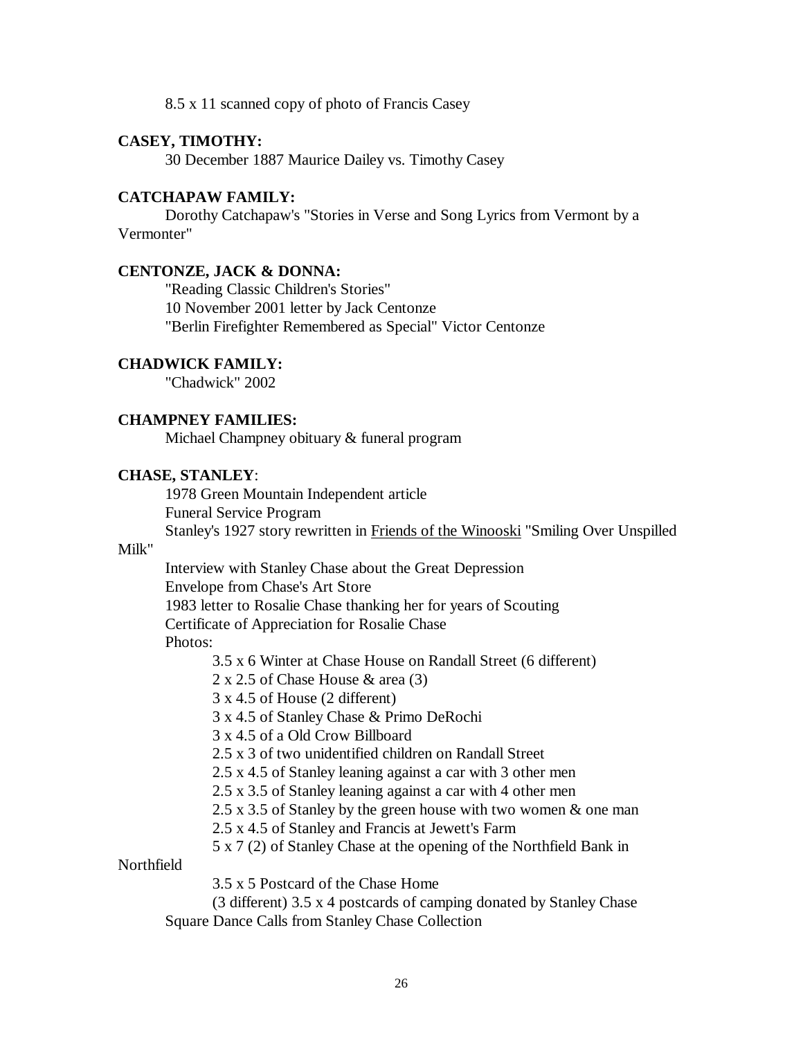8.5 x 11 scanned copy of photo of Francis Casey

**CASEY, TIMOTHY:**

30 December 1887 Maurice Dailey vs. Timothy Casey

**CATCHAPAW FAMILY:**

Dorothy Catchapaw's "Stories in Verse and Song Lyrics from Vermont by a Vermonter"

**CENTONZE, JACK & DONNA:**

"Reading Classic Children's Stories"
10 November 2001 letter by Jack Centonze
"Berlin Firefighter Remembered as Special" Victor Centonze

**CHADWICK FAMILY:**

"Chadwick" 2002

**CHAMPNEY FAMILIES:**

Michael Champney obituary & funeral program

**CHASE, STANLEY**:

1978 Green Mountain Independent article
Funeral Service Program
Stanley's 1927 story rewritten in <u>Friends of the Winooski</u> "Smiling Over Unspilled Milk"
Interview with Stanley Chase about the Great Depression
Envelope from Chase's Art Store
1983 letter to Rosalie Chase thanking her for years of Scouting
Certificate of Appreciation for Rosalie Chase
Photos:

- 3.5 x 6 Winter at Chase House on Randall Street (6 different)
- 2 x 2.5 of Chase House & area (3)
- 3 x 4.5 of House (2 different)
- 3 x 4.5 of Stanley Chase & Primo DeRochi
- 3 x 4.5 of a Old Crow Billboard
- 2.5 x 3 of two unidentified children on Randall Street
- 2.5 x 4.5 of Stanley leaning against a car with 3 other men
- 2.5 x 3.5 of Stanley leaning against a car with 4 other men
- 2.5 x 3.5 of Stanley by the green house with two women & one man
- 2.5 x 4.5 of Stanley and Francis at Jewett's Farm
- 5 x 7 (2) of Stanley Chase at the opening of the Northfield Bank in Northfield
- 3.5 x 5 Postcard of the Chase Home
- (3 different) 3.5 x 4 postcards of camping donated by Stanley Chase

Square Dance Calls from Stanley Chase Collection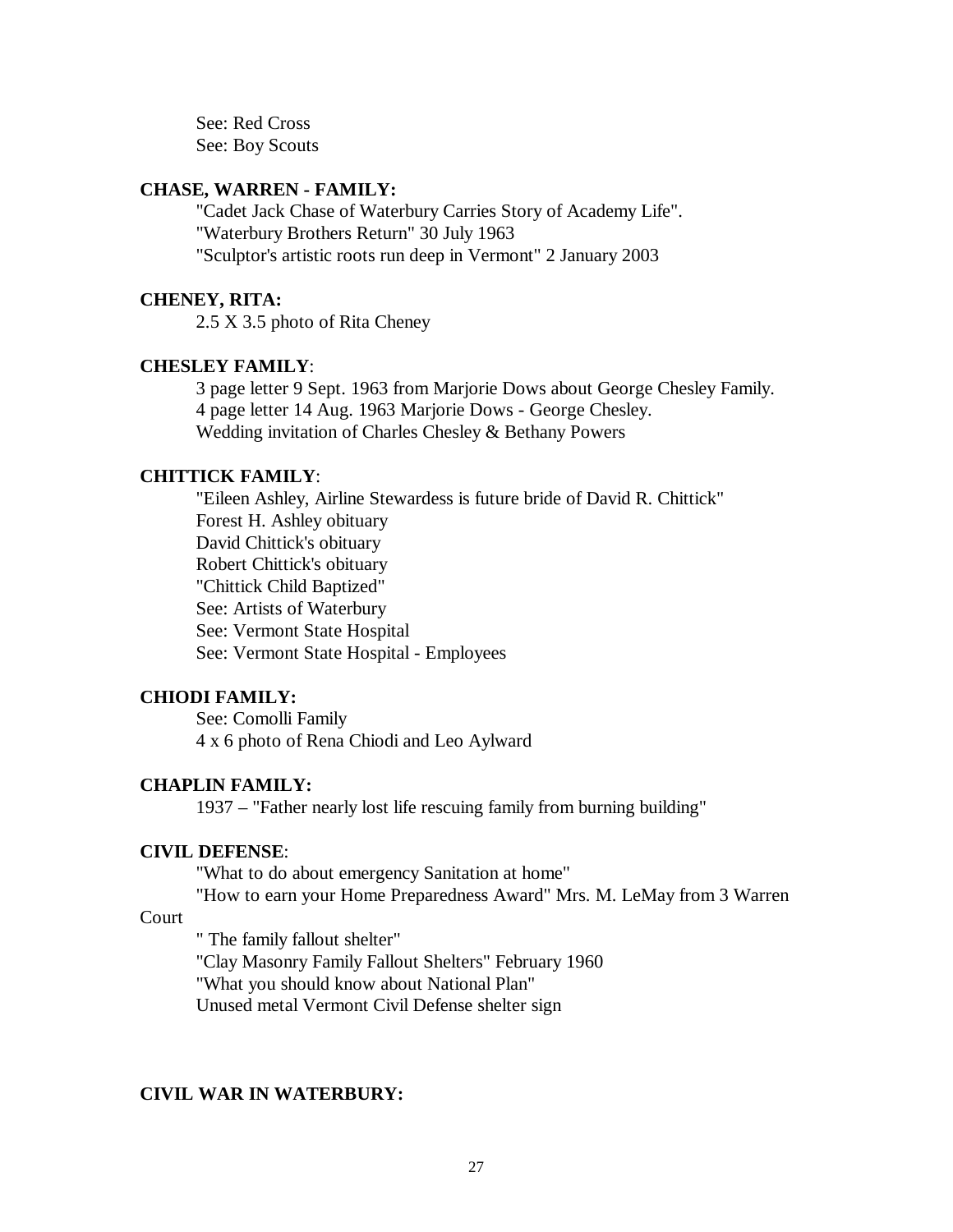See: Red Cross
See: Boy Scouts

**CHASE, WARREN - FAMILY:**

"Cadet Jack Chase of Waterbury Carries Story of Academy Life".
"Waterbury Brothers Return" 30 July 1963
"Sculptor's artistic roots run deep in Vermont" 2 January 2003

**CHENEY, RITA:**

2.5 X 3.5 photo of Rita Cheney

**CHESLEY FAMILY**:

3 page letter 9 Sept. 1963 from Marjorie Dows about George Chesley Family.
4 page letter 14 Aug. 1963 Marjorie Dows - George Chesley.
Wedding invitation of Charles Chesley & Bethany Powers

**CHITTICK FAMILY**:

"Eileen Ashley, Airline Stewardess is future bride of David R. Chittick"
Forest H. Ashley obituary
David Chittick's obituary
Robert Chittick's obituary
"Chittick Child Baptized"
See: Artists of Waterbury
See: Vermont State Hospital
See: Vermont State Hospital - Employees

**CHIODI FAMILY:**

See: Comolli Family
4 x 6 photo of Rena Chiodi and Leo Aylward

**CHAPLIN FAMILY:**

1937 – "Father nearly lost life rescuing family from burning building"

**CIVIL DEFENSE**:

"What to do about emergency Sanitation at home"
"How to earn your Home Preparedness Award" Mrs. M. LeMay from 3 Warren Court
" The family fallout shelter"
"Clay Masonry Family Fallout Shelters" February 1960
"What you should know about National Plan"
Unused metal Vermont Civil Defense shelter sign

**CIVIL WAR IN WATERBURY:**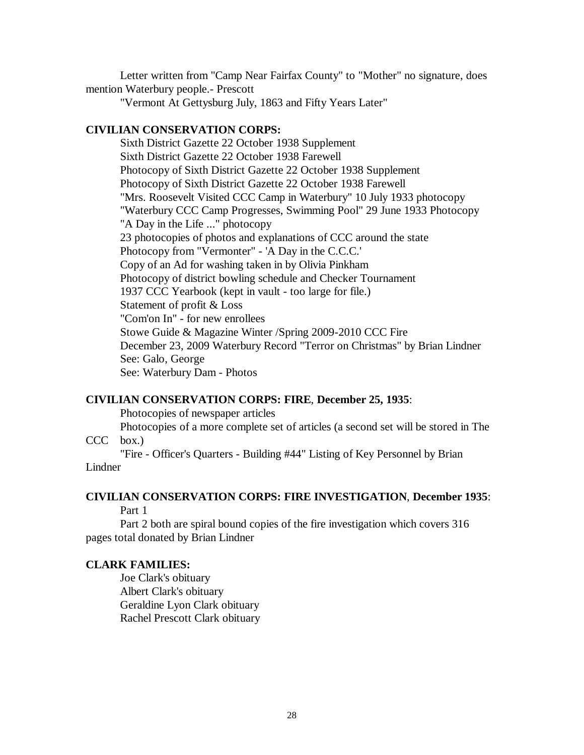Letter written from "Camp Near Fairfax County" to "Mother" no signature, does mention Waterbury people.- Prescott

"Vermont At Gettysburg July, 1863 and Fifty Years Later"

**CIVILIAN CONSERVATION CORPS:**

Sixth District Gazette 22 October 1938 Supplement
Sixth District Gazette 22 October 1938 Farewell
Photocopy of Sixth District Gazette 22 October 1938 Supplement
Photocopy of Sixth District Gazette 22 October 1938 Farewell
"Mrs. Roosevelt Visited CCC Camp in Waterbury" 10 July 1933 photocopy
"Waterbury CCC Camp Progresses, Swimming Pool" 29 June 1933 Photocopy
"A Day in the Life ..." photocopy
23 photocopies of photos and explanations of CCC around the state
Photocopy from "Vermonter" - 'A Day in the C.C.C.'
Copy of an Ad for washing taken in by Olivia Pinkham
Photocopy of district bowling schedule and Checker Tournament
1937 CCC Yearbook (kept in vault - too large for file.)
Statement of profit & Loss
"Com'on In" - for new enrollees
Stowe Guide & Magazine Winter /Spring 2009-2010 CCC Fire
December 23, 2009 Waterbury Record "Terror on Christmas" by Brian Lindner
See: Galo, George
See: Waterbury Dam - Photos

**CIVILIAN CONSERVATION CORPS: FIRE**, **December 25, 1935**:

Photocopies of newspaper articles
Photocopies of a more complete set of articles (a second set will be stored in The CCC box.)
"Fire - Officer's Quarters - Building #44" Listing of Key Personnel by Brian Lindner

**CIVILIAN CONSERVATION CORPS: FIRE INVESTIGATION**, **December 1935**:

Part 1
Part 2 both are spiral bound copies of the fire investigation which covers 316 pages total donated by Brian Lindner

**CLARK FAMILIES:**

Joe Clark's obituary
Albert Clark's obituary
Geraldine Lyon Clark obituary
Rachel Prescott Clark obituary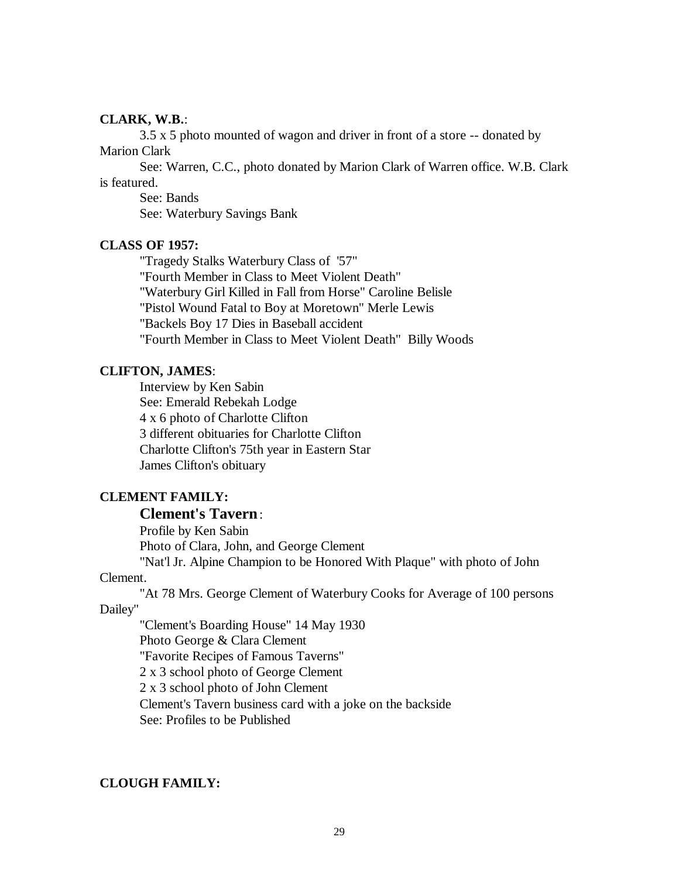**CLARK, W.B.**:

3.5 x 5 photo mounted of wagon and driver in front of a store -- donated by Marion Clark

See: Warren, C.C., photo donated by Marion Clark of Warren office. W.B. Clark is featured.

See: Bands

See: Waterbury Savings Bank

**CLASS OF 1957:**

"Tragedy Stalks Waterbury Class of '57"

"Fourth Member in Class to Meet Violent Death"

"Waterbury Girl Killed in Fall from Horse" Caroline Belisle

"Pistol Wound Fatal to Boy at Moretown" Merle Lewis

"Backels Boy 17 Dies in Baseball accident

"Fourth Member in Class to Meet Violent Death" Billy Woods

**CLIFTON, JAMES**:

Interview by Ken Sabin

See: Emerald Rebekah Lodge

4 x 6 photo of Charlotte Clifton

3 different obituaries for Charlotte Clifton

Charlotte Clifton's 75th year in Eastern Star

James Clifton's obituary

**CLEMENT FAMILY:**

**Clement's Tavern**:

Profile by Ken Sabin

Photo of Clara, John, and George Clement

"Nat'l Jr. Alpine Champion to be Honored With Plaque" with photo of John Clement.

"At 78 Mrs. George Clement of Waterbury Cooks for Average of 100 persons Dailey"

"Clement's Boarding House" 14 May 1930

Photo George & Clara Clement

"Favorite Recipes of Famous Taverns"

2 x 3 school photo of George Clement

2 x 3 school photo of John Clement

Clement's Tavern business card with a joke on the backside

See: Profiles to be Published

**CLOUGH FAMILY:**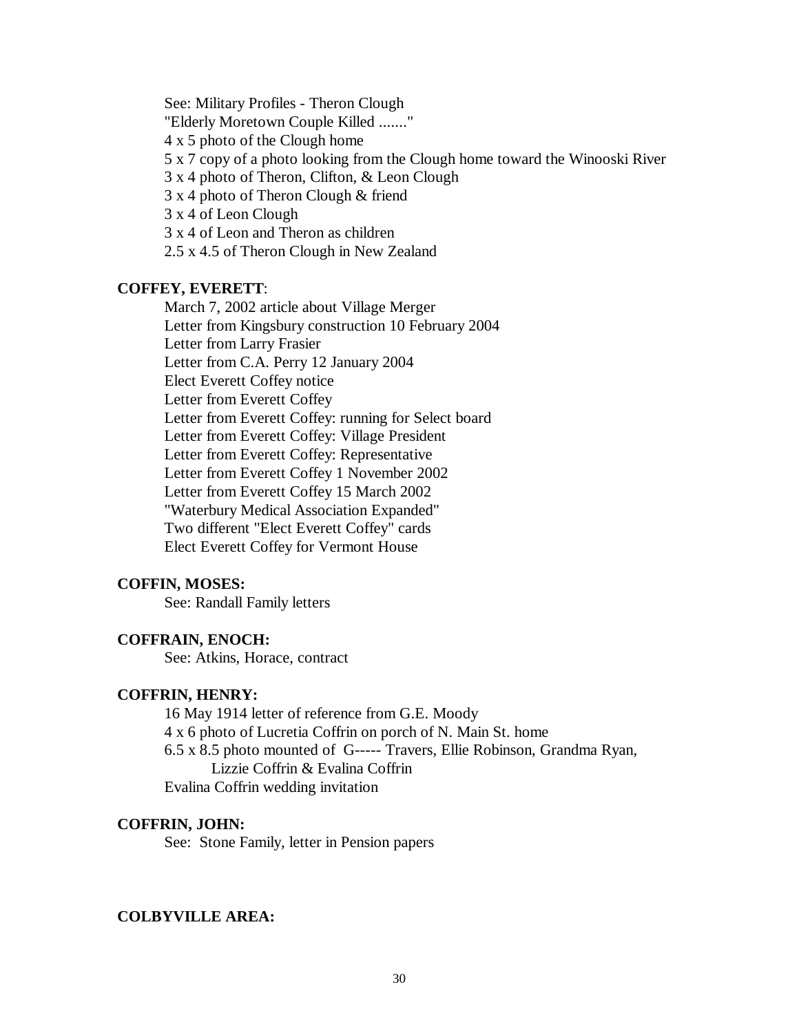See: Military Profiles - Theron Clough
"Elderly Moretown Couple Killed ......."
4 x 5 photo of the Clough home
5 x 7 copy of a photo looking from the Clough home toward the Winooski River
3 x 4 photo of Theron, Clifton, & Leon Clough
3 x 4 photo of Theron Clough & friend
3 x 4 of Leon Clough
3 x 4 of Leon and Theron as children
2.5 x 4.5 of Theron Clough in New Zealand

**COFFEY, EVERETT**:

March 7, 2002 article about Village Merger
Letter from Kingsbury construction 10 February 2004
Letter from Larry Frasier
Letter from C.A. Perry 12 January 2004
Elect Everett Coffey notice
Letter from Everett Coffey
Letter from Everett Coffey: running for Select board
Letter from Everett Coffey: Village President
Letter from Everett Coffey: Representative
Letter from Everett Coffey 1 November 2002
Letter from Everett Coffey 15 March 2002
"Waterbury Medical Association Expanded"
Two different "Elect Everett Coffey" cards
Elect Everett Coffey for Vermont House

**COFFIN, MOSES:**

See: Randall Family letters

**COFFRAIN, ENOCH:**

See: Atkins, Horace, contract

**COFFRIN, HENRY:**

16 May 1914 letter of reference from G.E. Moody
4 x 6 photo of Lucretia Coffrin on porch of N. Main St. home
6.5 x 8.5 photo mounted of G----- Travers, Ellie Robinson, Grandma Ryan, Lizzie Coffrin & Evalina Coffrin
Evalina Coffrin wedding invitation

**COFFRIN, JOHN:**

See: Stone Family, letter in Pension papers

**COLBYVILLE AREA:**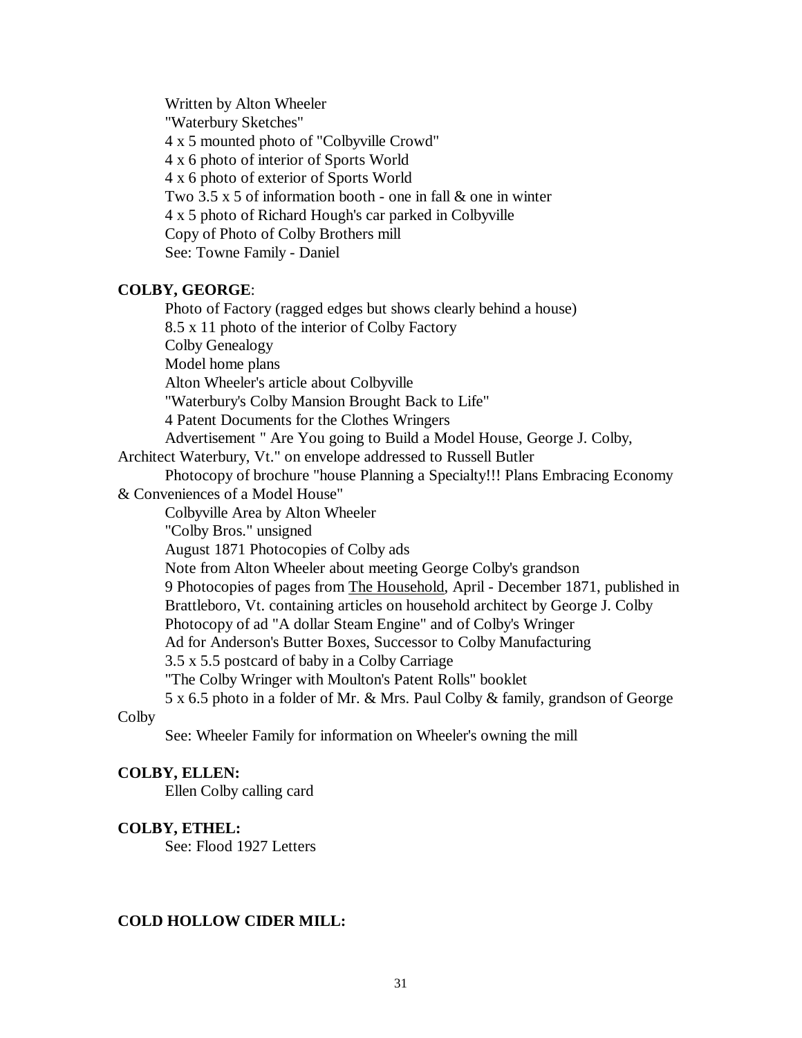Written by Alton Wheeler
"Waterbury Sketches"
4 x 5 mounted photo of "Colbyville Crowd"
4 x 6 photo of interior of Sports World
4 x 6 photo of exterior of Sports World
Two 3.5 x 5 of information booth - one in fall & one in winter
4 x 5 photo of Richard Hough's car parked in Colbyville
Copy of Photo of Colby Brothers mill
See: Towne Family - Daniel

**COLBY, GEORGE**:

Photo of Factory (ragged edges but shows clearly behind a house)
8.5 x 11 photo of the interior of Colby Factory
Colby Genealogy
Model home plans
Alton Wheeler's article about Colbyville
"Waterbury's Colby Mansion Brought Back to Life"
4 Patent Documents for the Clothes Wringers
Advertisement " Are You going to Build a Model House, George J. Colby, Architect Waterbury, Vt." on envelope addressed to Russell Butler
Photocopy of brochure "house Planning a Specialty!!! Plans Embracing Economy & Conveniences of a Model House"
Colbyville Area by Alton Wheeler
"Colby Bros." unsigned
August 1871 Photocopies of Colby ads
Note from Alton Wheeler about meeting George Colby's grandson
9 Photocopies of pages from The Household, April - December 1871, published in Brattleboro, Vt. containing articles on household architect by George J. Colby
Photocopy of ad "A dollar Steam Engine" and of Colby's Wringer
Ad for Anderson's Butter Boxes, Successor to Colby Manufacturing
3.5 x 5.5 postcard of baby in a Colby Carriage
"The Colby Wringer with Moulton's Patent Rolls" booklet
5 x 6.5 photo in a folder of Mr. & Mrs. Paul Colby & family, grandson of George Colby
See: Wheeler Family for information on Wheeler's owning the mill

**COLBY, ELLEN:**

Ellen Colby calling card

**COLBY, ETHEL:**

See: Flood 1927 Letters

**COLD HOLLOW CIDER MILL:**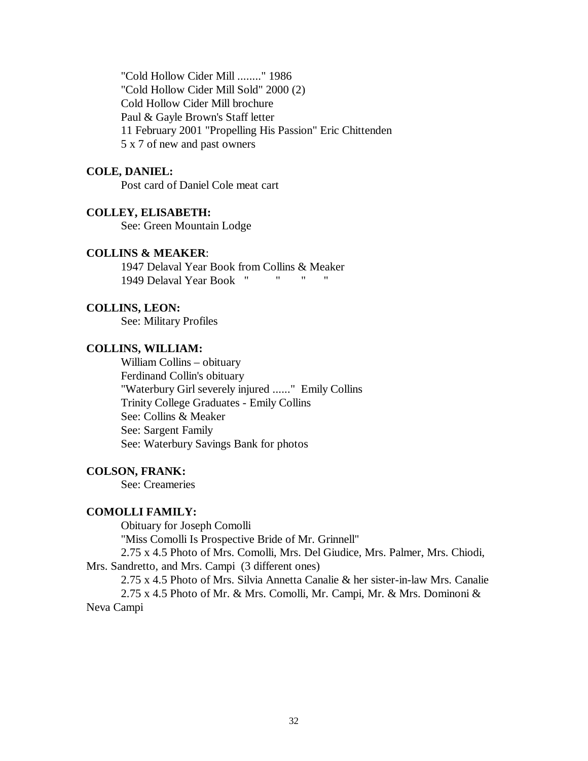"Cold Hollow Cider Mill ........" 1986
"Cold Hollow Cider Mill Sold" 2000 (2)
Cold Hollow Cider Mill brochure
Paul & Gayle Brown's Staff letter
11 February 2001 "Propelling His Passion" Eric Chittenden
5 x 7 of new and past owners

**COLE, DANIEL:**

Post card of Daniel Cole meat cart

**COLLEY, ELISABETH:**

See: Green Mountain Lodge

**COLLINS & MEAKER**:

1947 Delaval Year Book from Collins & Meaker
1949 Delaval Year Book " " " "

**COLLINS, LEON:**

See: Military Profiles

**COLLINS, WILLIAM:**

William Collins – obituary
Ferdinand Collin's obituary
"Waterbury Girl severely injured ......" Emily Collins
Trinity College Graduates - Emily Collins
See: Collins & Meaker
See: Sargent Family
See: Waterbury Savings Bank for photos

**COLSON, FRANK:**

See: Creameries

**COMOLLI FAMILY:**

Obituary for Joseph Comolli
"Miss Comolli Is Prospective Bride of Mr. Grinnell"
2.75 x 4.5 Photo of Mrs. Comolli, Mrs. Del Giudice, Mrs. Palmer, Mrs. Chiodi, Mrs. Sandretto, and Mrs. Campi (3 different ones)
2.75 x 4.5 Photo of Mrs. Silvia Annetta Canalie & her sister-in-law Mrs. Canalie
2.75 x 4.5 Photo of Mr. & Mrs. Comolli, Mr. Campi, Mr. & Mrs. Dominoni & Neva Campi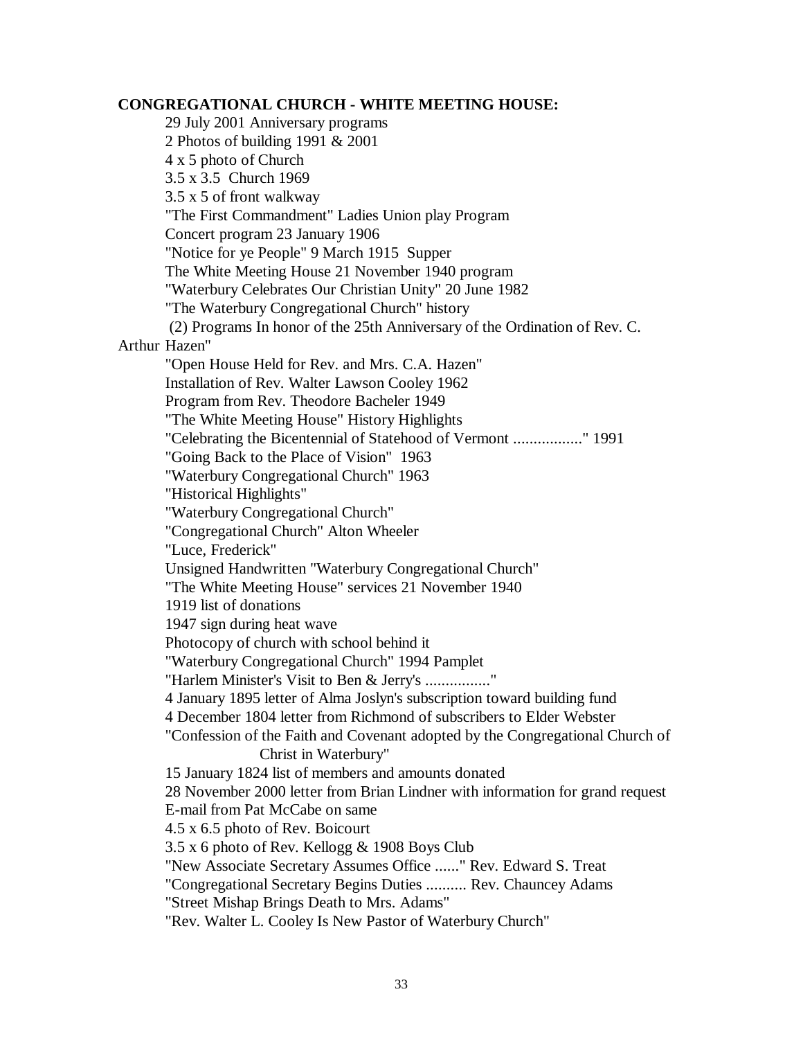**CONGREGATIONAL CHURCH - WHITE MEETING HOUSE:**

29 July 2001 Anniversary programs
2 Photos of building 1991 & 2001
4 x 5 photo of Church
3.5 x 3.5 Church 1969
3.5 x 5 of front walkway
"The First Commandment" Ladies Union play Program
Concert program 23 January 1906
"Notice for ye People" 9 March 1915 Supper
The White Meeting House 21 November 1940 program
"Waterbury Celebrates Our Christian Unity" 20 June 1982
"The Waterbury Congregational Church" history
(2) Programs In honor of the 25th Anniversary of the Ordination of Rev. C. Arthur Hazen"
"Open House Held for Rev. and Mrs. C.A. Hazen"
Installation of Rev. Walter Lawson Cooley 1962
Program from Rev. Theodore Bacheler 1949
"The White Meeting House" History Highlights
"Celebrating the Bicentennial of Statehood of Vermont ................." 1991
"Going Back to the Place of Vision" 1963
"Waterbury Congregational Church" 1963
"Historical Highlights"
"Waterbury Congregational Church"
"Congregational Church" Alton Wheeler
"Luce, Frederick"
Unsigned Handwritten "Waterbury Congregational Church"
"The White Meeting House" services 21 November 1940
1919 list of donations
1947 sign during heat wave
Photocopy of church with school behind it
"Waterbury Congregational Church" 1994 Pamplet
"Harlem Minister's Visit to Ben & Jerry's ................"
4 January 1895 letter of Alma Joslyn's subscription toward building fund
4 December 1804 letter from Richmond of subscribers to Elder Webster
"Confession of the Faith and Covenant adopted by the Congregational Church of Christ in Waterbury"
15 January 1824 list of members and amounts donated
28 November 2000 letter from Brian Lindner with information for grand request
E-mail from Pat McCabe on same
4.5 x 6.5 photo of Rev. Boicourt
3.5 x 6 photo of Rev. Kellogg & 1908 Boys Club
"New Associate Secretary Assumes Office ......" Rev. Edward S. Treat
"Congregational Secretary Begins Duties .......... Rev. Chauncey Adams
"Street Mishap Brings Death to Mrs. Adams"
"Rev. Walter L. Cooley Is New Pastor of Waterbury Church"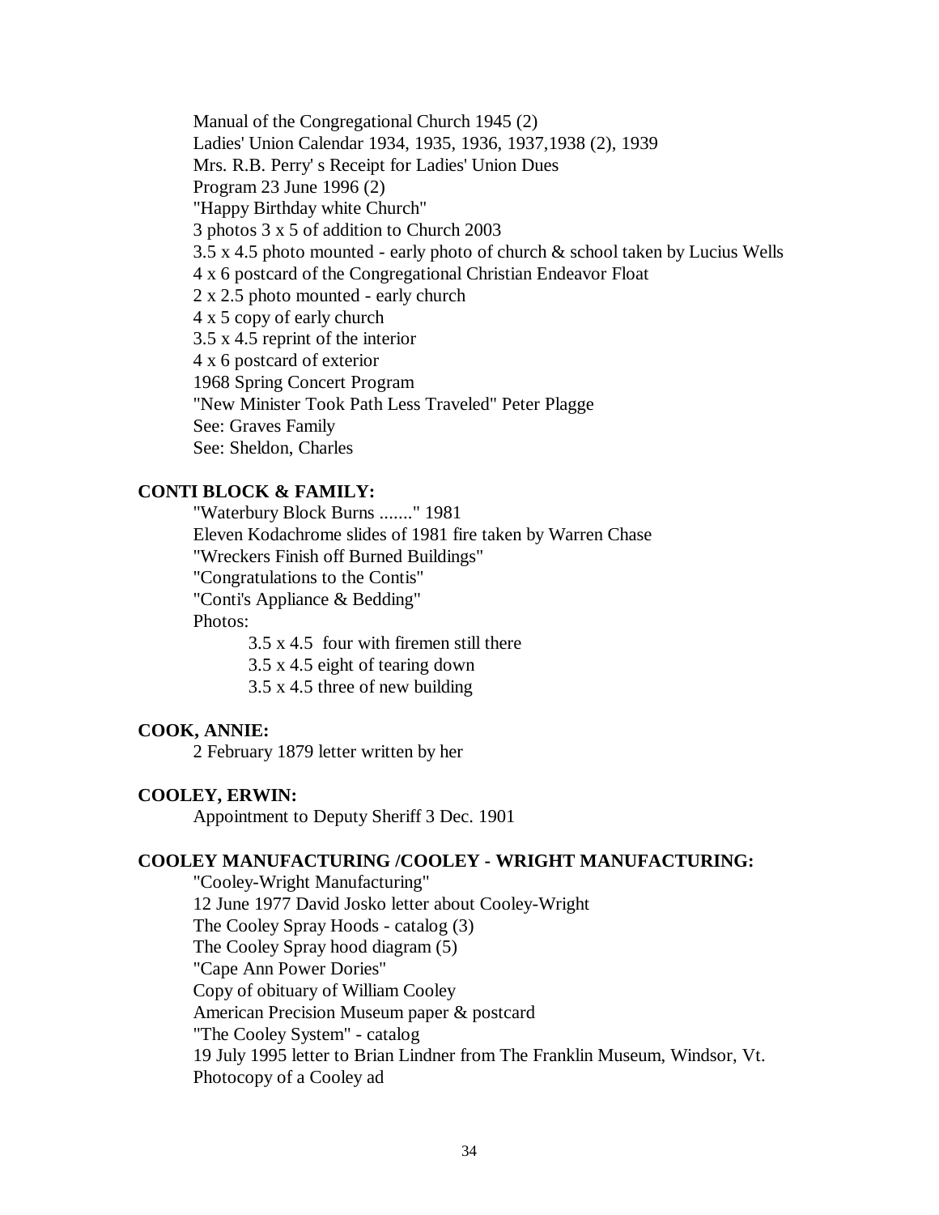Manual of the Congregational Church 1945 (2)
Ladies' Union Calendar 1934, 1935, 1936, 1937,1938 (2), 1939
Mrs. R.B. Perry' s Receipt for Ladies' Union Dues
Program 23 June 1996 (2)
"Happy Birthday white Church"
3 photos 3 x 5 of addition to Church 2003
3.5 x 4.5 photo mounted - early photo of church & school taken by Lucius Wells
4 x 6 postcard of the Congregational Christian Endeavor Float
2 x 2.5 photo mounted - early church
4 x 5 copy of early church
3.5 x 4.5 reprint of the interior
4 x 6 postcard of exterior
1968 Spring Concert Program
"New Minister Took Path Less Traveled" Peter Plagge
See: Graves Family
See: Sheldon, Charles

**CONTI BLOCK & FAMILY:**

"Waterbury Block Burns ......." 1981
Eleven Kodachrome slides of 1981 fire taken by Warren Chase
"Wreckers Finish off Burned Buildings"
"Congratulations to the Contis"
"Conti's Appliance & Bedding"
Photos:

- 3.5 x 4.5 four with firemen still there
- 3.5 x 4.5 eight of tearing down
- 3.5 x 4.5 three of new building

**COOK, ANNIE:**

2 February 1879 letter written by her

**COOLEY, ERWIN:**

Appointment to Deputy Sheriff 3 Dec. 1901

**COOLEY MANUFACTURING /COOLEY - WRIGHT MANUFACTURING:**

"Cooley-Wright Manufacturing"
12 June 1977 David Josko letter about Cooley-Wright
The Cooley Spray Hoods - catalog (3)
The Cooley Spray hood diagram (5)
"Cape Ann Power Dories"
Copy of obituary of William Cooley
American Precision Museum paper & postcard
"The Cooley System" - catalog
19 July 1995 letter to Brian Lindner from The Franklin Museum, Windsor, Vt.
Photocopy of a Cooley ad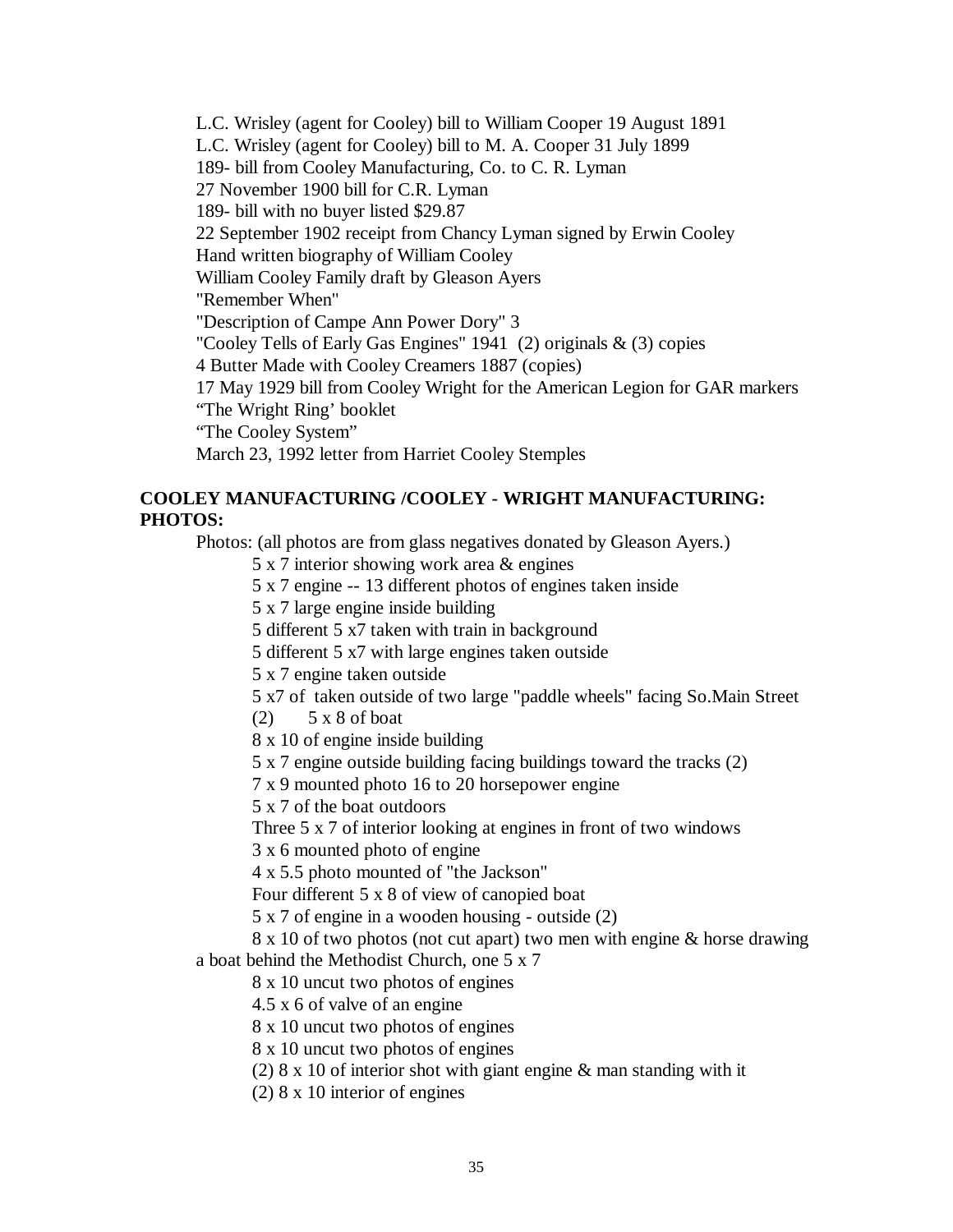L.C. Wrisley (agent for Cooley) bill to William Cooper 19 August 1891
L.C. Wrisley (agent for Cooley) bill to M. A. Cooper 31 July 1899
189- bill from Cooley Manufacturing, Co. to C. R. Lyman
27 November 1900 bill for C.R. Lyman
189- bill with no buyer listed $29.87
22 September 1902 receipt from Chancy Lyman signed by Erwin Cooley
Hand written biography of William Cooley
William Cooley Family draft by Gleason Ayers
"Remember When"
"Description of Campe Ann Power Dory" 3
"Cooley Tells of Early Gas Engines" 1941 (2) originals & (3) copies
4 Butter Made with Cooley Creamers 1887 (copies)
17 May 1929 bill from Cooley Wright for the American Legion for GAR markers
"The Wright Ring' booklet
"The Cooley System"
March 23, 1992 letter from Harriet Cooley Stemples

**COOLEY MANUFACTURING /COOLEY - WRIGHT MANUFACTURING: PHOTOS:**

Photos: (all photos are from glass negatives donated by Gleason Ayers.)

- 5 x 7 interior showing work area & engines
- 5 x 7 engine -- 13 different photos of engines taken inside
- 5 x 7 large engine inside building
- 5 different 5 x7 taken with train in background
- 5 different 5 x7 with large engines taken outside
- 5 x 7 engine taken outside
- 5 x7 of taken outside of two large "paddle wheels" facing So.Main Street
- (2) 5 x 8 of boat
- 8 x 10 of engine inside building
- 5 x 7 engine outside building facing buildings toward the tracks (2)
- 7 x 9 mounted photo 16 to 20 horsepower engine
- 5 x 7 of the boat outdoors
- Three 5 x 7 of interior looking at engines in front of two windows
- 3 x 6 mounted photo of engine
- 4 x 5.5 photo mounted of "the Jackson"
- Four different 5 x 8 of view of canopied boat
- 5 x 7 of engine in a wooden housing - outside (2)
- 8 x 10 of two photos (not cut apart) two men with engine & horse drawing a boat behind the Methodist Church, one 5 x 7
- 8 x 10 uncut two photos of engines
- 4.5 x 6 of valve of an engine
- 8 x 10 uncut two photos of engines
- 8 x 10 uncut two photos of engines
- (2) 8 x 10 of interior shot with giant engine & man standing with it
- (2) 8 x 10 interior of engines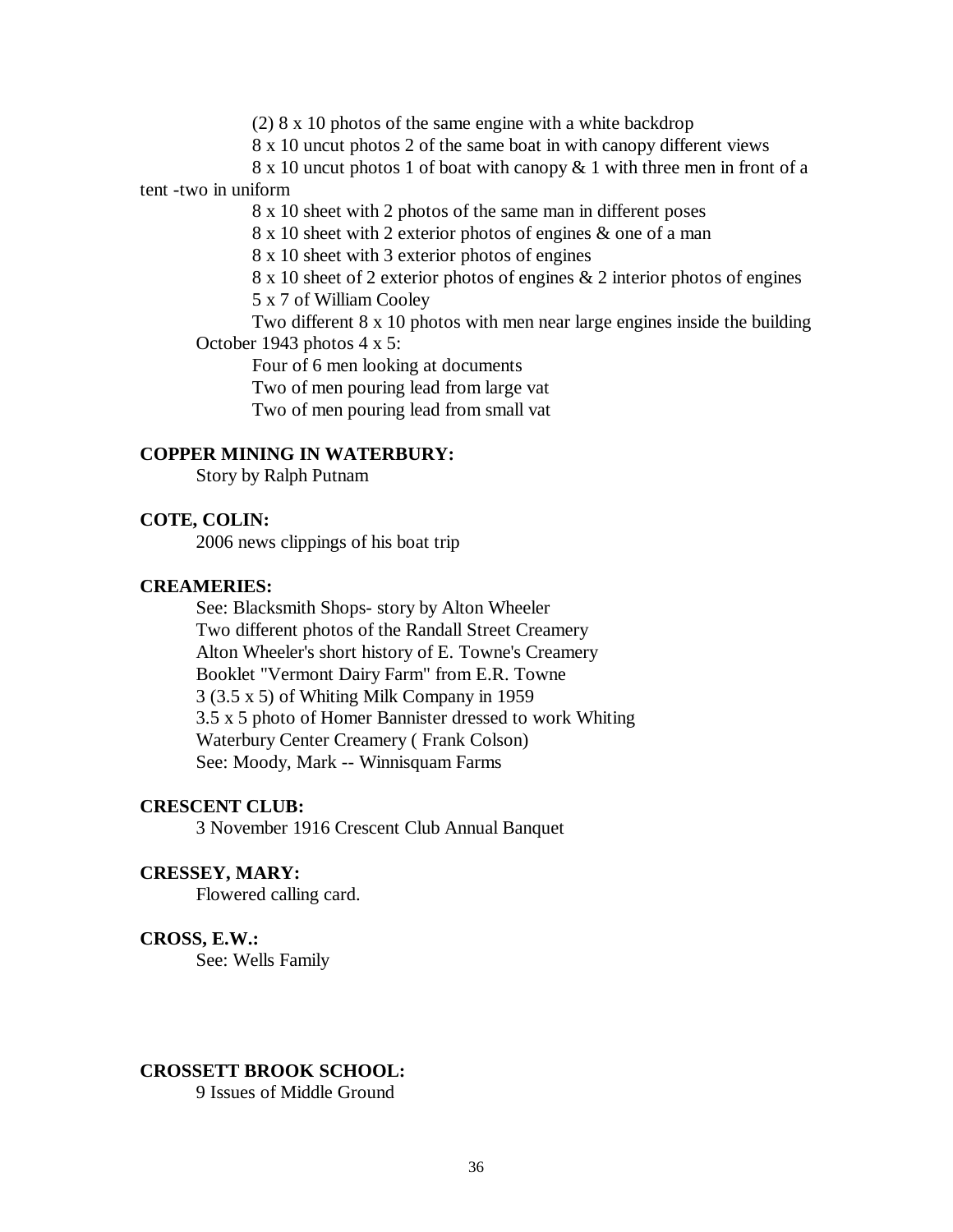(2) 8 x 10 photos of the same engine with a white backdrop

8 x 10 uncut photos 2 of the same boat in with canopy different views

8 x 10 uncut photos 1 of boat with canopy & 1 with three men in front of a tent -two in uniform

8 x 10 sheet with 2 photos of the same man in different poses

8 x 10 sheet with 2 exterior photos of engines & one of a man

8 x 10 sheet with 3 exterior photos of engines

8 x 10 sheet of 2 exterior photos of engines & 2 interior photos of engines

5 x 7 of William Cooley

Two different 8 x 10 photos with men near large engines inside the building

October 1943 photos 4 x 5:

Four of 6 men looking at documents

Two of men pouring lead from large vat

Two of men pouring lead from small vat

**COPPER MINING IN WATERBURY:**

Story by Ralph Putnam

**COTE, COLIN:**

2006 news clippings of his boat trip

**CREAMERIES:**

See: Blacksmith Shops- story by Alton Wheeler

Two different photos of the Randall Street Creamery

Alton Wheeler's short history of E. Towne's Creamery

Booklet "Vermont Dairy Farm" from E.R. Towne

3 (3.5 x 5) of Whiting Milk Company in 1959

3.5 x 5 photo of Homer Bannister dressed to work Whiting

Waterbury Center Creamery ( Frank Colson)

See: Moody, Mark -- Winnisquam Farms

**CRESCENT CLUB:**

3 November 1916 Crescent Club Annual Banquet

**CRESSEY, MARY:**

Flowered calling card.

**CROSS, E.W.:**

See: Wells Family

**CROSSETT BROOK SCHOOL:**

9 Issues of Middle Ground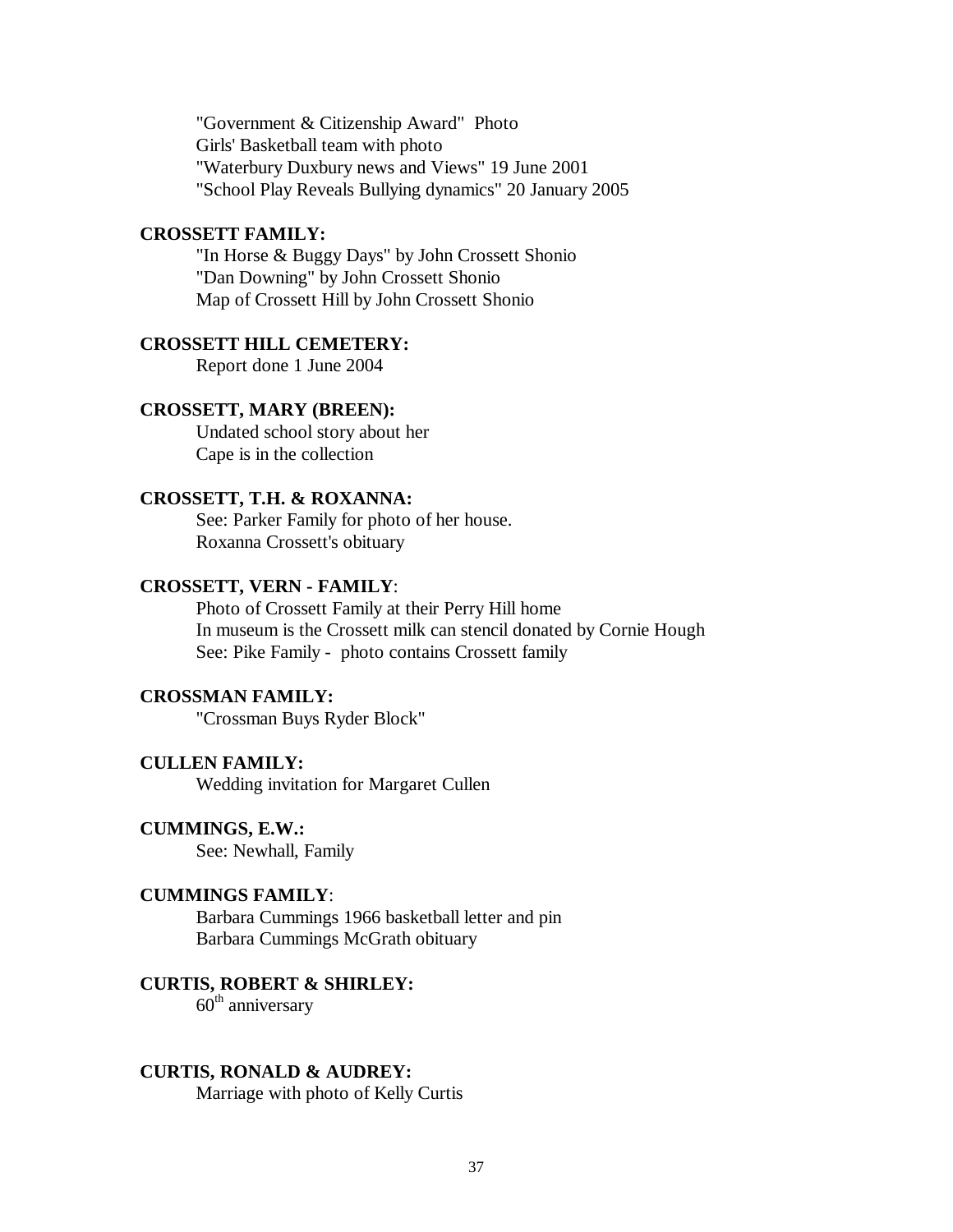"Government & Citizenship Award" Photo
Girls' Basketball team with photo
"Waterbury Duxbury news and Views" 19 June 2001
"School Play Reveals Bullying dynamics" 20 January 2005

**CROSSETT FAMILY:**

"In Horse & Buggy Days" by John Crossett Shonio
"Dan Downing" by John Crossett Shonio
Map of Crossett Hill by John Crossett Shonio

**CROSSETT HILL CEMETERY:**

Report done 1 June 2004

**CROSSETT, MARY (BREEN):**

Undated school story about her
Cape is in the collection

**CROSSETT, T.H. & ROXANNA:**

See: Parker Family for photo of her house.
Roxanna Crossett's obituary

**CROSSETT, VERN - FAMILY**:

Photo of Crossett Family at their Perry Hill home
In museum is the Crossett milk can stencil donated by Cornie Hough
See: Pike Family - photo contains Crossett family

**CROSSMAN FAMILY:**

"Crossman Buys Ryder Block"

**CULLEN FAMILY:**

Wedding invitation for Margaret Cullen

**CUMMINGS, E.W.:**

See: Newhall, Family

**CUMMINGS FAMILY**:

Barbara Cummings 1966 basketball letter and pin
Barbara Cummings McGrath obituary

**CURTIS, ROBERT & SHIRLEY:**

60th anniversary

**CURTIS, RONALD & AUDREY:**

Marriage with photo of Kelly Curtis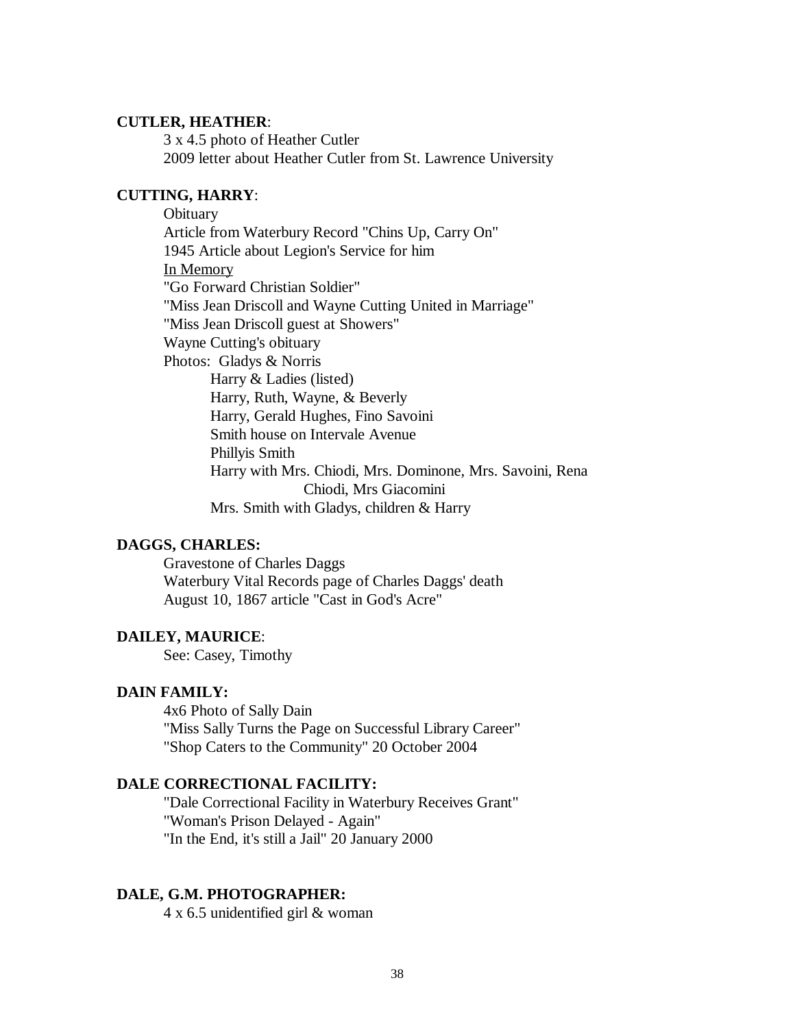**CUTLER, HEATHER**:

3 x 4.5 photo of Heather Cutler
2009 letter about Heather Cutler from St. Lawrence University

**CUTTING, HARRY**:

Obituary
Article from Waterbury Record "Chins Up, Carry On"
1945 Article about Legion's Service for him
In Memory
"Go Forward Christian Soldier"
"Miss Jean Driscoll and Wayne Cutting United in Marriage"
"Miss Jean Driscoll guest at Showers"
Wayne Cutting's obituary
Photos: Gladys & Norris
- Harry & Ladies (listed)
- Harry, Ruth, Wayne, & Beverly
- Harry, Gerald Hughes, Fino Savoini
- Smith house on Intervale Avenue
- Phillyis Smith
- Harry with Mrs. Chiodi, Mrs. Dominone, Mrs. Savoini, Rena Chiodi, Mrs Giacomini
- Mrs. Smith with Gladys, children & Harry

**DAGGS, CHARLES:**

Gravestone of Charles Daggs
Waterbury Vital Records page of Charles Daggs' death
August 10, 1867 article "Cast in God's Acre"

**DAILEY, MAURICE**:

See: Casey, Timothy

**DAIN FAMILY:**

4x6 Photo of Sally Dain
"Miss Sally Turns the Page on Successful Library Career"
"Shop Caters to the Community" 20 October 2004

**DALE CORRECTIONAL FACILITY:**

"Dale Correctional Facility in Waterbury Receives Grant"
"Woman's Prison Delayed - Again"
"In the End, it's still a Jail" 20 January 2000

**DALE, G.M. PHOTOGRAPHER:**

4 x 6.5 unidentified girl & woman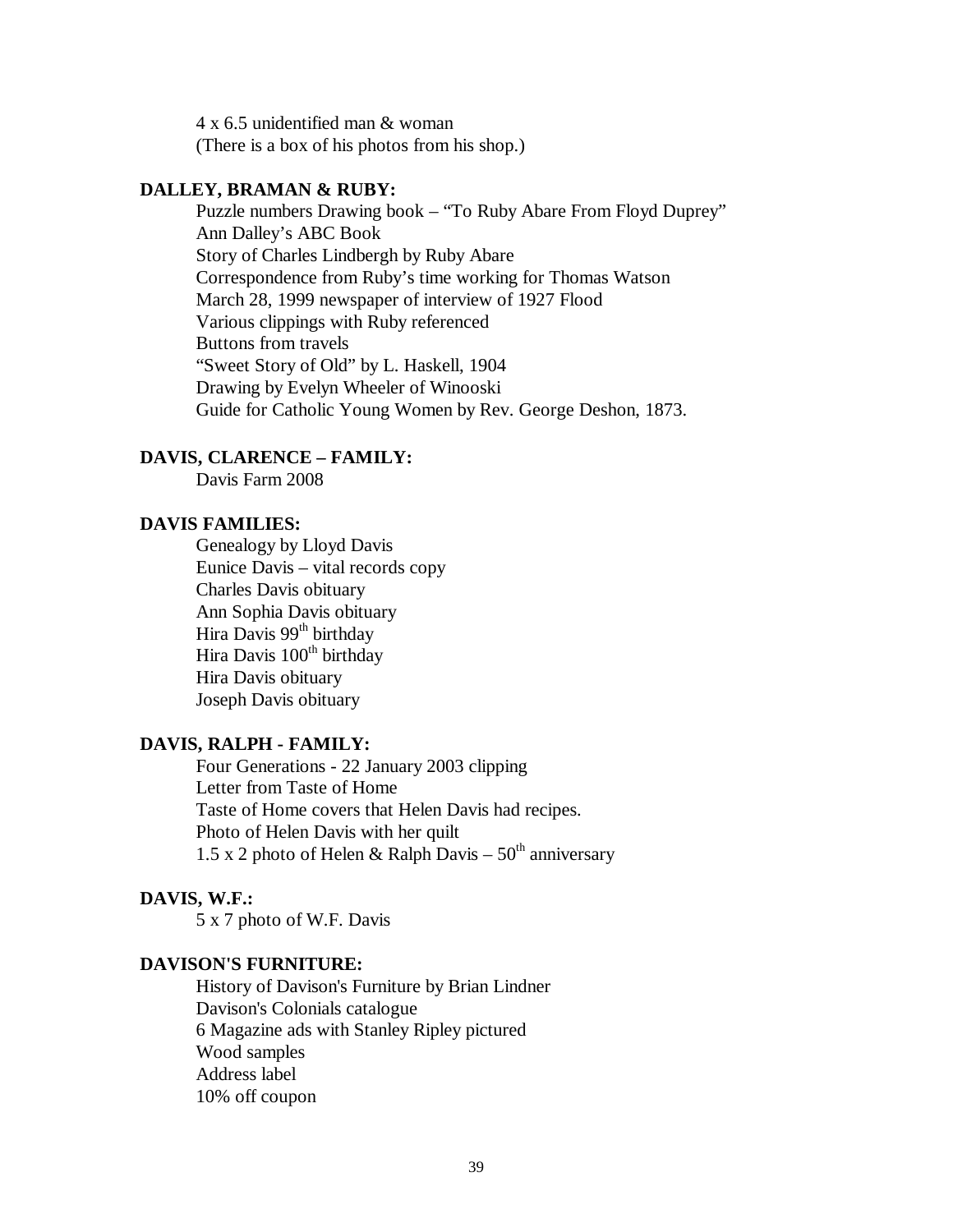4 x 6.5 unidentified man & woman
(There is a box of his photos from his shop.)

**DALLEY, BRAMAN & RUBY:**

Puzzle numbers Drawing book – “To Ruby Abare From Floyd Duprey”
Ann Dalley’s ABC Book
Story of Charles Lindbergh by Ruby Abare
Correspondence from Ruby’s time working for Thomas Watson
March 28, 1999 newspaper of interview of 1927 Flood
Various clippings with Ruby referenced
Buttons from travels
“Sweet Story of Old” by L. Haskell, 1904
Drawing by Evelyn Wheeler of Winooski
Guide for Catholic Young Women by Rev. George Deshon, 1873.

**DAVIS, CLARENCE – FAMILY:**

Davis Farm 2008

**DAVIS FAMILIES:**

Genealogy by Lloyd Davis
Eunice Davis – vital records copy
Charles Davis obituary
Ann Sophia Davis obituary
Hira Davis 99th birthday
Hira Davis 100th birthday
Hira Davis obituary
Joseph Davis obituary

**DAVIS, RALPH - FAMILY:**

Four Generations - 22 January 2003 clipping
Letter from Taste of Home
Taste of Home covers that Helen Davis had recipes.
Photo of Helen Davis with her quilt
1.5 x 2 photo of Helen & Ralph Davis – 50th anniversary

**DAVIS, W.F.:**

5 x 7 photo of W.F. Davis

**DAVISON'S FURNITURE:**

History of Davison's Furniture by Brian Lindner
Davison's Colonials catalogue
6 Magazine ads with Stanley Ripley pictured
Wood samples
Address label
10% off coupon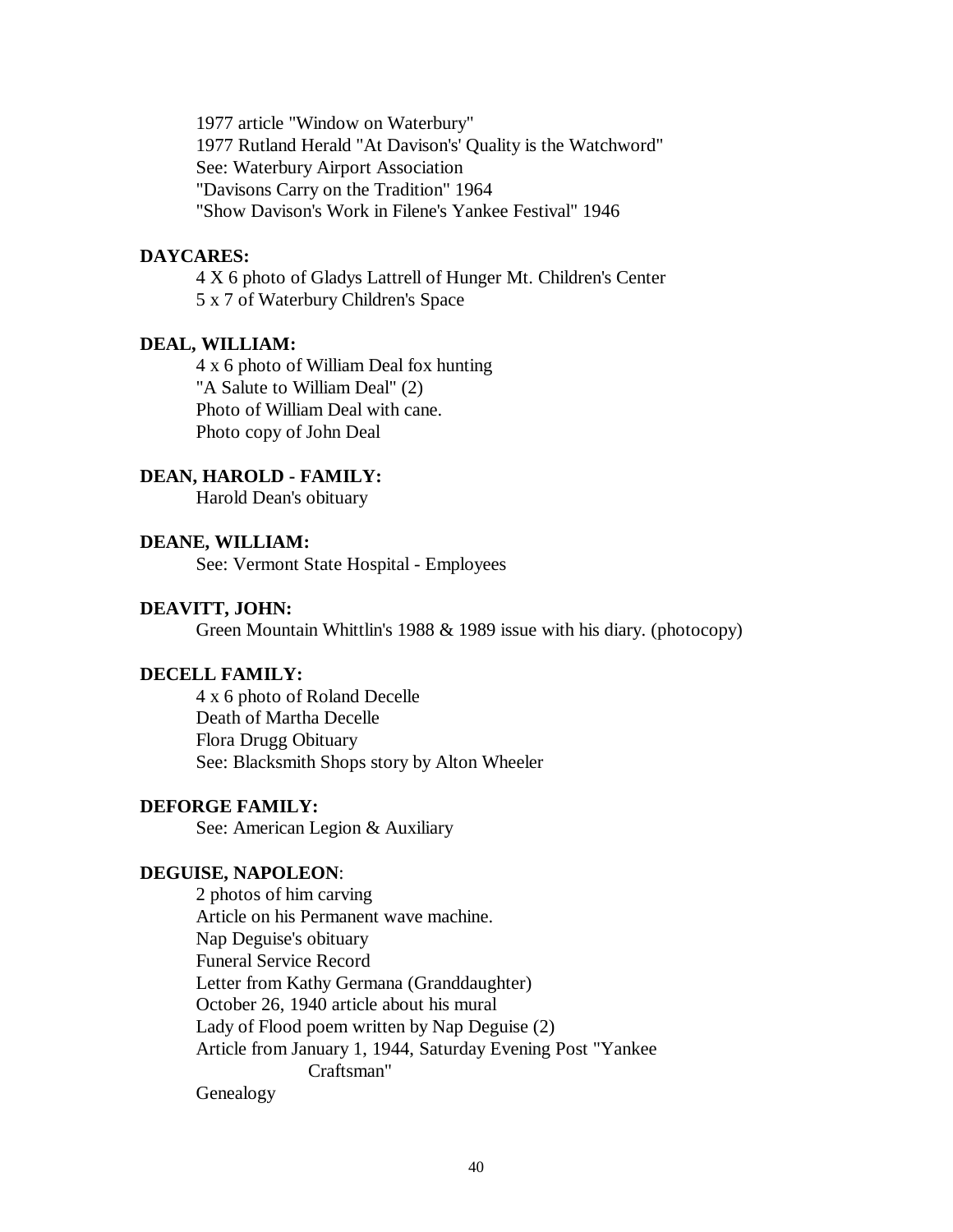1977 article "Window on Waterbury"
1977 Rutland Herald "At Davison's' Quality is the Watchword"
See: Waterbury Airport Association
"Davisons Carry on the Tradition" 1964
"Show Davison's Work in Filene's Yankee Festival" 1946

**DAYCARES:**

4 X 6 photo of Gladys Lattrell of Hunger Mt. Children's Center
5 x 7 of Waterbury Children's Space

**DEAL, WILLIAM:**

4 x 6 photo of William Deal fox hunting
"A Salute to William Deal" (2)
Photo of William Deal with cane.
Photo copy of John Deal

**DEAN, HAROLD - FAMILY:**

Harold Dean's obituary

**DEANE, WILLIAM:**

See: Vermont State Hospital - Employees

**DEAVITT, JOHN:**

Green Mountain Whittlin's 1988 & 1989 issue with his diary. (photocopy)

**DECELL FAMILY:**

4 x 6 photo of Roland Decelle
Death of Martha Decelle
Flora Drugg Obituary
See: Blacksmith Shops story by Alton Wheeler

**DEFORGE FAMILY:**

See: American Legion & Auxiliary

**DEGUISE, NAPOLEON**:

2 photos of him carving
Article on his Permanent wave machine.
Nap Deguise's obituary
Funeral Service Record
Letter from Kathy Germana (Granddaughter)
October 26, 1940 article about his mural
Lady of Flood poem written by Nap Deguise (2)
Article from January 1, 1944, Saturday Evening Post "Yankee Craftsman"
Genealogy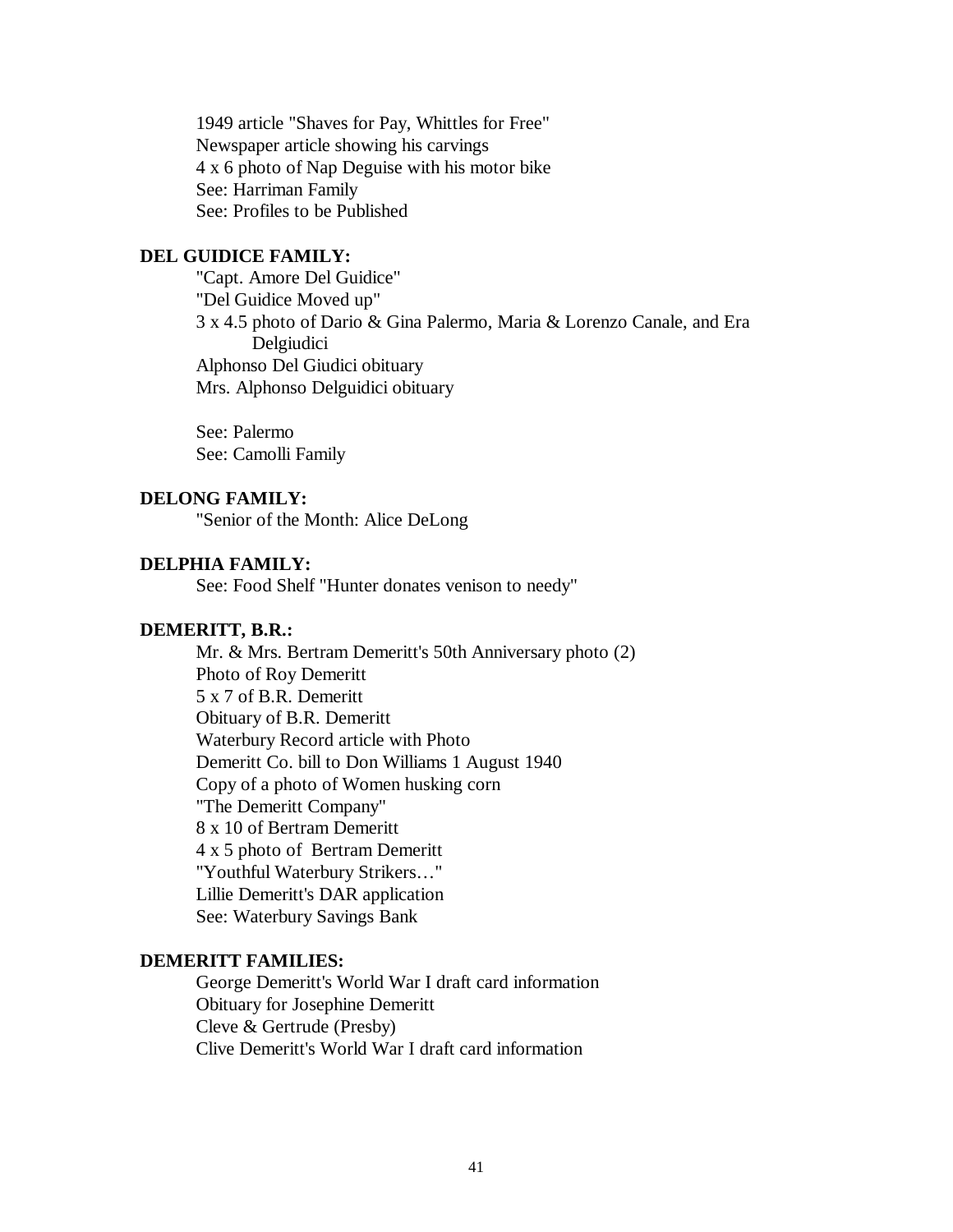1949 article "Shaves for Pay, Whittles for Free"
Newspaper article showing his carvings
4 x 6 photo of Nap Deguise with his motor bike
See: Harriman Family
See: Profiles to be Published

**DEL GUIDICE FAMILY:**

"Capt. Amore Del Guidice"
"Del Guidice Moved up"
3 x 4.5 photo of Dario & Gina Palermo, Maria & Lorenzo Canale, and Era Delgiudici
Alphonso Del Giudici obituary
Mrs. Alphonso Delguidici obituary

See: Palermo
See: Camolli Family

**DELONG FAMILY:**

"Senior of the Month: Alice DeLong

**DELPHIA FAMILY:**

See: Food Shelf "Hunter donates venison to needy"

**DEMERITT, B.R.:**

Mr. & Mrs. Bertram Demeritt's 50th Anniversary photo (2)
Photo of Roy Demeritt
5 x 7 of B.R. Demeritt
Obituary of B.R. Demeritt
Waterbury Record article with Photo
Demeritt Co. bill to Don Williams 1 August 1940
Copy of a photo of Women husking corn
"The Demeritt Company"
8 x 10 of Bertram Demeritt
4 x 5 photo of Bertram Demeritt
"Youthful Waterbury Strikers…"
Lillie Demeritt's DAR application
See: Waterbury Savings Bank

**DEMERITT FAMILIES:**

George Demeritt's World War I draft card information
Obituary for Josephine Demeritt
Cleve & Gertrude (Presby)
Clive Demeritt's World War I draft card information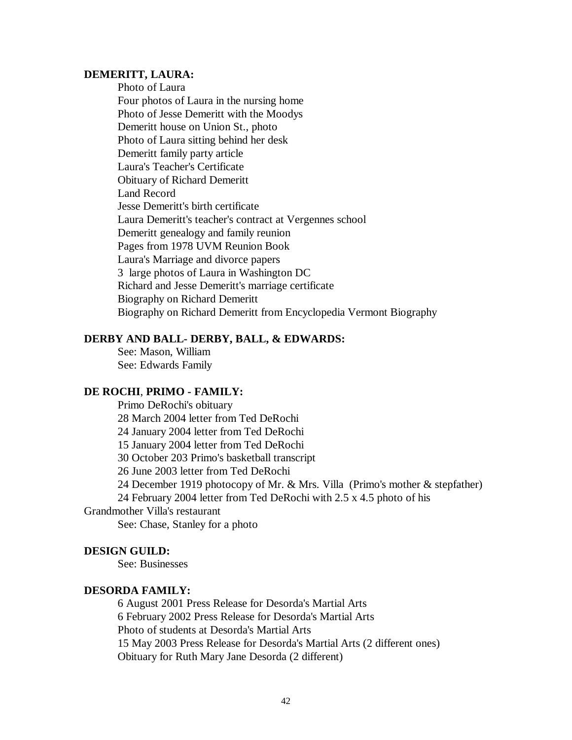**DEMERITT, LAURA:**

Photo of Laura
Four photos of Laura in the nursing home
Photo of Jesse Demeritt with the Moodys
Demeritt house on Union St., photo
Photo of Laura sitting behind her desk
Demeritt family party article
Laura's Teacher's Certificate
Obituary of Richard Demeritt
Land Record
Jesse Demeritt's birth certificate
Laura Demeritt's teacher's contract at Vergennes school
Demeritt genealogy and family reunion
Pages from 1978 UVM Reunion Book
Laura's Marriage and divorce papers
3 large photos of Laura in Washington DC
Richard and Jesse Demeritt's marriage certificate
Biography on Richard Demeritt
Biography on Richard Demeritt from Encyclopedia Vermont Biography

**DERBY AND BALL- DERBY, BALL, & EDWARDS:**

See: Mason, William
See: Edwards Family

**DE ROCHI, PRIMO - FAMILY:**

Primo DeRochi's obituary
28 March 2004 letter from Ted DeRochi
24 January 2004 letter from Ted DeRochi
15 January 2004 letter from Ted DeRochi
30 October 203 Primo's basketball transcript
26 June 2003 letter from Ted DeRochi
24 December 1919 photocopy of Mr. & Mrs. Villa (Primo's mother & stepfather)
24 February 2004 letter from Ted DeRochi with 2.5 x 4.5 photo of his Grandmother Villa's restaurant
See: Chase, Stanley for a photo

**DESIGN GUILD:**

See: Businesses

**DESORDA FAMILY:**

6 August 2001 Press Release for Desorda's Martial Arts
6 February 2002 Press Release for Desorda's Martial Arts
Photo of students at Desorda's Martial Arts
15 May 2003 Press Release for Desorda's Martial Arts (2 different ones)
Obituary for Ruth Mary Jane Desorda (2 different)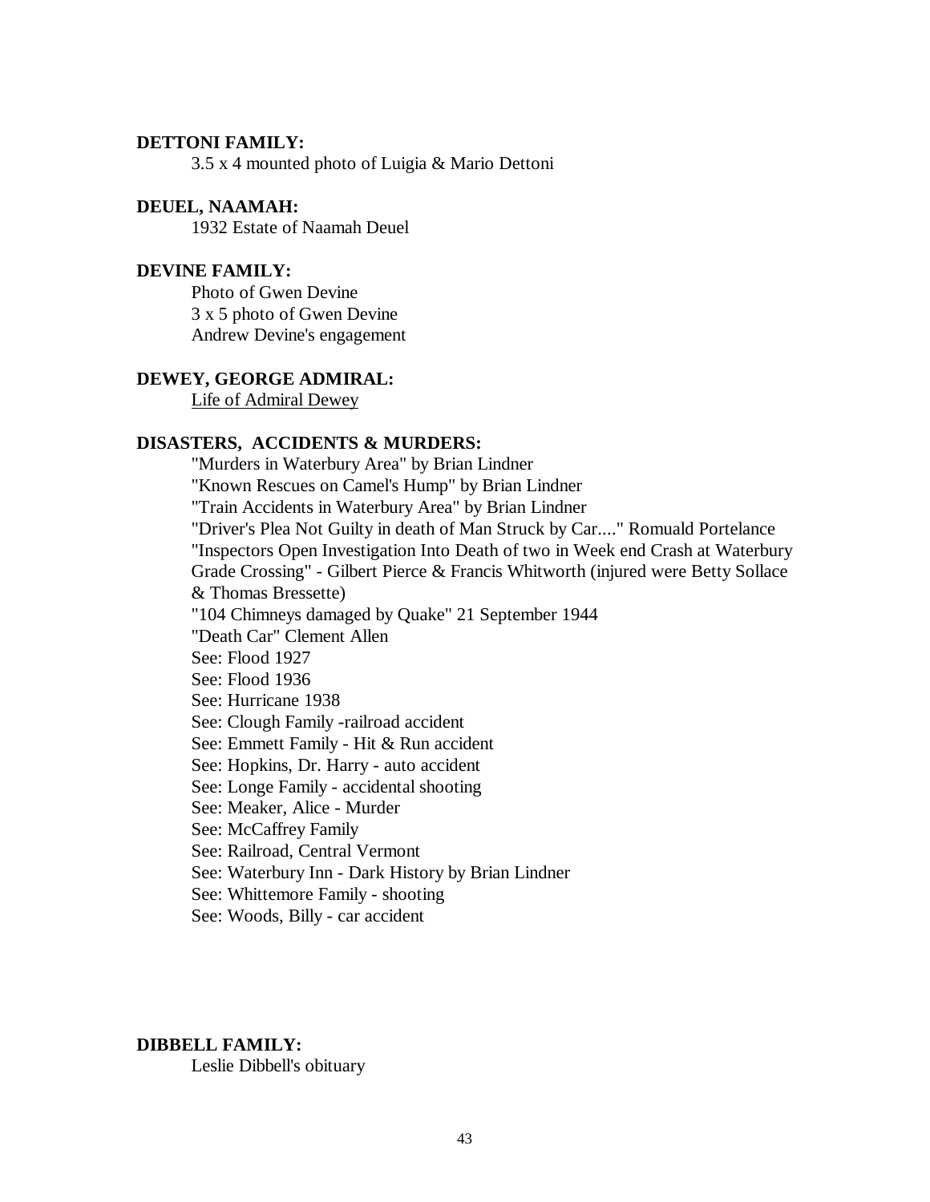**DETTONI FAMILY:**

3.5 x 4 mounted photo of Luigia & Mario Dettoni

**DEUEL, NAAMAH:**

1932 Estate of Naamah Deuel

**DEVINE FAMILY:**

Photo of Gwen Devine
3 x 5 photo of Gwen Devine
Andrew Devine's engagement

**DEWEY, GEORGE ADMIRAL:**

<u>Life of Admiral Dewey</u>

**DISASTERS, ACCIDENTS & MURDERS:**

"Murders in Waterbury Area" by Brian Lindner
"Known Rescues on Camel's Hump" by Brian Lindner
"Train Accidents in Waterbury Area" by Brian Lindner
"Driver's Plea Not Guilty in death of Man Struck by Car...." Romuald Portelance
"Inspectors Open Investigation Into Death of two in Week end Crash at Waterbury Grade Crossing" - Gilbert Pierce & Francis Whitworth (injured were Betty Sollace & Thomas Bressette)
"104 Chimneys damaged by Quake" 21 September 1944
"Death Car" Clement Allen
See: Flood 1927
See: Flood 1936
See: Hurricane 1938
See: Clough Family -railroad accident
See: Emmett Family - Hit & Run accident
See: Hopkins, Dr. Harry - auto accident
See: Longe Family - accidental shooting
See: Meaker, Alice - Murder
See: McCaffrey Family
See: Railroad, Central Vermont
See: Waterbury Inn - Dark History by Brian Lindner
See: Whittemore Family - shooting
See: Woods, Billy - car accident

**DIBBELL FAMILY:**

Leslie Dibbell's obituary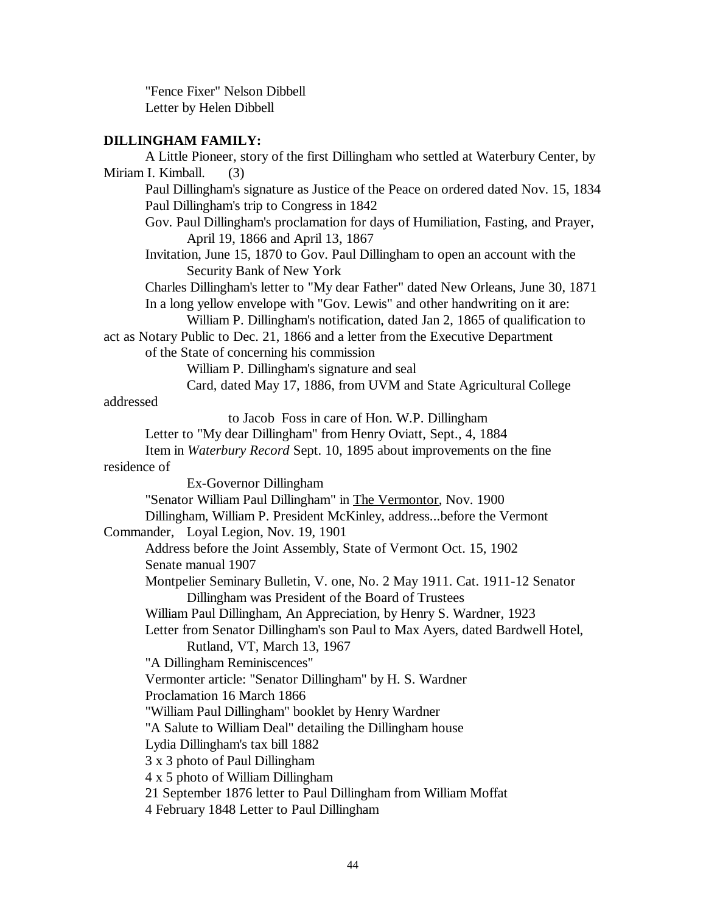"Fence Fixer" Nelson Dibbell
Letter by Helen Dibbell

**DILLINGHAM FAMILY:**

A Little Pioneer, story of the first Dillingham who settled at Waterbury Center, by Miriam I. Kimball. (3)

Paul Dillingham's signature as Justice of the Peace on ordered dated Nov. 15, 1834

Paul Dillingham's trip to Congress in 1842

Gov. Paul Dillingham's proclamation for days of Humiliation, Fasting, and Prayer, April 19, 1866 and April 13, 1867

Invitation, June 15, 1870 to Gov. Paul Dillingham to open an account with the Security Bank of New York

Charles Dillingham's letter to "My dear Father" dated New Orleans, June 30, 1871

In a long yellow envelope with "Gov. Lewis" and other handwriting on it are:

William P. Dillingham's notification, dated Jan 2, 1865 of qualification to act as Notary Public to Dec. 21, 1866 and a letter from the Executive Department of the State of concerning his commission

William P. Dillingham's signature and seal

Card, dated May 17, 1886, from UVM and State Agricultural College addressed to Jacob Foss in care of Hon. W.P. Dillingham

Letter to "My dear Dillingham" from Henry Oviatt, Sept., 4, 1884

Item in *Waterbury Record* Sept. 10, 1895 about improvements on the fine residence of Ex-Governor Dillingham

"Senator William Paul Dillingham" in The Vermontor, Nov. 1900

Dillingham, William P. President McKinley, address...before the Vermont Commander, Loyal Legion, Nov. 19, 1901

Address before the Joint Assembly, State of Vermont Oct. 15, 1902

Senate manual 1907

Montpelier Seminary Bulletin, V. one, No. 2 May 1911. Cat. 1911-12 Senator Dillingham was President of the Board of Trustees

William Paul Dillingham, An Appreciation, by Henry S. Wardner, 1923

Letter from Senator Dillingham's son Paul to Max Ayers, dated Bardwell Hotel, Rutland, VT, March 13, 1967

"A Dillingham Reminiscences"

Vermonter article: "Senator Dillingham" by H. S. Wardner

Proclamation 16 March 1866

"William Paul Dillingham" booklet by Henry Wardner

"A Salute to William Deal" detailing the Dillingham house

Lydia Dillingham's tax bill 1882

3 x 3 photo of Paul Dillingham

4 x 5 photo of William Dillingham

21 September 1876 letter to Paul Dillingham from William Moffat

4 February 1848 Letter to Paul Dillingham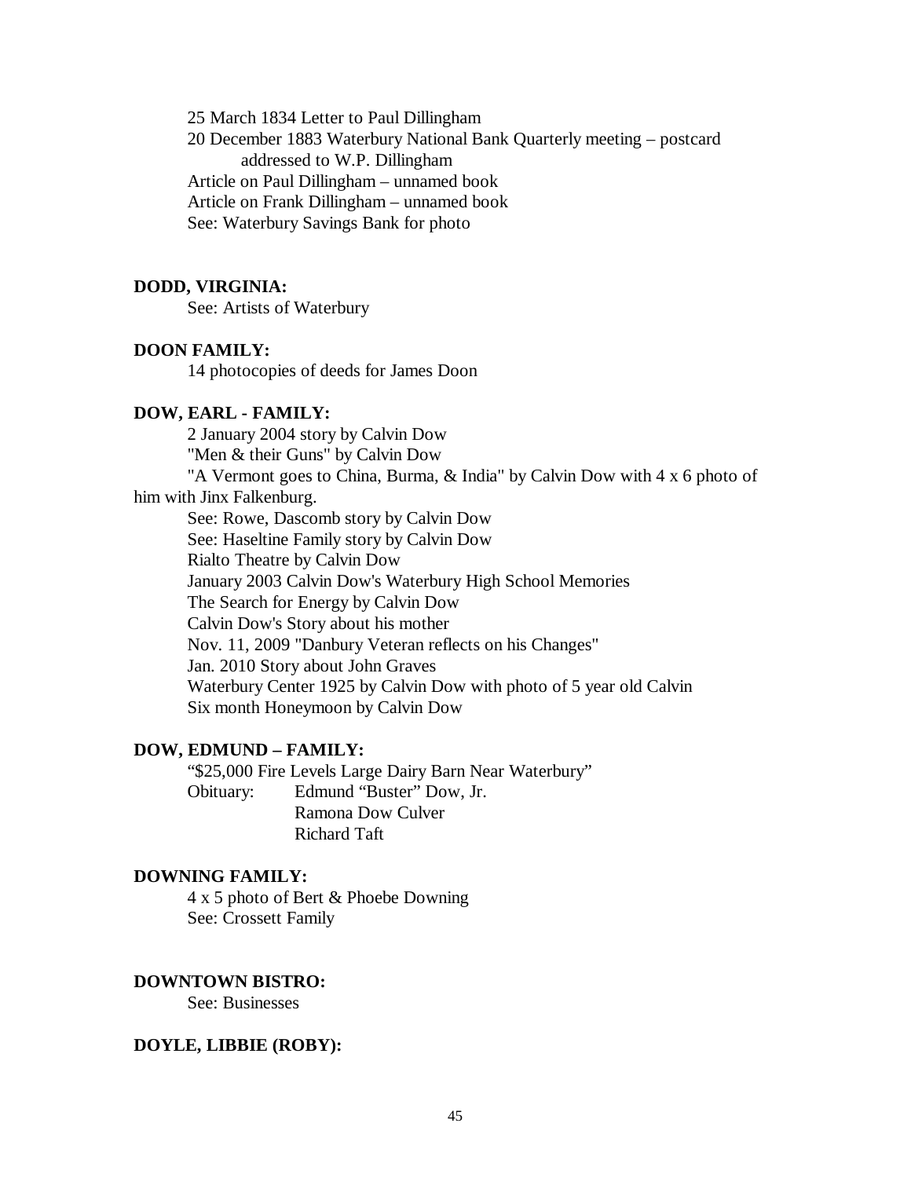25 March 1834 Letter to Paul Dillingham
20 December 1883 Waterbury National Bank Quarterly meeting – postcard addressed to W.P. Dillingham
Article on Paul Dillingham – unnamed book
Article on Frank Dillingham – unnamed book
See: Waterbury Savings Bank for photo

**DODD, VIRGINIA:**

See: Artists of Waterbury

**DOON FAMILY:**

14 photocopies of deeds for James Doon

**DOW, EARL - FAMILY:**

2 January 2004 story by Calvin Dow
"Men & their Guns" by Calvin Dow
"A Vermont goes to China, Burma, & India" by Calvin Dow with 4 x 6 photo of him with Jinx Falkenburg.
See: Rowe, Dascomb story by Calvin Dow
See: Haseltine Family story by Calvin Dow
Rialto Theatre by Calvin Dow
January 2003 Calvin Dow's Waterbury High School Memories
The Search for Energy by Calvin Dow
Calvin Dow's Story about his mother
Nov. 11, 2009 "Danbury Veteran reflects on his Changes"
Jan. 2010 Story about John Graves
Waterbury Center 1925 by Calvin Dow with photo of 5 year old Calvin
Six month Honeymoon by Calvin Dow

**DOW, EDMUND – FAMILY:**

"$25,000 Fire Levels Large Dairy Barn Near Waterbury"
Obituary: Edmund "Buster" Dow, Jr.
Ramona Dow Culver
Richard Taft

**DOWNING FAMILY:**

4 x 5 photo of Bert & Phoebe Downing
See: Crossett Family

**DOWNTOWN BISTRO:**

See: Businesses

**DOYLE, LIBBIE (ROBY):**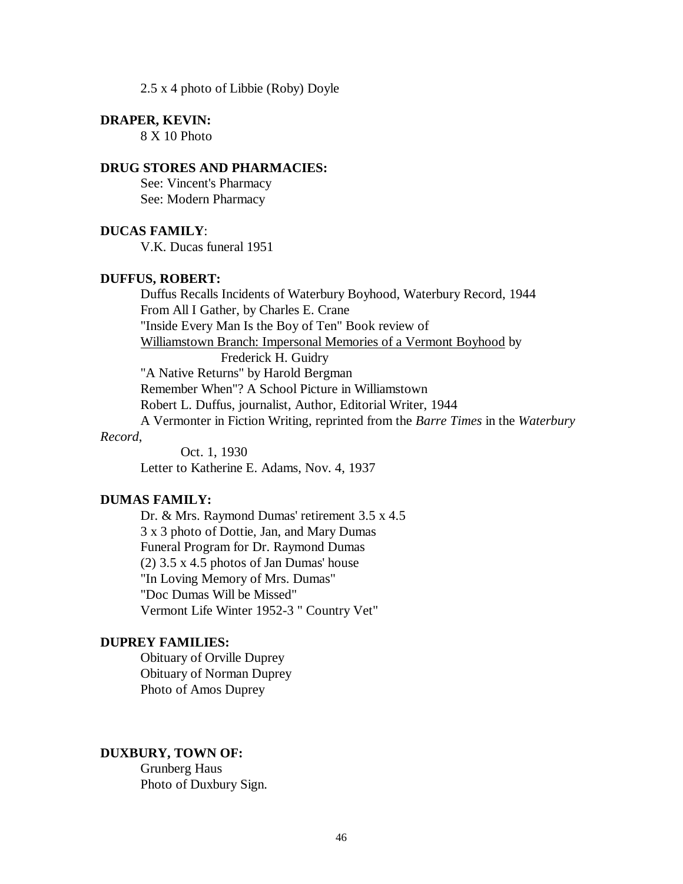2.5 x 4 photo of Libbie (Roby) Doyle

**DRAPER, KEVIN:**

8 X 10 Photo

**DRUG STORES AND PHARMACIES:**

See: Vincent's Pharmacy
See: Modern Pharmacy

**DUCAS FAMILY**:

V.K. Ducas funeral 1951

**DUFFUS, ROBERT:**

Duffus Recalls Incidents of Waterbury Boyhood, Waterbury Record, 1944
From All I Gather, by Charles E. Crane
"Inside Every Man Is the Boy of Ten" Book review of
Williamstown Branch: Impersonal Memories of a Vermont Boyhood by
Frederick H. Guidry
"A Native Returns" by Harold Bergman
Remember When"? A School Picture in Williamstown
Robert L. Duffus, journalist, Author, Editorial Writer, 1944
A Vermonter in Fiction Writing, reprinted from the *Barre Times* in the *Waterbury Record,*
Oct. 1, 1930
Letter to Katherine E. Adams, Nov. 4, 1937

**DUMAS FAMILY:**

Dr. & Mrs. Raymond Dumas' retirement 3.5 x 4.5
3 x 3 photo of Dottie, Jan, and Mary Dumas
Funeral Program for Dr. Raymond Dumas
(2) 3.5 x 4.5 photos of Jan Dumas' house
"In Loving Memory of Mrs. Dumas"
"Doc Dumas Will be Missed"
Vermont Life Winter 1952-3 " Country Vet"

**DUPREY FAMILIES:**

Obituary of Orville Duprey
Obituary of Norman Duprey
Photo of Amos Duprey

**DUXBURY, TOWN OF:**

Grunberg Haus
Photo of Duxbury Sign.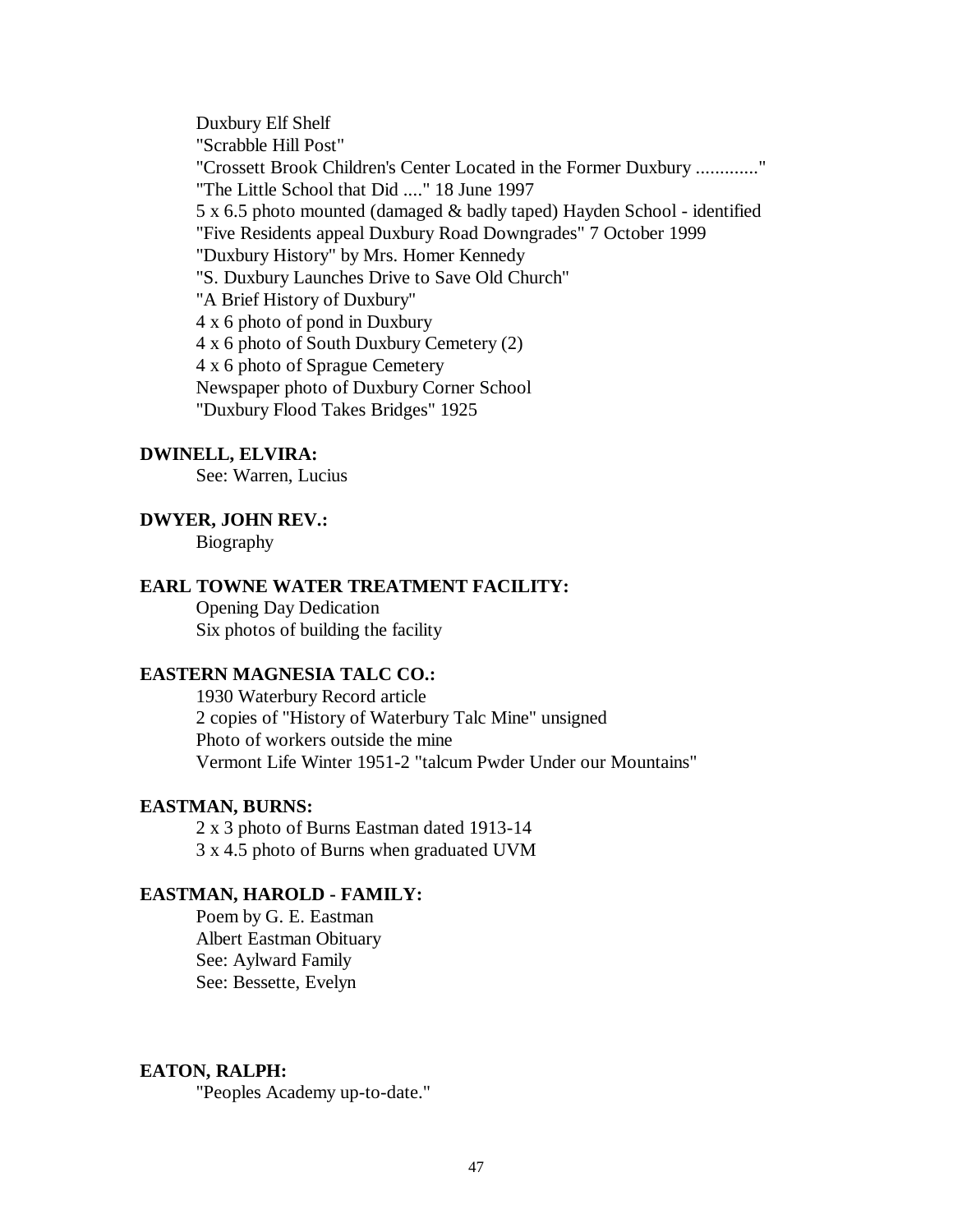Duxbury Elf Shelf
"Scrabble Hill Post"
"Crossett Brook Children's Center Located in the Former Duxbury ............."
"The Little School that Did ...." 18 June 1997
5 x 6.5 photo mounted (damaged & badly taped) Hayden School - identified
"Five Residents appeal Duxbury Road Downgrades" 7 October 1999
"Duxbury History" by Mrs. Homer Kennedy
"S. Duxbury Launches Drive to Save Old Church"
"A Brief History of Duxbury"
4 x 6 photo of pond in Duxbury
4 x 6 photo of South Duxbury Cemetery (2)
4 x 6 photo of Sprague Cemetery
Newspaper photo of Duxbury Corner School
"Duxbury Flood Takes Bridges" 1925

**DWINELL, ELVIRA:**

See: Warren, Lucius

**DWYER, JOHN REV.:**

Biography

**EARL TOWNE WATER TREATMENT FACILITY:**

Opening Day Dedication
Six photos of building the facility

**EASTERN MAGNESIA TALC CO.:**

1930 Waterbury Record article
2 copies of "History of Waterbury Talc Mine" unsigned
Photo of workers outside the mine
Vermont Life Winter 1951-2 "talcum Pwder Under our Mountains"

**EASTMAN, BURNS:**

2 x 3 photo of Burns Eastman dated 1913-14
3 x 4.5 photo of Burns when graduated UVM

**EASTMAN, HAROLD - FAMILY:**

Poem by G. E. Eastman
Albert Eastman Obituary
See: Aylward Family
See: Bessette, Evelyn

**EATON, RALPH:**

"Peoples Academy up-to-date."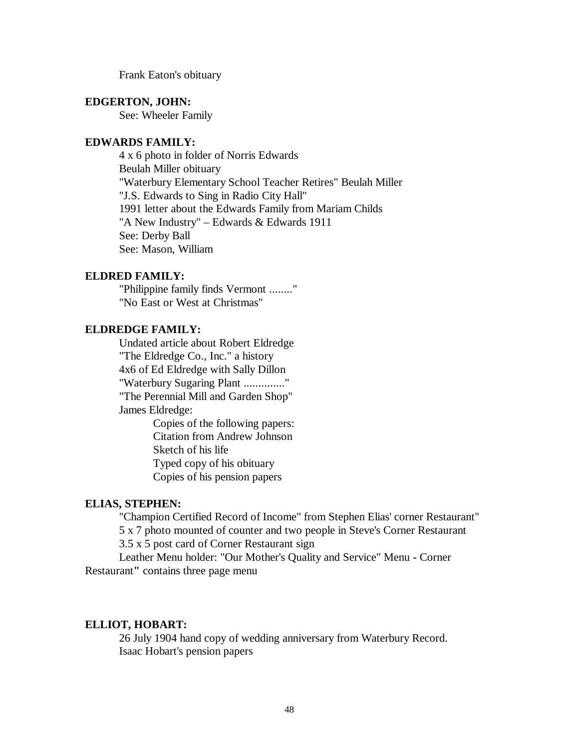Frank Eaton's obituary

**EDGERTON, JOHN:**

See: Wheeler Family

**EDWARDS FAMILY:**

4 x 6 photo in folder of Norris Edwards
Beulah Miller obituary
"Waterbury Elementary School Teacher Retires" Beulah Miller
"J.S. Edwards to Sing in Radio City Hall"
1991 letter about the Edwards Family from Mariam Childs
"A New Industry" – Edwards & Edwards 1911
See: Derby Ball
See: Mason, William

**ELDRED FAMILY:**

"Philippine family finds Vermont ........"
"No East or West at Christmas"

**ELDREDGE FAMILY:**

Undated article about Robert Eldredge
"The Eldredge Co., Inc." a history
4x6 of Ed Eldredge with Sally Dillon
"Waterbury Sugaring Plant .............."
"The Perennial Mill and Garden Shop"
James Eldredge:

- Copies of the following papers:
- Citation from Andrew Johnson
- Sketch of his life
- Typed copy of his obituary
- Copies of his pension papers

**ELIAS, STEPHEN:**

"Champion Certified Record of Income" from Stephen Elias' corner Restaurant"
5 x 7 photo mounted of counter and two people in Steve's Corner Restaurant
3.5 x 5 post card of Corner Restaurant sign
Leather Menu holder: "Our Mother's Quality and Service" Menu - Corner Restaurant**"** contains three page menu

**ELLIOT, HOBART:**

26 July 1904 hand copy of wedding anniversary from Waterbury Record.
Isaac Hobart's pension papers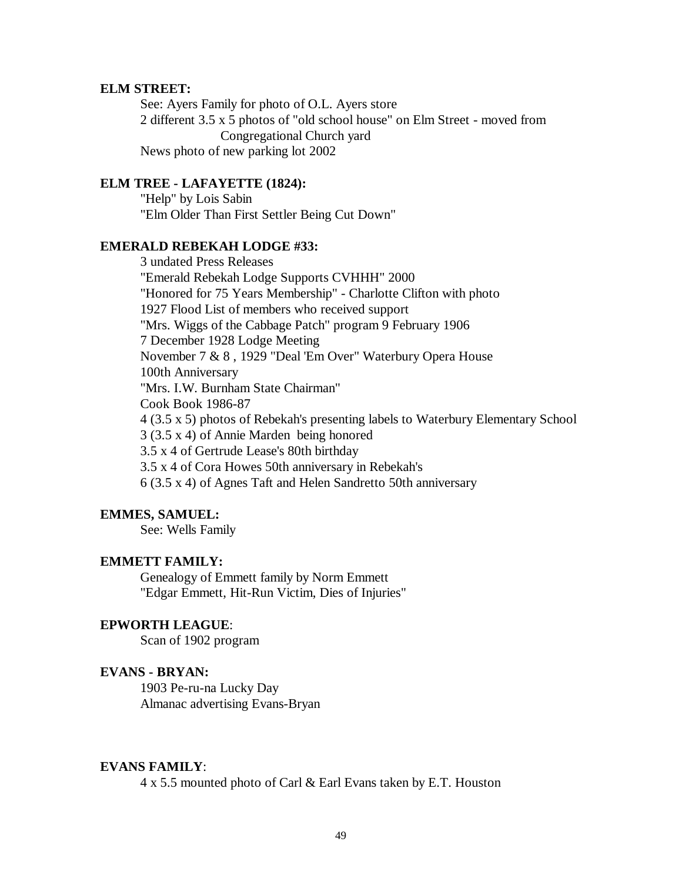**ELM STREET:**

See: Ayers Family for photo of O.L. Ayers store
2 different 3.5 x 5 photos of "old school house" on Elm Street - moved from Congregational Church yard
News photo of new parking lot 2002

**ELM TREE - LAFAYETTE (1824):**

"Help" by Lois Sabin
"Elm Older Than First Settler Being Cut Down"

**EMERALD REBEKAH LODGE #33:**

3 undated Press Releases
"Emerald Rebekah Lodge Supports CVHHH" 2000
"Honored for 75 Years Membership" - Charlotte Clifton with photo
1927 Flood List of members who received support
"Mrs. Wiggs of the Cabbage Patch" program 9 February 1906
7 December 1928 Lodge Meeting
November 7 & 8 , 1929 "Deal 'Em Over" Waterbury Opera House
100th Anniversary
"Mrs. I.W. Burnham State Chairman"
Cook Book 1986-87
4 (3.5 x 5) photos of Rebekah's presenting labels to Waterbury Elementary School
3 (3.5 x 4) of Annie Marden being honored
3.5 x 4 of Gertrude Lease's 80th birthday
3.5 x 4 of Cora Howes 50th anniversary in Rebekah's
6 (3.5 x 4) of Agnes Taft and Helen Sandretto 50th anniversary

**EMMES, SAMUEL:**

See: Wells Family

**EMMETT FAMILY:**

Genealogy of Emmett family by Norm Emmett
"Edgar Emmett, Hit-Run Victim, Dies of Injuries"

**EPWORTH LEAGUE**:

Scan of 1902 program

**EVANS - BRYAN:**

1903 Pe-ru-na Lucky Day
Almanac advertising Evans-Bryan

**EVANS FAMILY**:

4 x 5.5 mounted photo of Carl & Earl Evans taken by E.T. Houston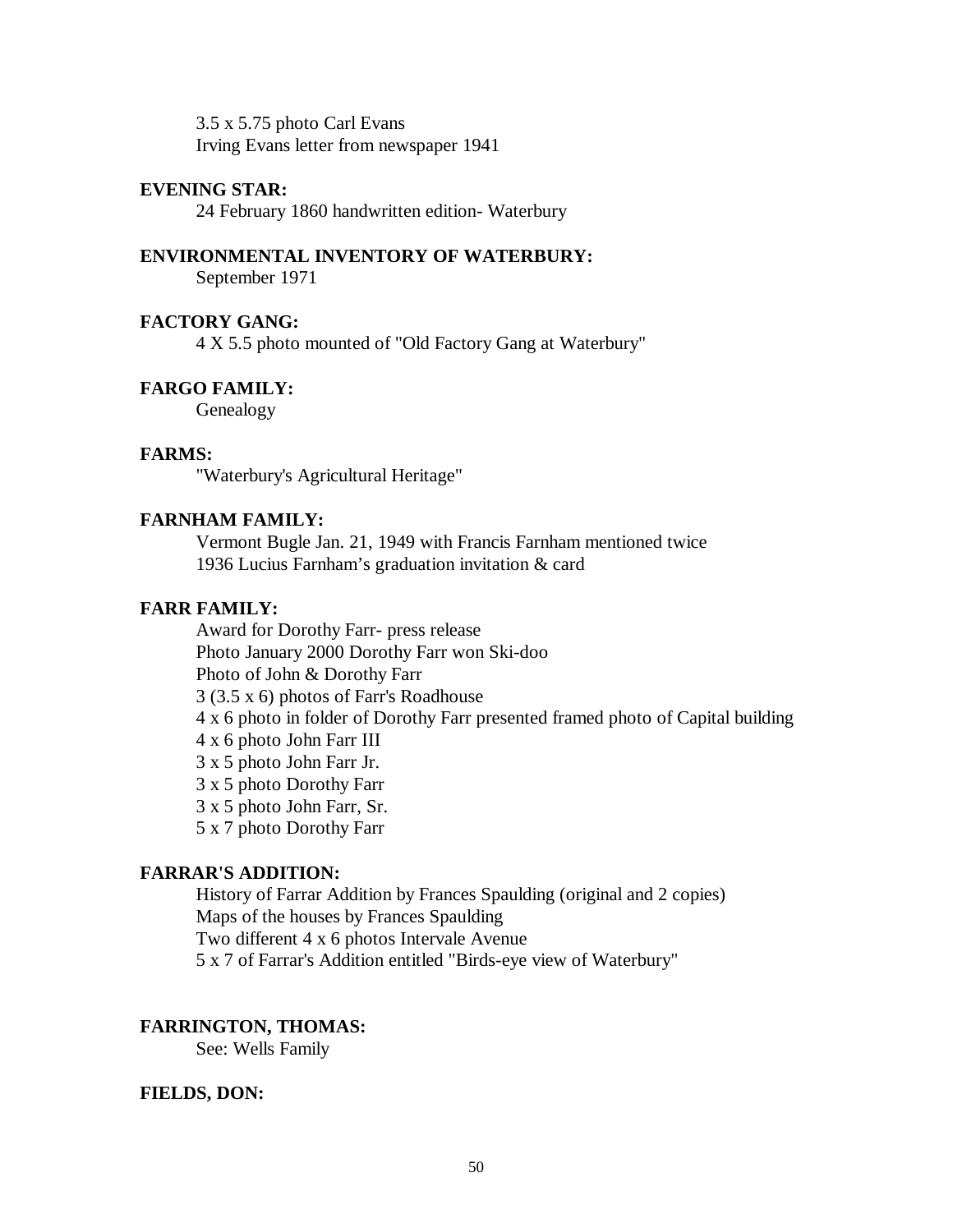3.5 x 5.75 photo Carl Evans
Irving Evans letter from newspaper 1941

**EVENING STAR:**
24 February 1860 handwritten edition- Waterbury

**ENVIRONMENTAL INVENTORY OF WATERBURY:**
September 1971

**FACTORY GANG:**
4 X 5.5 photo mounted of "Old Factory Gang at Waterbury"

**FARGO FAMILY:**
Genealogy

**FARMS:**
"Waterbury's Agricultural Heritage"

**FARNHAM FAMILY:**
Vermont Bugle Jan. 21, 1949 with Francis Farnham mentioned twice
1936 Lucius Farnham's graduation invitation & card

**FARR FAMILY:**
Award for Dorothy Farr- press release
Photo January 2000 Dorothy Farr won Ski-doo
Photo of John & Dorothy Farr
3 (3.5 x 6) photos of Farr's Roadhouse
4 x 6 photo in folder of Dorothy Farr presented framed photo of Capital building
4 x 6 photo John Farr III
3 x 5 photo John Farr Jr.
3 x 5 photo Dorothy Farr
3 x 5 photo John Farr, Sr.
5 x 7 photo Dorothy Farr

**FARRAR'S ADDITION:**
History of Farrar Addition by Frances Spaulding (original and 2 copies)
Maps of the houses by Frances Spaulding
Two different 4 x 6 photos Intervale Avenue
5 x 7 of Farrar's Addition entitled "Birds-eye view of Waterbury"

**FARRINGTON, THOMAS:**
See: Wells Family

**FIELDS, DON:**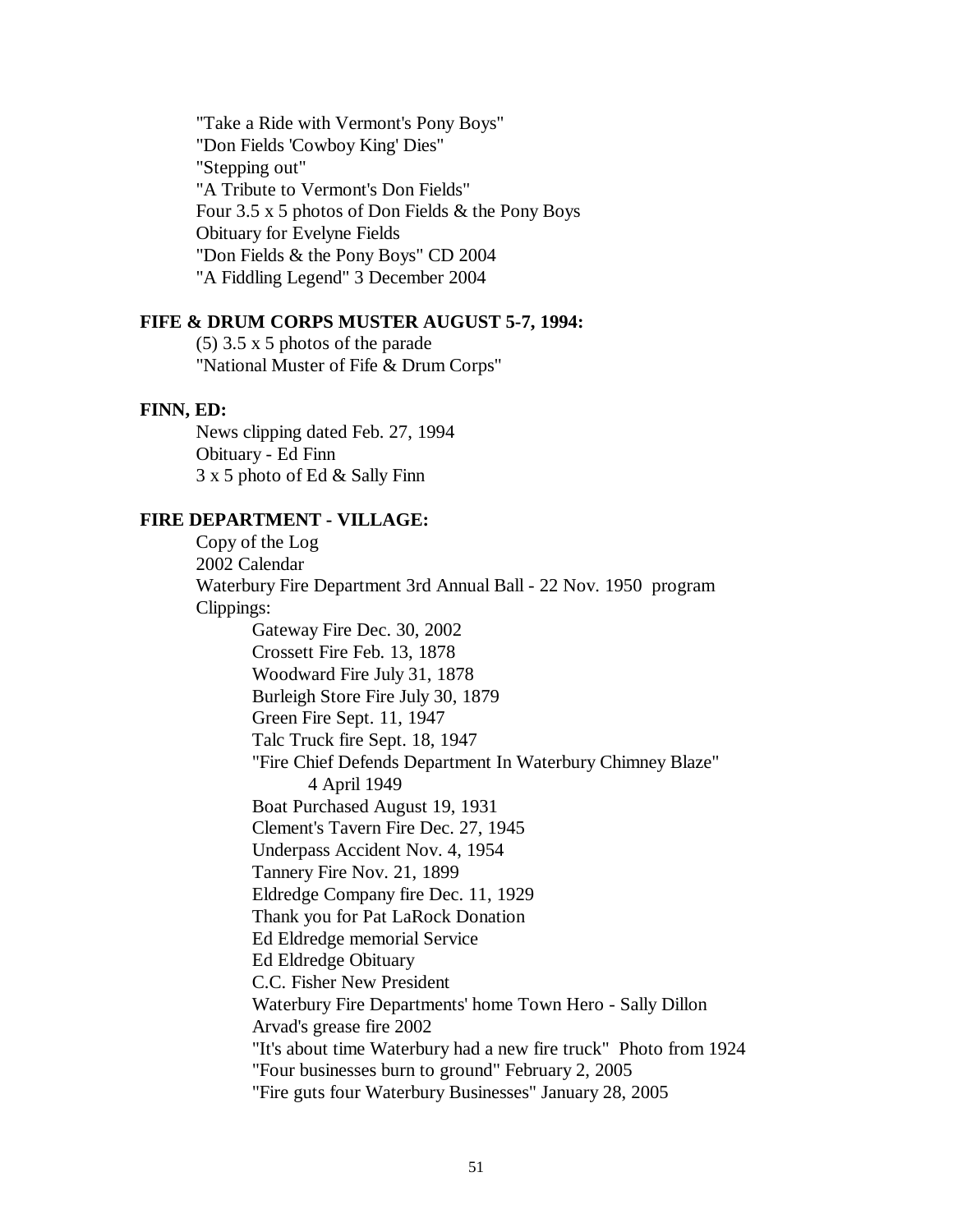"Take a Ride with Vermont's Pony Boys"
"Don Fields 'Cowboy King' Dies"
"Stepping out"
"A Tribute to Vermont's Don Fields"
Four 3.5 x 5 photos of Don Fields & the Pony Boys
Obituary for Evelyne Fields
"Don Fields & the Pony Boys" CD 2004
"A Fiddling Legend" 3 December 2004

**FIFE & DRUM CORPS MUSTER AUGUST 5-7, 1994:**

(5) 3.5 x 5 photos of the parade
"National Muster of Fife & Drum Corps"

**FINN, ED:**

News clipping dated Feb. 27, 1994
Obituary - Ed Finn
3 x 5 photo of Ed & Sally Finn

**FIRE DEPARTMENT - VILLAGE:**

Copy of the Log
2002 Calendar
Waterbury Fire Department 3rd Annual Ball - 22 Nov. 1950 program
Clippings:

- Gateway Fire Dec. 30, 2002
- Crossett Fire Feb. 13, 1878
- Woodward Fire July 31, 1878
- Burleigh Store Fire July 30, 1879
- Green Fire Sept. 11, 1947
- Talc Truck fire Sept. 18, 1947
- "Fire Chief Defends Department In Waterbury Chimney Blaze" 4 April 1949
- Boat Purchased August 19, 1931
- Clement's Tavern Fire Dec. 27, 1945
- Underpass Accident Nov. 4, 1954
- Tannery Fire Nov. 21, 1899
- Eldredge Company fire Dec. 11, 1929
- Thank you for Pat LaRock Donation
- Ed Eldredge memorial Service
- Ed Eldredge Obituary
- C.C. Fisher New President
- Waterbury Fire Departments' home Town Hero - Sally Dillon
- Arvad's grease fire 2002
- "It's about time Waterbury had a new fire truck" Photo from 1924
- "Four businesses burn to ground" February 2, 2005
- "Fire guts four Waterbury Businesses" January 28, 2005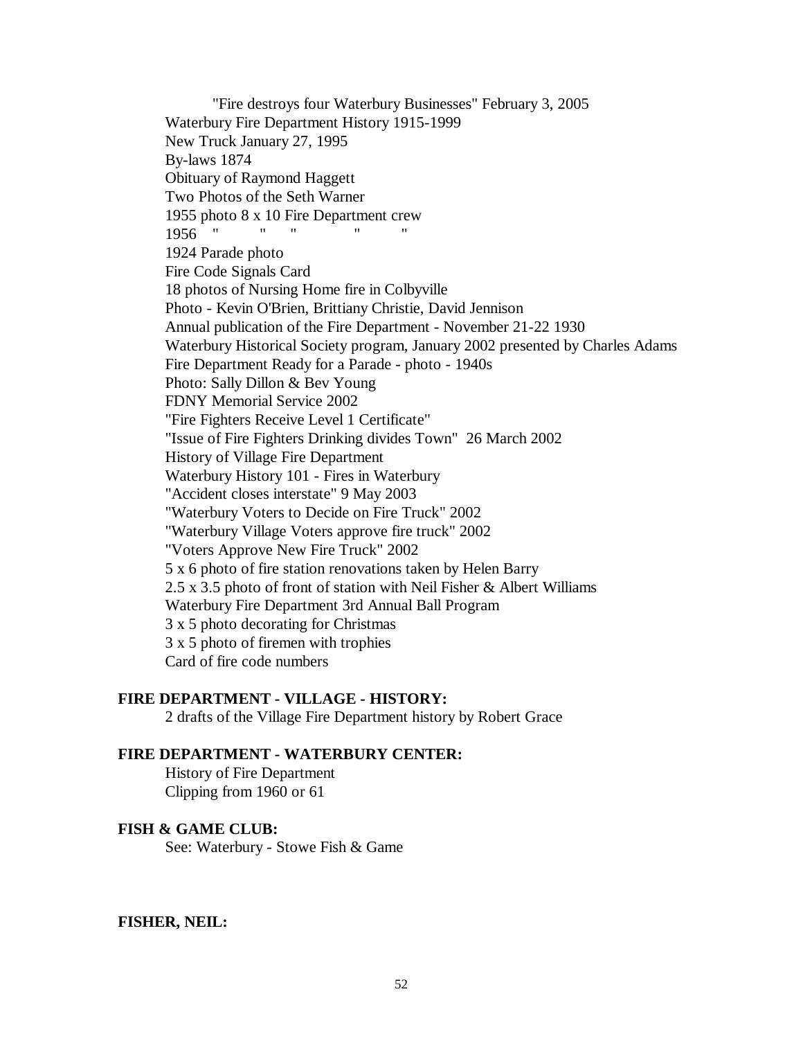"Fire destroys four Waterbury Businesses" February 3, 2005
Waterbury Fire Department History 1915-1999
New Truck January 27, 1995
By-laws 1874
Obituary of Raymond Haggett
Two Photos of the Seth Warner
1955 photo 8 x 10 Fire Department crew
1956 " " " " "
1924 Parade photo
Fire Code Signals Card
18 photos of Nursing Home fire in Colbyville
Photo - Kevin O'Brien, Brittiany Christie, David Jennison
Annual publication of the Fire Department - November 21-22 1930
Waterbury Historical Society program, January 2002 presented by Charles Adams
Fire Department Ready for a Parade - photo - 1940s
Photo: Sally Dillon & Bev Young
FDNY Memorial Service 2002
"Fire Fighters Receive Level 1 Certificate"
"Issue of Fire Fighters Drinking divides Town" 26 March 2002
History of Village Fire Department
Waterbury History 101 - Fires in Waterbury
"Accident closes interstate" 9 May 2003
"Waterbury Voters to Decide on Fire Truck" 2002
"Waterbury Village Voters approve fire truck" 2002
"Voters Approve New Fire Truck" 2002
5 x 6 photo of fire station renovations taken by Helen Barry
2.5 x 3.5 photo of front of station with Neil Fisher & Albert Williams
Waterbury Fire Department 3rd Annual Ball Program
3 x 5 photo decorating for Christmas
3 x 5 photo of firemen with trophies
Card of fire code numbers

**FIRE DEPARTMENT - VILLAGE - HISTORY:**

2 drafts of the Village Fire Department history by Robert Grace

**FIRE DEPARTMENT - WATERBURY CENTER:**

History of Fire Department
Clipping from 1960 or 61

**FISH & GAME CLUB:**

See: Waterbury - Stowe Fish & Game

**FISHER, NEIL:**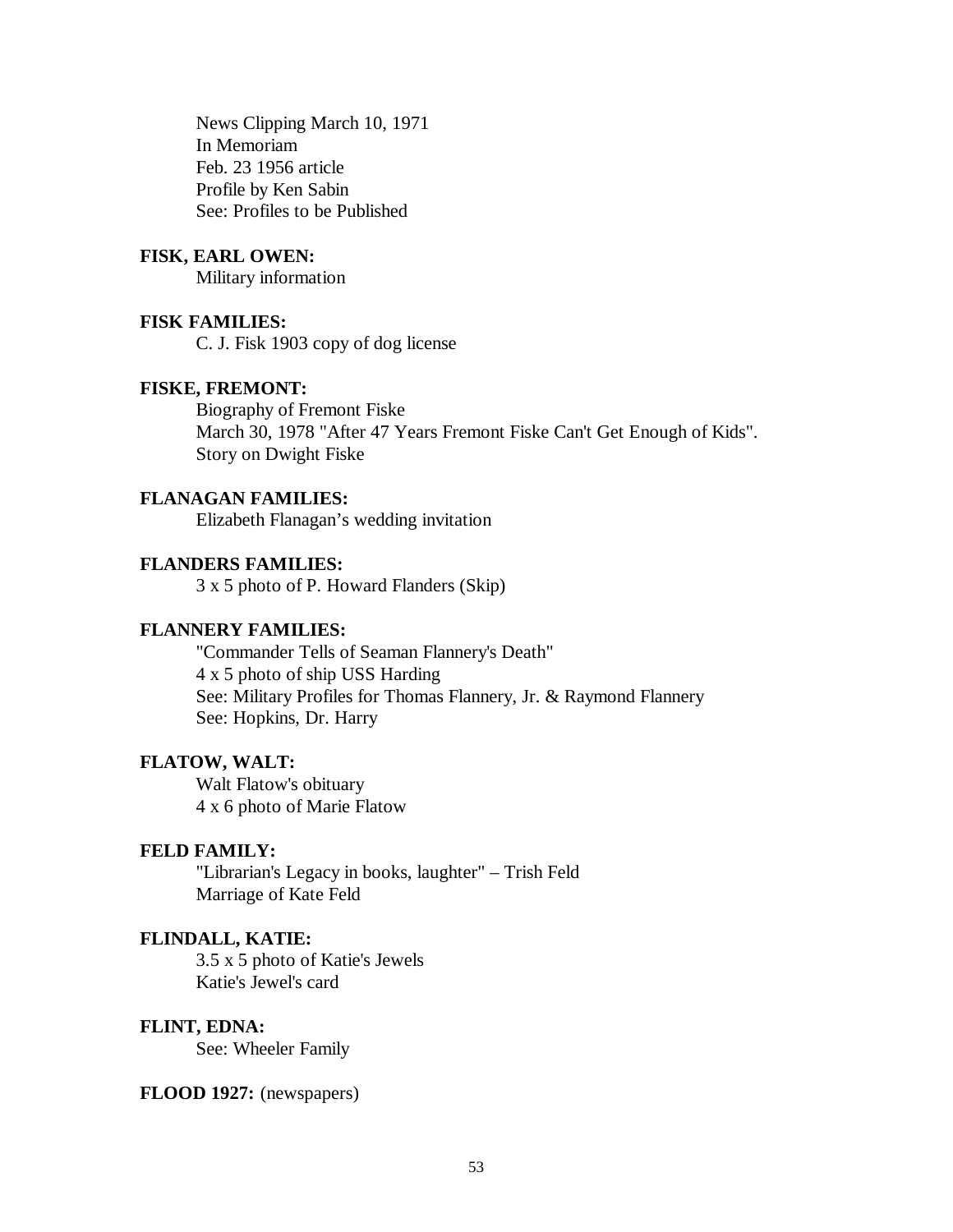News Clipping March 10, 1971
In Memoriam
Feb. 23 1956 article
Profile by Ken Sabin
See: Profiles to be Published

**FISK, EARL OWEN:**
Military information

**FISK FAMILIES:**
C. J. Fisk 1903 copy of dog license

**FISKE, FREMONT:**
Biography of Fremont Fiske
March 30, 1978 "After 47 Years Fremont Fiske Can't Get Enough of Kids".
Story on Dwight Fiske

**FLANAGAN FAMILIES:**
Elizabeth Flanagan’s wedding invitation

**FLANDERS FAMILIES:**
3 x 5 photo of P. Howard Flanders (Skip)

**FLANNERY FAMILIES:**
"Commander Tells of Seaman Flannery's Death"
4 x 5 photo of ship USS Harding
See: Military Profiles for Thomas Flannery, Jr. & Raymond Flannery
See: Hopkins, Dr. Harry

**FLATOW, WALT:**
Walt Flatow's obituary
4 x 6 photo of Marie Flatow

**FELD FAMILY:**
"Librarian's Legacy in books, laughter" – Trish Feld
Marriage of Kate Feld

**FLINDALL, KATIE:**
3.5 x 5 photo of Katie's Jewels
Katie's Jewel's card

**FLINT, EDNA:**
See: Wheeler Family

**FLOOD 1927:** (newspapers)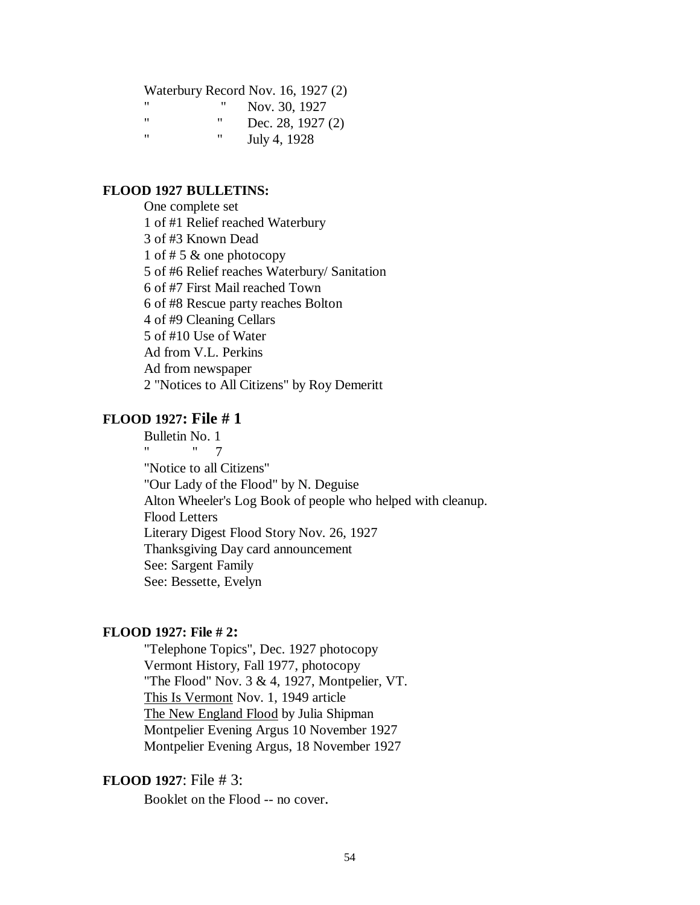Waterbury Record Nov. 16, 1927 (2)
" " Nov. 30, 1927
" " Dec. 28, 1927 (2)
" " July 4, 1928

**FLOOD 1927 BULLETINS:**

One complete set
1 of #1 Relief reached Waterbury
3 of #3 Known Dead
1 of # 5 & one photocopy
5 of #6 Relief reaches Waterbury/ Sanitation
6 of #7 First Mail reached Town
6 of #8 Rescue party reaches Bolton
4 of #9 Cleaning Cellars
5 of #10 Use of Water
Ad from V.L. Perkins
Ad from newspaper
2 "Notices to All Citizens" by Roy Demeritt

**FLOOD 1927: File # 1**

Bulletin No. 1
" " 7
"Notice to all Citizens"
"Our Lady of the Flood" by N. Deguise
Alton Wheeler's Log Book of people who helped with cleanup.
Flood Letters
Literary Digest Flood Story Nov. 26, 1927
Thanksgiving Day card announcement
See: Sargent Family
See: Bessette, Evelyn

**FLOOD 1927: File # 2:**

"Telephone Topics", Dec. 1927 photocopy
Vermont History, Fall 1977, photocopy
"The Flood" Nov. 3 & 4, 1927, Montpelier, VT.
<u>This Is Vermont</u> Nov. 1, 1949 article
<u>The New England Flood</u> by Julia Shipman
Montpelier Evening Argus 10 November 1927
Montpelier Evening Argus, 18 November 1927

**FLOOD 1927**: File # 3:

Booklet on the Flood -- no cover.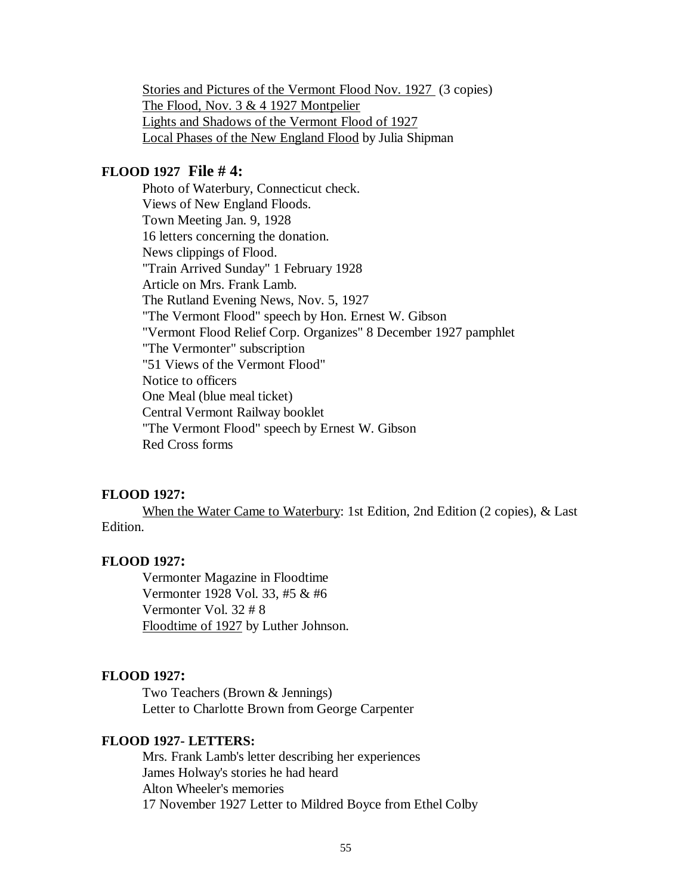<u>Stories and Pictures of the Vermont Flood Nov. 1927</u> (3 copies)
<u>The Flood, Nov. 3 & 4 1927 Montpelier</u>
<u>Lights and Shadows of the Vermont Flood of 1927</u>
<u>Local Phases of the New England Flood</u> by Julia Shipman

**FLOOD 1927 File # 4:**

Photo of Waterbury, Connecticut check.
Views of New England Floods.
Town Meeting Jan. 9, 1928
16 letters concerning the donation.
News clippings of Flood.
"Train Arrived Sunday" 1 February 1928
Article on Mrs. Frank Lamb.
The Rutland Evening News, Nov. 5, 1927
"The Vermont Flood" speech by Hon. Ernest W. Gibson
"Vermont Flood Relief Corp. Organizes" 8 December 1927 pamphlet
"The Vermonter" subscription
"51 Views of the Vermont Flood"
Notice to officers
One Meal (blue meal ticket)
Central Vermont Railway booklet
"The Vermont Flood" speech by Ernest W. Gibson
Red Cross forms

**FLOOD 1927:**

<u>When the Water Came to Waterbury</u>: 1st Edition, 2nd Edition (2 copies), & Last Edition.

**FLOOD 1927:**

Vermonter Magazine in Floodtime
Vermonter 1928 Vol. 33, #5 & #6
Vermonter Vol. 32 # 8
<u>Floodtime of 1927</u> by Luther Johnson.

**FLOOD 1927:**

Two Teachers (Brown & Jennings)
Letter to Charlotte Brown from George Carpenter

**FLOOD 1927- LETTERS:**

Mrs. Frank Lamb's letter describing her experiences
James Holway's stories he had heard
Alton Wheeler's memories
17 November 1927 Letter to Mildred Boyce from Ethel Colby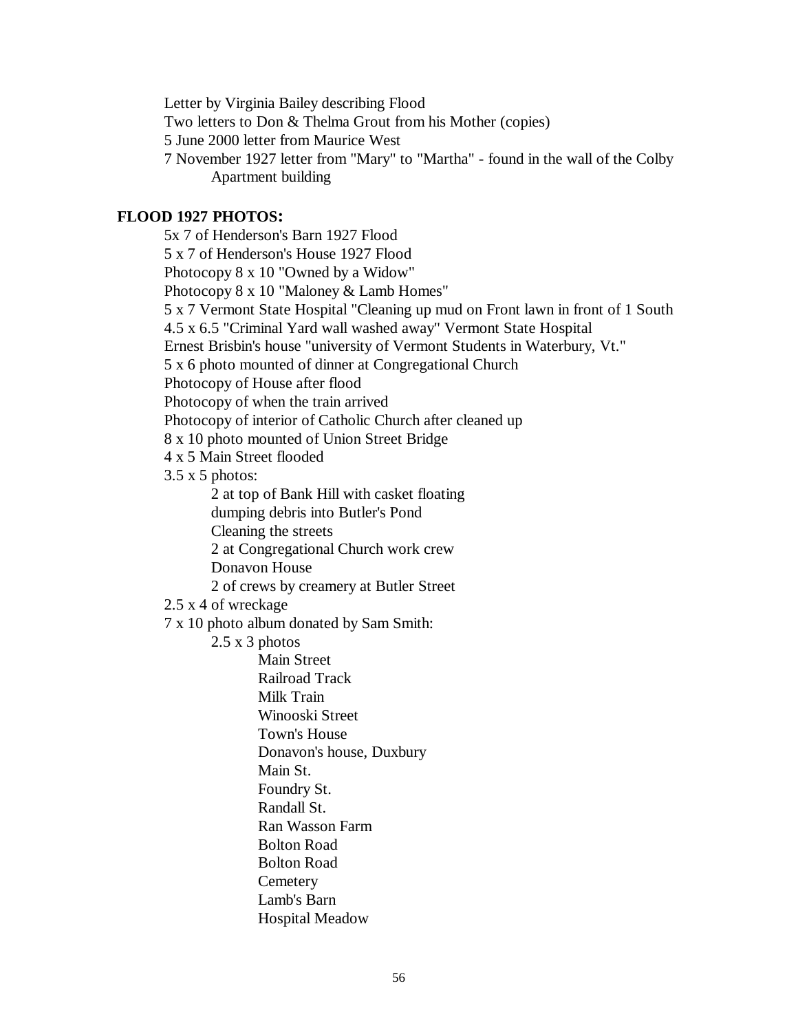Letter by Virginia Bailey describing Flood
Two letters to Don & Thelma Grout from his Mother (copies)
5 June 2000 letter from Maurice West
7 November 1927 letter from "Mary" to "Martha" - found in the wall of the Colby Apartment building

**FLOOD 1927 PHOTOS:**

- 5x 7 of Henderson's Barn 1927 Flood
- 5 x 7 of Henderson's House 1927 Flood
- Photocopy 8 x 10 "Owned by a Widow"
- Photocopy 8 x 10 "Maloney & Lamb Homes"
- 5 x 7 Vermont State Hospital "Cleaning up mud on Front lawn in front of 1 South
- 4.5 x 6.5 "Criminal Yard wall washed away" Vermont State Hospital
- Ernest Brisbin's house "university of Vermont Students in Waterbury, Vt."
- 5 x 6 photo mounted of dinner at Congregational Church
- Photocopy of House after flood
- Photocopy of when the train arrived
- Photocopy of interior of Catholic Church after cleaned up
- 8 x 10 photo mounted of Union Street Bridge
- 4 x 5 Main Street flooded
- 3.5 x 5 photos:
    - 2 at top of Bank Hill with casket floating
    - dumping debris into Butler's Pond
    - Cleaning the streets
    - 2 at Congregational Church work crew
    - Donavon House
    - 2 of crews by creamery at Butler Street
- 2.5 x 4 of wreckage
- 7 x 10 photo album donated by Sam Smith:
    - 2.5 x 3 photos
        - Main Street
        - Railroad Track
        - Milk Train
        - Winooski Street
        - Town's House
        - Donavon's house, Duxbury
        - Main St.
        - Foundry St.
        - Randall St.
        - Ran Wasson Farm
        - Bolton Road
        - Bolton Road
        - Cemetery
        - Lamb's Barn
        - Hospital Meadow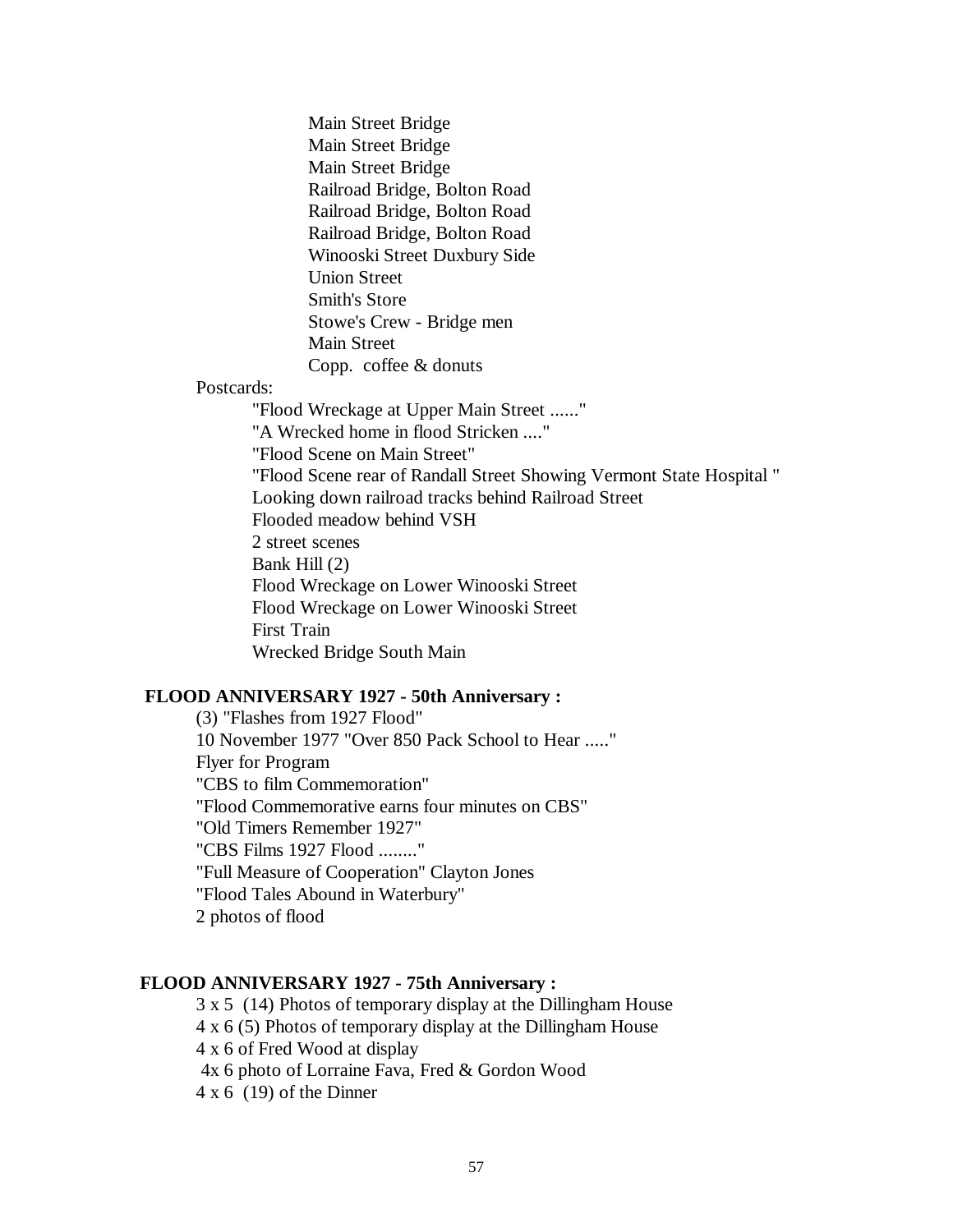- Main Street Bridge
- Main Street Bridge
- Main Street Bridge
- Railroad Bridge, Bolton Road
- Railroad Bridge, Bolton Road
- Railroad Bridge, Bolton Road
- Winooski Street Duxbury Side
- Union Street
- Smith's Store
- Stowe's Crew - Bridge men
- Main Street
- Copp. coffee & donuts

Postcards:

- "Flood Wreckage at Upper Main Street ......"
- "A Wrecked home in flood Stricken ...."
- "Flood Scene on Main Street"
- "Flood Scene rear of Randall Street Showing Vermont State Hospital "
- Looking down railroad tracks behind Railroad Street
- Flooded meadow behind VSH
- 2 street scenes
- Bank Hill (2)
- Flood Wreckage on Lower Winooski Street
- Flood Wreckage on Lower Winooski Street
- First Train
- Wrecked Bridge South Main

**FLOOD ANNIVERSARY 1927 - 50th Anniversary :**

- (3) "Flashes from 1927 Flood"
- 10 November 1977 "Over 850 Pack School to Hear ....."
- Flyer for Program
- "CBS to film Commemoration"
- "Flood Commemorative earns four minutes on CBS"
- "Old Timers Remember 1927"
- "CBS Films 1927 Flood ........"
- "Full Measure of Cooperation" Clayton Jones
- "Flood Tales Abound in Waterbury"
- 2 photos of flood

**FLOOD ANNIVERSARY 1927 - 75th Anniversary :**

- 3 x 5 (14) Photos of temporary display at the Dillingham House
- 4 x 6 (5) Photos of temporary display at the Dillingham House
- 4 x 6 of Fred Wood at display
- 4x 6 photo of Lorraine Fava, Fred & Gordon Wood
- 4 x 6 (19) of the Dinner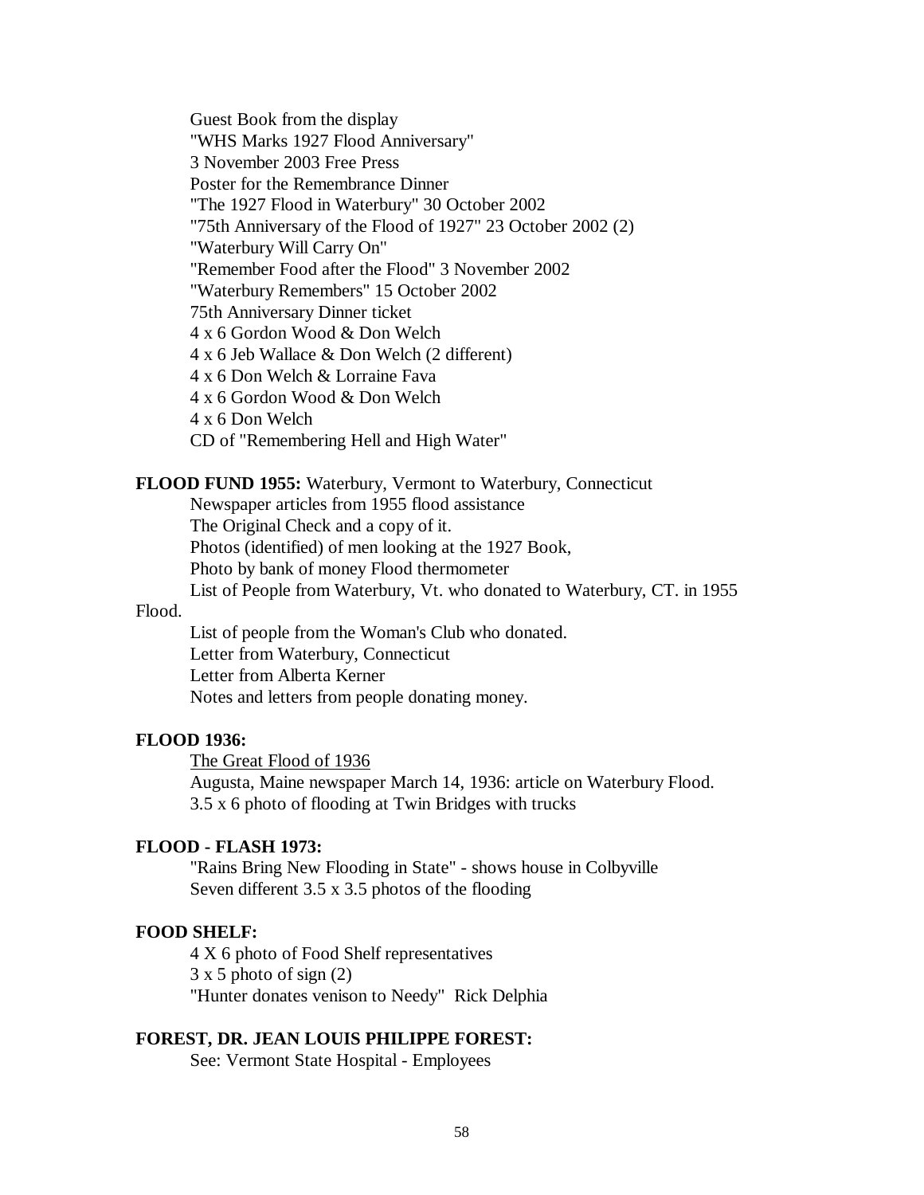Guest Book from the display
"WHS Marks 1927 Flood Anniversary"
3 November 2003 Free Press
Poster for the Remembrance Dinner
"The 1927 Flood in Waterbury" 30 October 2002
"75th Anniversary of the Flood of 1927" 23 October 2002 (2)
"Waterbury Will Carry On"
"Remember Food after the Flood" 3 November 2002
"Waterbury Remembers" 15 October 2002
75th Anniversary Dinner ticket
4 x 6 Gordon Wood & Don Welch
4 x 6 Jeb Wallace & Don Welch (2 different)
4 x 6 Don Welch & Lorraine Fava
4 x 6 Gordon Wood & Don Welch
4 x 6 Don Welch
CD of "Remembering Hell and High Water"

**FLOOD FUND 1955:** Waterbury, Vermont to Waterbury, Connecticut
Newspaper articles from 1955 flood assistance
The Original Check and a copy of it.
Photos (identified) of men looking at the 1927 Book,
Photo by bank of money Flood thermometer
List of People from Waterbury, Vt. who donated to Waterbury, CT. in 1955 Flood.
List of people from the Woman's Club who donated.
Letter from Waterbury, Connecticut
Letter from Alberta Kerner
Notes and letters from people donating money.

**FLOOD 1936:**
The Great Flood of 1936
Augusta, Maine newspaper March 14, 1936: article on Waterbury Flood.
3.5 x 6 photo of flooding at Twin Bridges with trucks

**FLOOD - FLASH 1973:**
"Rains Bring New Flooding in State" - shows house in Colbyville
Seven different 3.5 x 3.5 photos of the flooding

**FOOD SHELF:**
4 X 6 photo of Food Shelf representatives
3 x 5 photo of sign (2)
"Hunter donates venison to Needy" Rick Delphia

**FOREST, DR. JEAN LOUIS PHILIPPE FOREST:**
See: Vermont State Hospital - Employees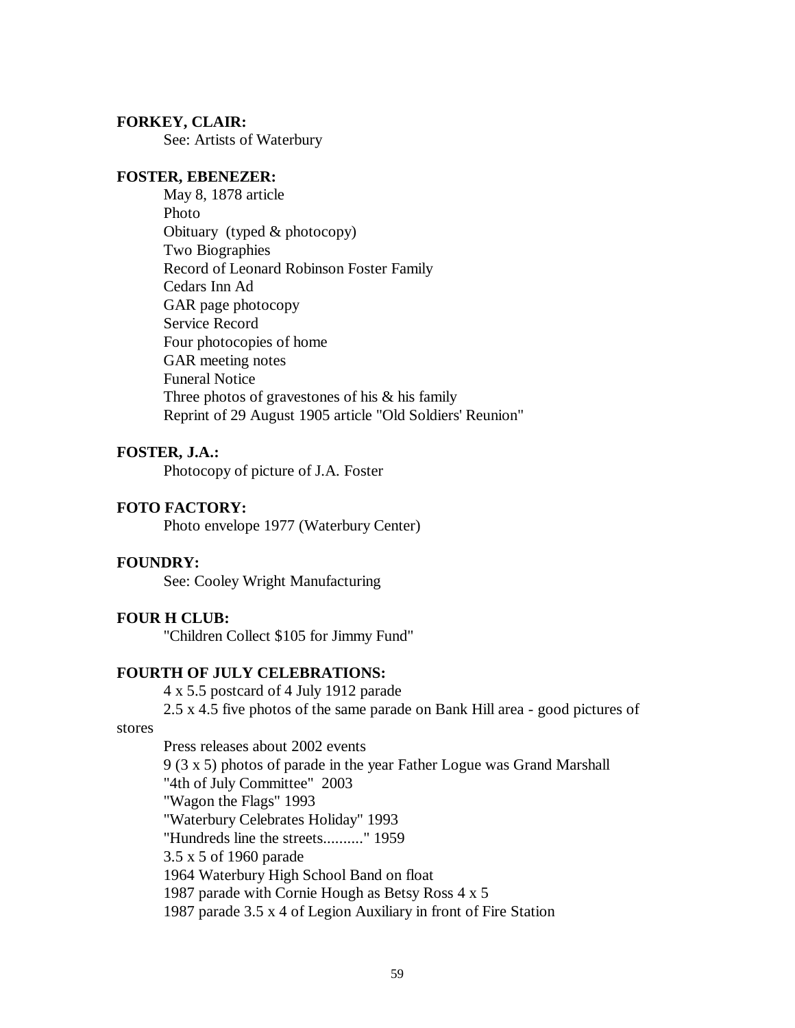**FORKEY, CLAIR:**

See: Artists of Waterbury

**FOSTER, EBENEZER:**

May 8, 1878 article
Photo
Obituary (typed & photocopy)
Two Biographies
Record of Leonard Robinson Foster Family
Cedars Inn Ad
GAR page photocopy
Service Record
Four photocopies of home
GAR meeting notes
Funeral Notice
Three photos of gravestones of his & his family
Reprint of 29 August 1905 article "Old Soldiers' Reunion"

**FOSTER, J.A.:**

Photocopy of picture of J.A. Foster

**FOTO FACTORY:**

Photo envelope 1977 (Waterbury Center)

**FOUNDRY:**

See: Cooley Wright Manufacturing

**FOUR H CLUB:**

"Children Collect $105 for Jimmy Fund"

**FOURTH OF JULY CELEBRATIONS:**

4 x 5.5 postcard of 4 July 1912 parade
2.5 x 4.5 five photos of the same parade on Bank Hill area - good pictures of stores
Press releases about 2002 events
9 (3 x 5) photos of parade in the year Father Logue was Grand Marshall
"4th of July Committee" 2003
"Wagon the Flags" 1993
"Waterbury Celebrates Holiday" 1993
"Hundreds line the streets.........." 1959
3.5 x 5 of 1960 parade
1964 Waterbury High School Band on float
1987 parade with Cornie Hough as Betsy Ross 4 x 5
1987 parade 3.5 x 4 of Legion Auxiliary in front of Fire Station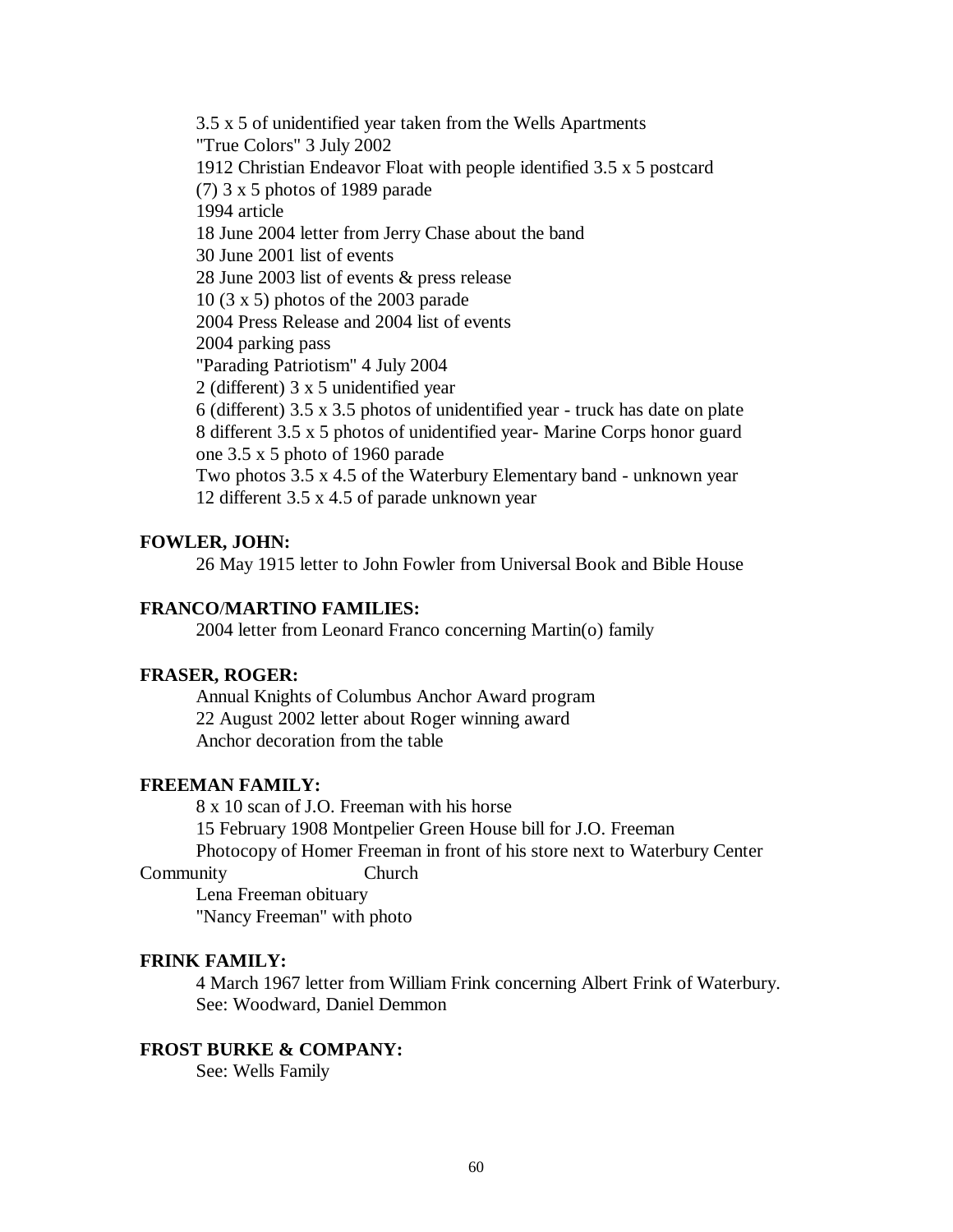3.5 x 5 of unidentified year taken from the Wells Apartments
"True Colors" 3 July 2002
1912 Christian Endeavor Float with people identified 3.5 x 5 postcard
(7) 3 x 5 photos of 1989 parade
1994 article
18 June 2004 letter from Jerry Chase about the band
30 June 2001 list of events
28 June 2003 list of events & press release
10 (3 x 5) photos of the 2003 parade
2004 Press Release and 2004 list of events
2004 parking pass
"Parading Patriotism" 4 July 2004
2 (different) 3 x 5 unidentified year
6 (different) 3.5 x 3.5 photos of unidentified year - truck has date on plate
8 different 3.5 x 5 photos of unidentified year- Marine Corps honor guard
one 3.5 x 5 photo of 1960 parade
Two photos 3.5 x 4.5 of the Waterbury Elementary band - unknown year
12 different 3.5 x 4.5 of parade unknown year

**FOWLER, JOHN:**

26 May 1915 letter to John Fowler from Universal Book and Bible House

**FRANCO/MARTINO FAMILIES:**

2004 letter from Leonard Franco concerning Martin(o) family

**FRASER, ROGER:**

Annual Knights of Columbus Anchor Award program
22 August 2002 letter about Roger winning award
Anchor decoration from the table

**FREEMAN FAMILY:**

8 x 10 scan of J.O. Freeman with his horse
15 February 1908 Montpelier Green House bill for J.O. Freeman
Photocopy of Homer Freeman in front of his store next to Waterbury Center Community Church
Lena Freeman obituary
"Nancy Freeman" with photo

**FRINK FAMILY:**

4 March 1967 letter from William Frink concerning Albert Frink of Waterbury.
See: Woodward, Daniel Demmon

**FROST BURKE & COMPANY:**

See: Wells Family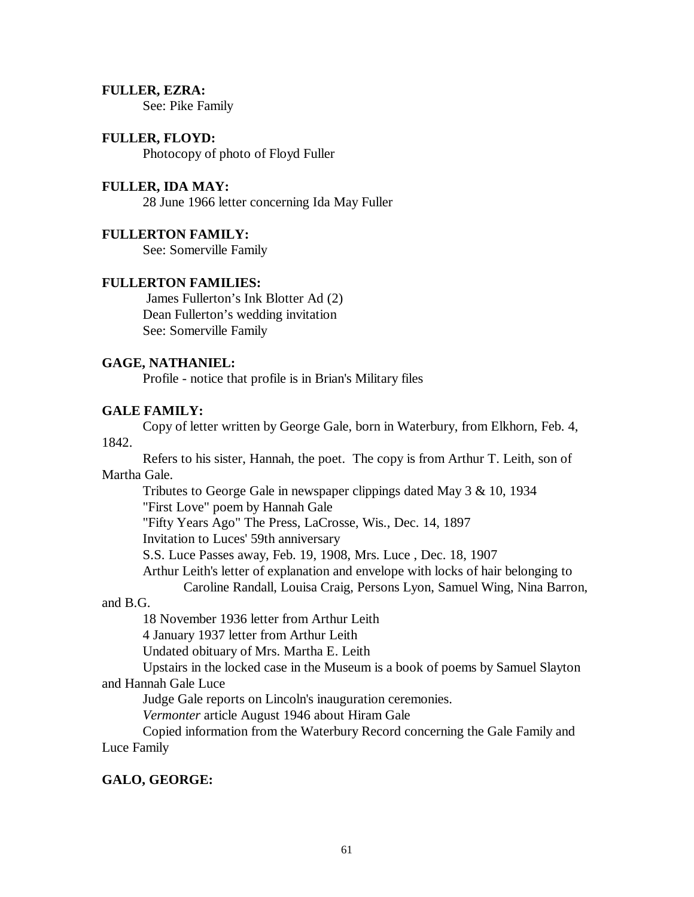**FULLER, EZRA:**

See: Pike Family

**FULLER, FLOYD:**

Photocopy of photo of Floyd Fuller

**FULLER, IDA MAY:**

28 June 1966 letter concerning Ida May Fuller

**FULLERTON FAMILY:**

See: Somerville Family

**FULLERTON FAMILIES:**

James Fullerton's Ink Blotter Ad (2)
Dean Fullerton's wedding invitation
See: Somerville Family

**GAGE, NATHANIEL:**

Profile - notice that profile is in Brian's Military files

**GALE FAMILY:**

Copy of letter written by George Gale, born in Waterbury, from Elkhorn, Feb. 4, 1842.

Refers to his sister, Hannah, the poet. The copy is from Arthur T. Leith, son of Martha Gale.

Tributes to George Gale in newspaper clippings dated May 3 & 10, 1934
"First Love" poem by Hannah Gale
"Fifty Years Ago" The Press, LaCrosse, Wis., Dec. 14, 1897
Invitation to Luces' 59th anniversary
S.S. Luce Passes away, Feb. 19, 1908, Mrs. Luce , Dec. 18, 1907
Arthur Leith's letter of explanation and envelope with locks of hair belonging to Caroline Randall, Louisa Craig, Persons Lyon, Samuel Wing, Nina Barron, and B.G.
18 November 1936 letter from Arthur Leith
4 January 1937 letter from Arthur Leith
Undated obituary of Mrs. Martha E. Leith
Upstairs in the locked case in the Museum is a book of poems by Samuel Slayton and Hannah Gale Luce
Judge Gale reports on Lincoln's inauguration ceremonies.
*Vermonter* article August 1946 about Hiram Gale
Copied information from the Waterbury Record concerning the Gale Family and Luce Family

**GALO, GEORGE:**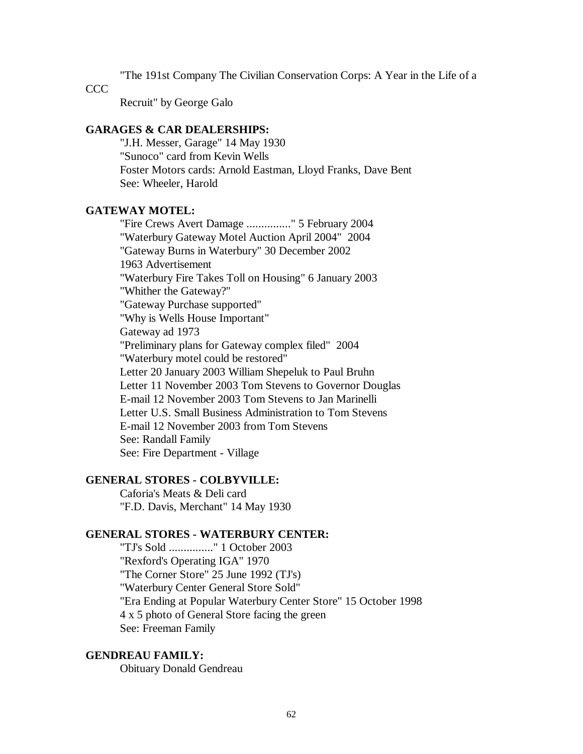"The 191st Company The Civilian Conservation Corps: A Year in the Life of a CCC Recruit" by George Galo

**GARAGES & CAR DEALERSHIPS:**

"J.H. Messer, Garage" 14 May 1930
"Sunoco" card from Kevin Wells
Foster Motors cards: Arnold Eastman, Lloyd Franks, Dave Bent
See: Wheeler, Harold

**GATEWAY MOTEL:**

"Fire Crews Avert Damage ..............." 5 February 2004
"Waterbury Gateway Motel Auction April 2004" 2004
"Gateway Burns in Waterbury" 30 December 2002
1963 Advertisement
"Waterbury Fire Takes Toll on Housing" 6 January 2003
"Whither the Gateway?"
"Gateway Purchase supported"
"Why is Wells House Important"
Gateway ad 1973
"Preliminary plans for Gateway complex filed" 2004
"Waterbury motel could be restored"
Letter 20 January 2003 William Shepeluk to Paul Bruhn
Letter 11 November 2003 Tom Stevens to Governor Douglas
E-mail 12 November 2003 Tom Stevens to Jan Marinelli
Letter U.S. Small Business Administration to Tom Stevens
E-mail 12 November 2003 from Tom Stevens
See: Randall Family
See: Fire Department - Village

**GENERAL STORES - COLBYVILLE:**

Caforia's Meats & Deli card
"F.D. Davis, Merchant" 14 May 1930

**GENERAL STORES - WATERBURY CENTER:**

"TJ's Sold ..............." 1 October 2003
"Rexford's Operating IGA" 1970
"The Corner Store" 25 June 1992 (TJ's)
"Waterbury Center General Store Sold"
"Era Ending at Popular Waterbury Center Store" 15 October 1998
4 x 5 photo of General Store facing the green
See: Freeman Family

**GENDREAU FAMILY:**

Obituary Donald Gendreau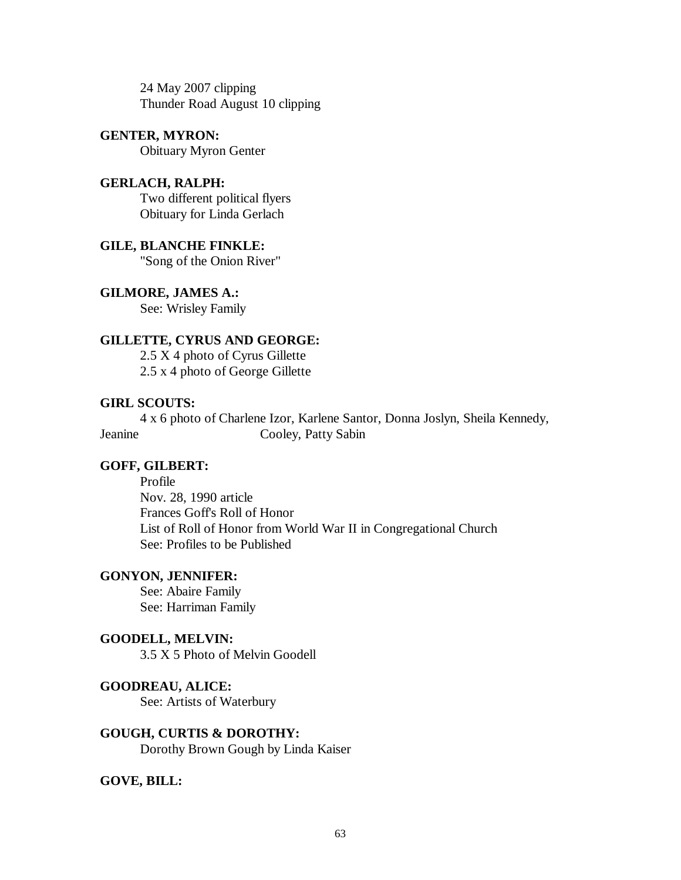24 May 2007 clipping
Thunder Road August 10 clipping

**GENTER, MYRON:**

Obituary Myron Genter

**GERLACH, RALPH:**

Two different political flyers
Obituary for Linda Gerlach

**GILE, BLANCHE FINKLE:**

"Song of the Onion River"

**GILMORE, JAMES A.:**

See: Wrisley Family

**GILLETTE, CYRUS AND GEORGE:**

2.5 X 4 photo of Cyrus Gillette
2.5 x 4 photo of George Gillette

**GIRL SCOUTS:**

4 x 6 photo of Charlene Izor, Karlene Santor, Donna Joslyn, Sheila Kennedy, Jeanine Cooley, Patty Sabin

**GOFF, GILBERT:**

Profile
Nov. 28, 1990 article
Frances Goff's Roll of Honor
List of Roll of Honor from World War II in Congregational Church
See: Profiles to be Published

**GONYON, JENNIFER:**

See: Abaire Family
See: Harriman Family

**GOODELL, MELVIN:**

3.5 X 5 Photo of Melvin Goodell

**GOODREAU, ALICE:**

See: Artists of Waterbury

**GOUGH, CURTIS & DOROTHY:**

Dorothy Brown Gough by Linda Kaiser

**GOVE, BILL:**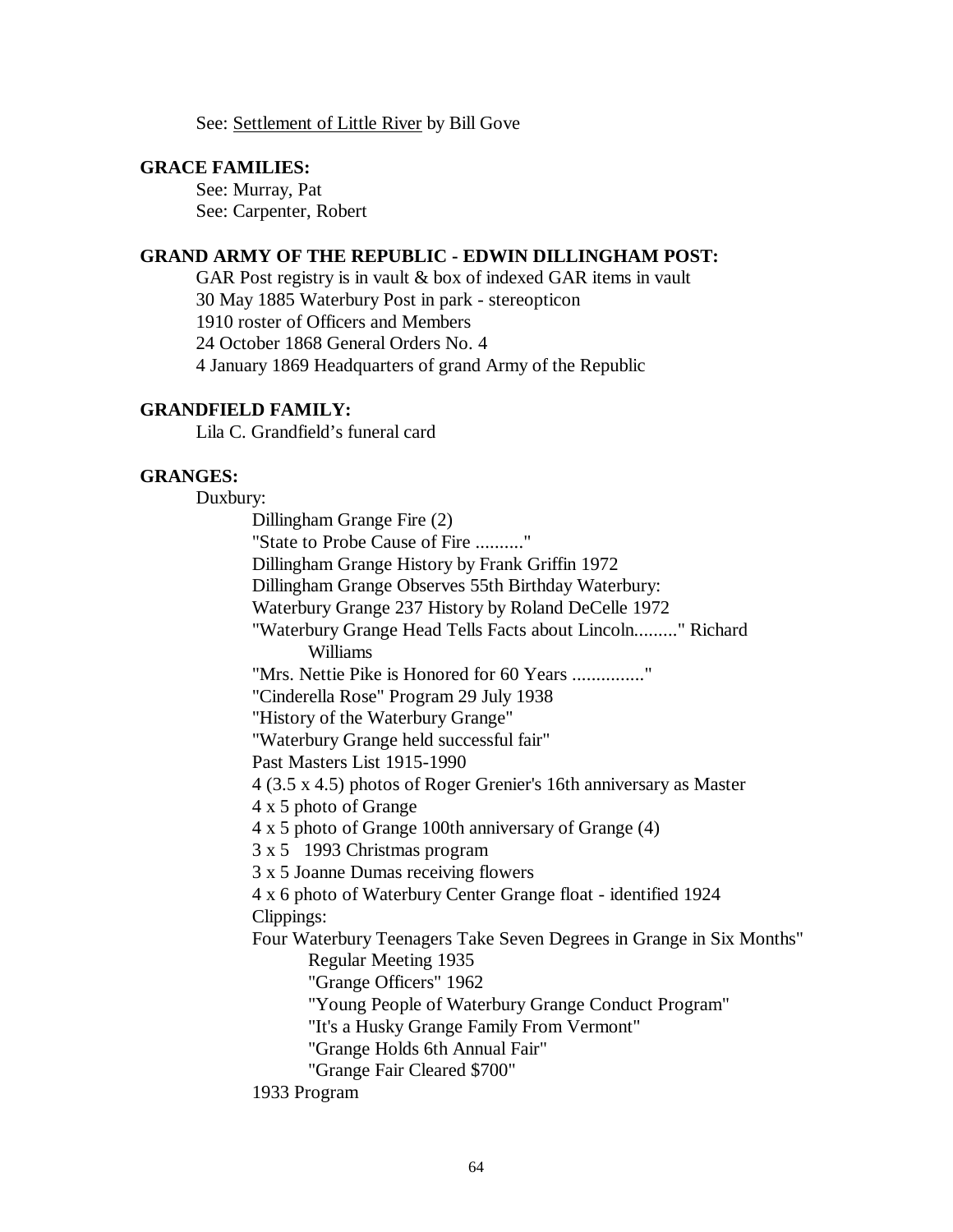See: Settlement of Little River by Bill Gove

**GRACE FAMILIES:**

See: Murray, Pat
See: Carpenter, Robert

**GRAND ARMY OF THE REPUBLIC - EDWIN DILLINGHAM POST:**

GAR Post registry is in vault & box of indexed GAR items in vault
30 May 1885 Waterbury Post in park - stereopticon
1910 roster of Officers and Members
24 October 1868 General Orders No. 4
4 January 1869 Headquarters of grand Army of the Republic

**GRANDFIELD FAMILY:**

Lila C. Grandfield's funeral card

**GRANGES:**

Duxbury:

- Dillingham Grange Fire (2)
- "State to Probe Cause of Fire .........."
- Dillingham Grange History by Frank Griffin 1972
- Dillingham Grange Observes 55th Birthday Waterbury:
- Waterbury Grange 237 History by Roland DeCelle 1972
- "Waterbury Grange Head Tells Facts about Lincoln........." Richard Williams
- "Mrs. Nettie Pike is Honored for 60 Years ..............."
- "Cinderella Rose" Program 29 July 1938
- "History of the Waterbury Grange"
- "Waterbury Grange held successful fair"
- Past Masters List 1915-1990
- 4 (3.5 x 4.5) photos of Roger Grenier's 16th anniversary as Master
- 4 x 5 photo of Grange
- 4 x 5 photo of Grange 100th anniversary of Grange (4)
- 3 x 5 1993 Christmas program
- 3 x 5 Joanne Dumas receiving flowers
- 4 x 6 photo of Waterbury Center Grange float - identified 1924
- Clippings:
- Four Waterbury Teenagers Take Seven Degrees in Grange in Six Months"
  - Regular Meeting 1935
  - "Grange Officers" 1962
  - "Young People of Waterbury Grange Conduct Program"
  - "It's a Husky Grange Family From Vermont"
  - "Grange Holds 6th Annual Fair"
  - "Grange Fair Cleared $700"
- 1933 Program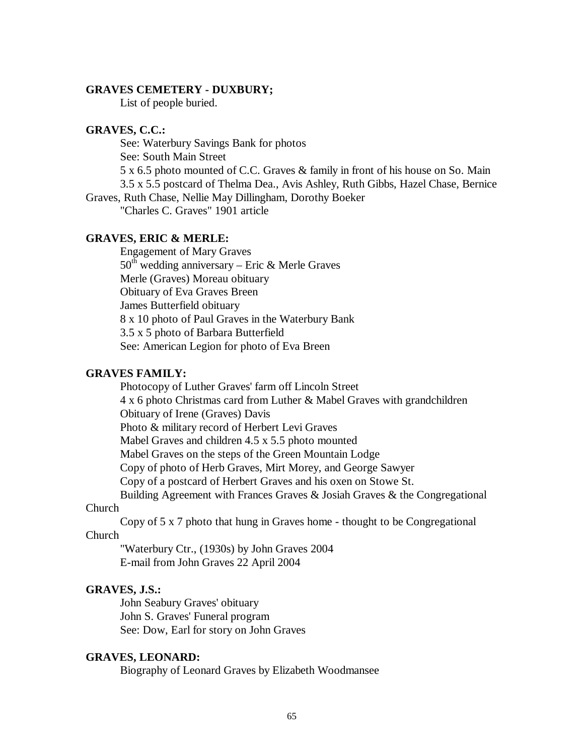**GRAVES CEMETERY - DUXBURY;**

List of people buried.

**GRAVES, C.C.:**

See: Waterbury Savings Bank for photos
See: South Main Street
5 x 6.5 photo mounted of C.C. Graves & family in front of his house on So. Main
3.5 x 5.5 postcard of Thelma Dea., Avis Ashley, Ruth Gibbs, Hazel Chase, Bernice Graves, Ruth Chase, Nellie May Dillingham, Dorothy Boeker
"Charles C. Graves" 1901 article

**GRAVES, ERIC & MERLE:**

Engagement of Mary Graves
50th wedding anniversary – Eric & Merle Graves
Merle (Graves) Moreau obituary
Obituary of Eva Graves Breen
James Butterfield obituary
8 x 10 photo of Paul Graves in the Waterbury Bank
3.5 x 5 photo of Barbara Butterfield
See: American Legion for photo of Eva Breen

**GRAVES FAMILY:**

Photocopy of Luther Graves' farm off Lincoln Street
4 x 6 photo Christmas card from Luther & Mabel Graves with grandchildren
Obituary of Irene (Graves) Davis
Photo & military record of Herbert Levi Graves
Mabel Graves and children 4.5 x 5.5 photo mounted
Mabel Graves on the steps of the Green Mountain Lodge
Copy of photo of Herb Graves, Mirt Morey, and George Sawyer
Copy of a postcard of Herbert Graves and his oxen on Stowe St.
Building Agreement with Frances Graves & Josiah Graves & the Congregational Church
Copy of 5 x 7 photo that hung in Graves home - thought to be Congregational Church
"Waterbury Ctr., (1930s) by John Graves 2004
E-mail from John Graves 22 April 2004

**GRAVES, J.S.:**

John Seabury Graves' obituary
John S. Graves' Funeral program
See: Dow, Earl for story on John Graves

**GRAVES, LEONARD:**

Biography of Leonard Graves by Elizabeth Woodmansee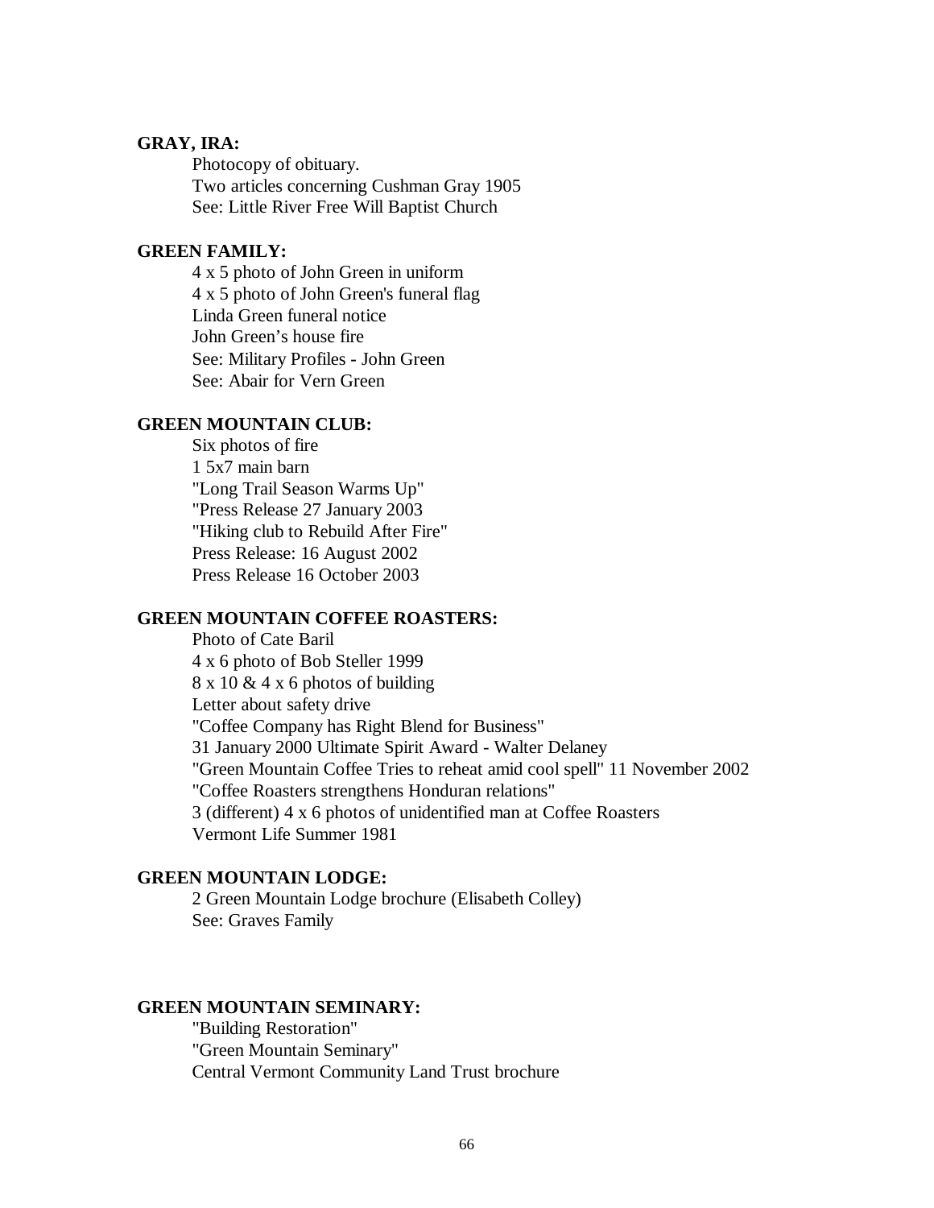**GRAY, IRA:**

Photocopy of obituary.
Two articles concerning Cushman Gray 1905
See: Little River Free Will Baptist Church

**GREEN FAMILY:**

4 x 5 photo of John Green in uniform
4 x 5 photo of John Green's funeral flag
Linda Green funeral notice
John Green's house fire
See: Military Profiles - John Green
See: Abair for Vern Green

**GREEN MOUNTAIN CLUB:**

Six photos of fire
1 5x7 main barn
"Long Trail Season Warms Up"
"Press Release 27 January 2003
"Hiking club to Rebuild After Fire"
Press Release: 16 August 2002
Press Release 16 October 2003

**GREEN MOUNTAIN COFFEE ROASTERS:**

Photo of Cate Baril
4 x 6 photo of Bob Steller 1999
8 x 10 & 4 x 6 photos of building
Letter about safety drive
"Coffee Company has Right Blend for Business"
31 January 2000 Ultimate Spirit Award - Walter Delaney
"Green Mountain Coffee Tries to reheat amid cool spell" 11 November 2002
"Coffee Roasters strengthens Honduran relations"
3 (different) 4 x 6 photos of unidentified man at Coffee Roasters
Vermont Life Summer 1981

**GREEN MOUNTAIN LODGE:**

2 Green Mountain Lodge brochure (Elisabeth Colley)
See: Graves Family

**GREEN MOUNTAIN SEMINARY:**

"Building Restoration"
"Green Mountain Seminary"
Central Vermont Community Land Trust brochure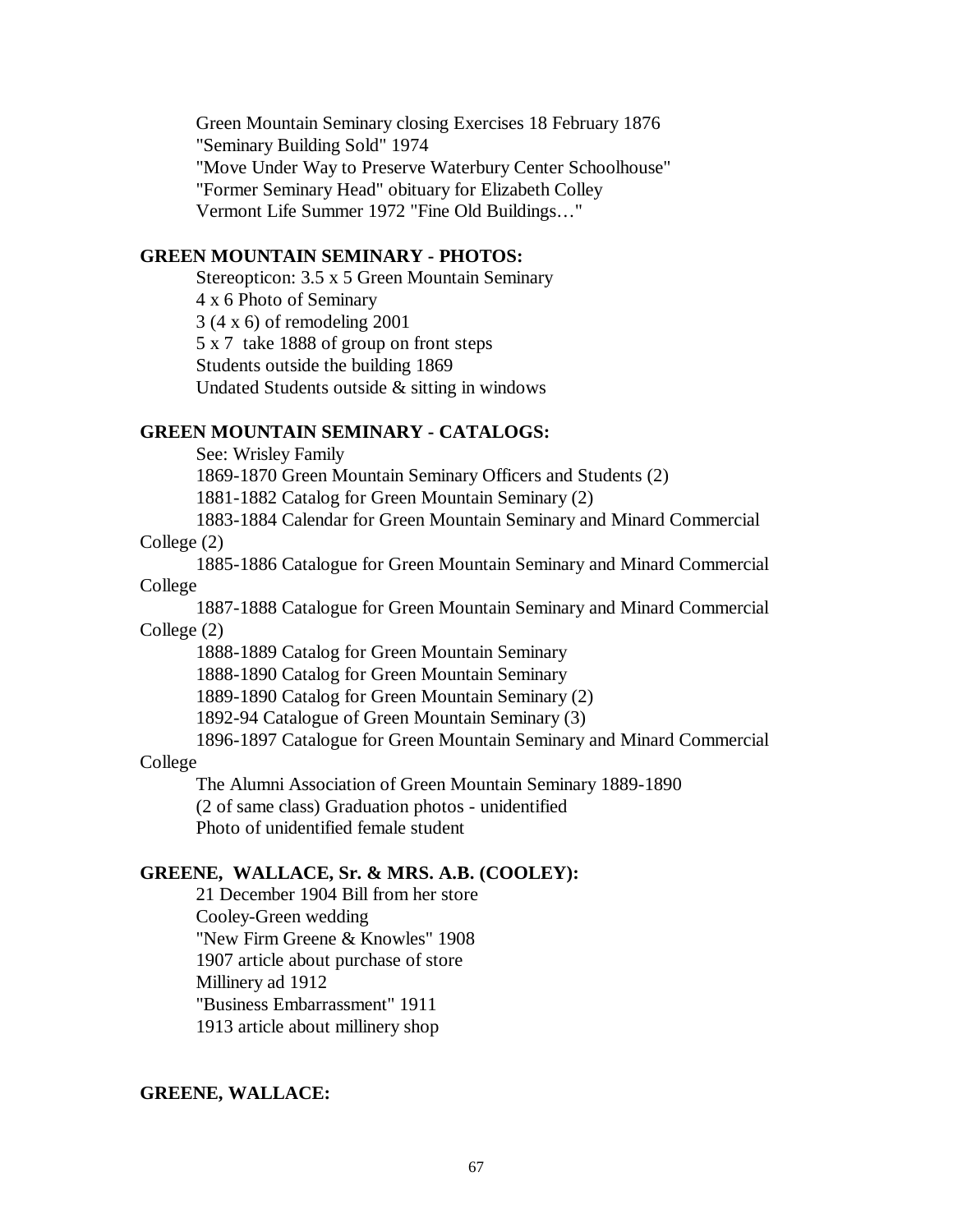Green Mountain Seminary closing Exercises 18 February 1876
"Seminary Building Sold" 1974
"Move Under Way to Preserve Waterbury Center Schoolhouse"
"Former Seminary Head" obituary for Elizabeth Colley
Vermont Life Summer 1972 "Fine Old Buildings…"

**GREEN MOUNTAIN SEMINARY - PHOTOS:**

Stereopticon: 3.5 x 5 Green Mountain Seminary
4 x 6 Photo of Seminary
3 (4 x 6) of remodeling 2001
5 x 7 take 1888 of group on front steps
Students outside the building 1869
Undated Students outside & sitting in windows

**GREEN MOUNTAIN SEMINARY - CATALOGS:**

See: Wrisley Family
1869-1870 Green Mountain Seminary Officers and Students (2)
1881-1882 Catalog for Green Mountain Seminary (2)
1883-1884 Calendar for Green Mountain Seminary and Minard Commercial College (2)
1885-1886 Catalogue for Green Mountain Seminary and Minard Commercial College
1887-1888 Catalogue for Green Mountain Seminary and Minard Commercial College (2)
1888-1889 Catalog for Green Mountain Seminary
1888-1890 Catalog for Green Mountain Seminary
1889-1890 Catalog for Green Mountain Seminary (2)
1892-94 Catalogue of Green Mountain Seminary (3)
1896-1897 Catalogue for Green Mountain Seminary and Minard Commercial College
The Alumni Association of Green Mountain Seminary 1889-1890
(2 of same class) Graduation photos - unidentified
Photo of unidentified female student

**GREENE, WALLACE, Sr. & MRS. A.B. (COOLEY):**

21 December 1904 Bill from her store
Cooley-Green wedding
"New Firm Greene & Knowles" 1908
1907 article about purchase of store
Millinery ad 1912
"Business Embarrassment" 1911
1913 article about millinery shop

**GREENE, WALLACE:**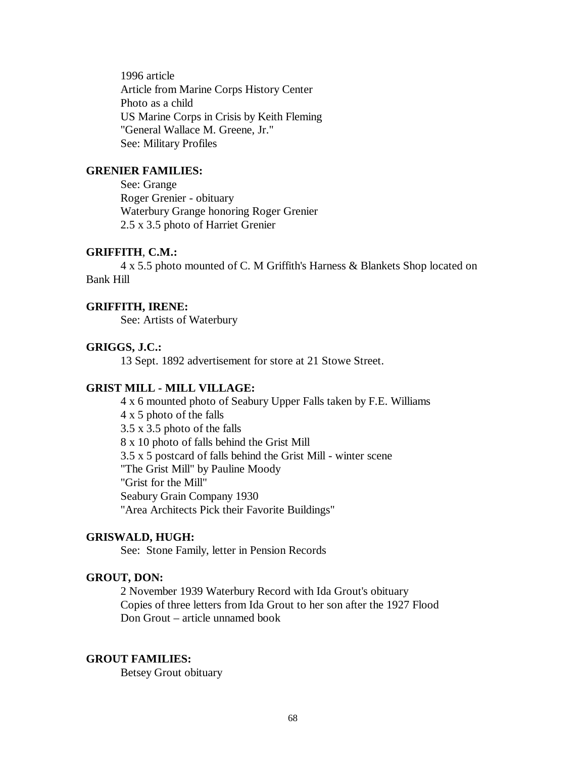1996 article
Article from Marine Corps History Center
Photo as a child
US Marine Corps in Crisis by Keith Fleming
"General Wallace M. Greene, Jr."
See: Military Profiles

**GRENIER FAMILIES:**

See: Grange
Roger Grenier - obituary
Waterbury Grange honoring Roger Grenier
2.5 x 3.5 photo of Harriet Grenier

**GRIFFITH, C.M.:**

4 x 5.5 photo mounted of C. M Griffith's Harness & Blankets Shop located on Bank Hill

**GRIFFITH, IRENE:**

See: Artists of Waterbury

**GRIGGS, J.C.:**

13 Sept. 1892 advertisement for store at 21 Stowe Street.

**GRIST MILL - MILL VILLAGE:**

4 x 6 mounted photo of Seabury Upper Falls taken by F.E. Williams
4 x 5 photo of the falls
3.5 x 3.5 photo of the falls
8 x 10 photo of falls behind the Grist Mill
3.5 x 5 postcard of falls behind the Grist Mill - winter scene
"The Grist Mill" by Pauline Moody
"Grist for the Mill"
Seabury Grain Company 1930
"Area Architects Pick their Favorite Buildings"

**GRISWALD, HUGH:**

See: Stone Family, letter in Pension Records

**GROUT, DON:**

2 November 1939 Waterbury Record with Ida Grout's obituary
Copies of three letters from Ida Grout to her son after the 1927 Flood
Don Grout – article unnamed book

**GROUT FAMILIES:**

Betsey Grout obituary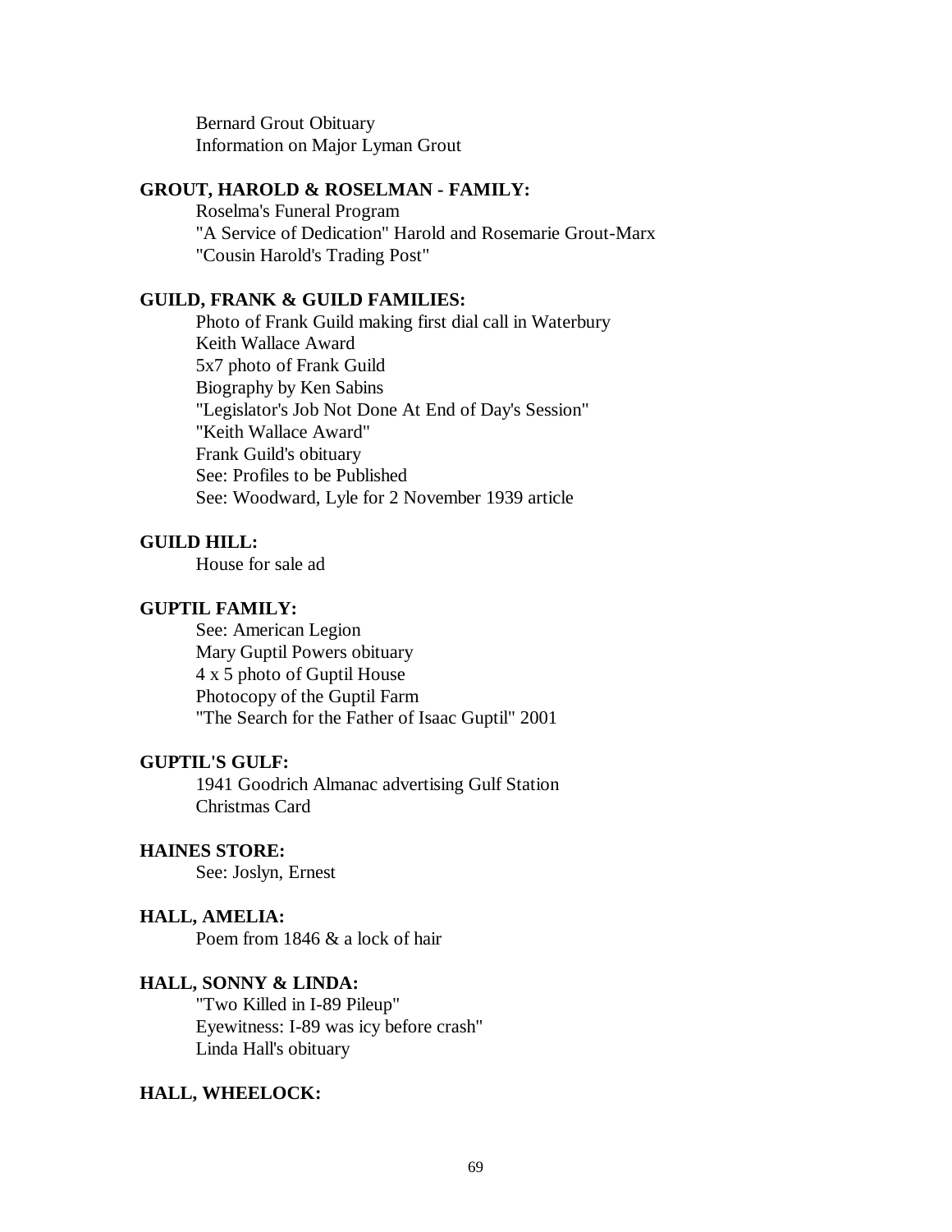Bernard Grout Obituary
Information on Major Lyman Grout

**GROUT, HAROLD & ROSELMAN - FAMILY:**

Roselma's Funeral Program
"A Service of Dedication" Harold and Rosemarie Grout-Marx
"Cousin Harold's Trading Post"

**GUILD, FRANK & GUILD FAMILIES:**

Photo of Frank Guild making first dial call in Waterbury
Keith Wallace Award
5x7 photo of Frank Guild
Biography by Ken Sabins
"Legislator's Job Not Done At End of Day's Session"
"Keith Wallace Award"
Frank Guild's obituary
See: Profiles to be Published
See: Woodward, Lyle for 2 November 1939 article

**GUILD HILL:**

House for sale ad

**GUPTIL FAMILY:**

See: American Legion
Mary Guptil Powers obituary
4 x 5 photo of Guptil House
Photocopy of the Guptil Farm
"The Search for the Father of Isaac Guptil" 2001

**GUPTIL'S GULF:**

1941 Goodrich Almanac advertising Gulf Station
Christmas Card

**HAINES STORE:**

See: Joslyn, Ernest

**HALL, AMELIA:**

Poem from 1846 & a lock of hair

**HALL, SONNY & LINDA:**

"Two Killed in I-89 Pileup"
Eyewitness: I-89 was icy before crash"
Linda Hall's obituary

**HALL, WHEELOCK:**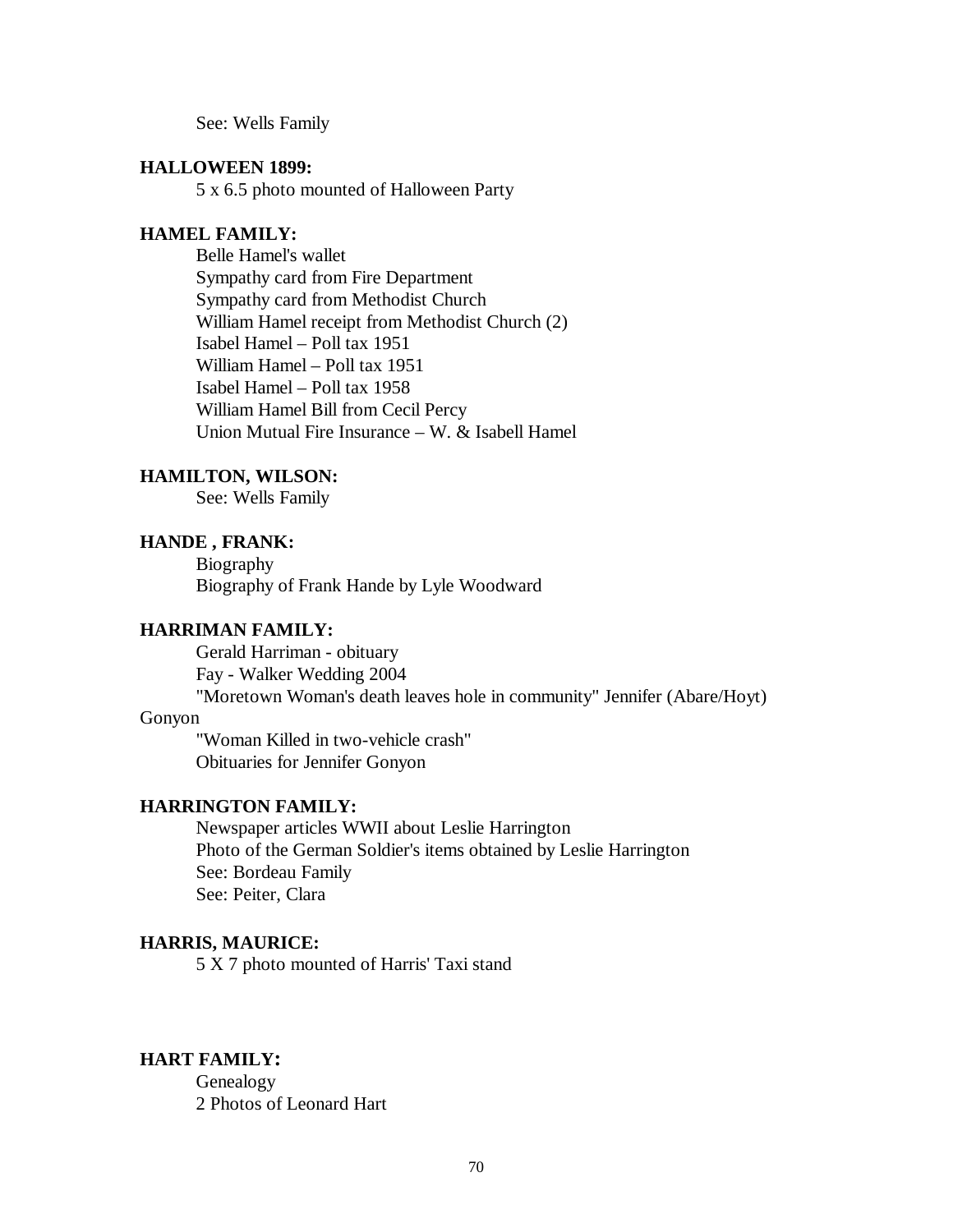See: Wells Family

**HALLOWEEN 1899:**

5 x 6.5 photo mounted of Halloween Party

**HAMEL FAMILY:**

Belle Hamel's wallet
Sympathy card from Fire Department
Sympathy card from Methodist Church
William Hamel receipt from Methodist Church (2)
Isabel Hamel – Poll tax 1951
William Hamel – Poll tax 1951
Isabel Hamel – Poll tax 1958
William Hamel Bill from Cecil Percy
Union Mutual Fire Insurance – W. & Isabell Hamel

**HAMILTON, WILSON:**

See: Wells Family

**HANDE , FRANK:**

Biography
Biography of Frank Hande by Lyle Woodward

**HARRIMAN FAMILY:**

Gerald Harriman - obituary
Fay - Walker Wedding 2004
"Moretown Woman's death leaves hole in community" Jennifer (Abare/Hoyt) Gonyon
"Woman Killed in two-vehicle crash"
Obituaries for Jennifer Gonyon

**HARRINGTON FAMILY:**

Newspaper articles WWII about Leslie Harrington
Photo of the German Soldier's items obtained by Leslie Harrington
See: Bordeau Family
See: Peiter, Clara

**HARRIS, MAURICE:**

5 X 7 photo mounted of Harris' Taxi stand

**HART FAMILY:**

Genealogy
2 Photos of Leonard Hart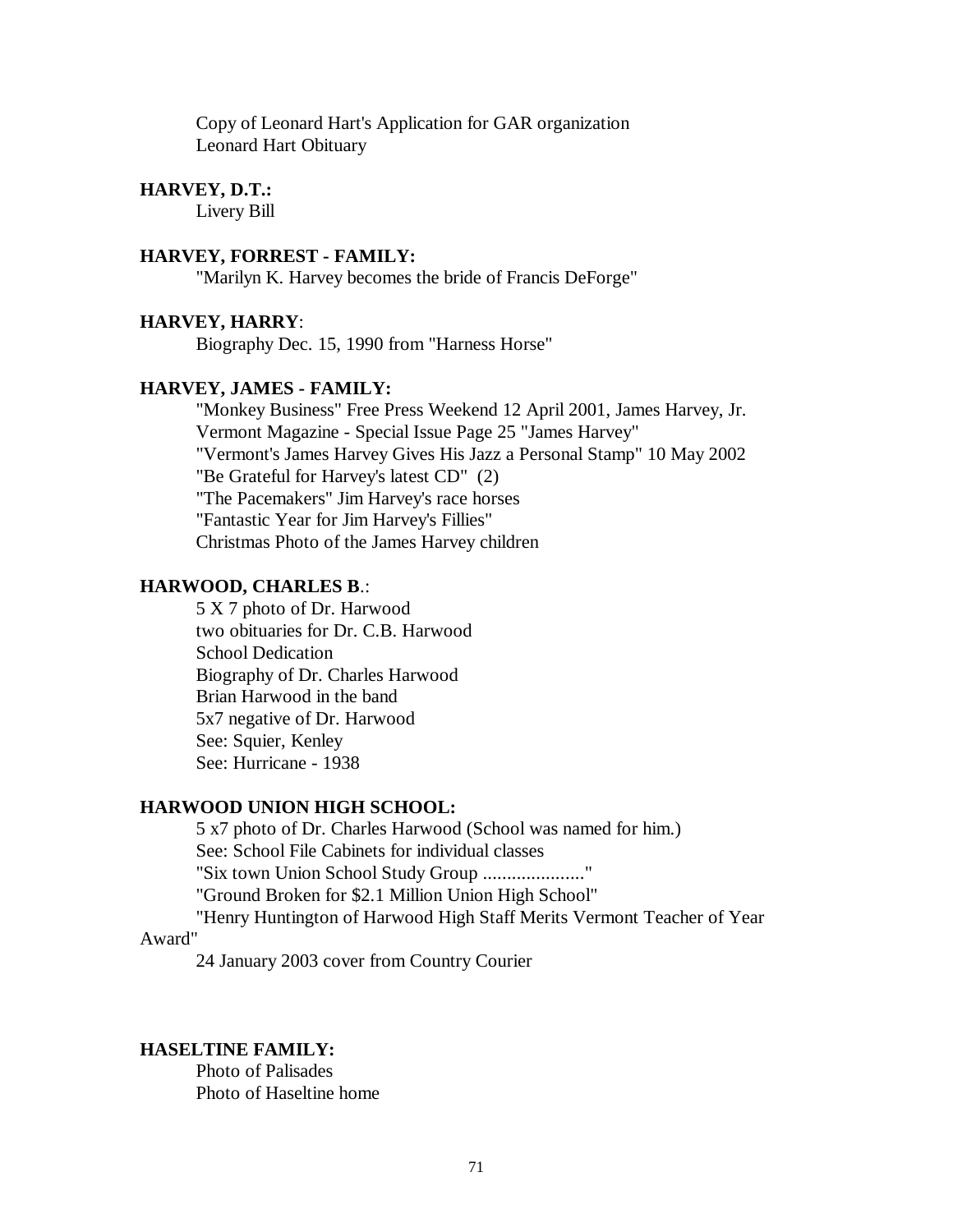Copy of Leonard Hart's Application for GAR organization
Leonard Hart Obituary

**HARVEY, D.T.:**

Livery Bill

**HARVEY, FORREST - FAMILY:**

"Marilyn K. Harvey becomes the bride of Francis DeForge"

**HARVEY, HARRY**:

Biography Dec. 15, 1990 from "Harness Horse"

**HARVEY, JAMES - FAMILY:**

"Monkey Business" Free Press Weekend 12 April 2001, James Harvey, Jr.
Vermont Magazine - Special Issue Page 25 "James Harvey"
"Vermont's James Harvey Gives His Jazz a Personal Stamp" 10 May 2002
"Be Grateful for Harvey's latest CD" (2)
"The Pacemakers" Jim Harvey's race horses
"Fantastic Year for Jim Harvey's Fillies"
Christmas Photo of the James Harvey children

**HARWOOD, CHARLES B**.:

5 X 7 photo of Dr. Harwood
two obituaries for Dr. C.B. Harwood
School Dedication
Biography of Dr. Charles Harwood
Brian Harwood in the band
5x7 negative of Dr. Harwood
See: Squier, Kenley
See: Hurricane - 1938

**HARWOOD UNION HIGH SCHOOL:**

5 x7 photo of Dr. Charles Harwood (School was named for him.)
See: School File Cabinets for individual classes
"Six town Union School Study Group ....................."
"Ground Broken for $2.1 Million Union High School"
"Henry Huntington of Harwood High Staff Merits Vermont Teacher of Year Award"
24 January 2003 cover from Country Courier

**HASELTINE FAMILY:**

Photo of Palisades
Photo of Haseltine home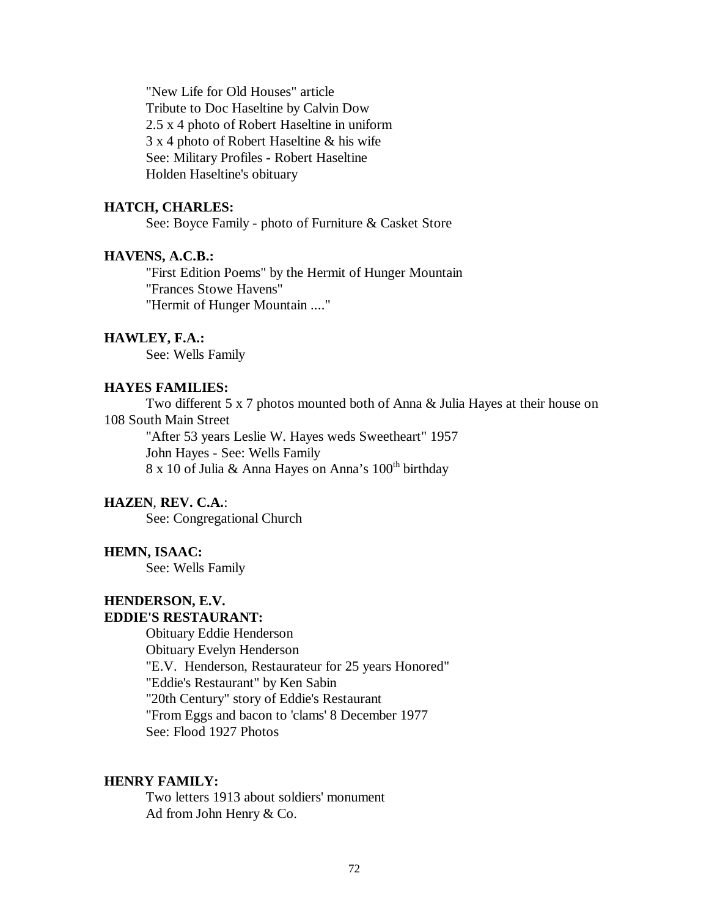"New Life for Old Houses" article
Tribute to Doc Haseltine by Calvin Dow
2.5 x 4 photo of Robert Haseltine in uniform
3 x 4 photo of Robert Haseltine & his wife
See: Military Profiles - Robert Haseltine
Holden Haseltine's obituary

**HATCH, CHARLES:**

See: Boyce Family - photo of Furniture & Casket Store

**HAVENS, A.C.B.:**

"First Edition Poems" by the Hermit of Hunger Mountain
"Frances Stowe Havens"
"Hermit of Hunger Mountain ...."

**HAWLEY, F.A.:**

See: Wells Family

**HAYES FAMILIES:**

Two different 5 x 7 photos mounted both of Anna & Julia Hayes at their house on 108 South Main Street
"After 53 years Leslie W. Hayes weds Sweetheart" 1957
John Hayes - See: Wells Family
8 x 10 of Julia & Anna Hayes on Anna's 100th birthday

**HAZEN, REV. C.A.:**

See: Congregational Church

**HEMN, ISAAC:**

See: Wells Family

**HENDERSON, E.V.**
**EDDIE'S RESTAURANT:**

Obituary Eddie Henderson
Obituary Evelyn Henderson
"E.V. Henderson, Restaurateur for 25 years Honored"
"Eddie's Restaurant" by Ken Sabin
"20th Century" story of Eddie's Restaurant
"From Eggs and bacon to 'clams' 8 December 1977
See: Flood 1927 Photos

**HENRY FAMILY:**

Two letters 1913 about soldiers' monument
Ad from John Henry & Co.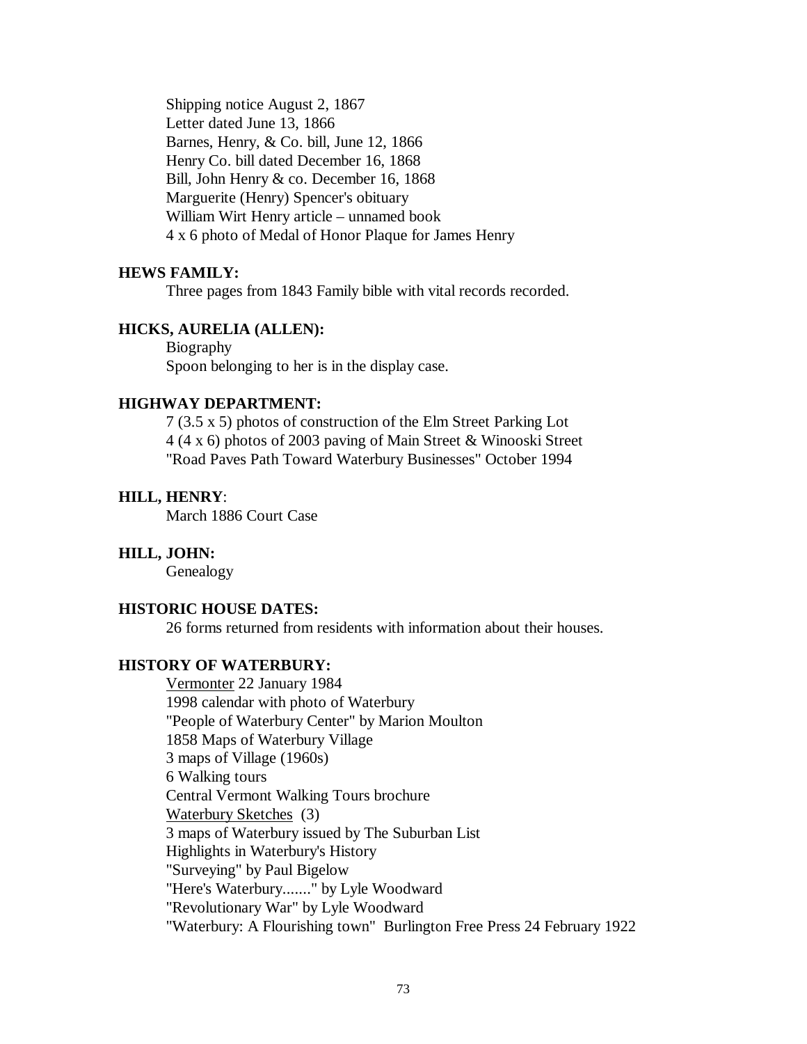Shipping notice August 2, 1867  
Letter dated June 13, 1866  
Barnes, Henry, & Co. bill, June 12, 1866  
Henry Co. bill dated December 16, 1868  
Bill, John Henry & co. December 16, 1868  
Marguerite (Henry) Spencer's obituary  
William Wirt Henry article – unnamed book  
4 x 6 photo of Medal of Honor Plaque for James Henry

**HEWS FAMILY:**

Three pages from 1843 Family bible with vital records recorded.

**HICKS, AURELIA (ALLEN):**

Biography  
Spoon belonging to her is in the display case.

**HIGHWAY DEPARTMENT:**

7 (3.5 x 5) photos of construction of the Elm Street Parking Lot  
4 (4 x 6) photos of 2003 paving of Main Street & Winooski Street  
"Road Paves Path Toward Waterbury Businesses" October 1994

**HILL, HENRY**:

March 1886 Court Case

**HILL, JOHN:**

Genealogy

**HISTORIC HOUSE DATES:**

26 forms returned from residents with information about their houses.

**HISTORY OF WATERBURY:**

<u>Vermonter</u> 22 January 1984  
1998 calendar with photo of Waterbury  
"People of Waterbury Center" by Marion Moulton  
1858 Maps of Waterbury Village  
3 maps of Village (1960s)  
6 Walking tours  
Central Vermont Walking Tours brochure  
<u>Waterbury Sketches</u> (3)  
3 maps of Waterbury issued by The Suburban List  
Highlights in Waterbury's History  
"Surveying" by Paul Bigelow  
"Here's Waterbury......." by Lyle Woodward  
"Revolutionary War" by Lyle Woodward  
"Waterbury: A Flourishing town" Burlington Free Press 24 February 1922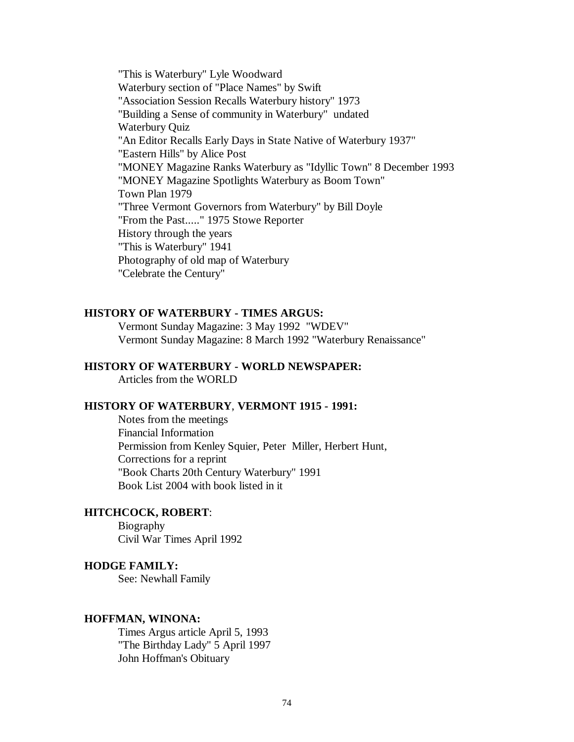"This is Waterbury" Lyle Woodward
Waterbury section of "Place Names" by Swift
"Association Session Recalls Waterbury history" 1973
"Building a Sense of community in Waterbury" undated
Waterbury Quiz
"An Editor Recalls Early Days in State Native of Waterbury 1937"
"Eastern Hills" by Alice Post
"MONEY Magazine Ranks Waterbury as "Idyllic Town" 8 December 1993
"MONEY Magazine Spotlights Waterbury as Boom Town"
Town Plan 1979
"Three Vermont Governors from Waterbury" by Bill Doyle
"From the Past....." 1975 Stowe Reporter
History through the years
"This is Waterbury" 1941
Photography of old map of Waterbury
"Celebrate the Century"

**HISTORY OF WATERBURY - TIMES ARGUS:**

Vermont Sunday Magazine: 3 May 1992 "WDEV"
Vermont Sunday Magazine: 8 March 1992 "Waterbury Renaissance"

**HISTORY OF WATERBURY - WORLD NEWSPAPER:**

Articles from the WORLD

**HISTORY OF WATERBURY, VERMONT 1915 - 1991:**

Notes from the meetings
Financial Information
Permission from Kenley Squier, Peter Miller, Herbert Hunt,
Corrections for a reprint
"Book Charts 20th Century Waterbury" 1991
Book List 2004 with book listed in it

**HITCHCOCK, ROBERT**:

Biography
Civil War Times April 1992

**HODGE FAMILY:**

See: Newhall Family

**HOFFMAN, WINONA:**

Times Argus article April 5, 1993
"The Birthday Lady" 5 April 1997
John Hoffman's Obituary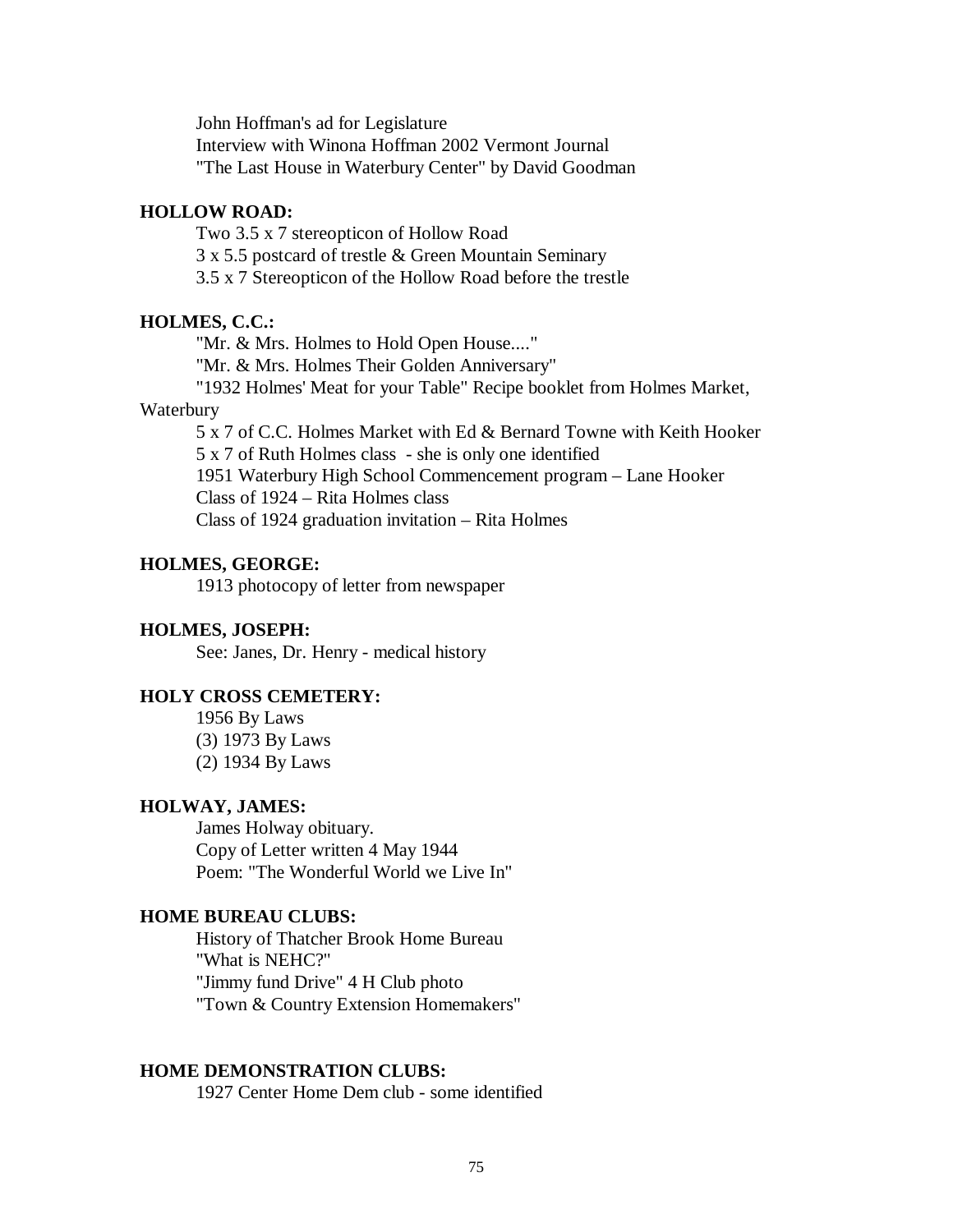John Hoffman's ad for Legislature
Interview with Winona Hoffman 2002 Vermont Journal
"The Last House in Waterbury Center" by David Goodman

**HOLLOW ROAD:**

Two 3.5 x 7 stereopticon of Hollow Road
3 x 5.5 postcard of trestle & Green Mountain Seminary
3.5 x 7 Stereopticon of the Hollow Road before the trestle

**HOLMES, C.C.:**

"Mr. & Mrs. Holmes to Hold Open House...."
"Mr. & Mrs. Holmes Their Golden Anniversary"
"1932 Holmes' Meat for your Table" Recipe booklet from Holmes Market, Waterbury
5 x 7 of C.C. Holmes Market with Ed & Bernard Towne with Keith Hooker
5 x 7 of Ruth Holmes class - she is only one identified
1951 Waterbury High School Commencement program – Lane Hooker
Class of 1924 – Rita Holmes class
Class of 1924 graduation invitation – Rita Holmes

**HOLMES, GEORGE:**

1913 photocopy of letter from newspaper

**HOLMES, JOSEPH:**

See: Janes, Dr. Henry - medical history

**HOLY CROSS CEMETERY:**

1956 By Laws
(3) 1973 By Laws
(2) 1934 By Laws

**HOLWAY, JAMES:**

James Holway obituary.
Copy of Letter written 4 May 1944
Poem: "The Wonderful World we Live In"

**HOME BUREAU CLUBS:**

History of Thatcher Brook Home Bureau
"What is NEHC?"
"Jimmy fund Drive" 4 H Club photo
"Town & Country Extension Homemakers"

**HOME DEMONSTRATION CLUBS:**

1927 Center Home Dem club - some identified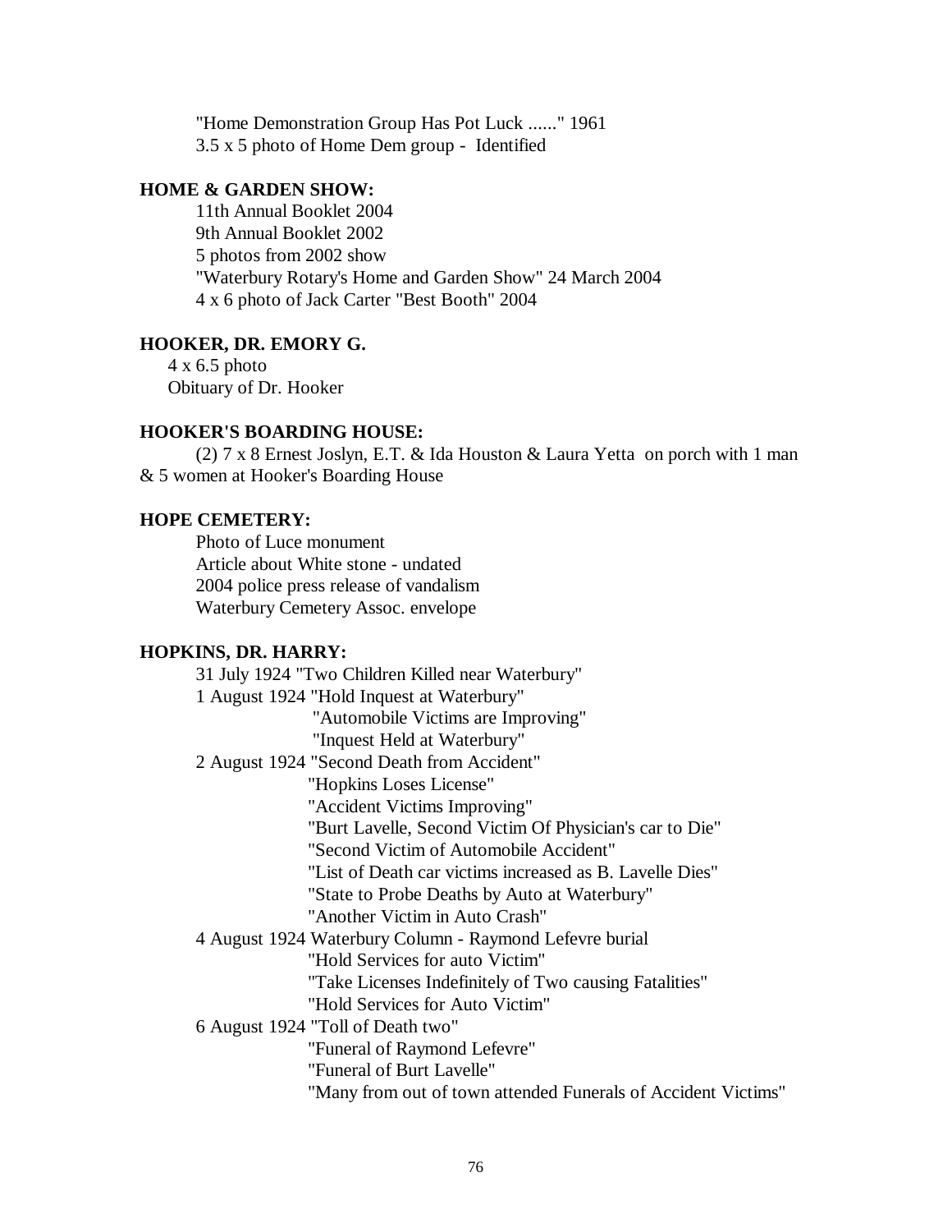"Home Demonstration Group Has Pot Luck ......" 1961
3.5 x 5 photo of Home Dem group - Identified

**HOME & GARDEN SHOW:**

11th Annual Booklet 2004
9th Annual Booklet 2002
5 photos from 2002 show
"Waterbury Rotary's Home and Garden Show" 24 March 2004
4 x 6 photo of Jack Carter "Best Booth" 2004

**HOOKER, DR. EMORY G.**

4 x 6.5 photo
Obituary of Dr. Hooker

**HOOKER'S BOARDING HOUSE:**

(2) 7 x 8 Ernest Joslyn, E.T. & Ida Houston & Laura Yetta on porch with 1 man & 5 women at Hooker's Boarding House

**HOPE CEMETERY:**

Photo of Luce monument
Article about White stone - undated
2004 police press release of vandalism
Waterbury Cemetery Assoc. envelope

**HOPKINS, DR. HARRY:**

31 July 1924 "Two Children Killed near Waterbury"
1 August 1924 "Hold Inquest at Waterbury"
"Automobile Victims are Improving"
"Inquest Held at Waterbury"
2 August 1924 "Second Death from Accident"
"Hopkins Loses License"
"Accident Victims Improving"
"Burt Lavelle, Second Victim Of Physician's car to Die"
"Second Victim of Automobile Accident"
"List of Death car victims increased as B. Lavelle Dies"
"State to Probe Deaths by Auto at Waterbury"
"Another Victim in Auto Crash"
4 August 1924 Waterbury Column - Raymond Lefevre burial
"Hold Services for auto Victim"
"Take Licenses Indefinitely of Two causing Fatalities"
"Hold Services for Auto Victim"
6 August 1924 "Toll of Death two"
"Funeral of Raymond Lefevre"
"Funeral of Burt Lavelle"
"Many from out of town attended Funerals of Accident Victims"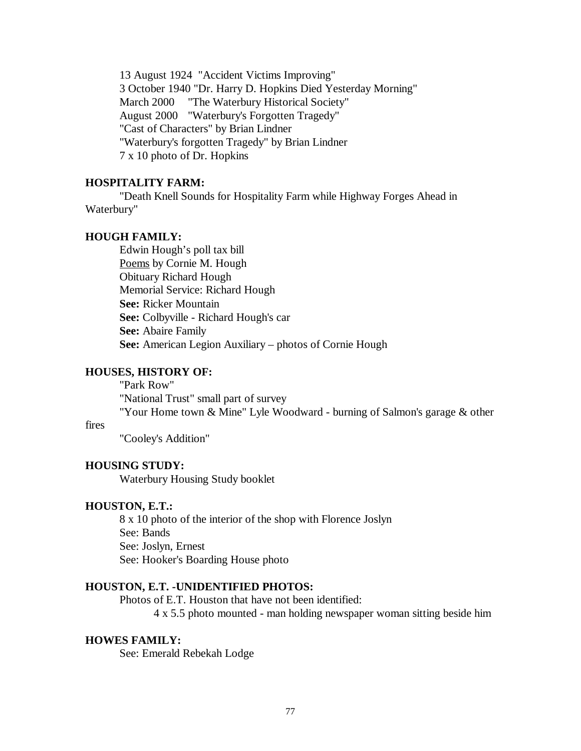13 August 1924 "Accident Victims Improving"
3 October 1940 "Dr. Harry D. Hopkins Died Yesterday Morning"
March 2000 "The Waterbury Historical Society"
August 2000 "Waterbury's Forgotten Tragedy"
"Cast of Characters" by Brian Lindner
"Waterbury's forgotten Tragedy" by Brian Lindner
7 x 10 photo of Dr. Hopkins

**HOSPITALITY FARM:**

"Death Knell Sounds for Hospitality Farm while Highway Forges Ahead in Waterbury"

**HOUGH FAMILY:**

Edwin Hough's poll tax bill
Poems by Cornie M. Hough
Obituary Richard Hough
Memorial Service: Richard Hough
**See:** Ricker Mountain
**See:** Colbyville - Richard Hough's car
**See:** Abaire Family
**See:** American Legion Auxiliary – photos of Cornie Hough

**HOUSES, HISTORY OF:**

"Park Row"
"National Trust" small part of survey
"Your Home town & Mine" Lyle Woodward - burning of Salmon's garage & other fires
"Cooley's Addition"

**HOUSING STUDY:**

Waterbury Housing Study booklet

**HOUSTON, E.T.:**

8 x 10 photo of the interior of the shop with Florence Joslyn
See: Bands
See: Joslyn, Ernest
See: Hooker's Boarding House photo

**HOUSTON, E.T. -UNIDENTIFIED PHOTOS:**

Photos of E.T. Houston that have not been identified:
4 x 5.5 photo mounted - man holding newspaper woman sitting beside him

**HOWES FAMILY:**

See: Emerald Rebekah Lodge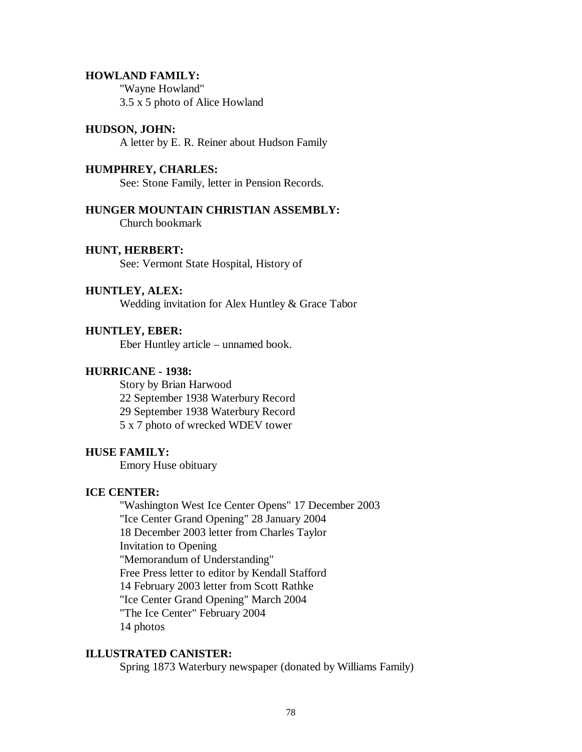**HOWLAND FAMILY:**

"Wayne Howland"
3.5 x 5 photo of Alice Howland

**HUDSON, JOHN:**

A letter by E. R. Reiner about Hudson Family

**HUMPHREY, CHARLES:**

See: Stone Family, letter in Pension Records.

**HUNGER MOUNTAIN CHRISTIAN ASSEMBLY:**

Church bookmark

**HUNT, HERBERT:**

See: Vermont State Hospital, History of

**HUNTLEY, ALEX:**

Wedding invitation for Alex Huntley & Grace Tabor

**HUNTLEY, EBER:**

Eber Huntley article – unnamed book.

**HURRICANE - 1938:**

Story by Brian Harwood
22 September 1938 Waterbury Record
29 September 1938 Waterbury Record
5 x 7 photo of wrecked WDEV tower

**HUSE FAMILY:**

Emory Huse obituary

**ICE CENTER:**

"Washington West Ice Center Opens" 17 December 2003
"Ice Center Grand Opening" 28 January 2004
18 December 2003 letter from Charles Taylor
Invitation to Opening
"Memorandum of Understanding"
Free Press letter to editor by Kendall Stafford
14 February 2003 letter from Scott Rathke
"Ice Center Grand Opening" March 2004
"The Ice Center" February 2004
14 photos

**ILLUSTRATED CANISTER:**

Spring 1873 Waterbury newspaper (donated by Williams Family)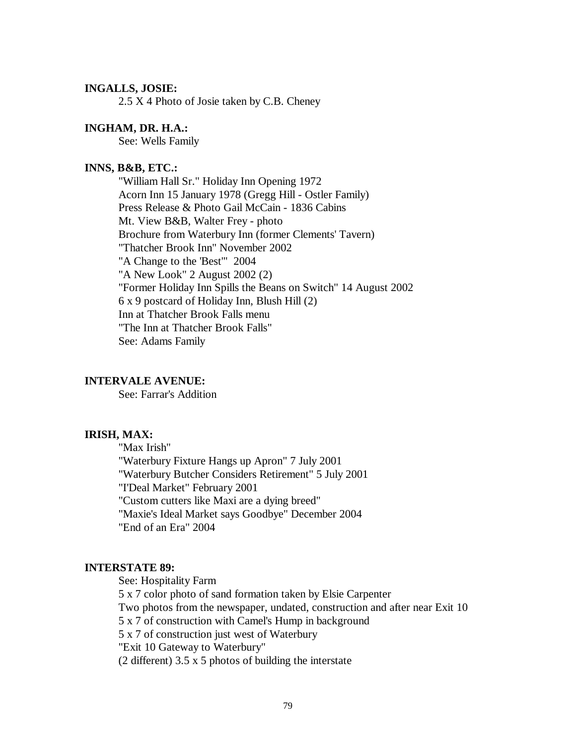**INGALLS, JOSIE:**

2.5 X 4 Photo of Josie taken by C.B. Cheney

**INGHAM, DR. H.A.:**

See: Wells Family

**INNS, B&B, ETC.:**

"William Hall Sr." Holiday Inn Opening 1972
Acorn Inn 15 January 1978 (Gregg Hill - Ostler Family)
Press Release & Photo Gail McCain - 1836 Cabins
Mt. View B&B, Walter Frey - photo
Brochure from Waterbury Inn (former Clements' Tavern)
"Thatcher Brook Inn" November 2002
"A Change to the 'Best'" 2004
"A New Look" 2 August 2002 (2)
"Former Holiday Inn Spills the Beans on Switch" 14 August 2002
6 x 9 postcard of Holiday Inn, Blush Hill (2)
Inn at Thatcher Brook Falls menu
"The Inn at Thatcher Brook Falls"
See: Adams Family

**INTERVALE AVENUE:**

See: Farrar's Addition

**IRISH, MAX:**

"Max Irish"
"Waterbury Fixture Hangs up Apron" 7 July 2001
"Waterbury Butcher Considers Retirement" 5 July 2001
"I'Deal Market" February 2001
"Custom cutters like Maxi are a dying breed"
"Maxie's Ideal Market says Goodbye" December 2004
"End of an Era" 2004

**INTERSTATE 89:**

See: Hospitality Farm
5 x 7 color photo of sand formation taken by Elsie Carpenter
Two photos from the newspaper, undated, construction and after near Exit 10
5 x 7 of construction with Camel's Hump in background
5 x 7 of construction just west of Waterbury
"Exit 10 Gateway to Waterbury"
(2 different) 3.5 x 5 photos of building the interstate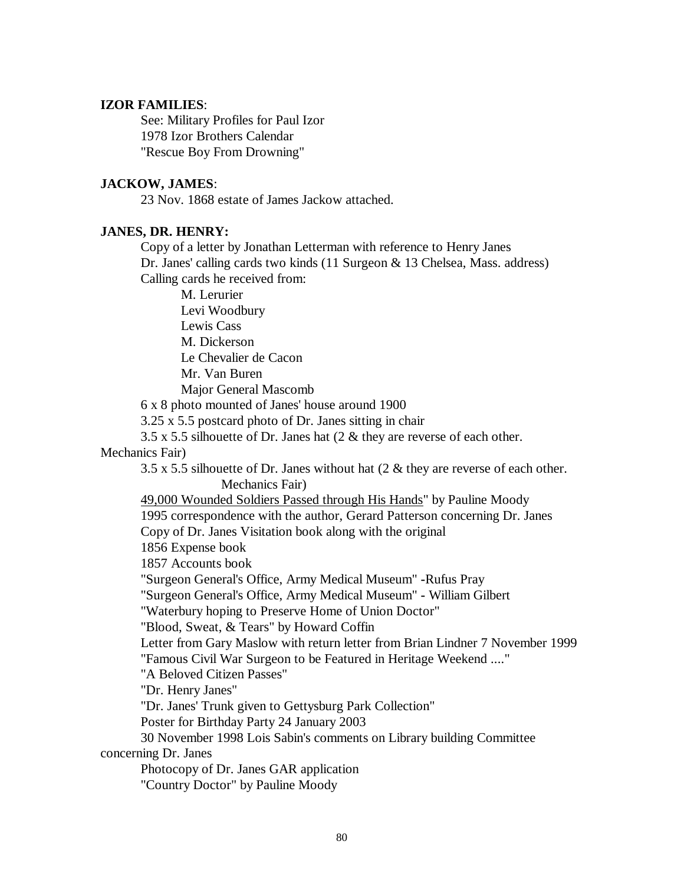**IZOR FAMILIES**:

See: Military Profiles for Paul Izor
1978 Izor Brothers Calendar
"Rescue Boy From Drowning"

**JACKOW, JAMES**:

23 Nov. 1868 estate of James Jackow attached.

**JANES, DR. HENRY:**

Copy of a letter by Jonathan Letterman with reference to Henry Janes
Dr. Janes' calling cards two kinds (11 Surgeon & 13 Chelsea, Mass. address)
Calling cards he received from:

- M. Lerurier
- Levi Woodbury
- Lewis Cass
- M. Dickerson
- Le Chevalier de Cacon
- Mr. Van Buren
- Major General Mascomb

6 x 8 photo mounted of Janes' house around 1900
3.25 x 5.5 postcard photo of Dr. Janes sitting in chair
3.5 x 5.5 silhouette of Dr. Janes hat (2 & they are reverse of each other. Mechanics Fair)
3.5 x 5.5 silhouette of Dr. Janes without hat (2 & they are reverse of each other. Mechanics Fair)
<u>49,000 Wounded Soldiers Passed through His Hands</u>" by Pauline Moody
1995 correspondence with the author, Gerard Patterson concerning Dr. Janes
Copy of Dr. Janes Visitation book along with the original
1856 Expense book
1857 Accounts book
"Surgeon General's Office, Army Medical Museum" -Rufus Pray
"Surgeon General's Office, Army Medical Museum" - William Gilbert
"Waterbury hoping to Preserve Home of Union Doctor"
"Blood, Sweat, & Tears" by Howard Coffin
Letter from Gary Maslow with return letter from Brian Lindner 7 November 1999
"Famous Civil War Surgeon to be Featured in Heritage Weekend ...."
"A Beloved Citizen Passes"
"Dr. Henry Janes"
"Dr. Janes' Trunk given to Gettysburg Park Collection"
Poster for Birthday Party 24 January 2003
30 November 1998 Lois Sabin's comments on Library building Committee concerning Dr. Janes
Photocopy of Dr. Janes GAR application
"Country Doctor" by Pauline Moody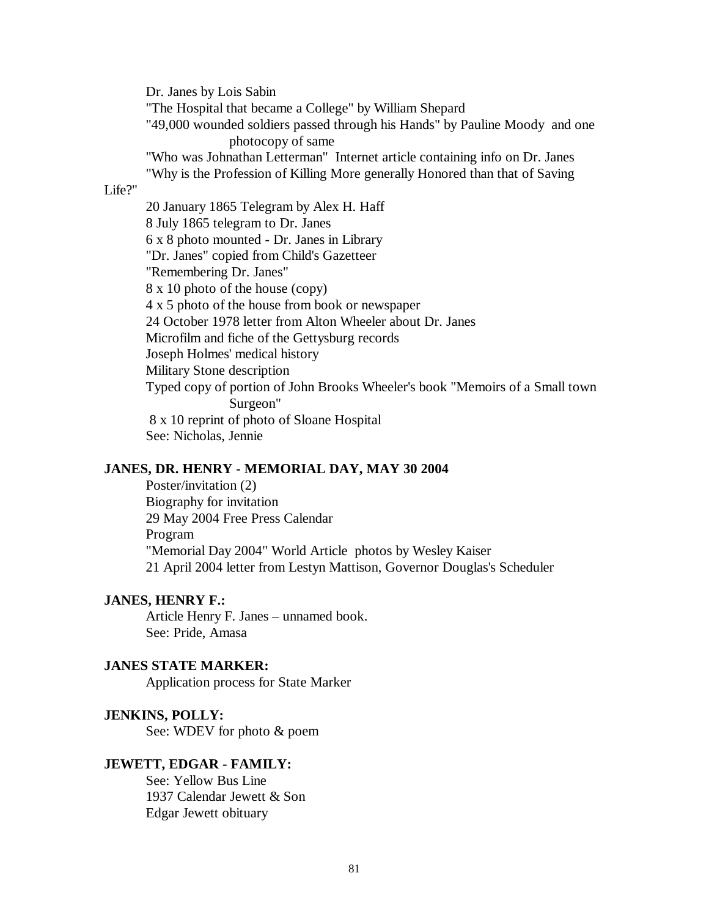Dr. Janes by Lois Sabin

"The Hospital that became a College" by William Shepard

"49,000 wounded soldiers passed through his Hands" by Pauline Moody and one photocopy of same

"Who was Johnathan Letterman" Internet article containing info on Dr. Janes

"Why is the Profession of Killing More generally Honored than that of Saving Life?"

20 January 1865 Telegram by Alex H. Haff

8 July 1865 telegram to Dr. Janes

6 x 8 photo mounted - Dr. Janes in Library

"Dr. Janes" copied from Child's Gazetteer

"Remembering Dr. Janes"

8 x 10 photo of the house (copy)

4 x 5 photo of the house from book or newspaper

24 October 1978 letter from Alton Wheeler about Dr. Janes

Microfilm and fiche of the Gettysburg records

Joseph Holmes' medical history

Military Stone description

Typed copy of portion of John Brooks Wheeler's book "Memoirs of a Small town Surgeon"

8 x 10 reprint of photo of Sloane Hospital

See: Nicholas, Jennie

**JANES, DR. HENRY - MEMORIAL DAY, MAY 30 2004**

Poster/invitation (2)

Biography for invitation

29 May 2004 Free Press Calendar

Program

"Memorial Day 2004" World Article photos by Wesley Kaiser

21 April 2004 letter from Lestyn Mattison, Governor Douglas's Scheduler

**JANES, HENRY F.:**

Article Henry F. Janes – unnamed book.

See: Pride, Amasa

**JANES STATE MARKER:**

Application process for State Marker

**JENKINS, POLLY:**

See: WDEV for photo & poem

**JEWETT, EDGAR - FAMILY:**

See: Yellow Bus Line

1937 Calendar Jewett & Son

Edgar Jewett obituary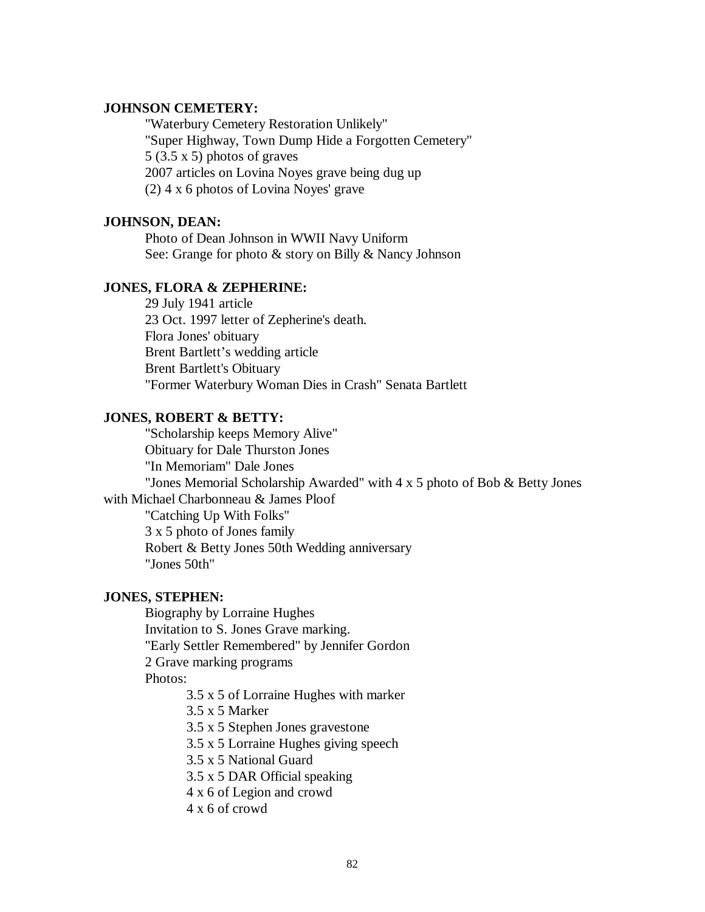**JOHNSON CEMETERY:**

"Waterbury Cemetery Restoration Unlikely"
"Super Highway, Town Dump Hide a Forgotten Cemetery"
5 (3.5 x 5) photos of graves
2007 articles on Lovina Noyes grave being dug up
(2) 4 x 6 photos of Lovina Noyes' grave

**JOHNSON, DEAN:**

Photo of Dean Johnson in WWII Navy Uniform
See: Grange for photo & story on Billy & Nancy Johnson

**JONES, FLORA & ZEPHERINE:**

29 July 1941 article
23 Oct. 1997 letter of Zepherine's death.
Flora Jones' obituary
Brent Bartlett's wedding article
Brent Bartlett's Obituary
"Former Waterbury Woman Dies in Crash" Senata Bartlett

**JONES, ROBERT & BETTY:**

"Scholarship keeps Memory Alive"
Obituary for Dale Thurston Jones
"In Memoriam" Dale Jones
"Jones Memorial Scholarship Awarded" with 4 x 5 photo of Bob & Betty Jones with Michael Charbonneau & James Ploof
"Catching Up With Folks"
3 x 5 photo of Jones family
Robert & Betty Jones 50th Wedding anniversary
"Jones 50th"

**JONES, STEPHEN:**

Biography by Lorraine Hughes
Invitation to S. Jones Grave marking.
"Early Settler Remembered" by Jennifer Gordon
2 Grave marking programs
Photos:

- 3.5 x 5 of Lorraine Hughes with marker
- 3.5 x 5 Marker
- 3.5 x 5 Stephen Jones gravestone
- 3.5 x 5 Lorraine Hughes giving speech
- 3.5 x 5 National Guard
- 3.5 x 5 DAR Official speaking
- 4 x 6 of Legion and crowd
- 4 x 6 of crowd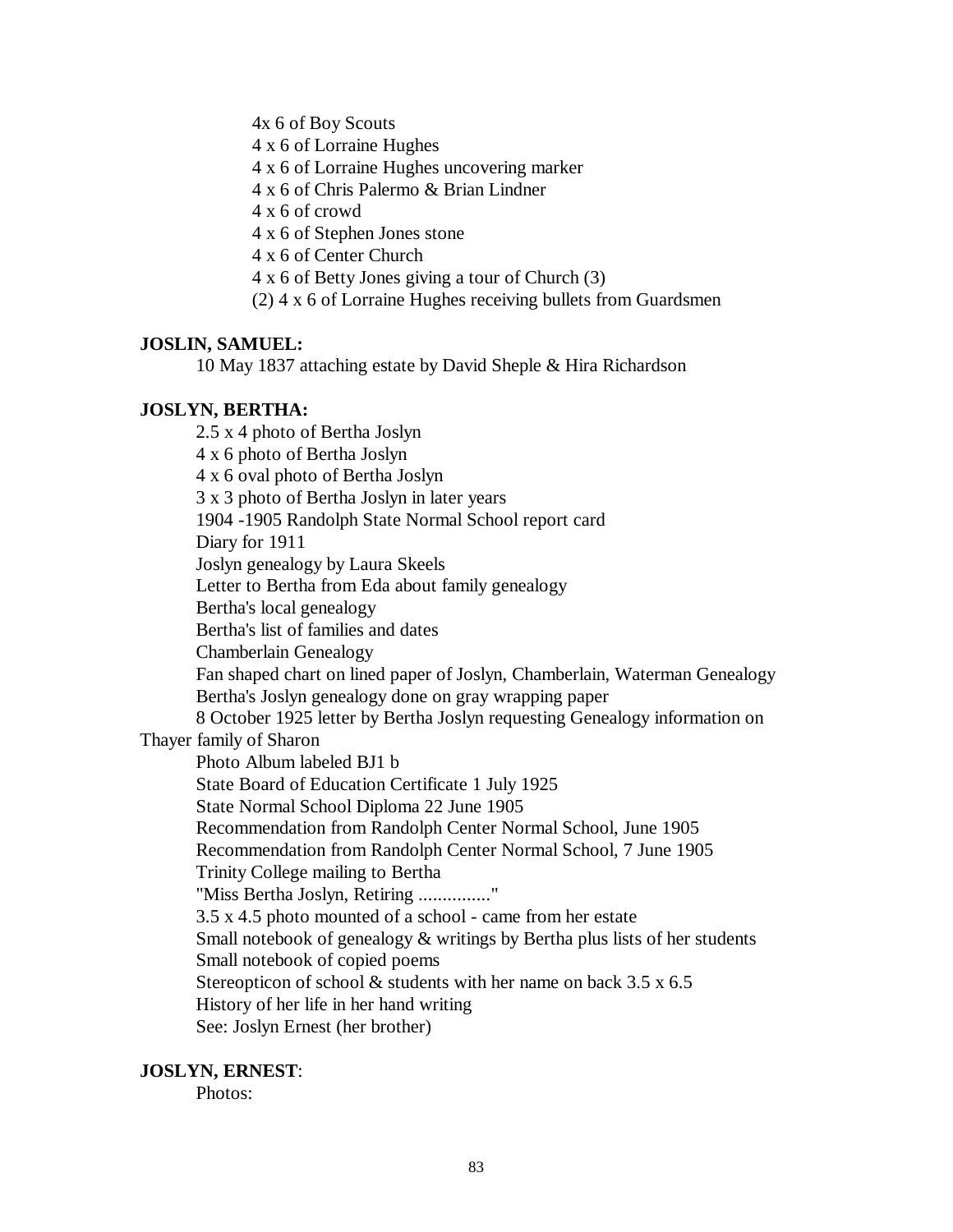4x 6 of Boy Scouts
4 x 6 of Lorraine Hughes
4 x 6 of Lorraine Hughes uncovering marker
4 x 6 of Chris Palermo & Brian Lindner
4 x 6 of crowd
4 x 6 of Stephen Jones stone
4 x 6 of Center Church
4 x 6 of Betty Jones giving a tour of Church (3)
(2) 4 x 6 of Lorraine Hughes receiving bullets from Guardsmen

**JOSLIN, SAMUEL:**
10 May 1837 attaching estate by David Sheple & Hira Richardson

**JOSLYN, BERTHA:**
2.5 x 4 photo of Bertha Joslyn
4 x 6 photo of Bertha Joslyn
4 x 6 oval photo of Bertha Joslyn
3 x 3 photo of Bertha Joslyn in later years
1904 -1905 Randolph State Normal School report card
Diary for 1911
Joslyn genealogy by Laura Skeels
Letter to Bertha from Eda about family genealogy
Bertha's local genealogy
Bertha's list of families and dates
Chamberlain Genealogy
Fan shaped chart on lined paper of Joslyn, Chamberlain, Waterman Genealogy
Bertha's Joslyn genealogy done on gray wrapping paper
8 October 1925 letter by Bertha Joslyn requesting Genealogy information on Thayer family of Sharon
Photo Album labeled BJ1 b
State Board of Education Certificate 1 July 1925
State Normal School Diploma 22 June 1905
Recommendation from Randolph Center Normal School, June 1905
Recommendation from Randolph Center Normal School, 7 June 1905
Trinity College mailing to Bertha
"Miss Bertha Joslyn, Retiring ..............."
3.5 x 4.5 photo mounted of a school - came from her estate
Small notebook of genealogy & writings by Bertha plus lists of her students
Small notebook of copied poems
Stereopticon of school & students with her name on back 3.5 x 6.5
History of her life in her hand writing
See: Joslyn Ernest (her brother)

**JOSLYN, ERNEST**:
Photos: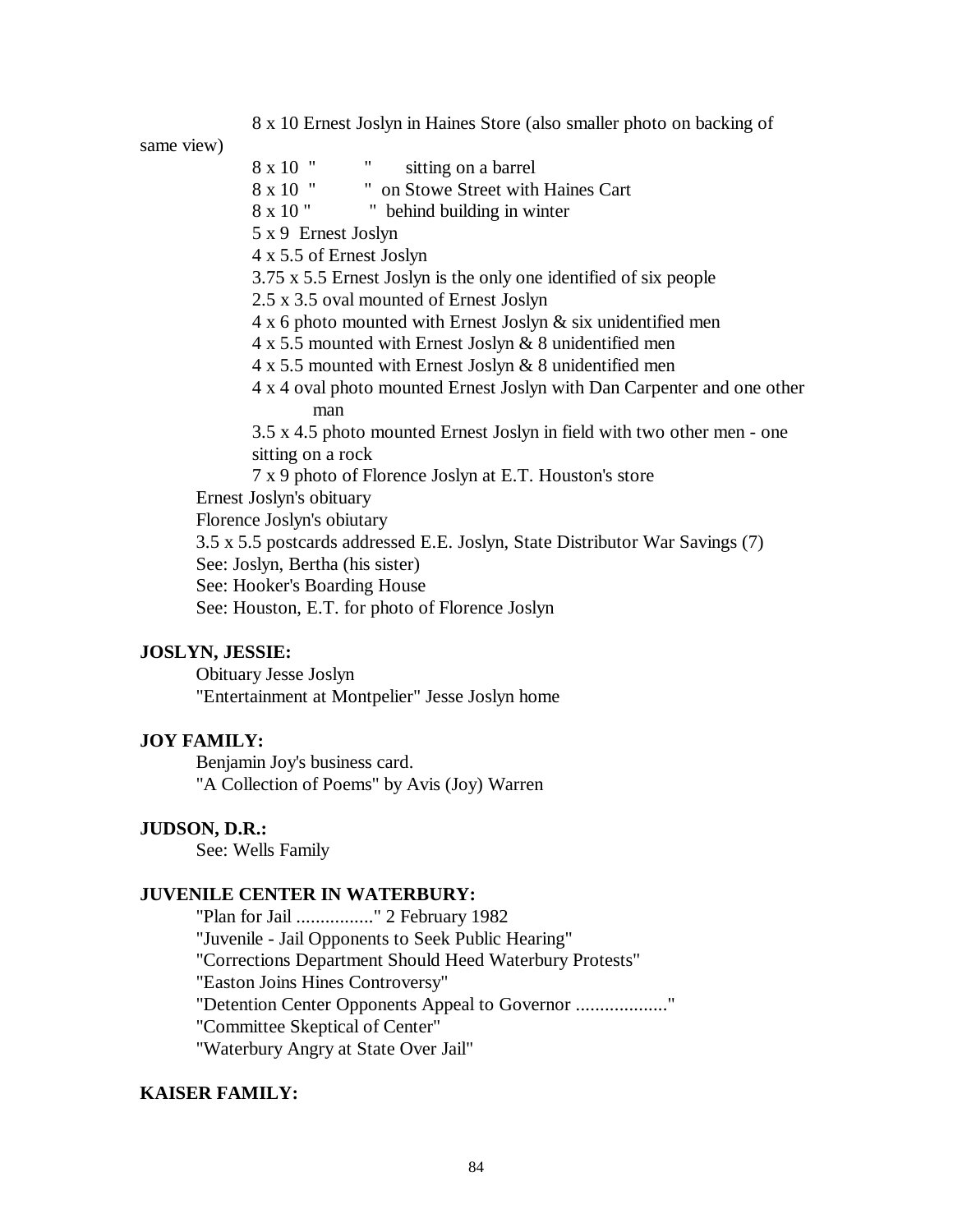8 x 10 Ernest Joslyn in Haines Store (also smaller photo on backing of same view)

8 x 10 " " sitting on a barrel

8 x 10 " " on Stowe Street with Haines Cart

8 x 10 " " behind building in winter

5 x 9 Ernest Joslyn

4 x 5.5 of Ernest Joslyn

3.75 x 5.5 Ernest Joslyn is the only one identified of six people

2.5 x 3.5 oval mounted of Ernest Joslyn

4 x 6 photo mounted with Ernest Joslyn & six unidentified men

4 x 5.5 mounted with Ernest Joslyn & 8 unidentified men

4 x 5.5 mounted with Ernest Joslyn & 8 unidentified men

4 x 4 oval photo mounted Ernest Joslyn with Dan Carpenter and one other man

3.5 x 4.5 photo mounted Ernest Joslyn in field with two other men - one sitting on a rock

7 x 9 photo of Florence Joslyn at E.T. Houston's store

Ernest Joslyn's obituary

Florence Joslyn's obiutary

3.5 x 5.5 postcards addressed E.E. Joslyn, State Distributor War Savings (7)

See: Joslyn, Bertha (his sister)

See: Hooker's Boarding House

See: Houston, E.T. for photo of Florence Joslyn

**JOSLYN, JESSIE:**

Obituary Jesse Joslyn

"Entertainment at Montpelier" Jesse Joslyn home

**JOY FAMILY:**

Benjamin Joy's business card.

"A Collection of Poems" by Avis (Joy) Warren

**JUDSON, D.R.:**

See: Wells Family

**JUVENILE CENTER IN WATERBURY:**

"Plan for Jail ................" 2 February 1982

"Juvenile - Jail Opponents to Seek Public Hearing"

"Corrections Department Should Heed Waterbury Protests"

"Easton Joins Hines Controversy"

"Detention Center Opponents Appeal to Governor ..................."

"Committee Skeptical of Center"

"Waterbury Angry at State Over Jail"

**KAISER FAMILY:**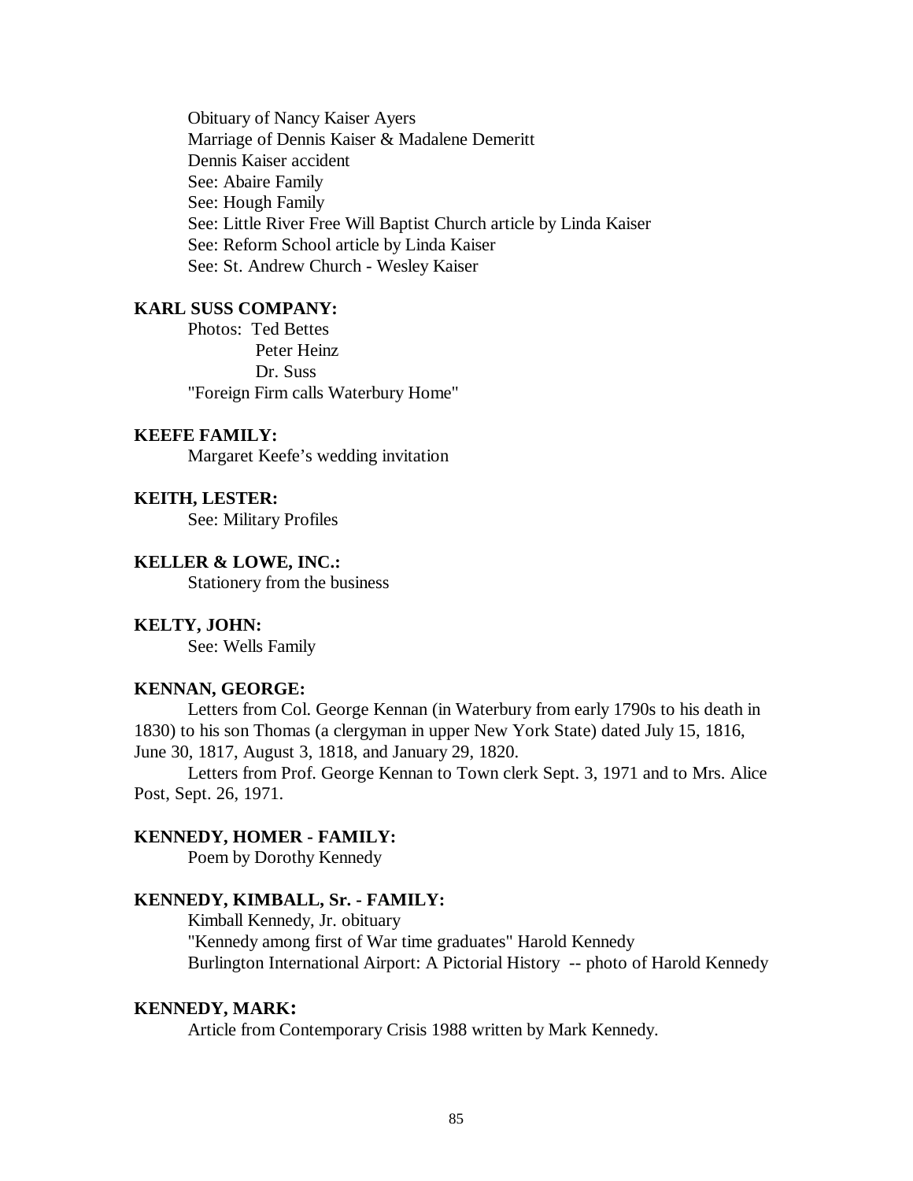Obituary of Nancy Kaiser Ayers
Marriage of Dennis Kaiser & Madalene Demeritt
Dennis Kaiser accident
See: Abaire Family
See: Hough Family
See: Little River Free Will Baptist Church article by Linda Kaiser
See: Reform School article by Linda Kaiser
See: St. Andrew Church - Wesley Kaiser

**KARL SUSS COMPANY:**

Photos: Ted Bettes
Peter Heinz
Dr. Suss
"Foreign Firm calls Waterbury Home"

**KEEFE FAMILY:**

Margaret Keefe's wedding invitation

**KEITH, LESTER:**

See: Military Profiles

**KELLER & LOWE, INC.:**

Stationery from the business

**KELTY, JOHN:**

See: Wells Family

**KENNAN, GEORGE:**

Letters from Col. George Kennan (in Waterbury from early 1790s to his death in 1830) to his son Thomas (a clergyman in upper New York State) dated July 15, 1816, June 30, 1817, August 3, 1818, and January 29, 1820.

Letters from Prof. George Kennan to Town clerk Sept. 3, 1971 and to Mrs. Alice Post, Sept. 26, 1971.

**KENNEDY, HOMER - FAMILY:**

Poem by Dorothy Kennedy

**KENNEDY, KIMBALL, Sr. - FAMILY:**

Kimball Kennedy, Jr. obituary
"Kennedy among first of War time graduates" Harold Kennedy
Burlington International Airport: A Pictorial History -- photo of Harold Kennedy

**KENNEDY, MARK:**

Article from Contemporary Crisis 1988 written by Mark Kennedy.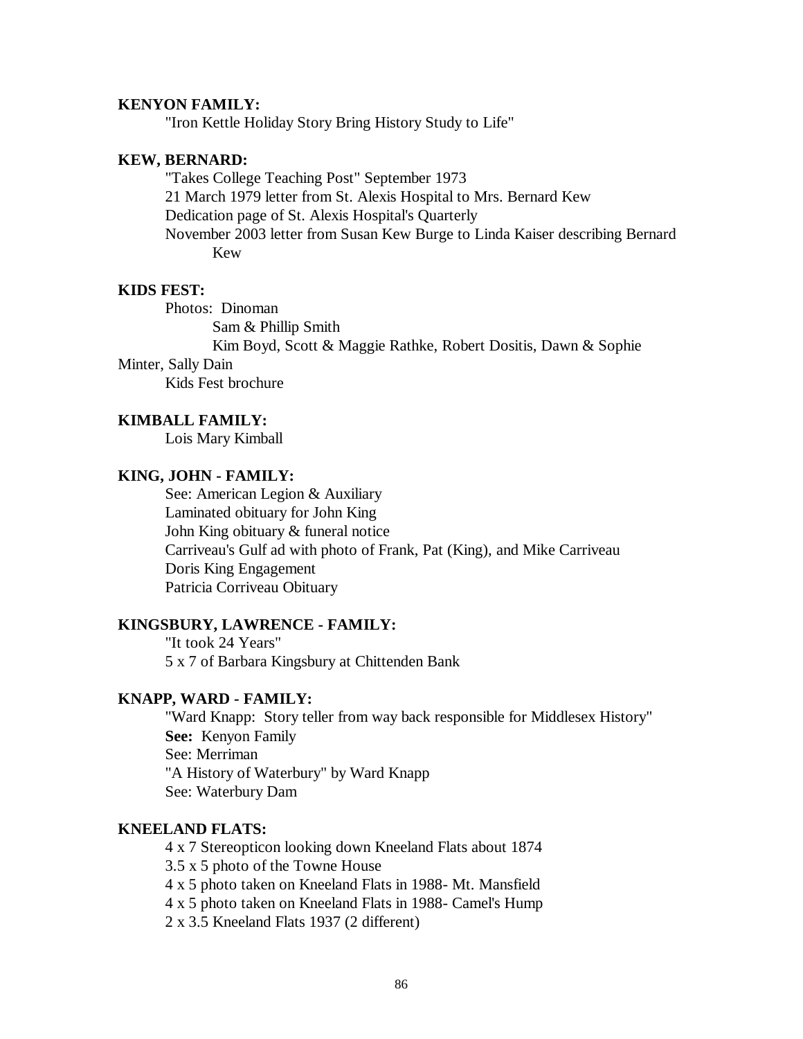**KENYON FAMILY:**

"Iron Kettle Holiday Story Bring History Study to Life"

**KEW, BERNARD:**

"Takes College Teaching Post" September 1973
21 March 1979 letter from St. Alexis Hospital to Mrs. Bernard Kew
Dedication page of St. Alexis Hospital's Quarterly
November 2003 letter from Susan Kew Burge to Linda Kaiser describing Bernard Kew

**KIDS FEST:**

Photos: Dinoman
Sam & Phillip Smith
Kim Boyd, Scott & Maggie Rathke, Robert Dositis, Dawn & Sophie Minter, Sally Dain
Kids Fest brochure

**KIMBALL FAMILY:**

Lois Mary Kimball

**KING, JOHN - FAMILY:**

See: American Legion & Auxiliary
Laminated obituary for John King
John King obituary & funeral notice
Carriveau's Gulf ad with photo of Frank, Pat (King), and Mike Carriveau
Doris King Engagement
Patricia Corriveau Obituary

**KINGSBURY, LAWRENCE - FAMILY:**

"It took 24 Years"
5 x 7 of Barbara Kingsbury at Chittenden Bank

**KNAPP, WARD - FAMILY:**

"Ward Knapp: Story teller from way back responsible for Middlesex History"
**See:** Kenyon Family
See: Merriman
"A History of Waterbury" by Ward Knapp
See: Waterbury Dam

**KNEELAND FLATS:**

4 x 7 Stereopticon looking down Kneeland Flats about 1874
3.5 x 5 photo of the Towne House
4 x 5 photo taken on Kneeland Flats in 1988- Mt. Mansfield
4 x 5 photo taken on Kneeland Flats in 1988- Camel's Hump
2 x 3.5 Kneeland Flats 1937 (2 different)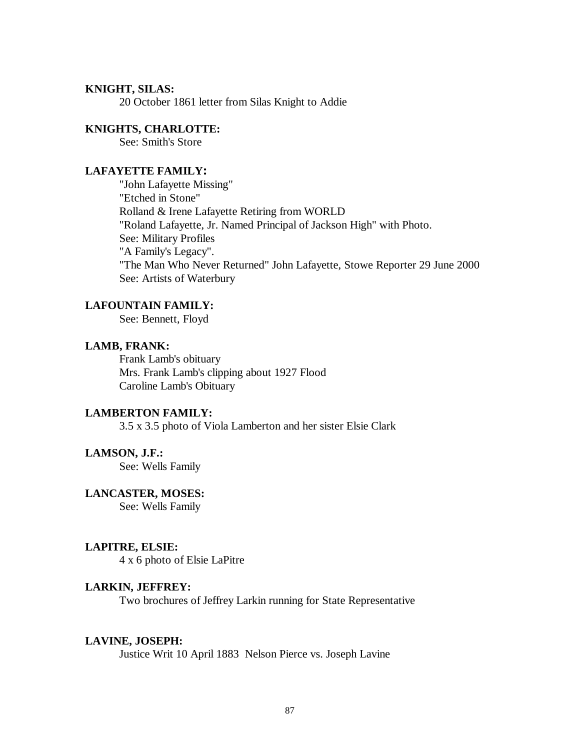**KNIGHT, SILAS:**

20 October 1861 letter from Silas Knight to Addie

**KNIGHTS, CHARLOTTE:**

See: Smith's Store

**LAFAYETTE FAMILY:**

"John Lafayette Missing"
"Etched in Stone"
Rolland & Irene Lafayette Retiring from WORLD
"Roland Lafayette, Jr. Named Principal of Jackson High" with Photo.
See: Military Profiles
"A Family's Legacy".
"The Man Who Never Returned" John Lafayette, Stowe Reporter 29 June 2000
See: Artists of Waterbury

**LAFOUNTAIN FAMILY:**

See: Bennett, Floyd

**LAMB, FRANK:**

Frank Lamb's obituary
Mrs. Frank Lamb's clipping about 1927 Flood
Caroline Lamb's Obituary

**LAMBERTON FAMILY:**

3.5 x 3.5 photo of Viola Lamberton and her sister Elsie Clark

**LAMSON, J.F.:**

See: Wells Family

**LANCASTER, MOSES:**

See: Wells Family

**LAPITRE, ELSIE:**

4 x 6 photo of Elsie LaPitre

**LARKIN, JEFFREY:**

Two brochures of Jeffrey Larkin running for State Representative

**LAVINE, JOSEPH:**

Justice Writ 10 April 1883 Nelson Pierce vs. Joseph Lavine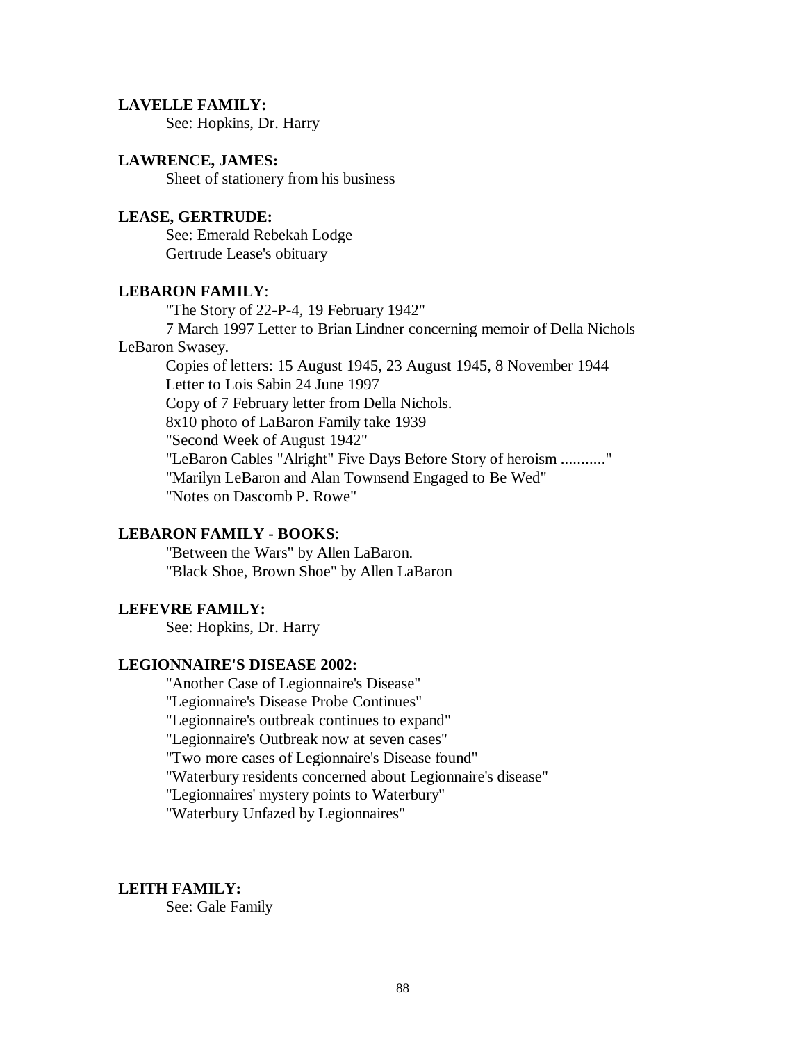**LAVELLE FAMILY:**

See: Hopkins, Dr. Harry

**LAWRENCE, JAMES:**

Sheet of stationery from his business

**LEASE, GERTRUDE:**

See: Emerald Rebekah Lodge
Gertrude Lease's obituary

**LEBARON FAMILY**:

"The Story of 22-P-4, 19 February 1942"
7 March 1997 Letter to Brian Lindner concerning memoir of Della Nichols LeBaron Swasey.
Copies of letters: 15 August 1945, 23 August 1945, 8 November 1944
Letter to Lois Sabin 24 June 1997
Copy of 7 February letter from Della Nichols.
8x10 photo of LaBaron Family take 1939
"Second Week of August 1942"
"LeBaron Cables "Alright" Five Days Before Story of heroism ..........."
"Marilyn LeBaron and Alan Townsend Engaged to Be Wed"
"Notes on Dascomb P. Rowe"

**LEBARON FAMILY - BOOKS**:

"Between the Wars" by Allen LaBaron.
"Black Shoe, Brown Shoe" by Allen LaBaron

**LEFEVRE FAMILY:**

See: Hopkins, Dr. Harry

**LEGIONNAIRE'S DISEASE 2002:**

"Another Case of Legionnaire's Disease"
"Legionnaire's Disease Probe Continues"
"Legionnaire's outbreak continues to expand"
"Legionnaire's Outbreak now at seven cases"
"Two more cases of Legionnaire's Disease found"
"Waterbury residents concerned about Legionnaire's disease"
"Legionnaires' mystery points to Waterbury"
"Waterbury Unfazed by Legionnaires"

**LEITH FAMILY:**

See: Gale Family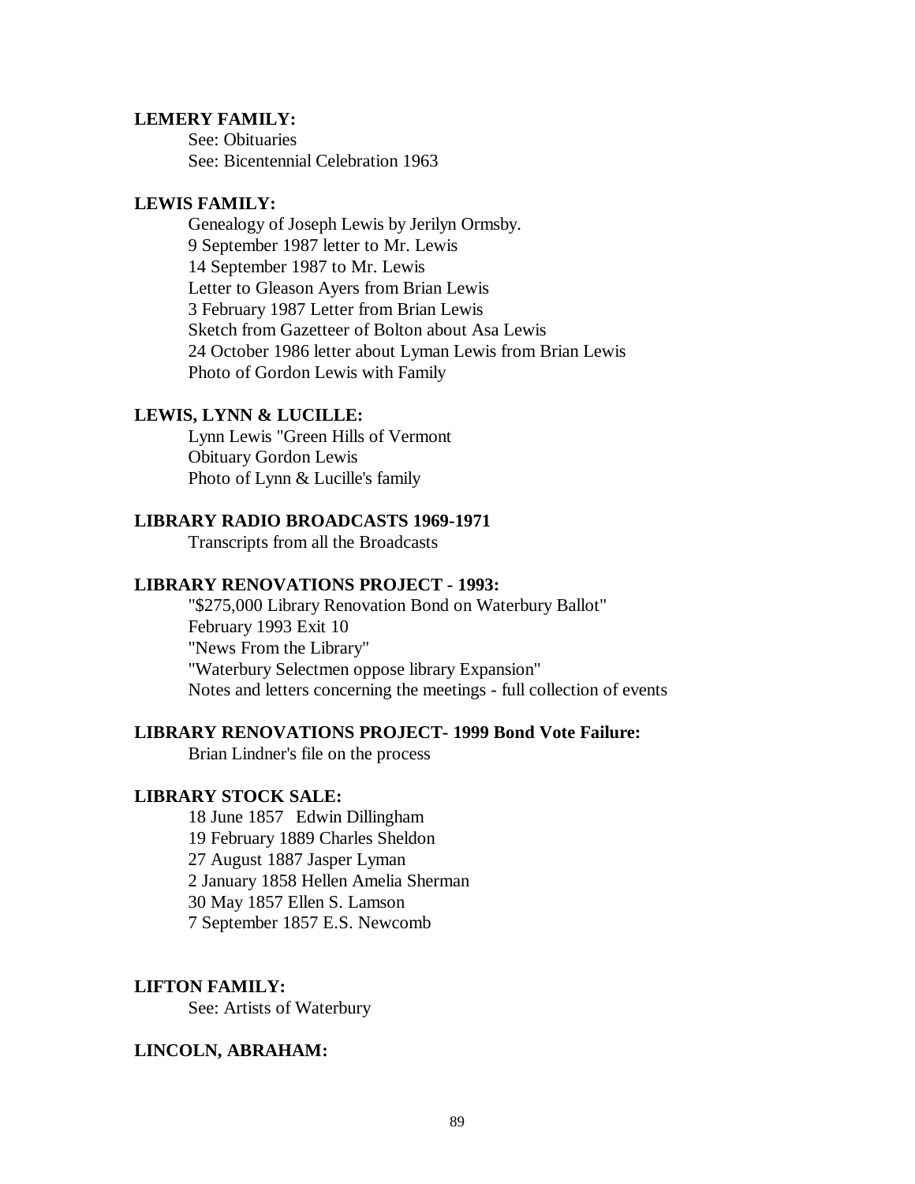**LEMERY FAMILY:**

See: Obituaries
See: Bicentennial Celebration 1963

**LEWIS FAMILY:**

Genealogy of Joseph Lewis by Jerilyn Ormsby.
9 September 1987 letter to Mr. Lewis
14 September 1987 to Mr. Lewis
Letter to Gleason Ayers from Brian Lewis
3 February 1987 Letter from Brian Lewis
Sketch from Gazetteer of Bolton about Asa Lewis
24 October 1986 letter about Lyman Lewis from Brian Lewis
Photo of Gordon Lewis with Family

**LEWIS, LYNN & LUCILLE:**

Lynn Lewis "Green Hills of Vermont
Obituary Gordon Lewis
Photo of Lynn & Lucille's family

**LIBRARY RADIO BROADCASTS 1969-1971**

Transcripts from all the Broadcasts

**LIBRARY RENOVATIONS PROJECT - 1993:**

"$275,000 Library Renovation Bond on Waterbury Ballot"
February 1993 Exit 10
"News From the Library"
"Waterbury Selectmen oppose library Expansion"
Notes and letters concerning the meetings - full collection of events

**LIBRARY RENOVATIONS PROJECT- 1999 Bond Vote Failure:**

Brian Lindner's file on the process

**LIBRARY STOCK SALE:**

18 June 1857 Edwin Dillingham
19 February 1889 Charles Sheldon
27 August 1887 Jasper Lyman
2 January 1858 Hellen Amelia Sherman
30 May 1857 Ellen S. Lamson
7 September 1857 E.S. Newcomb

**LIFTON FAMILY:**

See: Artists of Waterbury

**LINCOLN, ABRAHAM:**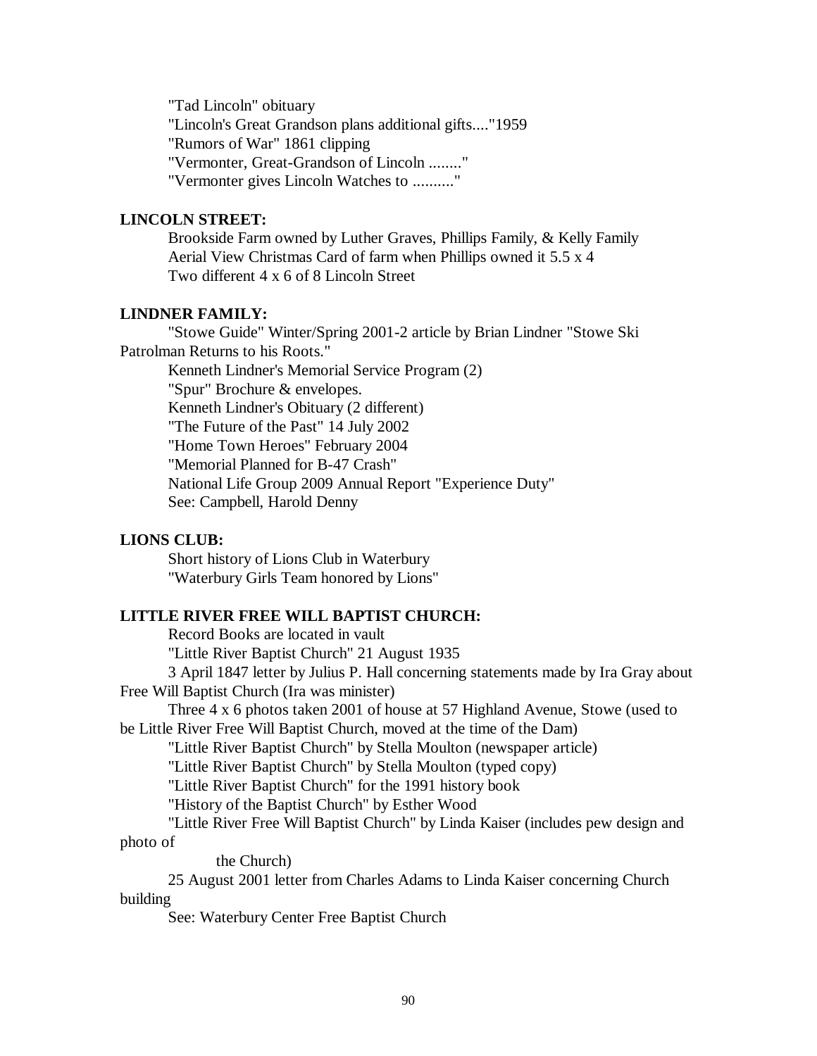"Tad Lincoln" obituary
"Lincoln's Great Grandson plans additional gifts...."1959
"Rumors of War" 1861 clipping
"Vermonter, Great-Grandson of Lincoln ........"
"Vermonter gives Lincoln Watches to .........."

**LINCOLN STREET:**

Brookside Farm owned by Luther Graves, Phillips Family, & Kelly Family
Aerial View Christmas Card of farm when Phillips owned it 5.5 x 4
Two different 4 x 6 of 8 Lincoln Street

**LINDNER FAMILY:**

"Stowe Guide" Winter/Spring 2001-2 article by Brian Lindner "Stowe Ski Patrolman Returns to his Roots."
Kenneth Lindner's Memorial Service Program (2)
"Spur" Brochure & envelopes.
Kenneth Lindner's Obituary (2 different)
"The Future of the Past" 14 July 2002
"Home Town Heroes" February 2004
"Memorial Planned for B-47 Crash"
National Life Group 2009 Annual Report "Experience Duty"
See: Campbell, Harold Denny

**LIONS CLUB:**

Short history of Lions Club in Waterbury
"Waterbury Girls Team honored by Lions"

**LITTLE RIVER FREE WILL BAPTIST CHURCH:**

Record Books are located in vault
"Little River Baptist Church" 21 August 1935
3 April 1847 letter by Julius P. Hall concerning statements made by Ira Gray about Free Will Baptist Church (Ira was minister)
Three 4 x 6 photos taken 2001 of house at 57 Highland Avenue, Stowe (used to be Little River Free Will Baptist Church, moved at the time of the Dam)
"Little River Baptist Church" by Stella Moulton (newspaper article)
"Little River Baptist Church" by Stella Moulton (typed copy)
"Little River Baptist Church" for the 1991 history book
"History of the Baptist Church" by Esther Wood
"Little River Free Will Baptist Church" by Linda Kaiser (includes pew design and photo of the Church)
25 August 2001 letter from Charles Adams to Linda Kaiser concerning Church building
See: Waterbury Center Free Baptist Church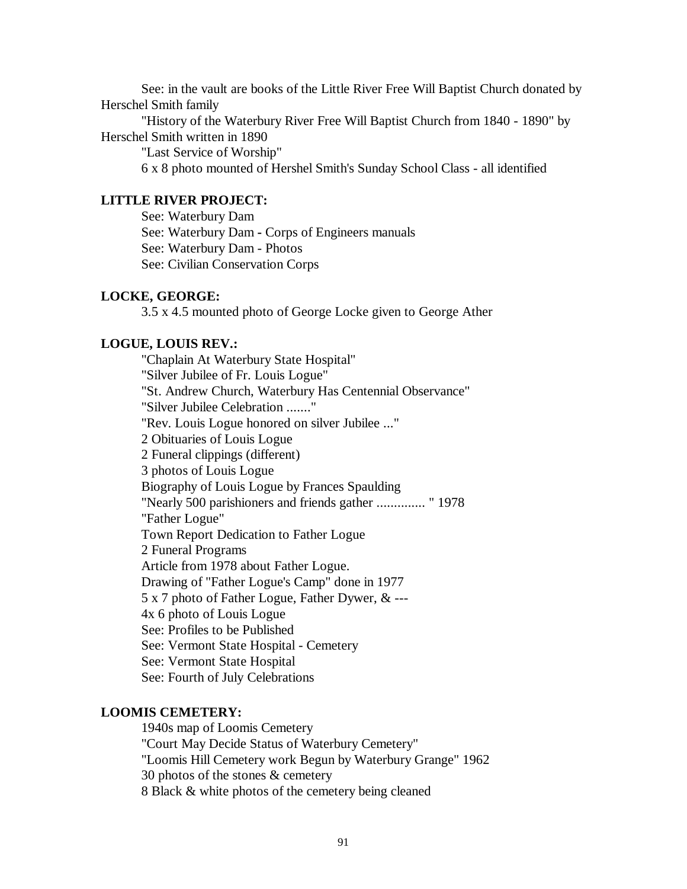See: in the vault are books of the Little River Free Will Baptist Church donated by Herschel Smith family

"History of the Waterbury River Free Will Baptist Church from 1840 - 1890" by Herschel Smith written in 1890

"Last Service of Worship"

6 x 8 photo mounted of Hershel Smith's Sunday School Class - all identified

**LITTLE RIVER PROJECT:**

See: Waterbury Dam
See: Waterbury Dam - Corps of Engineers manuals
See: Waterbury Dam - Photos
See: Civilian Conservation Corps

**LOCKE, GEORGE:**

3.5 x 4.5 mounted photo of George Locke given to George Ather

**LOGUE, LOUIS REV.:**

"Chaplain At Waterbury State Hospital"
"Silver Jubilee of Fr. Louis Logue"
"St. Andrew Church, Waterbury Has Centennial Observance"
"Silver Jubilee Celebration ......."
"Rev. Louis Logue honored on silver Jubilee ..."
2 Obituaries of Louis Logue
2 Funeral clippings (different)
3 photos of Louis Logue
Biography of Louis Logue by Frances Spaulding
"Nearly 500 parishioners and friends gather .............. " 1978
"Father Logue"
Town Report Dedication to Father Logue
2 Funeral Programs
Article from 1978 about Father Logue.
Drawing of "Father Logue's Camp" done in 1977
5 x 7 photo of Father Logue, Father Dywer, & ---
4x 6 photo of Louis Logue
See: Profiles to be Published
See: Vermont State Hospital - Cemetery
See: Vermont State Hospital
See: Fourth of July Celebrations

**LOOMIS CEMETERY:**

1940s map of Loomis Cemetery
"Court May Decide Status of Waterbury Cemetery"
"Loomis Hill Cemetery work Begun by Waterbury Grange" 1962
30 photos of the stones & cemetery
8 Black & white photos of the cemetery being cleaned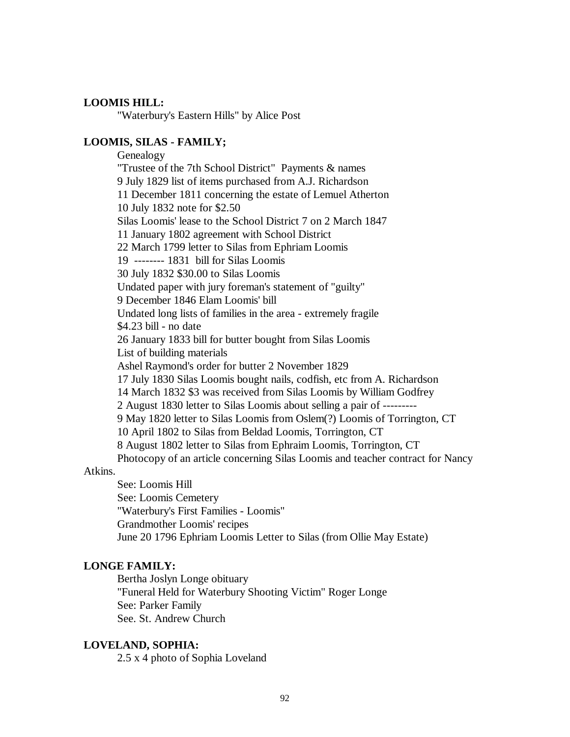**LOOMIS HILL:**

"Waterbury's Eastern Hills" by Alice Post

**LOOMIS, SILAS - FAMILY;**

Genealogy
"Trustee of the 7th School District" Payments & names
9 July 1829 list of items purchased from A.J. Richardson
11 December 1811 concerning the estate of Lemuel Atherton
10 July 1832 note for $2.50
Silas Loomis' lease to the School District 7 on 2 March 1847
11 January 1802 agreement with School District
22 March 1799 letter to Silas from Ephriam Loomis
19 -------- 1831 bill for Silas Loomis
30 July 1832 $30.00 to Silas Loomis
Undated paper with jury foreman's statement of "guilty"
9 December 1846 Elam Loomis' bill
Undated long lists of families in the area - extremely fragile
$4.23 bill - no date
26 January 1833 bill for butter bought from Silas Loomis
List of building materials
Ashel Raymond's order for butter 2 November 1829
17 July 1830 Silas Loomis bought nails, codfish, etc from A. Richardson
14 March 1832 $3 was received from Silas Loomis by William Godfrey
2 August 1830 letter to Silas Loomis about selling a pair of ---------
9 May 1820 letter to Silas Loomis from Oslem(?) Loomis of Torrington, CT
10 April 1802 to Silas from Beldad Loomis, Torrington, CT
8 August 1802 letter to Silas from Ephraim Loomis, Torrington, CT
Photocopy of an article concerning Silas Loomis and teacher contract for Nancy Atkins.
See: Loomis Hill
See: Loomis Cemetery
"Waterbury's First Families - Loomis"
Grandmother Loomis' recipes
June 20 1796 Ephriam Loomis Letter to Silas (from Ollie May Estate)

**LONGE FAMILY:**

Bertha Joslyn Longe obituary
"Funeral Held for Waterbury Shooting Victim" Roger Longe
See: Parker Family
See. St. Andrew Church

**LOVELAND, SOPHIA:**

2.5 x 4 photo of Sophia Loveland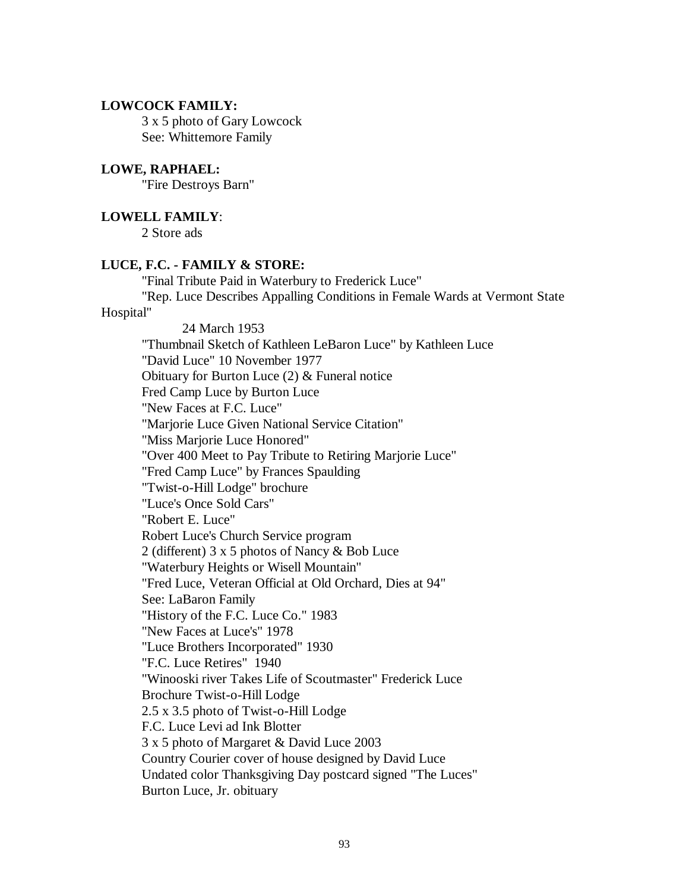**LOWCOCK FAMILY:**

3 x 5 photo of Gary Lowcock
See: Whittemore Family

**LOWE, RAPHAEL:**

"Fire Destroys Barn"

**LOWELL FAMILY**:

2 Store ads

**LUCE, F.C. - FAMILY & STORE:**

"Final Tribute Paid in Waterbury to Frederick Luce"
"Rep. Luce Describes Appalling Conditions in Female Wards at Vermont State Hospital"
24 March 1953
"Thumbnail Sketch of Kathleen LeBaron Luce" by Kathleen Luce
"David Luce" 10 November 1977
Obituary for Burton Luce (2) & Funeral notice
Fred Camp Luce by Burton Luce
"New Faces at F.C. Luce"
"Marjorie Luce Given National Service Citation"
"Miss Marjorie Luce Honored"
"Over 400 Meet to Pay Tribute to Retiring Marjorie Luce"
"Fred Camp Luce" by Frances Spaulding
"Twist-o-Hill Lodge" brochure
"Luce's Once Sold Cars"
"Robert E. Luce"
Robert Luce's Church Service program
2 (different) 3 x 5 photos of Nancy & Bob Luce
"Waterbury Heights or Wisell Mountain"
"Fred Luce, Veteran Official at Old Orchard, Dies at 94"
See: LaBaron Family
"History of the F.C. Luce Co." 1983
"New Faces at Luce's" 1978
"Luce Brothers Incorporated" 1930
"F.C. Luce Retires" 1940
"Winooski river Takes Life of Scoutmaster" Frederick Luce
Brochure Twist-o-Hill Lodge
2.5 x 3.5 photo of Twist-o-Hill Lodge
F.C. Luce Levi ad Ink Blotter
3 x 5 photo of Margaret & David Luce 2003
Country Courier cover of house designed by David Luce
Undated color Thanksgiving Day postcard signed "The Luces"
Burton Luce, Jr. obituary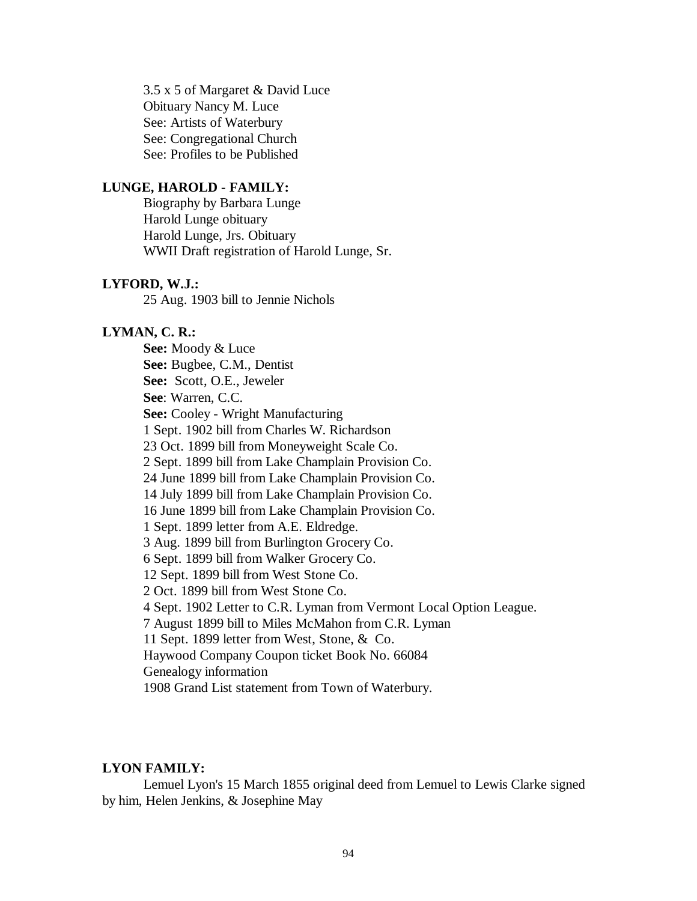3.5 x 5 of Margaret & David Luce
Obituary Nancy M. Luce
See: Artists of Waterbury
See: Congregational Church
See: Profiles to be Published

**LUNGE, HAROLD - FAMILY:**

Biography by Barbara Lunge
Harold Lunge obituary
Harold Lunge, Jrs. Obituary
WWII Draft registration of Harold Lunge, Sr.

**LYFORD, W.J.:**

25 Aug. 1903 bill to Jennie Nichols

**LYMAN, C. R.:**

**See:** Moody & Luce
**See:** Bugbee, C.M., Dentist
**See:** Scott, O.E., Jeweler
**See**: Warren, C.C.
**See:** Cooley - Wright Manufacturing
1 Sept. 1902 bill from Charles W. Richardson
23 Oct. 1899 bill from Moneyweight Scale Co.
2 Sept. 1899 bill from Lake Champlain Provision Co.
24 June 1899 bill from Lake Champlain Provision Co.
14 July 1899 bill from Lake Champlain Provision Co.
16 June 1899 bill from Lake Champlain Provision Co.
1 Sept. 1899 letter from A.E. Eldredge.
3 Aug. 1899 bill from Burlington Grocery Co.
6 Sept. 1899 bill from Walker Grocery Co.
12 Sept. 1899 bill from West Stone Co.
2 Oct. 1899 bill from West Stone Co.
4 Sept. 1902 Letter to C.R. Lyman from Vermont Local Option League.
7 August 1899 bill to Miles McMahon from C.R. Lyman
11 Sept. 1899 letter from West, Stone, & Co.
Haywood Company Coupon ticket Book No. 66084
Genealogy information
1908 Grand List statement from Town of Waterbury.

**LYON FAMILY:**

Lemuel Lyon's 15 March 1855 original deed from Lemuel to Lewis Clarke signed by him, Helen Jenkins, & Josephine May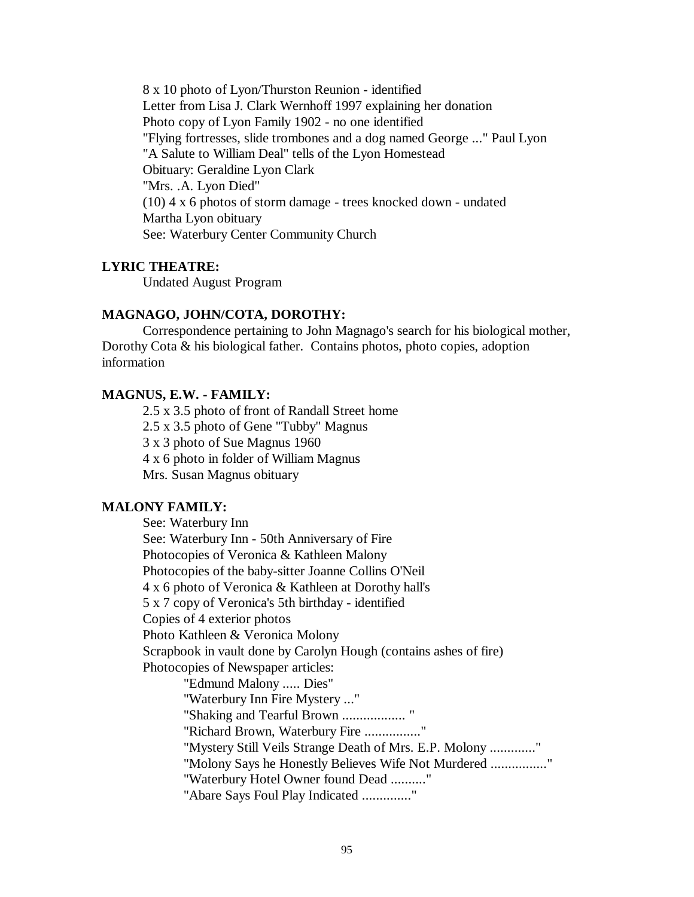8 x 10 photo of Lyon/Thurston Reunion - identified
Letter from Lisa J. Clark Wernhoff 1997 explaining her donation
Photo copy of Lyon Family 1902 - no one identified
"Flying fortresses, slide trombones and a dog named George ..." Paul Lyon
"A Salute to William Deal" tells of the Lyon Homestead
Obituary: Geraldine Lyon Clark
"Mrs. .A. Lyon Died"
(10) 4 x 6 photos of storm damage - trees knocked down - undated
Martha Lyon obituary
See: Waterbury Center Community Church

**LYRIC THEATRE:**

Undated August Program

**MAGNAGO, JOHN/COTA, DOROTHY:**

Correspondence pertaining to John Magnago's search for his biological mother, Dorothy Cota & his biological father. Contains photos, photo copies, adoption information

**MAGNUS, E.W. - FAMILY:**

2.5 x 3.5 photo of front of Randall Street home
2.5 x 3.5 photo of Gene "Tubby" Magnus
3 x 3 photo of Sue Magnus 1960
4 x 6 photo in folder of William Magnus
Mrs. Susan Magnus obituary

**MALONY FAMILY:**

See: Waterbury Inn
See: Waterbury Inn - 50th Anniversary of Fire
Photocopies of Veronica & Kathleen Malony
Photocopies of the baby-sitter Joanne Collins O'Neil
4 x 6 photo of Veronica & Kathleen at Dorothy hall's
5 x 7 copy of Veronica's 5th birthday - identified
Copies of 4 exterior photos
Photo Kathleen & Veronica Molony
Scrapbook in vault done by Carolyn Hough (contains ashes of fire)
Photocopies of Newspaper articles:

- "Edmund Malony ..... Dies"
- "Waterbury Inn Fire Mystery ..."
- "Shaking and Tearful Brown .................. "
- "Richard Brown, Waterbury Fire ................"
- "Mystery Still Veils Strange Death of Mrs. E.P. Molony ............."
- "Molony Says he Honestly Believes Wife Not Murdered ................"
- "Waterbury Hotel Owner found Dead .........."
- "Abare Says Foul Play Indicated .............."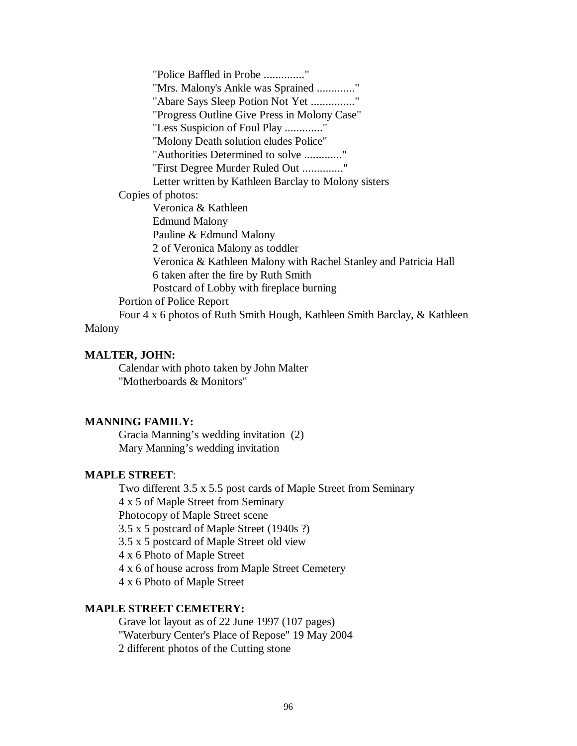"Police Baffled in Probe .............."
"Mrs. Malony's Ankle was Sprained ............."
"Abare Says Sleep Potion Not Yet ..............."
"Progress Outline Give Press in Molony Case"
"Less Suspicion of Foul Play ............."
"Molony Death solution eludes Police"
"Authorities Determined to solve ............."
"First Degree Murder Ruled Out .............."
Letter written by Kathleen Barclay to Molony sisters

Copies of photos:
Veronica & Kathleen
Edmund Malony
Pauline & Edmund Malony
2 of Veronica Malony as toddler
Veronica & Kathleen Malony with Rachel Stanley and Patricia Hall
6 taken after the fire by Ruth Smith
Postcard of Lobby with fireplace burning

Portion of Police Report

Four 4 x 6 photos of Ruth Smith Hough, Kathleen Smith Barclay, & Kathleen Malony

**MALTER, JOHN:**

Calendar with photo taken by John Malter
"Motherboards & Monitors"

**MANNING FAMILY:**

Gracia Manning's wedding invitation (2)
Mary Manning's wedding invitation

**MAPLE STREET**:

Two different 3.5 x 5.5 post cards of Maple Street from Seminary
4 x 5 of Maple Street from Seminary
Photocopy of Maple Street scene
3.5 x 5 postcard of Maple Street (1940s ?)
3.5 x 5 postcard of Maple Street old view
4 x 6 Photo of Maple Street
4 x 6 of house across from Maple Street Cemetery
4 x 6 Photo of Maple Street

**MAPLE STREET CEMETERY:**

Grave lot layout as of 22 June 1997 (107 pages)
"Waterbury Center's Place of Repose" 19 May 2004
2 different photos of the Cutting stone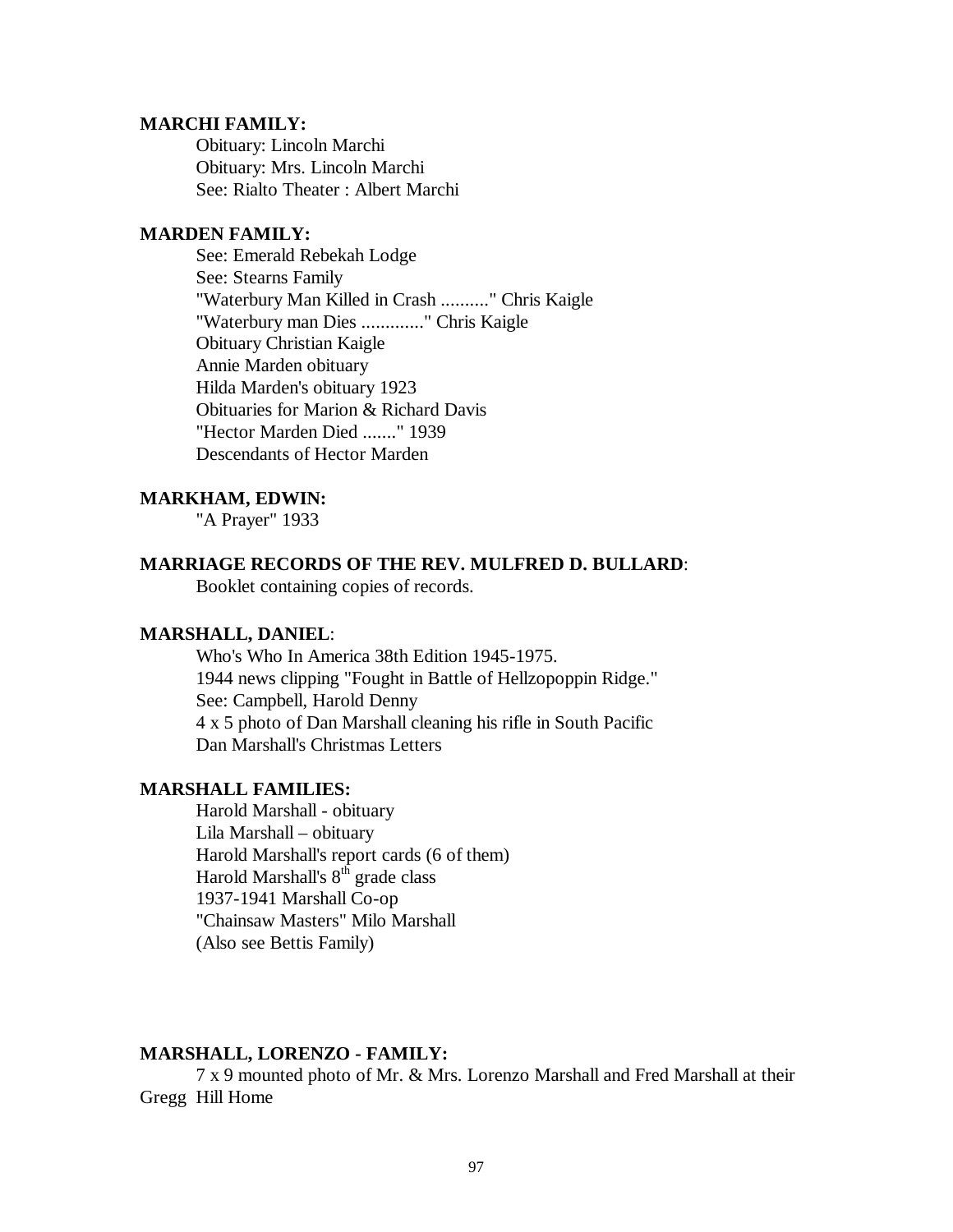**MARCHI FAMILY:**

Obituary: Lincoln Marchi
Obituary: Mrs. Lincoln Marchi
See: Rialto Theater : Albert Marchi

**MARDEN FAMILY:**

See: Emerald Rebekah Lodge
See: Stearns Family
"Waterbury Man Killed in Crash .........." Chris Kaigle
"Waterbury man Dies ............." Chris Kaigle
Obituary Christian Kaigle
Annie Marden obituary
Hilda Marden's obituary 1923
Obituaries for Marion & Richard Davis
"Hector Marden Died ......." 1939
Descendants of Hector Marden

**MARKHAM, EDWIN:**

"A Prayer" 1933

**MARRIAGE RECORDS OF THE REV. MULFRED D. BULLARD**:

Booklet containing copies of records.

**MARSHALL, DANIEL**:

Who's Who In America 38th Edition 1945-1975.
1944 news clipping "Fought in Battle of Hellzopoppin Ridge."
See: Campbell, Harold Denny
4 x 5 photo of Dan Marshall cleaning his rifle in South Pacific
Dan Marshall's Christmas Letters

**MARSHALL FAMILIES:**

Harold Marshall - obituary
Lila Marshall – obituary
Harold Marshall's report cards (6 of them)
Harold Marshall's 8th grade class
1937-1941 Marshall Co-op
"Chainsaw Masters" Milo Marshall
(Also see Bettis Family)

**MARSHALL, LORENZO - FAMILY:**

7 x 9 mounted photo of Mr. & Mrs. Lorenzo Marshall and Fred Marshall at their Gregg Hill Home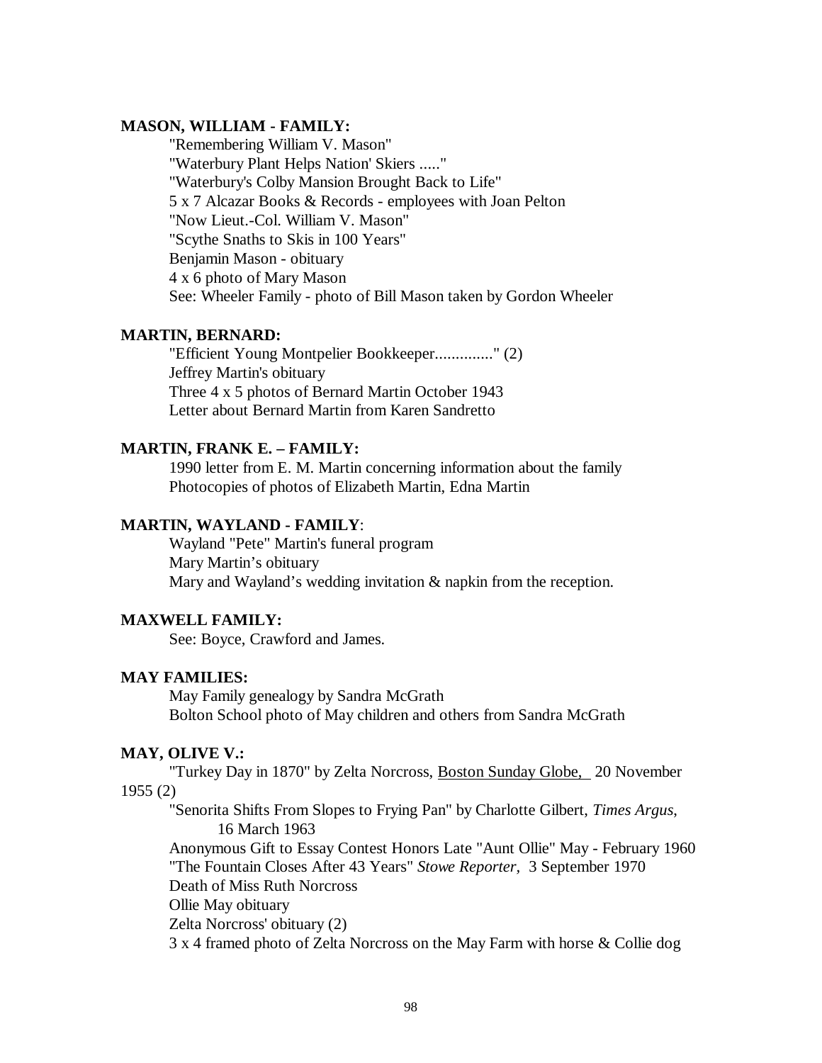**MASON, WILLIAM - FAMILY:**

"Remembering William V. Mason"
"Waterbury Plant Helps Nation' Skiers ....."
"Waterbury's Colby Mansion Brought Back to Life"
5 x 7 Alcazar Books & Records - employees with Joan Pelton
"Now Lieut.-Col. William V. Mason"
"Scythe Snaths to Skis in 100 Years"
Benjamin Mason - obituary
4 x 6 photo of Mary Mason
See: Wheeler Family - photo of Bill Mason taken by Gordon Wheeler

**MARTIN, BERNARD:**

"Efficient Young Montpelier Bookkeeper.............." (2)
Jeffrey Martin's obituary
Three 4 x 5 photos of Bernard Martin October 1943
Letter about Bernard Martin from Karen Sandretto

**MARTIN, FRANK E. – FAMILY:**

1990 letter from E. M. Martin concerning information about the family
Photocopies of photos of Elizabeth Martin, Edna Martin

**MARTIN, WAYLAND - FAMILY**:

Wayland "Pete" Martin's funeral program
Mary Martin's obituary
Mary and Wayland's wedding invitation & napkin from the reception.

**MAXWELL FAMILY:**

See: Boyce, Crawford and James.

**MAY FAMILIES:**

May Family genealogy by Sandra McGrath
Bolton School photo of May children and others from Sandra McGrath

**MAY, OLIVE V.:**

"Turkey Day in 1870" by Zelta Norcross, Boston Sunday Globe, 20 November 1955 (2)
"Senorita Shifts From Slopes to Frying Pan" by Charlotte Gilbert, *Times Argus*, 16 March 1963
Anonymous Gift to Essay Contest Honors Late "Aunt Ollie" May - February 1960
"The Fountain Closes After 43 Years" *Stowe Reporter*, 3 September 1970
Death of Miss Ruth Norcross
Ollie May obituary
Zelta Norcross' obituary (2)
3 x 4 framed photo of Zelta Norcross on the May Farm with horse & Collie dog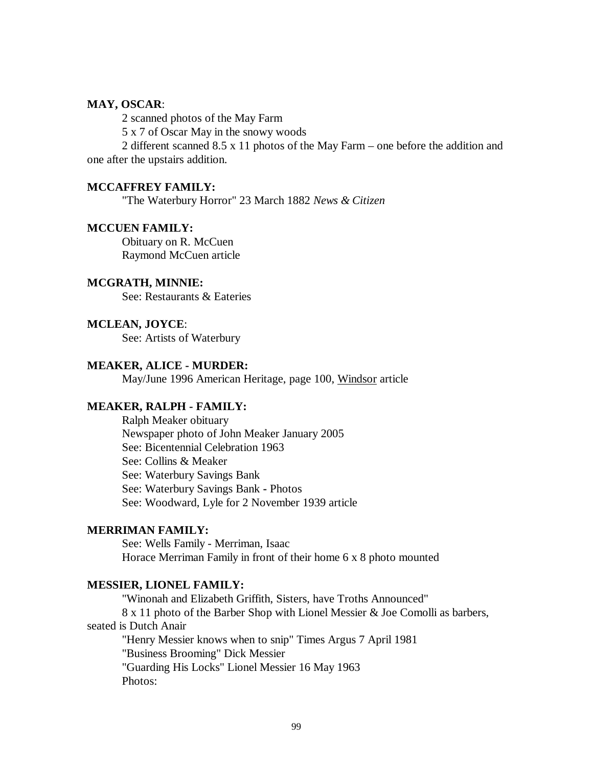**MAY, OSCAR**:

2 scanned photos of the May Farm

5 x 7 of Oscar May in the snowy woods

2 different scanned 8.5 x 11 photos of the May Farm – one before the addition and one after the upstairs addition.

**MCCAFFREY FAMILY:**

"The Waterbury Horror" 23 March 1882 *News & Citizen*

**MCCUEN FAMILY:**

Obituary on R. McCuen

Raymond McCuen article

**MCGRATH, MINNIE:**

See: Restaurants & Eateries

**MCLEAN, JOYCE**:

See: Artists of Waterbury

**MEAKER, ALICE - MURDER:**

May/June 1996 American Heritage, page 100, Windsor article

**MEAKER, RALPH - FAMILY:**

Ralph Meaker obituary

Newspaper photo of John Meaker January 2005

See: Bicentennial Celebration 1963

See: Collins & Meaker

See: Waterbury Savings Bank

See: Waterbury Savings Bank - Photos

See: Woodward, Lyle for 2 November 1939 article

**MERRIMAN FAMILY:**

See: Wells Family - Merriman, Isaac

Horace Merriman Family in front of their home 6 x 8 photo mounted

**MESSIER, LIONEL FAMILY:**

"Winonah and Elizabeth Griffith, Sisters, have Troths Announced"

8 x 11 photo of the Barber Shop with Lionel Messier & Joe Comolli as barbers, seated is Dutch Anair

"Henry Messier knows when to snip" Times Argus 7 April 1981

"Business Brooming" Dick Messier

"Guarding His Locks" Lionel Messier 16 May 1963

Photos: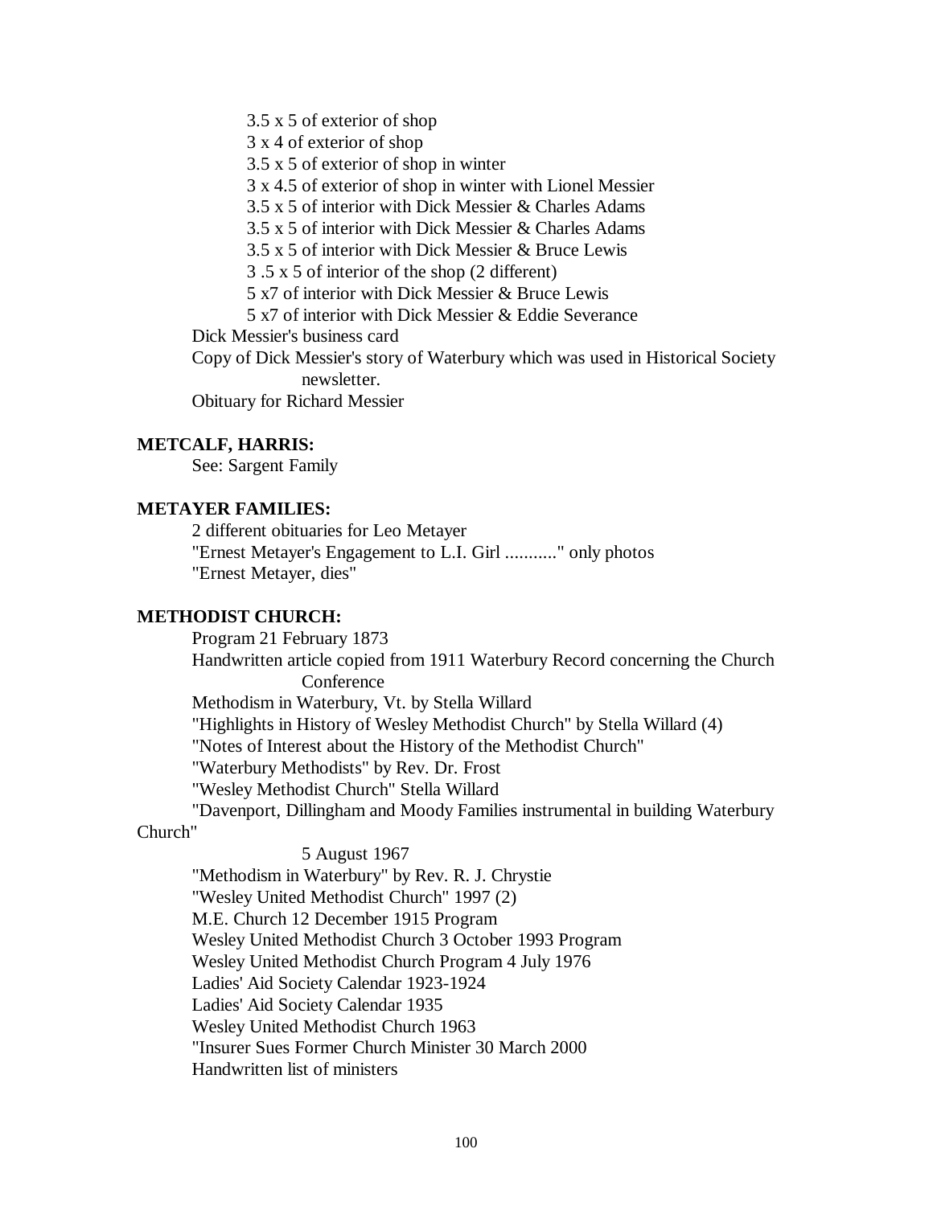3.5 x 5 of exterior of shop
3 x 4 of exterior of shop
3.5 x 5 of exterior of shop in winter
3 x 4.5 of exterior of shop in winter with Lionel Messier
3.5 x 5 of interior with Dick Messier & Charles Adams
3.5 x 5 of interior with Dick Messier & Charles Adams
3.5 x 5 of interior with Dick Messier & Bruce Lewis
3 .5 x 5 of interior of the shop (2 different)
5 x7 of interior with Dick Messier & Bruce Lewis
5 x7 of interior with Dick Messier & Eddie Severance

Dick Messier's business card
Copy of Dick Messier's story of Waterbury which was used in Historical Society newsletter.
Obituary for Richard Messier

**METCALF, HARRIS:**

See: Sargent Family

**METAYER FAMILIES:**

2 different obituaries for Leo Metayer
"Ernest Metayer's Engagement to L.I. Girl ..........." only photos
"Ernest Metayer, dies"

**METHODIST CHURCH:**

Program 21 February 1873
Handwritten article copied from 1911 Waterbury Record concerning the Church Conference
Methodism in Waterbury, Vt. by Stella Willard
"Highlights in History of Wesley Methodist Church" by Stella Willard (4)
"Notes of Interest about the History of the Methodist Church"
"Waterbury Methodists" by Rev. Dr. Frost
"Wesley Methodist Church" Stella Willard
"Davenport, Dillingham and Moody Families instrumental in building Waterbury Church"
5 August 1967
"Methodism in Waterbury" by Rev. R. J. Chrystie
"Wesley United Methodist Church" 1997 (2)
M.E. Church 12 December 1915 Program
Wesley United Methodist Church 3 October 1993 Program
Wesley United Methodist Church Program 4 July 1976
Ladies' Aid Society Calendar 1923-1924
Ladies' Aid Society Calendar 1935
Wesley United Methodist Church 1963
"Insurer Sues Former Church Minister 30 March 2000
Handwritten list of ministers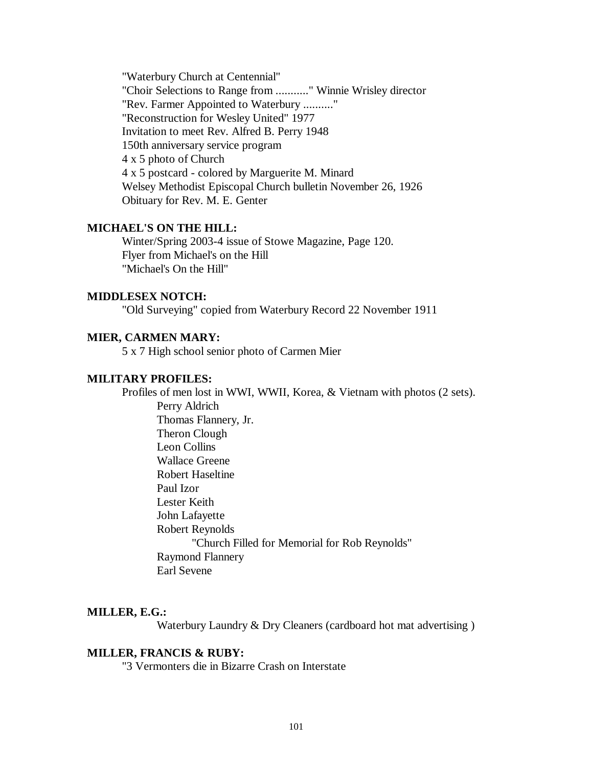"Waterbury Church at Centennial"
"Choir Selections to Range from ..........." Winnie Wrisley director
"Rev. Farmer Appointed to Waterbury .........."
"Reconstruction for Wesley United" 1977
Invitation to meet Rev. Alfred B. Perry 1948
150th anniversary service program
4 x 5 photo of Church
4 x 5 postcard - colored by Marguerite M. Minard
Welsey Methodist Episcopal Church bulletin November 26, 1926
Obituary for Rev. M. E. Genter

**MICHAEL'S ON THE HILL:**

Winter/Spring 2003-4 issue of Stowe Magazine, Page 120.
Flyer from Michael's on the Hill
"Michael's On the Hill"

**MIDDLESEX NOTCH:**

"Old Surveying" copied from Waterbury Record 22 November 1911

**MIER, CARMEN MARY:**

5 x 7 High school senior photo of Carmen Mier

**MILITARY PROFILES:**

Profiles of men lost in WWI, WWII, Korea, & Vietnam with photos (2 sets).

- Perry Aldrich
- Thomas Flannery, Jr.
- Theron Clough
- Leon Collins
- Wallace Greene
- Robert Haseltine
- Paul Izor
- Lester Keith
- John Lafayette
- Robert Reynolds
  - "Church Filled for Memorial for Rob Reynolds"
- Raymond Flannery
- Earl Sevene

**MILLER, E.G.:**

Waterbury Laundry & Dry Cleaners (cardboard hot mat advertising )

**MILLER, FRANCIS & RUBY:**

"3 Vermonters die in Bizarre Crash on Interstate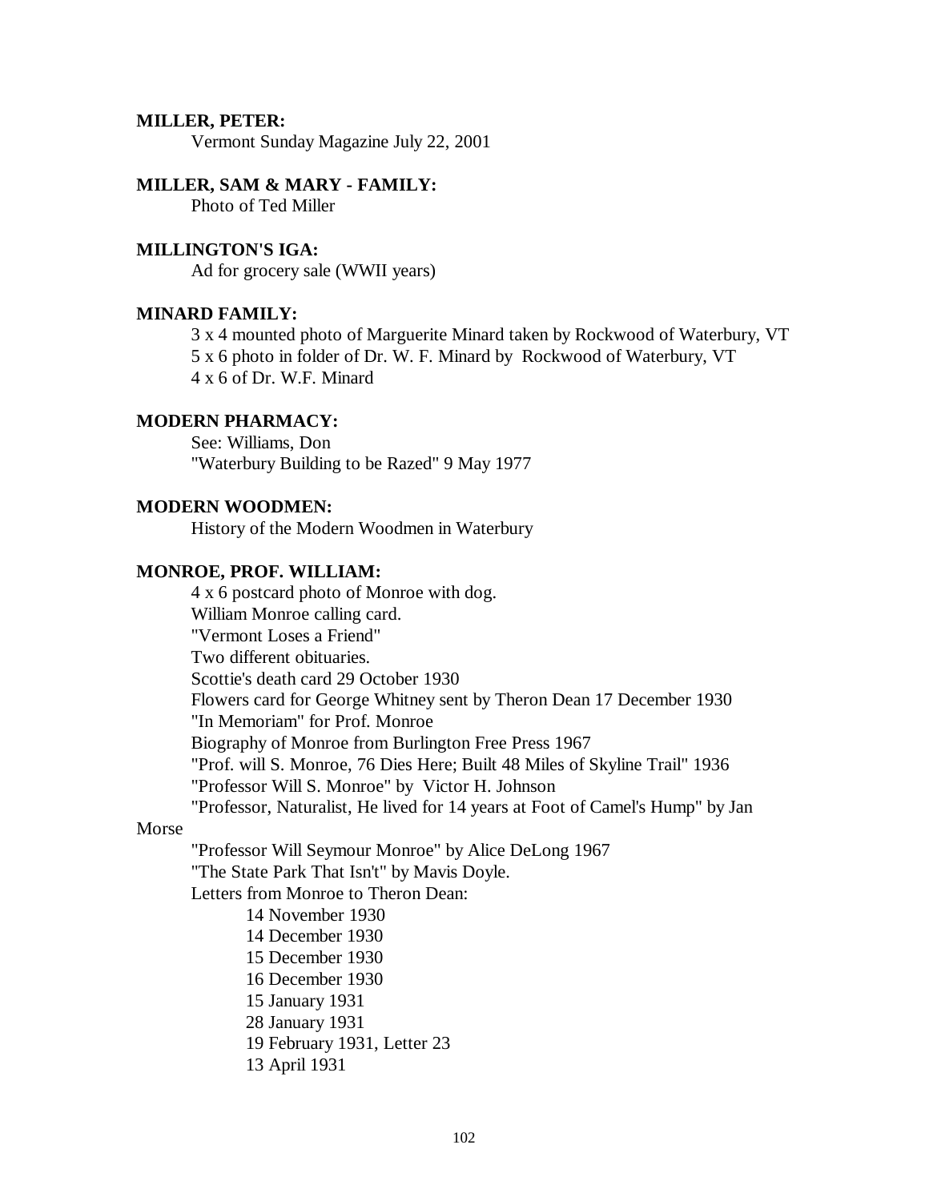**MILLER, PETER:**

Vermont Sunday Magazine July 22, 2001

**MILLER, SAM & MARY - FAMILY:**

Photo of Ted Miller

**MILLINGTON'S IGA:**

Ad for grocery sale (WWII years)

**MINARD FAMILY:**

3 x 4 mounted photo of Marguerite Minard taken by Rockwood of Waterbury, VT
5 x 6 photo in folder of Dr. W. F. Minard by Rockwood of Waterbury, VT
4 x 6 of Dr. W.F. Minard

**MODERN PHARMACY:**

See: Williams, Don
"Waterbury Building to be Razed" 9 May 1977

**MODERN WOODMEN:**

History of the Modern Woodmen in Waterbury

**MONROE, PROF. WILLIAM:**

4 x 6 postcard photo of Monroe with dog.
William Monroe calling card.
"Vermont Loses a Friend"
Two different obituaries.
Scottie's death card 29 October 1930
Flowers card for George Whitney sent by Theron Dean 17 December 1930
"In Memoriam" for Prof. Monroe
Biography of Monroe from Burlington Free Press 1967
"Prof. will S. Monroe, 76 Dies Here; Built 48 Miles of Skyline Trail" 1936
"Professor Will S. Monroe" by Victor H. Johnson
"Professor, Naturalist, He lived for 14 years at Foot of Camel's Hump" by Jan Morse
"Professor Will Seymour Monroe" by Alice DeLong 1967
"The State Park That Isn't" by Mavis Doyle.
Letters from Monroe to Theron Dean:

- 14 November 1930
- 14 December 1930
- 15 December 1930
- 16 December 1930
- 15 January 1931
- 28 January 1931
- 19 February 1931, Letter 23
- 13 April 1931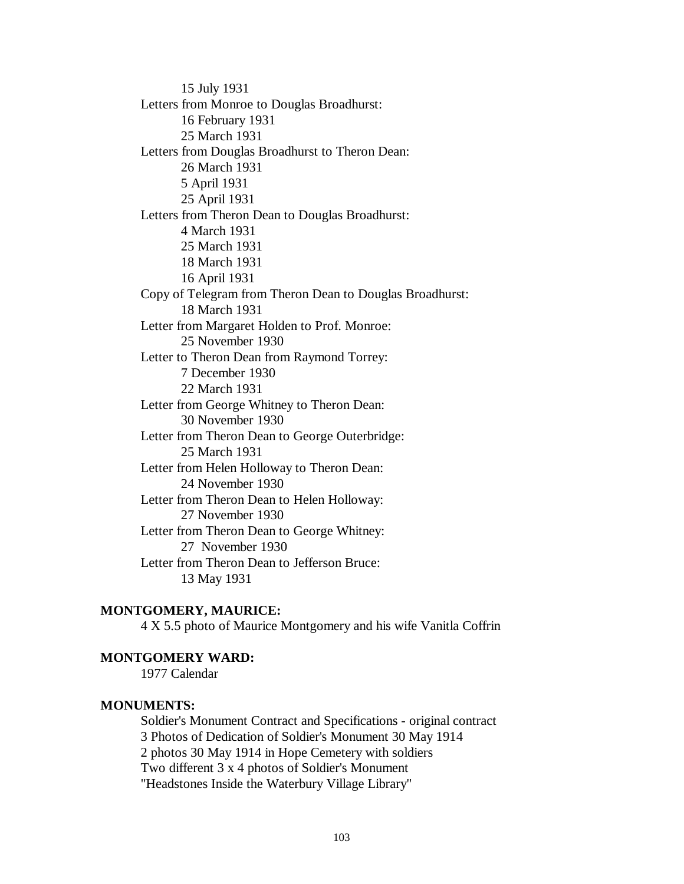15 July 1931

Letters from Monroe to Douglas Broadhurst:

16 February 1931

25 March 1931

Letters from Douglas Broadhurst to Theron Dean:

26 March 1931

5 April 1931

25 April 1931

Letters from Theron Dean to Douglas Broadhurst:

4 March 1931

25 March 1931

18 March 1931

16 April 1931

Copy of Telegram from Theron Dean to Douglas Broadhurst:

18 March 1931

Letter from Margaret Holden to Prof. Monroe:

25 November 1930

Letter to Theron Dean from Raymond Torrey:

7 December 1930

22 March 1931

Letter from George Whitney to Theron Dean:

30 November 1930

Letter from Theron Dean to George Outerbridge:

25 March 1931

Letter from Helen Holloway to Theron Dean:

24 November 1930

Letter from Theron Dean to Helen Holloway:

27 November 1930

Letter from Theron Dean to George Whitney:

27 November 1930

Letter from Theron Dean to Jefferson Bruce:

13 May 1931

**MONTGOMERY, MAURICE:**

4 X 5.5 photo of Maurice Montgomery and his wife Vanitla Coffrin

**MONTGOMERY WARD:**

1977 Calendar

**MONUMENTS:**

Soldier's Monument Contract and Specifications - original contract

3 Photos of Dedication of Soldier's Monument 30 May 1914

2 photos 30 May 1914 in Hope Cemetery with soldiers

Two different 3 x 4 photos of Soldier's Monument

"Headstones Inside the Waterbury Village Library"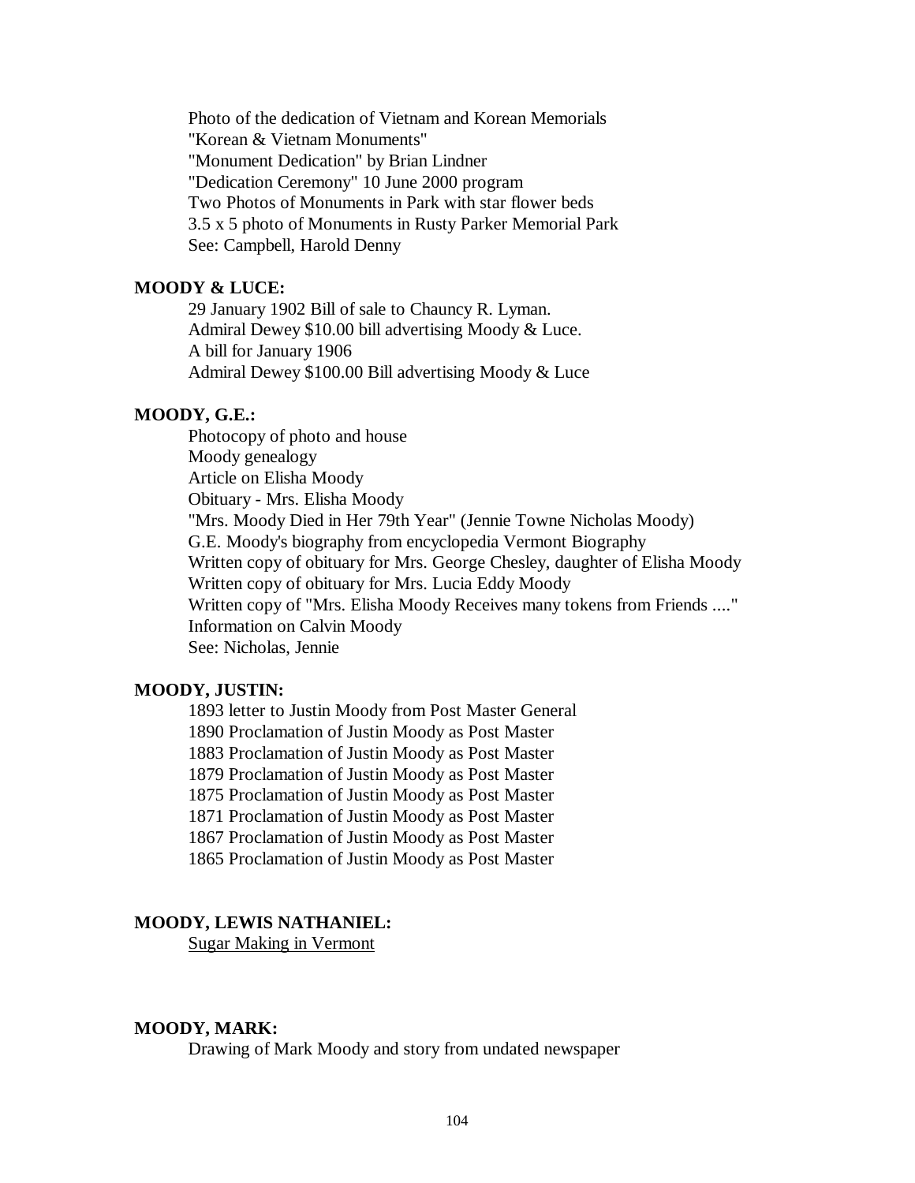Photo of the dedication of Vietnam and Korean Memorials
"Korean & Vietnam Monuments"
"Monument Dedication" by Brian Lindner
"Dedication Ceremony" 10 June 2000 program
Two Photos of Monuments in Park with star flower beds
3.5 x 5 photo of Monuments in Rusty Parker Memorial Park
See: Campbell, Harold Denny

**MOODY & LUCE:**

29 January 1902 Bill of sale to Chauncy R. Lyman.
Admiral Dewey $10.00 bill advertising Moody & Luce.
A bill for January 1906
Admiral Dewey $100.00 Bill advertising Moody & Luce

**MOODY, G.E.:**

Photocopy of photo and house
Moody genealogy
Article on Elisha Moody
Obituary - Mrs. Elisha Moody
"Mrs. Moody Died in Her 79th Year" (Jennie Towne Nicholas Moody)
G.E. Moody's biography from encyclopedia Vermont Biography
Written copy of obituary for Mrs. George Chesley, daughter of Elisha Moody
Written copy of obituary for Mrs. Lucia Eddy Moody
Written copy of "Mrs. Elisha Moody Receives many tokens from Friends ...."
Information on Calvin Moody
See: Nicholas, Jennie

**MOODY, JUSTIN:**

1893 letter to Justin Moody from Post Master General
1890 Proclamation of Justin Moody as Post Master
1883 Proclamation of Justin Moody as Post Master
1879 Proclamation of Justin Moody as Post Master
1875 Proclamation of Justin Moody as Post Master
1871 Proclamation of Justin Moody as Post Master
1867 Proclamation of Justin Moody as Post Master
1865 Proclamation of Justin Moody as Post Master

**MOODY, LEWIS NATHANIEL:**

<u>Sugar Making in Vermont</u>

**MOODY, MARK:**

Drawing of Mark Moody and story from undated newspaper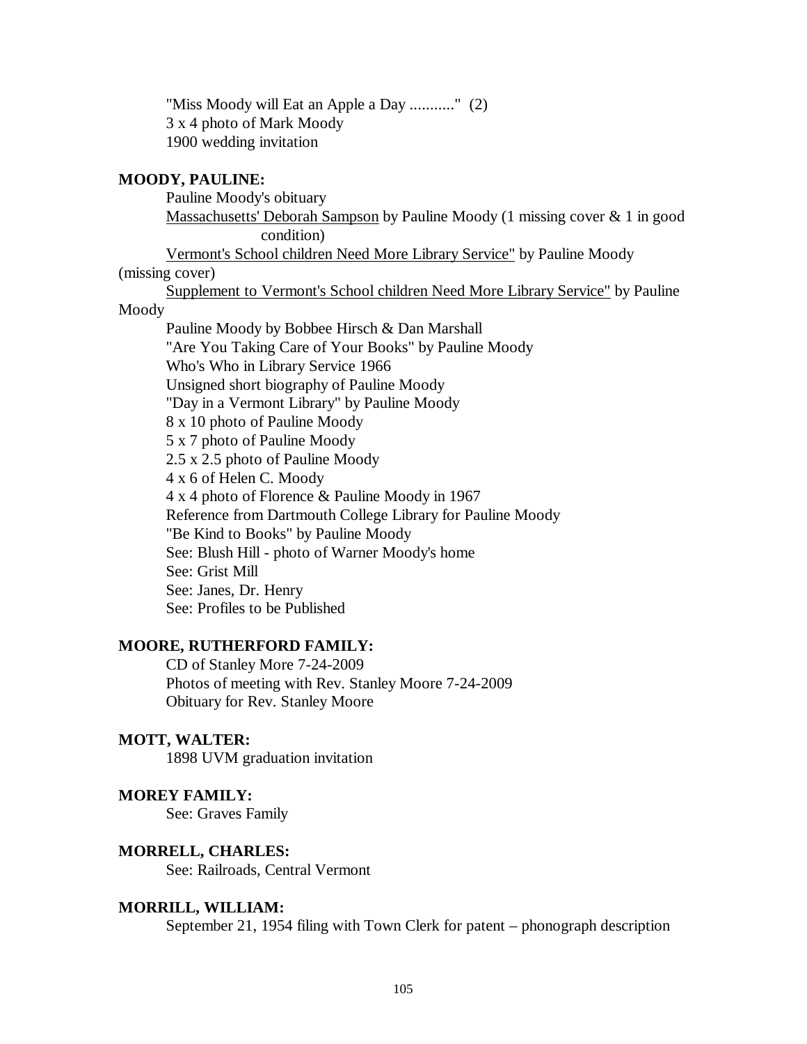"Miss Moody will Eat an Apple a Day ..........." (2)
3 x 4 photo of Mark Moody
1900 wedding invitation

**MOODY, PAULINE:**

Pauline Moody's obituary
<u>Massachusetts' Deborah Sampson</u> by Pauline Moody (1 missing cover & 1 in good condition)
<u>Vermont's School children Need More Library Service"</u> by Pauline Moody (missing cover)
<u>Supplement to Vermont's School children Need More Library Service"</u> by Pauline Moody
Pauline Moody by Bobbee Hirsch & Dan Marshall
"Are You Taking Care of Your Books" by Pauline Moody
Who's Who in Library Service 1966
Unsigned short biography of Pauline Moody
"Day in a Vermont Library" by Pauline Moody
8 x 10 photo of Pauline Moody
5 x 7 photo of Pauline Moody
2.5 x 2.5 photo of Pauline Moody
4 x 6 of Helen C. Moody
4 x 4 photo of Florence & Pauline Moody in 1967
Reference from Dartmouth College Library for Pauline Moody
"Be Kind to Books" by Pauline Moody
See: Blush Hill - photo of Warner Moody's home
See: Grist Mill
See: Janes, Dr. Henry
See: Profiles to be Published

**MOORE, RUTHERFORD FAMILY:**

CD of Stanley More 7-24-2009
Photos of meeting with Rev. Stanley Moore 7-24-2009
Obituary for Rev. Stanley Moore

**MOTT, WALTER:**

1898 UVM graduation invitation

**MOREY FAMILY:**

See: Graves Family

**MORRELL, CHARLES:**

See: Railroads, Central Vermont

**MORRILL, WILLIAM:**

September 21, 1954 filing with Town Clerk for patent – phonograph description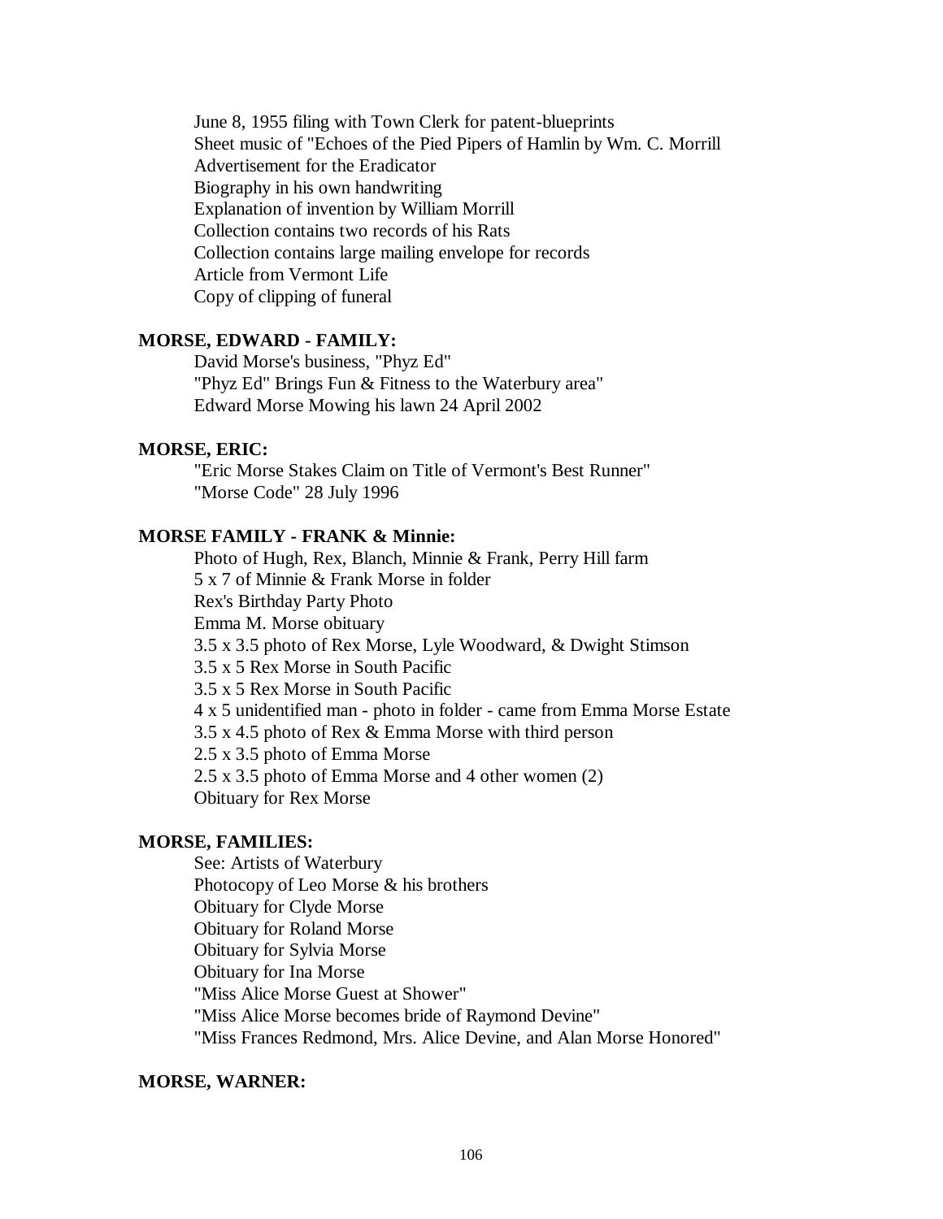June 8, 1955 filing with Town Clerk for patent-blueprints
Sheet music of "Echoes of the Pied Pipers of Hamlin by Wm. C. Morrill
Advertisement for the Eradicator
Biography in his own handwriting
Explanation of invention by William Morrill
Collection contains two records of his Rats
Collection contains large mailing envelope for records
Article from Vermont Life
Copy of clipping of funeral

**MORSE, EDWARD - FAMILY:**

David Morse's business, "Phyz Ed"
"Phyz Ed" Brings Fun & Fitness to the Waterbury area"
Edward Morse Mowing his lawn 24 April 2002

**MORSE, ERIC:**

"Eric Morse Stakes Claim on Title of Vermont's Best Runner"
"Morse Code" 28 July 1996

**MORSE FAMILY - FRANK & Minnie:**

Photo of Hugh, Rex, Blanch, Minnie & Frank, Perry Hill farm
5 x 7 of Minnie & Frank Morse in folder
Rex's Birthday Party Photo
Emma M. Morse obituary
3.5 x 3.5 photo of Rex Morse, Lyle Woodward, & Dwight Stimson
3.5 x 5 Rex Morse in South Pacific
3.5 x 5 Rex Morse in South Pacific
4 x 5 unidentified man - photo in folder - came from Emma Morse Estate
3.5 x 4.5 photo of Rex & Emma Morse with third person
2.5 x 3.5 photo of Emma Morse
2.5 x 3.5 photo of Emma Morse and 4 other women (2)
Obituary for Rex Morse

**MORSE, FAMILIES:**

See: Artists of Waterbury
Photocopy of Leo Morse & his brothers
Obituary for Clyde Morse
Obituary for Roland Morse
Obituary for Sylvia Morse
Obituary for Ina Morse
"Miss Alice Morse Guest at Shower"
"Miss Alice Morse becomes bride of Raymond Devine"
"Miss Frances Redmond, Mrs. Alice Devine, and Alan Morse Honored"

**MORSE, WARNER:**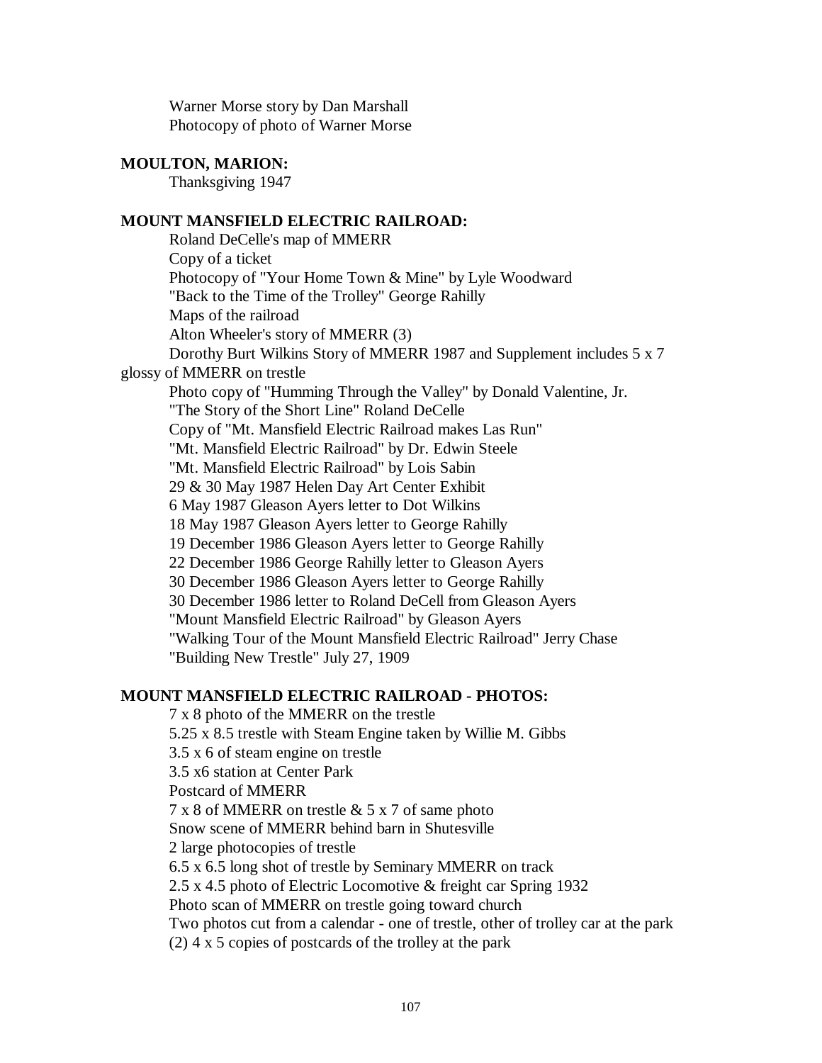Warner Morse story by Dan Marshall
Photocopy of photo of Warner Morse

**MOULTON, MARION:**

Thanksgiving 1947

**MOUNT MANSFIELD ELECTRIC RAILROAD:**

Roland DeCelle's map of MMERR
Copy of a ticket
Photocopy of "Your Home Town & Mine" by Lyle Woodward
"Back to the Time of the Trolley" George Rahilly
Maps of the railroad
Alton Wheeler's story of MMERR (3)
Dorothy Burt Wilkins Story of MMERR 1987 and Supplement includes 5 x 7 glossy of MMERR on trestle
Photo copy of "Humming Through the Valley" by Donald Valentine, Jr.
"The Story of the Short Line" Roland DeCelle
Copy of "Mt. Mansfield Electric Railroad makes Las Run"
"Mt. Mansfield Electric Railroad" by Dr. Edwin Steele
"Mt. Mansfield Electric Railroad" by Lois Sabin
29 & 30 May 1987 Helen Day Art Center Exhibit
6 May 1987 Gleason Ayers letter to Dot Wilkins
18 May 1987 Gleason Ayers letter to George Rahilly
19 December 1986 Gleason Ayers letter to George Rahilly
22 December 1986 George Rahilly letter to Gleason Ayers
30 December 1986 Gleason Ayers letter to George Rahilly
30 December 1986 letter to Roland DeCell from Gleason Ayers
"Mount Mansfield Electric Railroad" by Gleason Ayers
"Walking Tour of the Mount Mansfield Electric Railroad" Jerry Chase
"Building New Trestle" July 27, 1909

**MOUNT MANSFIELD ELECTRIC RAILROAD - PHOTOS:**

7 x 8 photo of the MMERR on the trestle
5.25 x 8.5 trestle with Steam Engine taken by Willie M. Gibbs
3.5 x 6 of steam engine on trestle
3.5 x6 station at Center Park
Postcard of MMERR
7 x 8 of MMERR on trestle & 5 x 7 of same photo
Snow scene of MMERR behind barn in Shutesville
2 large photocopies of trestle
6.5 x 6.5 long shot of trestle by Seminary MMERR on track
2.5 x 4.5 photo of Electric Locomotive & freight car Spring 1932
Photo scan of MMERR on trestle going toward church
Two photos cut from a calendar - one of trestle, other of trolley car at the park
(2) 4 x 5 copies of postcards of the trolley at the park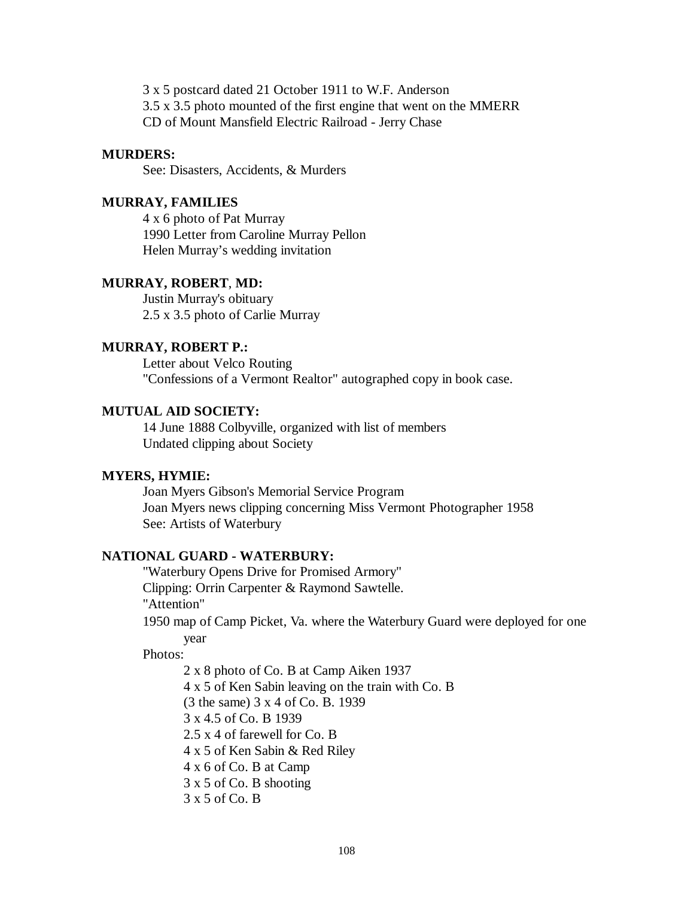3 x 5 postcard dated 21 October 1911 to W.F. Anderson
3.5 x 3.5 photo mounted of the first engine that went on the MMERR
CD of Mount Mansfield Electric Railroad - Jerry Chase

**MURDERS:**
See: Disasters, Accidents, & Murders

**MURRAY, FAMILIES**
4 x 6 photo of Pat Murray
1990 Letter from Caroline Murray Pellon
Helen Murray's wedding invitation

**MURRAY, ROBERT**, **MD:**
Justin Murray's obituary
2.5 x 3.5 photo of Carlie Murray

**MURRAY, ROBERT P.:**
Letter about Velco Routing
"Confessions of a Vermont Realtor" autographed copy in book case.

**MUTUAL AID SOCIETY:**
14 June 1888 Colbyville, organized with list of members
Undated clipping about Society

**MYERS, HYMIE:**
Joan Myers Gibson's Memorial Service Program
Joan Myers news clipping concerning Miss Vermont Photographer 1958
See: Artists of Waterbury

**NATIONAL GUARD - WATERBURY:**
"Waterbury Opens Drive for Promised Armory"
Clipping: Orrin Carpenter & Raymond Sawtelle.
"Attention"
1950 map of Camp Picket, Va. where the Waterbury Guard were deployed for one year
Photos:
- 2 x 8 photo of Co. B at Camp Aiken 1937
- 4 x 5 of Ken Sabin leaving on the train with Co. B
- (3 the same) 3 x 4 of Co. B. 1939
- 3 x 4.5 of Co. B 1939
- 2.5 x 4 of farewell for Co. B
- 4 x 5 of Ken Sabin & Red Riley
- 4 x 6 of Co. B at Camp
- 3 x 5 of Co. B shooting
- 3 x 5 of Co. B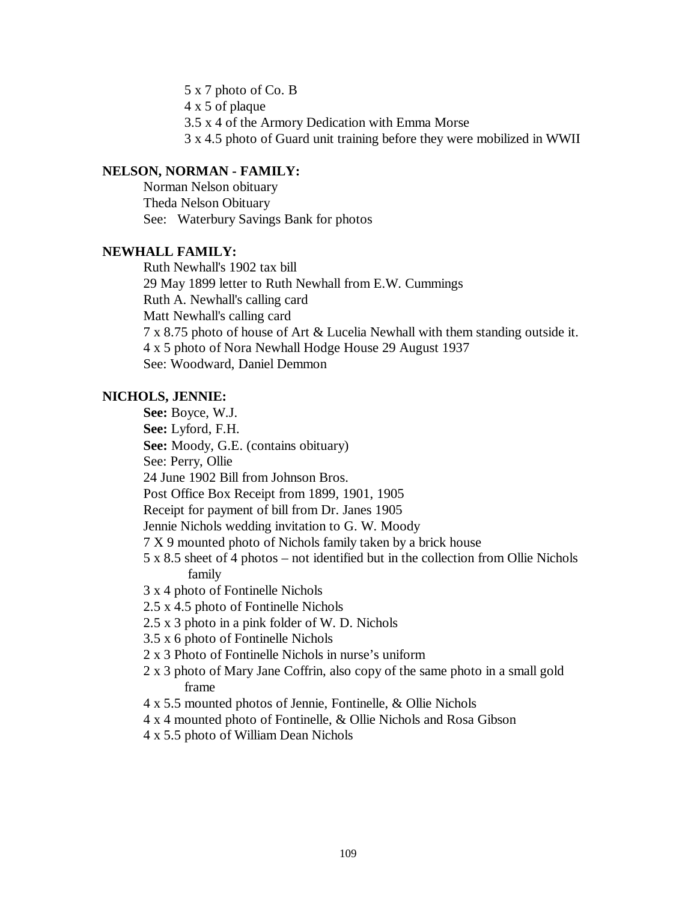5 x 7 photo of Co. B

4 x 5 of plaque

3.5 x 4 of the Armory Dedication with Emma Morse

3 x 4.5 photo of Guard unit training before they were mobilized in WWII

**NELSON, NORMAN - FAMILY:**

Norman Nelson obituary

Theda Nelson Obituary

See: Waterbury Savings Bank for photos

**NEWHALL FAMILY:**

Ruth Newhall's 1902 tax bill

29 May 1899 letter to Ruth Newhall from E.W. Cummings

Ruth A. Newhall's calling card

Matt Newhall's calling card

7 x 8.75 photo of house of Art & Lucelia Newhall with them standing outside it.

4 x 5 photo of Nora Newhall Hodge House 29 August 1937

See: Woodward, Daniel Demmon

**NICHOLS, JENNIE:**

**See:** Boyce, W.J.

**See:** Lyford, F.H.

**See:** Moody, G.E. (contains obituary)

See: Perry, Ollie

24 June 1902 Bill from Johnson Bros.

Post Office Box Receipt from 1899, 1901, 1905

Receipt for payment of bill from Dr. Janes 1905

Jennie Nichols wedding invitation to G. W. Moody

7 X 9 mounted photo of Nichols family taken by a brick house

5 x 8.5 sheet of 4 photos – not identified but in the collection from Ollie Nichols family

3 x 4 photo of Fontinelle Nichols

2.5 x 4.5 photo of Fontinelle Nichols

2.5 x 3 photo in a pink folder of W. D. Nichols

3.5 x 6 photo of Fontinelle Nichols

2 x 3 Photo of Fontinelle Nichols in nurse's uniform

2 x 3 photo of Mary Jane Coffrin, also copy of the same photo in a small gold frame

4 x 5.5 mounted photos of Jennie, Fontinelle, & Ollie Nichols

4 x 4 mounted photo of Fontinelle, & Ollie Nichols and Rosa Gibson

4 x 5.5 photo of William Dean Nichols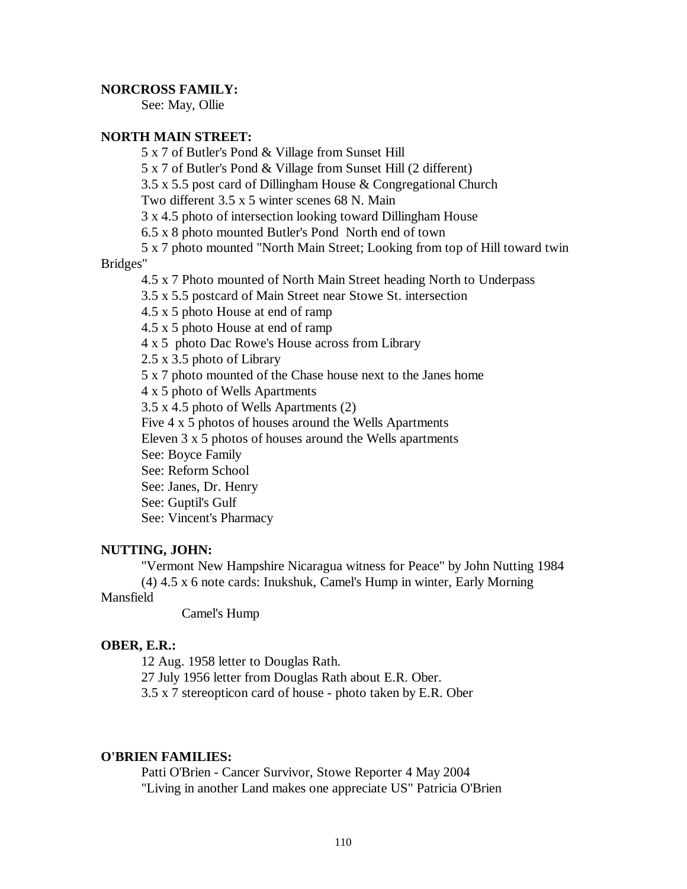**NORCROSS FAMILY:**

See: May, Ollie

**NORTH MAIN STREET:**

5 x 7 of Butler's Pond & Village from Sunset Hill

5 x 7 of Butler's Pond & Village from Sunset Hill (2 different)

3.5 x 5.5 post card of Dillingham House & Congregational Church

Two different 3.5 x 5 winter scenes 68 N. Main

3 x 4.5 photo of intersection looking toward Dillingham House

6.5 x 8 photo mounted Butler's Pond North end of town

5 x 7 photo mounted "North Main Street; Looking from top of Hill toward twin Bridges"

4.5 x 7 Photo mounted of North Main Street heading North to Underpass

3.5 x 5.5 postcard of Main Street near Stowe St. intersection

4.5 x 5 photo House at end of ramp

4.5 x 5 photo House at end of ramp

4 x 5 photo Dac Rowe's House across from Library

2.5 x 3.5 photo of Library

5 x 7 photo mounted of the Chase house next to the Janes home

4 x 5 photo of Wells Apartments

3.5 x 4.5 photo of Wells Apartments (2)

Five 4 x 5 photos of houses around the Wells Apartments

Eleven 3 x 5 photos of houses around the Wells apartments

See: Boyce Family

See: Reform School

See: Janes, Dr. Henry

See: Guptil's Gulf

See: Vincent's Pharmacy

**NUTTING, JOHN:**

"Vermont New Hampshire Nicaragua witness for Peace" by John Nutting 1984

(4) 4.5 x 6 note cards: Inukshuk, Camel's Hump in winter, Early Morning Mansfield

Camel's Hump

**OBER, E.R.:**

12 Aug. 1958 letter to Douglas Rath.

27 July 1956 letter from Douglas Rath about E.R. Ober.

3.5 x 7 stereopticon card of house - photo taken by E.R. Ober

**O'BRIEN FAMILIES:**

Patti O'Brien - Cancer Survivor, Stowe Reporter 4 May 2004

"Living in another Land makes one appreciate US" Patricia O'Brien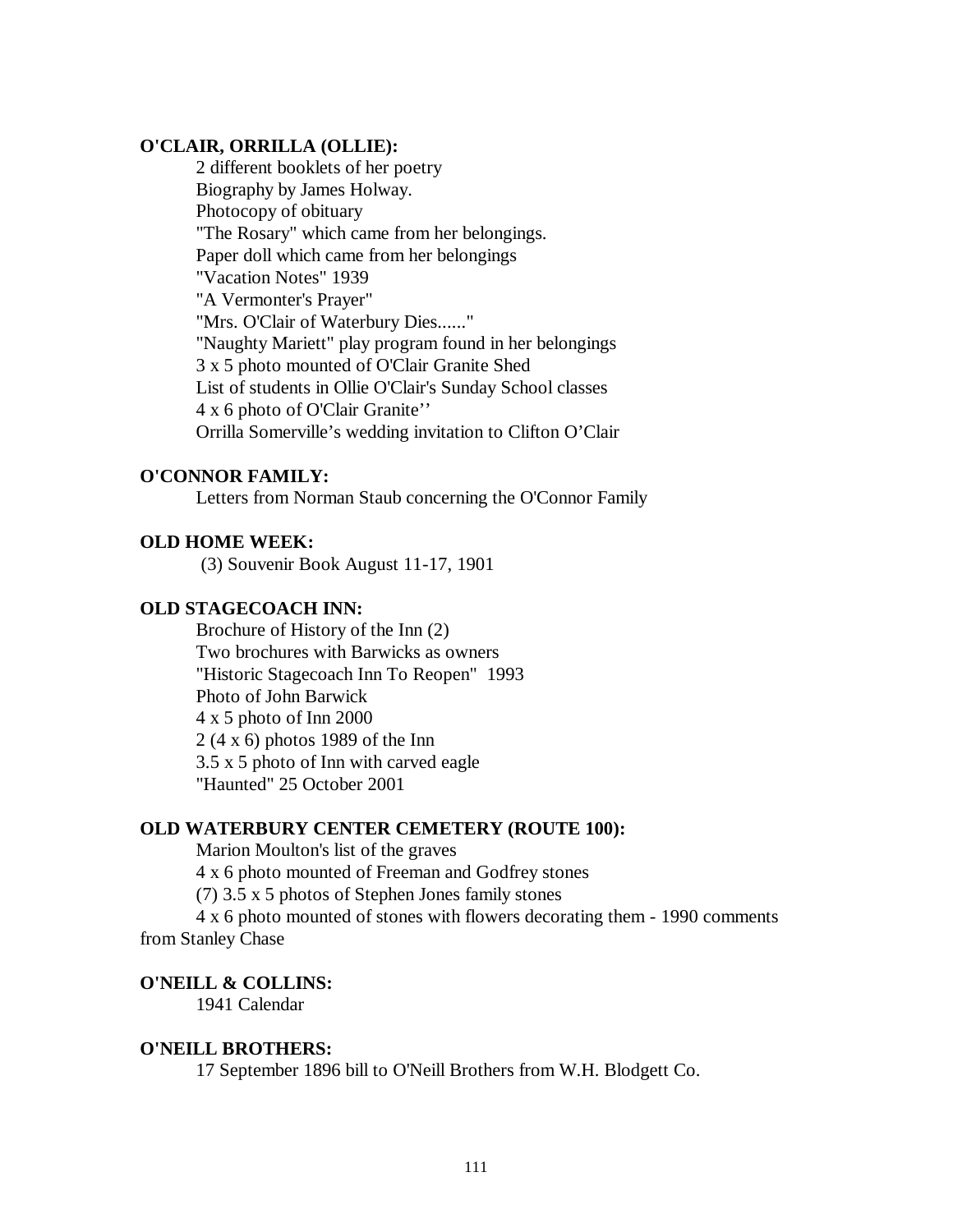**O'CLAIR, ORRILLA (OLLIE):**

2 different booklets of her poetry
Biography by James Holway.
Photocopy of obituary
"The Rosary" which came from her belongings.
Paper doll which came from her belongings
"Vacation Notes" 1939
"A Vermonter's Prayer"
"Mrs. O'Clair of Waterbury Dies......"
"Naughty Mariett" play program found in her belongings
3 x 5 photo mounted of O'Clair Granite Shed
List of students in Ollie O'Clair's Sunday School classes
4 x 6 photo of O'Clair Granite''
Orrilla Somerville's wedding invitation to Clifton O'Clair

**O'CONNOR FAMILY:**

Letters from Norman Staub concerning the O'Connor Family

**OLD HOME WEEK:**

(3) Souvenir Book August 11-17, 1901

**OLD STAGECOACH INN:**

Brochure of History of the Inn (2)
Two brochures with Barwicks as owners
"Historic Stagecoach Inn To Reopen" 1993
Photo of John Barwick
4 x 5 photo of Inn 2000
2 (4 x 6) photos 1989 of the Inn
3.5 x 5 photo of Inn with carved eagle
"Haunted" 25 October 2001

**OLD WATERBURY CENTER CEMETERY (ROUTE 100):**

Marion Moulton's list of the graves
4 x 6 photo mounted of Freeman and Godfrey stones
(7) 3.5 x 5 photos of Stephen Jones family stones
4 x 6 photo mounted of stones with flowers decorating them - 1990 comments from Stanley Chase

**O'NEILL & COLLINS:**

1941 Calendar

**O'NEILL BROTHERS:**

17 September 1896 bill to O'Neill Brothers from W.H. Blodgett Co.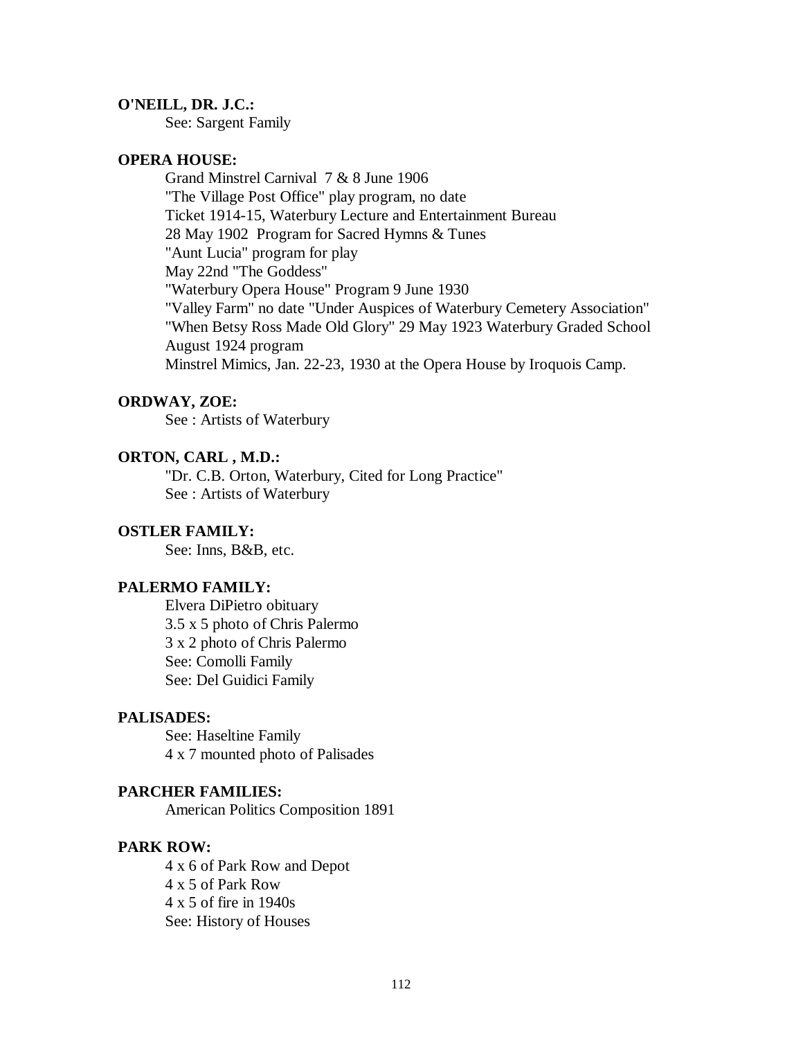**O'NEILL, DR. J.C.:**

See: Sargent Family

**OPERA HOUSE:**

Grand Minstrel Carnival 7 & 8 June 1906
"The Village Post Office" play program, no date
Ticket 1914-15, Waterbury Lecture and Entertainment Bureau
28 May 1902 Program for Sacred Hymns & Tunes
"Aunt Lucia" program for play
May 22nd "The Goddess"
"Waterbury Opera House" Program 9 June 1930
"Valley Farm" no date "Under Auspices of Waterbury Cemetery Association"
"When Betsy Ross Made Old Glory" 29 May 1923 Waterbury Graded School
August 1924 program
Minstrel Mimics, Jan. 22-23, 1930 at the Opera House by Iroquois Camp.

**ORDWAY, ZOE:**

See : Artists of Waterbury

**ORTON, CARL , M.D.:**

"Dr. C.B. Orton, Waterbury, Cited for Long Practice"
See : Artists of Waterbury

**OSTLER FAMILY:**

See: Inns, B&B, etc.

**PALERMO FAMILY:**

Elvera DiPietro obituary
3.5 x 5 photo of Chris Palermo
3 x 2 photo of Chris Palermo
See: Comolli Family
See: Del Guidici Family

**PALISADES:**

See: Haseltine Family
4 x 7 mounted photo of Palisades

**PARCHER FAMILIES:**

American Politics Composition 1891

**PARK ROW:**

4 x 6 of Park Row and Depot
4 x 5 of Park Row
4 x 5 of fire in 1940s
See: History of Houses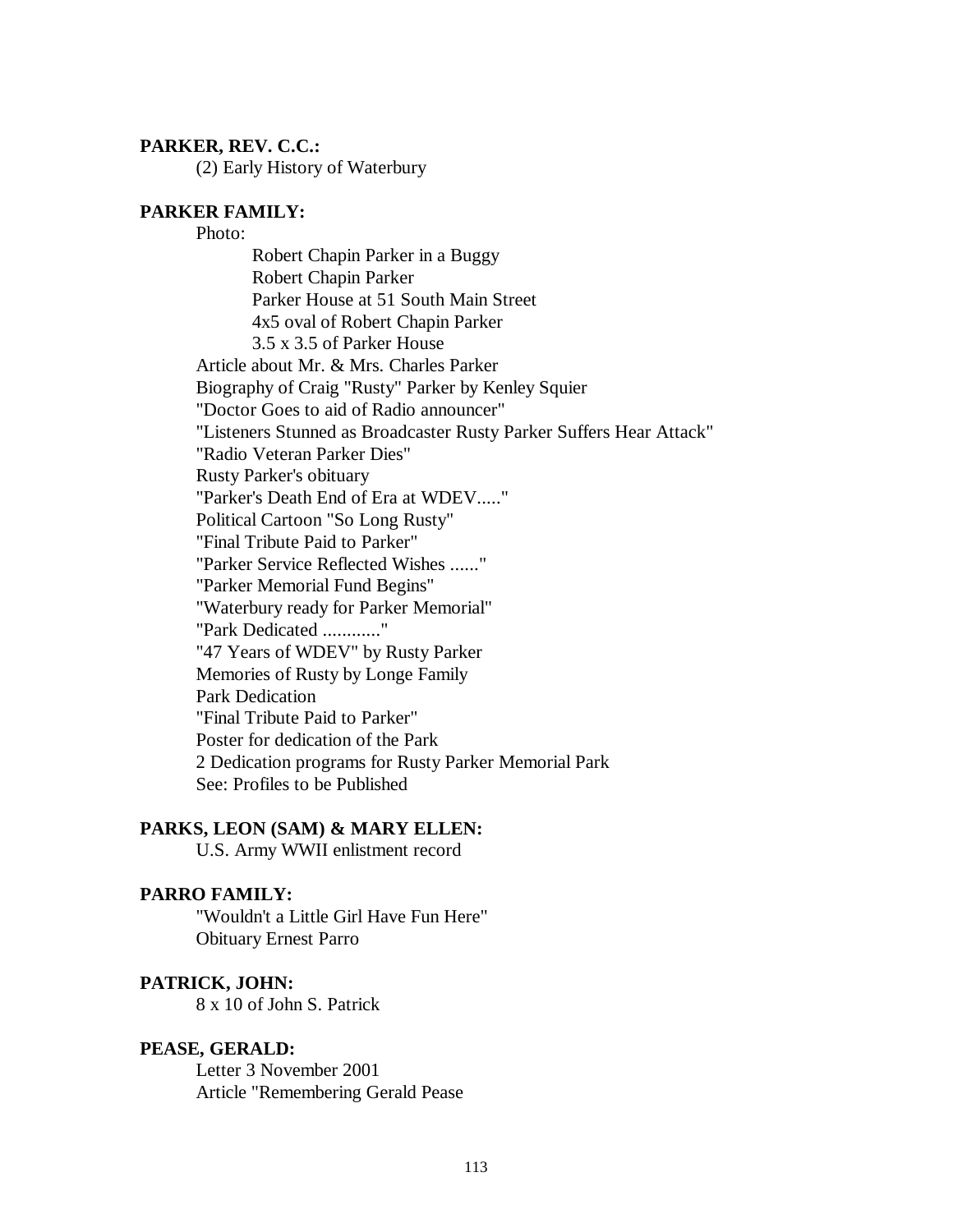**PARKER, REV. C.C.:**

(2) Early History of Waterbury

**PARKER FAMILY:**

Photo:

- Robert Chapin Parker in a Buggy
- Robert Chapin Parker
- Parker House at 51 South Main Street
- 4x5 oval of Robert Chapin Parker
- 3.5 x 3.5 of Parker House

Article about Mr. & Mrs. Charles Parker
Biography of Craig "Rusty" Parker by Kenley Squier
"Doctor Goes to aid of Radio announcer"
"Listeners Stunned as Broadcaster Rusty Parker Suffers Hear Attack"
"Radio Veteran Parker Dies"
Rusty Parker's obituary
"Parker's Death End of Era at WDEV....."
Political Cartoon "So Long Rusty"
"Final Tribute Paid to Parker"
"Parker Service Reflected Wishes ......"
"Parker Memorial Fund Begins"
"Waterbury ready for Parker Memorial"
"Park Dedicated ............"
"47 Years of WDEV" by Rusty Parker
Memories of Rusty by Longe Family
Park Dedication
"Final Tribute Paid to Parker"
Poster for dedication of the Park
2 Dedication programs for Rusty Parker Memorial Park
See: Profiles to be Published

**PARKS, LEON (SAM) & MARY ELLEN:**

U.S. Army WWII enlistment record

**PARRO FAMILY:**

"Wouldn't a Little Girl Have Fun Here"
Obituary Ernest Parro

**PATRICK, JOHN:**

8 x 10 of John S. Patrick

**PEASE, GERALD:**

Letter 3 November 2001
Article "Remembering Gerald Pease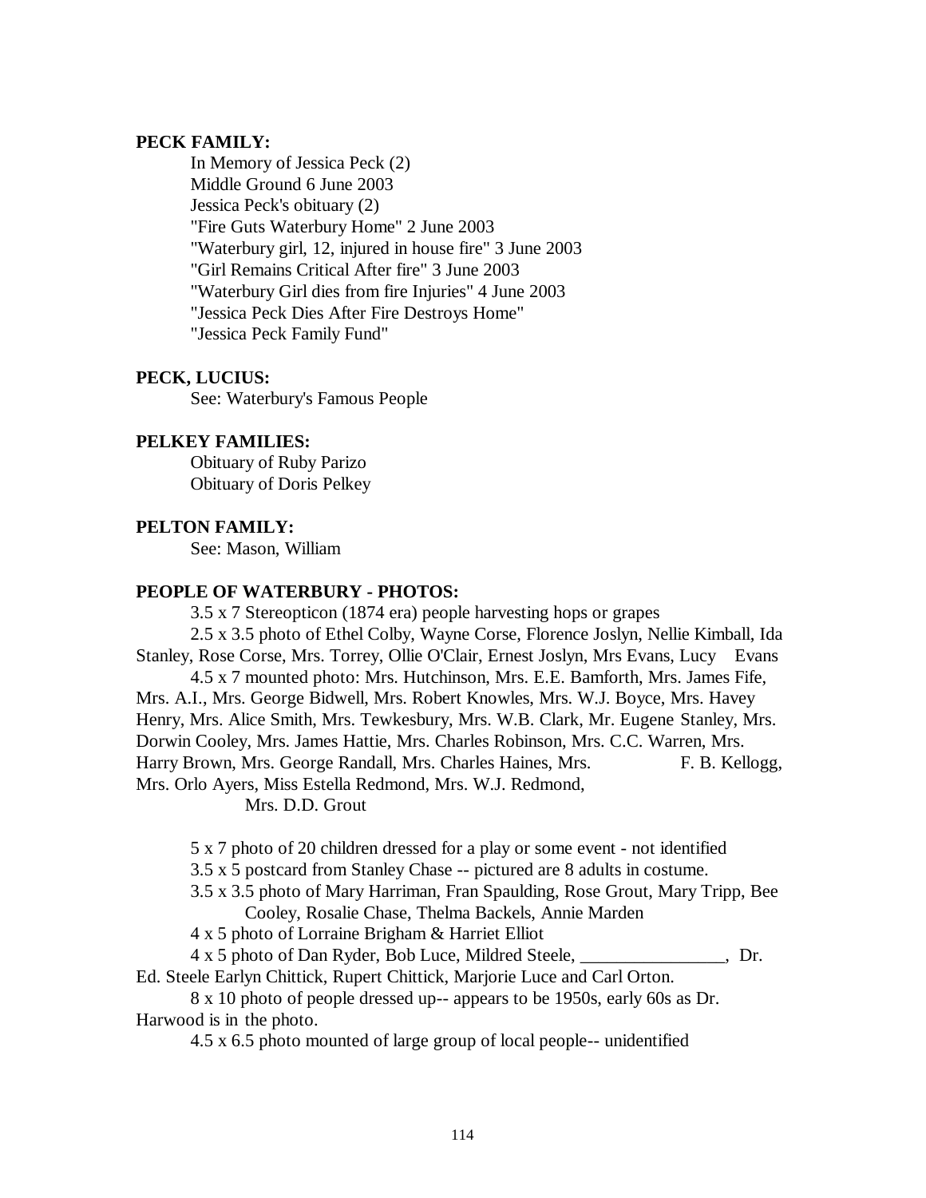**PECK FAMILY:**

In Memory of Jessica Peck (2)
Middle Ground 6 June 2003
Jessica Peck's obituary (2)
"Fire Guts Waterbury Home" 2 June 2003
"Waterbury girl, 12, injured in house fire" 3 June 2003
"Girl Remains Critical After fire" 3 June 2003
"Waterbury Girl dies from fire Injuries" 4 June 2003
"Jessica Peck Dies After Fire Destroys Home"
"Jessica Peck Family Fund"

**PECK, LUCIUS:**

See: Waterbury's Famous People

**PELKEY FAMILIES:**

Obituary of Ruby Parizo
Obituary of Doris Pelkey

**PELTON FAMILY:**

See: Mason, William

**PEOPLE OF WATERBURY - PHOTOS:**

3.5 x 7 Stereopticon (1874 era) people harvesting hops or grapes

2.5 x 3.5 photo of Ethel Colby, Wayne Corse, Florence Joslyn, Nellie Kimball, Ida Stanley, Rose Corse, Mrs. Torrey, Ollie O'Clair, Ernest Joslyn, Mrs Evans, Lucy Evans

4.5 x 7 mounted photo: Mrs. Hutchinson, Mrs. E.E. Bamforth, Mrs. James Fife, Mrs. A.I., Mrs. George Bidwell, Mrs. Robert Knowles, Mrs. W.J. Boyce, Mrs. Havey Henry, Mrs. Alice Smith, Mrs. Tewkesbury, Mrs. W.B. Clark, Mr. Eugene Stanley, Mrs. Dorwin Cooley, Mrs. James Hattie, Mrs. Charles Robinson, Mrs. C.C. Warren, Mrs. Harry Brown, Mrs. George Randall, Mrs. Charles Haines, Mrs. F. B. Kellogg, Mrs. Orlo Ayers, Miss Estella Redmond, Mrs. W.J. Redmond, Mrs. D.D. Grout

5 x 7 photo of 20 children dressed for a play or some event - not identified

3.5 x 5 postcard from Stanley Chase -- pictured are 8 adults in costume.

3.5 x 3.5 photo of Mary Harriman, Fran Spaulding, Rose Grout, Mary Tripp, Bee Cooley, Rosalie Chase, Thelma Backels, Annie Marden

4 x 5 photo of Lorraine Brigham & Harriet Elliot

4 x 5 photo of Dan Ryder, Bob Luce, Mildred Steele, ________________, Dr. Ed. Steele Earlyn Chittick, Rupert Chittick, Marjorie Luce and Carl Orton.

8 x 10 photo of people dressed up-- appears to be 1950s, early 60s as Dr. Harwood is in the photo.

4.5 x 6.5 photo mounted of large group of local people-- unidentified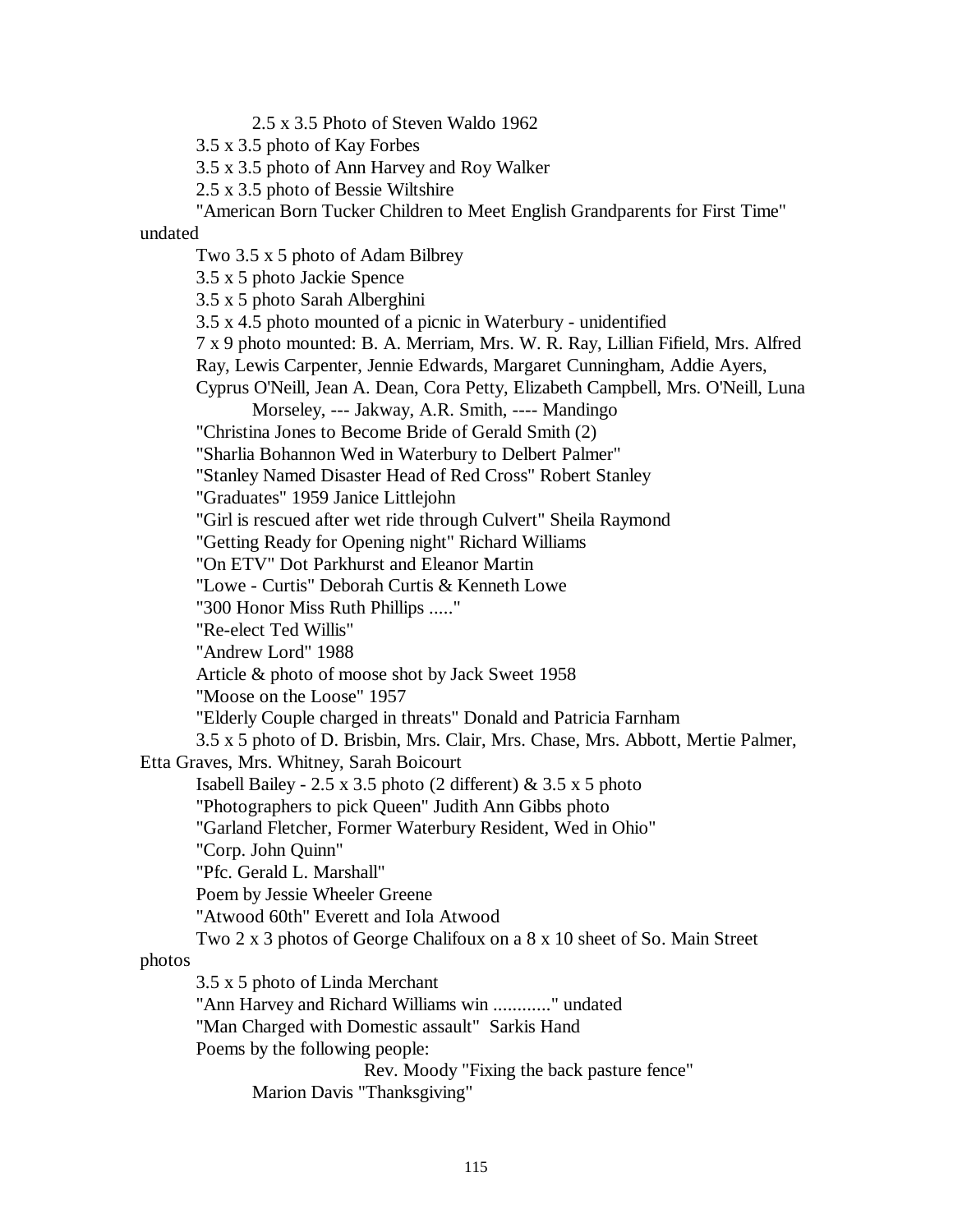2.5 x 3.5 Photo of Steven Waldo 1962

3.5 x 3.5 photo of Kay Forbes

3.5 x 3.5 photo of Ann Harvey and Roy Walker

2.5 x 3.5 photo of Bessie Wiltshire

"American Born Tucker Children to Meet English Grandparents for First Time" undated

Two 3.5 x 5 photo of Adam Bilbrey

3.5 x 5 photo Jackie Spence

3.5 x 5 photo Sarah Alberghini

3.5 x 4.5 photo mounted of a picnic in Waterbury - unidentified

7 x 9 photo mounted: B. A. Merriam, Mrs. W. R. Ray, Lillian Fifield, Mrs. Alfred Ray, Lewis Carpenter, Jennie Edwards, Margaret Cunningham, Addie Ayers, Cyprus O'Neill, Jean A. Dean, Cora Petty, Elizabeth Campbell, Mrs. O'Neill, Luna Morseley, --- Jakway, A.R. Smith, ---- Mandingo

"Christina Jones to Become Bride of Gerald Smith (2)

"Sharlia Bohannon Wed in Waterbury to Delbert Palmer"

"Stanley Named Disaster Head of Red Cross" Robert Stanley

"Graduates" 1959 Janice Littlejohn

"Girl is rescued after wet ride through Culvert" Sheila Raymond

"Getting Ready for Opening night" Richard Williams

"On ETV" Dot Parkhurst and Eleanor Martin

"Lowe - Curtis" Deborah Curtis & Kenneth Lowe

"300 Honor Miss Ruth Phillips ....."

"Re-elect Ted Willis"

"Andrew Lord" 1988

Article & photo of moose shot by Jack Sweet 1958

"Moose on the Loose" 1957

"Elderly Couple charged in threats" Donald and Patricia Farnham

3.5 x 5 photo of D. Brisbin, Mrs. Clair, Mrs. Chase, Mrs. Abbott, Mertie Palmer, Etta Graves, Mrs. Whitney, Sarah Boicourt

Isabell Bailey - 2.5 x 3.5 photo (2 different) & 3.5 x 5 photo

"Photographers to pick Queen" Judith Ann Gibbs photo

"Garland Fletcher, Former Waterbury Resident, Wed in Ohio"

"Corp. John Quinn"

"Pfc. Gerald L. Marshall"

Poem by Jessie Wheeler Greene

"Atwood 60th" Everett and Iola Atwood

Two 2 x 3 photos of George Chalifoux on a 8 x 10 sheet of So. Main Street photos

3.5 x 5 photo of Linda Merchant

"Ann Harvey and Richard Williams win ............" undated

"Man Charged with Domestic assault" Sarkis Hand

Poems by the following people:

Rev. Moody "Fixing the back pasture fence"

Marion Davis "Thanksgiving"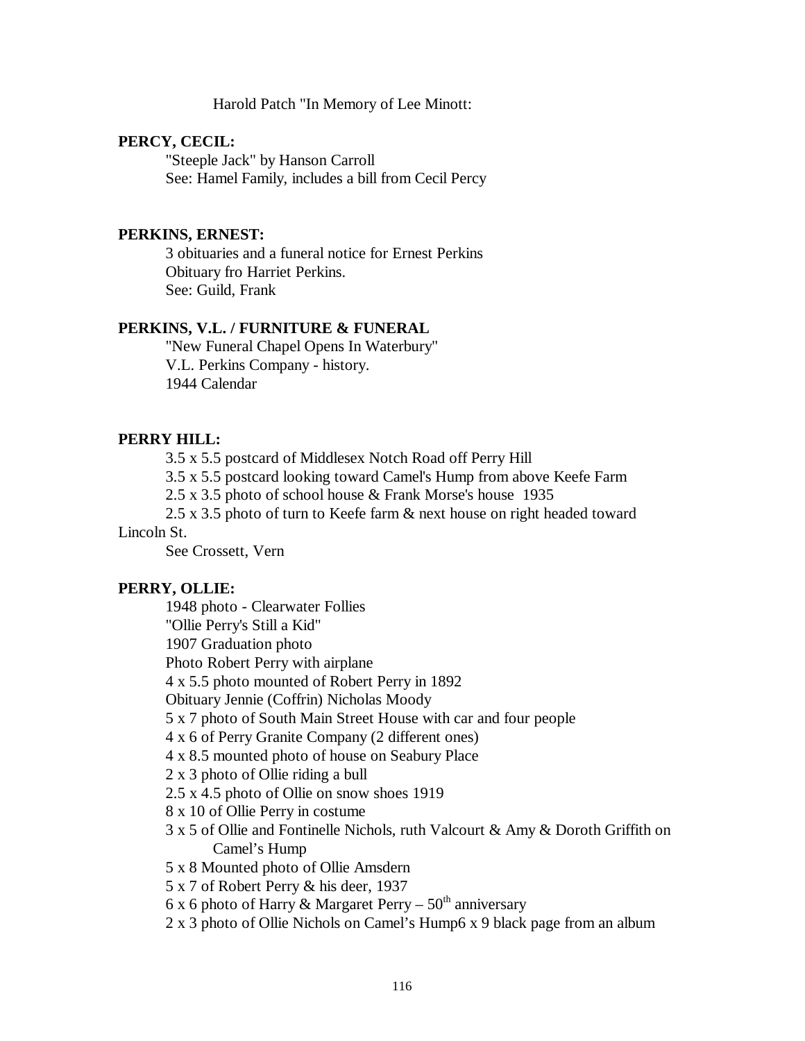Harold Patch "In Memory of Lee Minott:

**PERCY, CECIL:**

"Steeple Jack" by Hanson Carroll
See: Hamel Family, includes a bill from Cecil Percy

**PERKINS, ERNEST:**

3 obituaries and a funeral notice for Ernest Perkins
Obituary fro Harriet Perkins.
See: Guild, Frank

**PERKINS, V.L. / FURNITURE & FUNERAL**

"New Funeral Chapel Opens In Waterbury"
V.L. Perkins Company - history.
1944 Calendar

**PERRY HILL:**

3.5 x 5.5 postcard of Middlesex Notch Road off Perry Hill
3.5 x 5.5 postcard looking toward Camel's Hump from above Keefe Farm
2.5 x 3.5 photo of school house & Frank Morse's house 1935
2.5 x 3.5 photo of turn to Keefe farm & next house on right headed toward Lincoln St.
See Crossett, Vern

**PERRY, OLLIE:**

1948 photo - Clearwater Follies
"Ollie Perry's Still a Kid"
1907 Graduation photo
Photo Robert Perry with airplane
4 x 5.5 photo mounted of Robert Perry in 1892
Obituary Jennie (Coffrin) Nicholas Moody
5 x 7 photo of South Main Street House with car and four people
4 x 6 of Perry Granite Company (2 different ones)
4 x 8.5 mounted photo of house on Seabury Place
2 x 3 photo of Ollie riding a bull
2.5 x 4.5 photo of Ollie on snow shoes 1919
8 x 10 of Ollie Perry in costume
3 x 5 of Ollie and Fontinelle Nichols, ruth Valcourt & Amy & Doroth Griffith on Camel's Hump
5 x 8 Mounted photo of Ollie Amsdern
5 x 7 of Robert Perry & his deer, 1937
6 x 6 photo of Harry & Margaret Perry – 50th anniversary
2 x 3 photo of Ollie Nichols on Camel's Hump6 x 9 black page from an album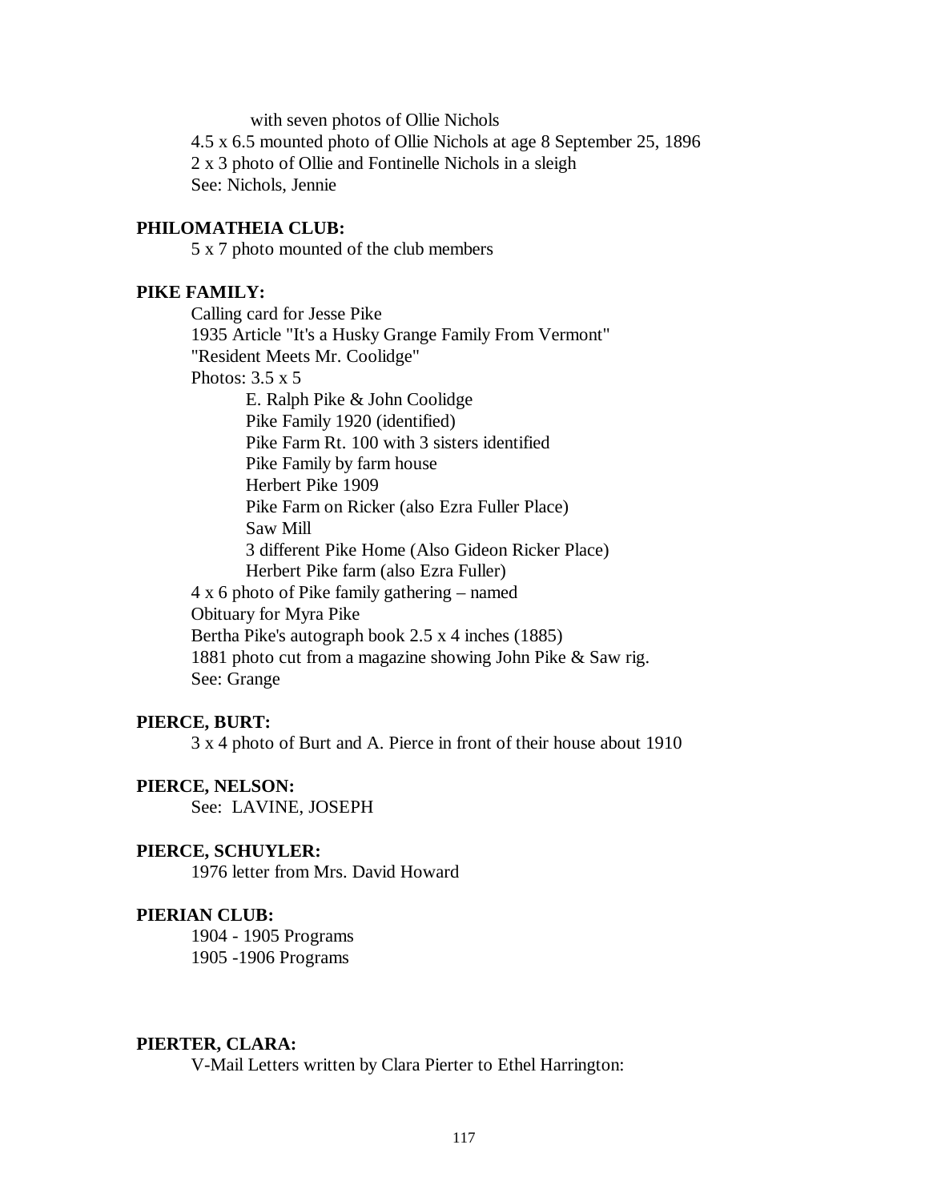with seven photos of Ollie Nichols

4.5 x 6.5 mounted photo of Ollie Nichols at age 8 September 25, 1896

2 x 3 photo of Ollie and Fontinelle Nichols in a sleigh

See: Nichols, Jennie

**PHILOMATHEIA CLUB:**

5 x 7 photo mounted of the club members

**PIKE FAMILY:**

Calling card for Jesse Pike

1935 Article "It's a Husky Grange Family From Vermont"

"Resident Meets Mr. Coolidge"

Photos: 3.5 x 5

- E. Ralph Pike & John Coolidge
- Pike Family 1920 (identified)
- Pike Farm Rt. 100 with 3 sisters identified
- Pike Family by farm house
- Herbert Pike 1909
- Pike Farm on Ricker (also Ezra Fuller Place)
- Saw Mill
- 3 different Pike Home (Also Gideon Ricker Place)
- Herbert Pike farm (also Ezra Fuller)

4 x 6 photo of Pike family gathering – named

Obituary for Myra Pike

Bertha Pike's autograph book 2.5 x 4 inches (1885)

1881 photo cut from a magazine showing John Pike & Saw rig.

See: Grange

**PIERCE, BURT:**

3 x 4 photo of Burt and A. Pierce in front of their house about 1910

**PIERCE, NELSON:**

See: LAVINE, JOSEPH

**PIERCE, SCHUYLER:**

1976 letter from Mrs. David Howard

**PIERIAN CLUB:**

1904 - 1905 Programs

1905 -1906 Programs

**PIERTER, CLARA:**

V-Mail Letters written by Clara Pierter to Ethel Harrington: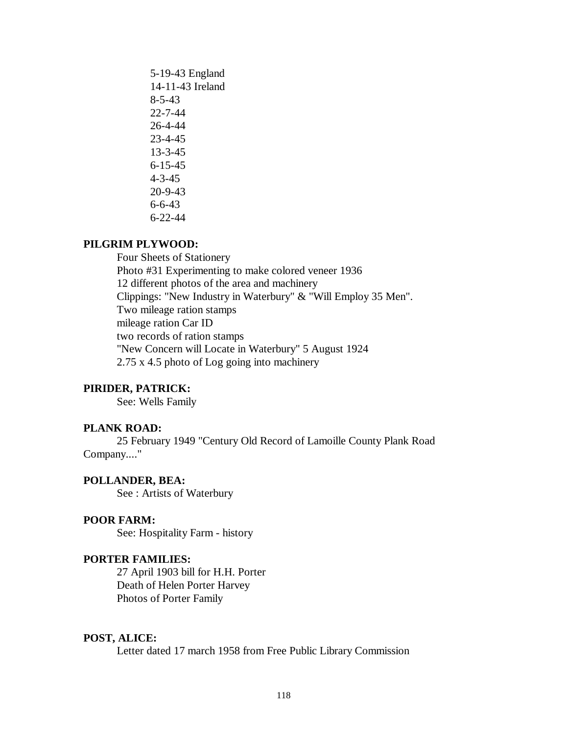5-19-43 England
14-11-43 Ireland
8-5-43
22-7-44
26-4-44
23-4-45
13-3-45
6-15-45
4-3-45
20-9-43
6-6-43
6-22-44

**PILGRIM PLYWOOD:**

Four Sheets of Stationery
Photo #31 Experimenting to make colored veneer 1936
12 different photos of the area and machinery
Clippings: "New Industry in Waterbury" & "Will Employ 35 Men".
Two mileage ration stamps
mileage ration Car ID
two records of ration stamps
"New Concern will Locate in Waterbury" 5 August 1924
2.75 x 4.5 photo of Log going into machinery

**PIRIDER, PATRICK:**

See: Wells Family

**PLANK ROAD:**

25 February 1949 "Century Old Record of Lamoille County Plank Road Company...."

**POLLANDER, BEA:**

See : Artists of Waterbury

**POOR FARM:**

See: Hospitality Farm - history

**PORTER FAMILIES:**

27 April 1903 bill for H.H. Porter
Death of Helen Porter Harvey
Photos of Porter Family

**POST, ALICE:**

Letter dated 17 march 1958 from Free Public Library Commission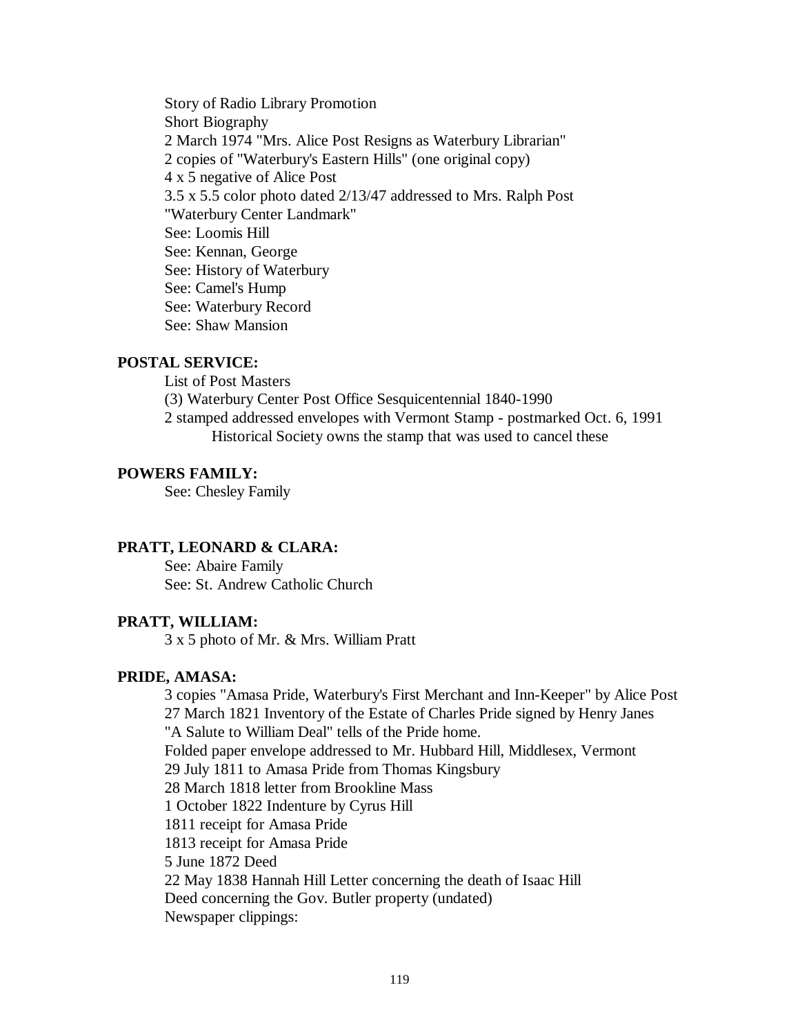Story of Radio Library Promotion  
Short Biography  
2 March 1974 "Mrs. Alice Post Resigns as Waterbury Librarian"  
2 copies of "Waterbury's Eastern Hills" (one original copy)  
4 x 5 negative of Alice Post  
3.5 x 5.5 color photo dated 2/13/47 addressed to Mrs. Ralph Post  
"Waterbury Center Landmark"  
See: Loomis Hill  
See: Kennan, George  
See: History of Waterbury  
See: Camel's Hump  
See: Waterbury Record  
See: Shaw Mansion

**POSTAL SERVICE:**

List of Post Masters  
(3) Waterbury Center Post Office Sesquicentennial 1840-1990  
2 stamped addressed envelopes with Vermont Stamp - postmarked Oct. 6, 1991  
    Historical Society owns the stamp that was used to cancel these

**POWERS FAMILY:**

See: Chesley Family

**PRATT, LEONARD & CLARA:**

See: Abaire Family  
See: St. Andrew Catholic Church

**PRATT, WILLIAM:**

3 x 5 photo of Mr. & Mrs. William Pratt

**PRIDE, AMASA:**

3 copies "Amasa Pride, Waterbury's First Merchant and Inn-Keeper" by Alice Post  
27 March 1821 Inventory of the Estate of Charles Pride signed by Henry Janes  
"A Salute to William Deal" tells of the Pride home.  
Folded paper envelope addressed to Mr. Hubbard Hill, Middlesex, Vermont  
29 July 1811 to Amasa Pride from Thomas Kingsbury  
28 March 1818 letter from Brookline Mass  
1 October 1822 Indenture by Cyrus Hill  
1811 receipt for Amasa Pride  
1813 receipt for Amasa Pride  
5 June 1872 Deed  
22 May 1838 Hannah Hill Letter concerning the death of Isaac Hill  
Deed concerning the Gov. Butler property (undated)  
Newspaper clippings: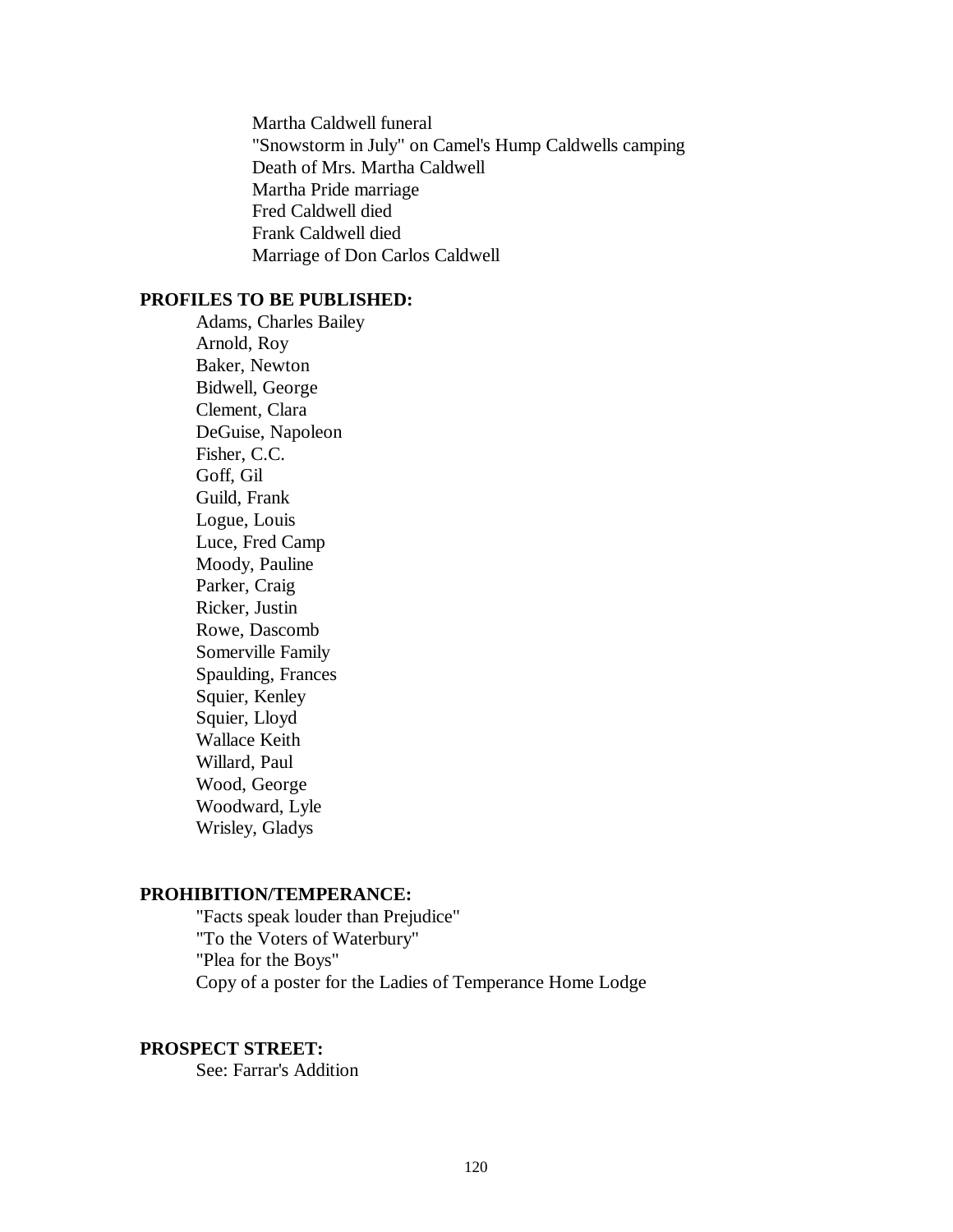Martha Caldwell funeral
"Snowstorm in July" on Camel's Hump Caldwells camping
Death of Mrs. Martha Caldwell
Martha Pride marriage
Fred Caldwell died
Frank Caldwell died
Marriage of Don Carlos Caldwell

**PROFILES TO BE PUBLISHED:**

Adams, Charles Bailey
Arnold, Roy
Baker, Newton
Bidwell, George
Clement, Clara
DeGuise, Napoleon
Fisher, C.C.
Goff, Gil
Guild, Frank
Logue, Louis
Luce, Fred Camp
Moody, Pauline
Parker, Craig
Ricker, Justin
Rowe, Dascomb
Somerville Family
Spaulding, Frances
Squier, Kenley
Squier, Lloyd
Wallace Keith
Willard, Paul
Wood, George
Woodward, Lyle
Wrisley, Gladys

**PROHIBITION/TEMPERANCE:**

"Facts speak louder than Prejudice"
"To the Voters of Waterbury"
"Plea for the Boys"
Copy of a poster for the Ladies of Temperance Home Lodge

**PROSPECT STREET:**

See: Farrar's Addition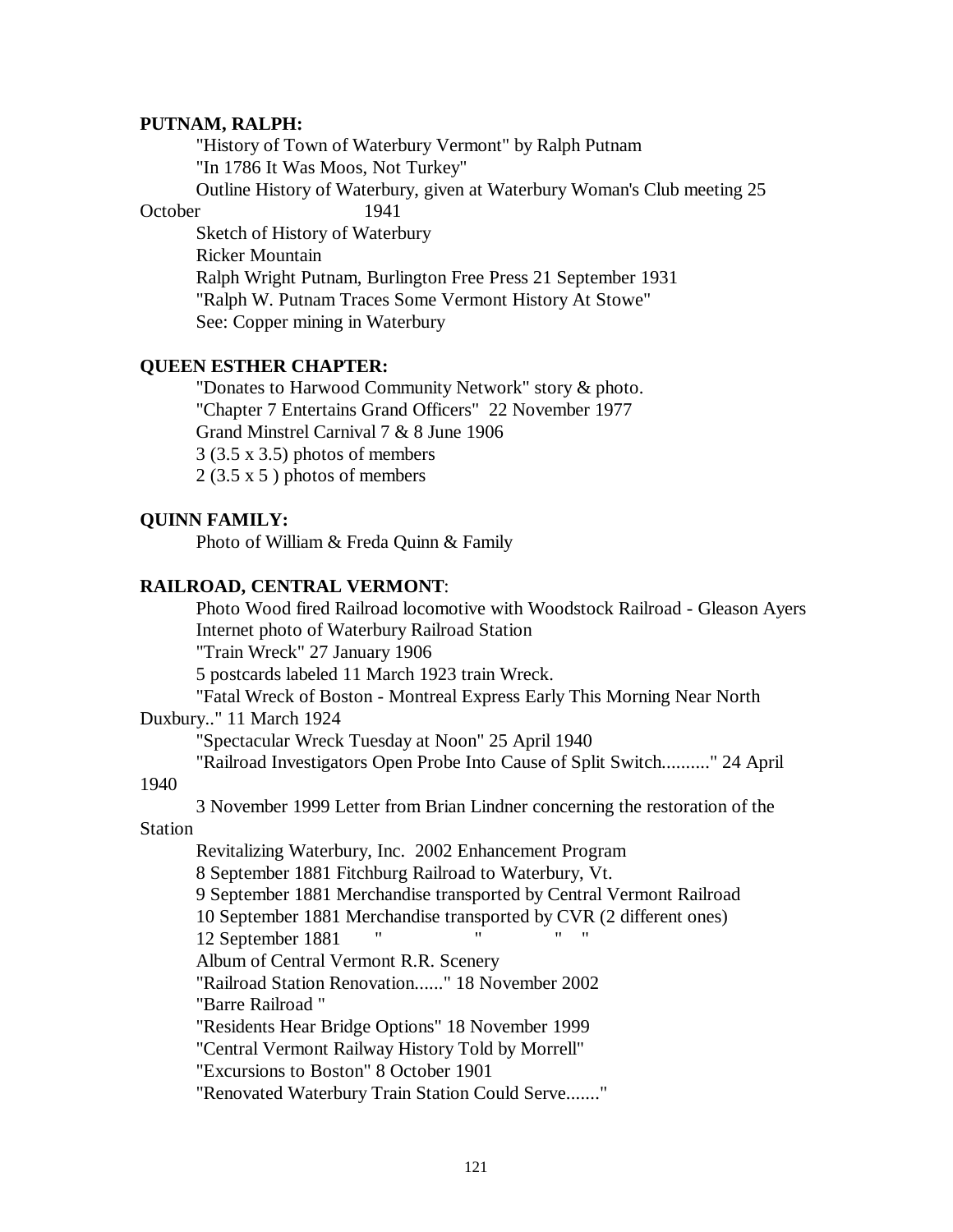**PUTNAM, RALPH:**

"History of Town of Waterbury Vermont" by Ralph Putnam
"In 1786 It Was Moos, Not Turkey"
Outline History of Waterbury, given at Waterbury Woman's Club meeting 25 October 1941
Sketch of History of Waterbury
Ricker Mountain
Ralph Wright Putnam, Burlington Free Press 21 September 1931
"Ralph W. Putnam Traces Some Vermont History At Stowe"
See: Copper mining in Waterbury

**QUEEN ESTHER CHAPTER:**

"Donates to Harwood Community Network" story & photo.
"Chapter 7 Entertains Grand Officers" 22 November 1977
Grand Minstrel Carnival 7 & 8 June 1906
3 (3.5 x 3.5) photos of members
2 (3.5 x 5 ) photos of members

**QUINN FAMILY:**

Photo of William & Freda Quinn & Family

**RAILROAD, CENTRAL VERMONT**:

Photo Wood fired Railroad locomotive with Woodstock Railroad - Gleason Ayers
Internet photo of Waterbury Railroad Station
"Train Wreck" 27 January 1906
5 postcards labeled 11 March 1923 train Wreck.
"Fatal Wreck of Boston - Montreal Express Early This Morning Near North Duxbury.." 11 March 1924
"Spectacular Wreck Tuesday at Noon" 25 April 1940
"Railroad Investigators Open Probe Into Cause of Split Switch.........." 24 April 1940
3 November 1999 Letter from Brian Lindner concerning the restoration of the Station
Revitalizing Waterbury, Inc. 2002 Enhancement Program
8 September 1881 Fitchburg Railroad to Waterbury, Vt.
9 September 1881 Merchandise transported by Central Vermont Railroad
10 September 1881 Merchandise transported by CVR (2 different ones)
12 September 1881 " " " "
Album of Central Vermont R.R. Scenery
"Railroad Station Renovation......" 18 November 2002
"Barre Railroad "
"Residents Hear Bridge Options" 18 November 1999
"Central Vermont Railway History Told by Morrell"
"Excursions to Boston" 8 October 1901
"Renovated Waterbury Train Station Could Serve......."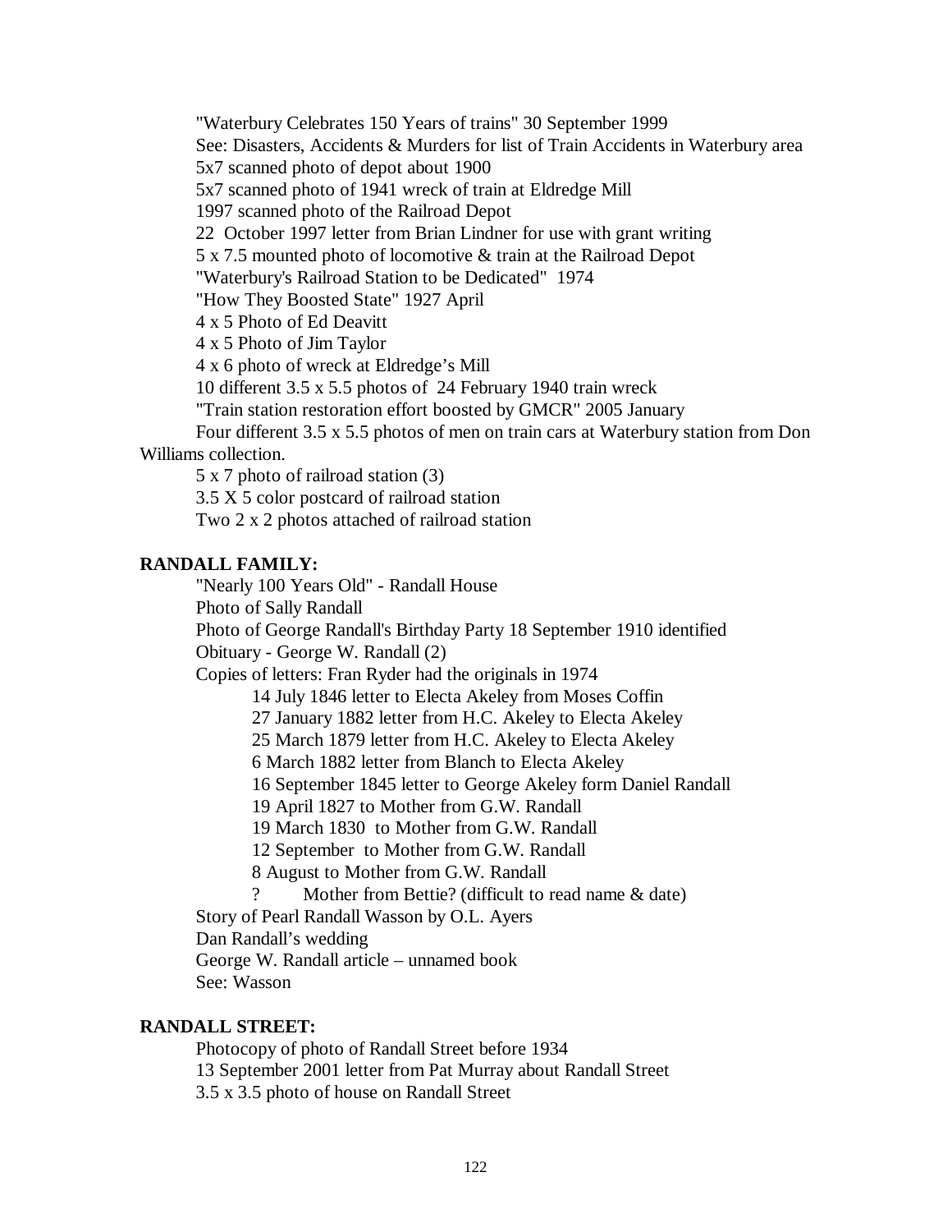"Waterbury Celebrates 150 Years of trains" 30 September 1999

See: Disasters, Accidents & Murders for list of Train Accidents in Waterbury area

5x7 scanned photo of depot about 1900

5x7 scanned photo of 1941 wreck of train at Eldredge Mill

1997 scanned photo of the Railroad Depot

22 October 1997 letter from Brian Lindner for use with grant writing

5 x 7.5 mounted photo of locomotive & train at the Railroad Depot

"Waterbury's Railroad Station to be Dedicated" 1974

"How They Boosted State" 1927 April

4 x 5 Photo of Ed Deavitt

4 x 5 Photo of Jim Taylor

4 x 6 photo of wreck at Eldredge's Mill

10 different 3.5 x 5.5 photos of 24 February 1940 train wreck

"Train station restoration effort boosted by GMCR" 2005 January

Four different 3.5 x 5.5 photos of men on train cars at Waterbury station from Don Williams collection.

5 x 7 photo of railroad station (3)

3.5 X 5 color postcard of railroad station

Two 2 x 2 photos attached of railroad station

**RANDALL FAMILY:**

"Nearly 100 Years Old" - Randall House

Photo of Sally Randall

Photo of George Randall's Birthday Party 18 September 1910 identified

Obituary - George W. Randall (2)

Copies of letters: Fran Ryder had the originals in 1974

- 14 July 1846 letter to Electa Akeley from Moses Coffin
- 27 January 1882 letter from H.C. Akeley to Electa Akeley
- 25 March 1879 letter from H.C. Akeley to Electa Akeley
- 6 March 1882 letter from Blanch to Electa Akeley
- 16 September 1845 letter to George Akeley form Daniel Randall
- 19 April 1827 to Mother from G.W. Randall
- 19 March 1830 to Mother from G.W. Randall
- 12 September to Mother from G.W. Randall
- 8 August to Mother from G.W. Randall
- ? Mother from Bettie? (difficult to read name & date)

Story of Pearl Randall Wasson by O.L. Ayers

Dan Randall's wedding

George W. Randall article – unnamed book

See: Wasson

**RANDALL STREET:**

Photocopy of photo of Randall Street before 1934

13 September 2001 letter from Pat Murray about Randall Street

3.5 x 3.5 photo of house on Randall Street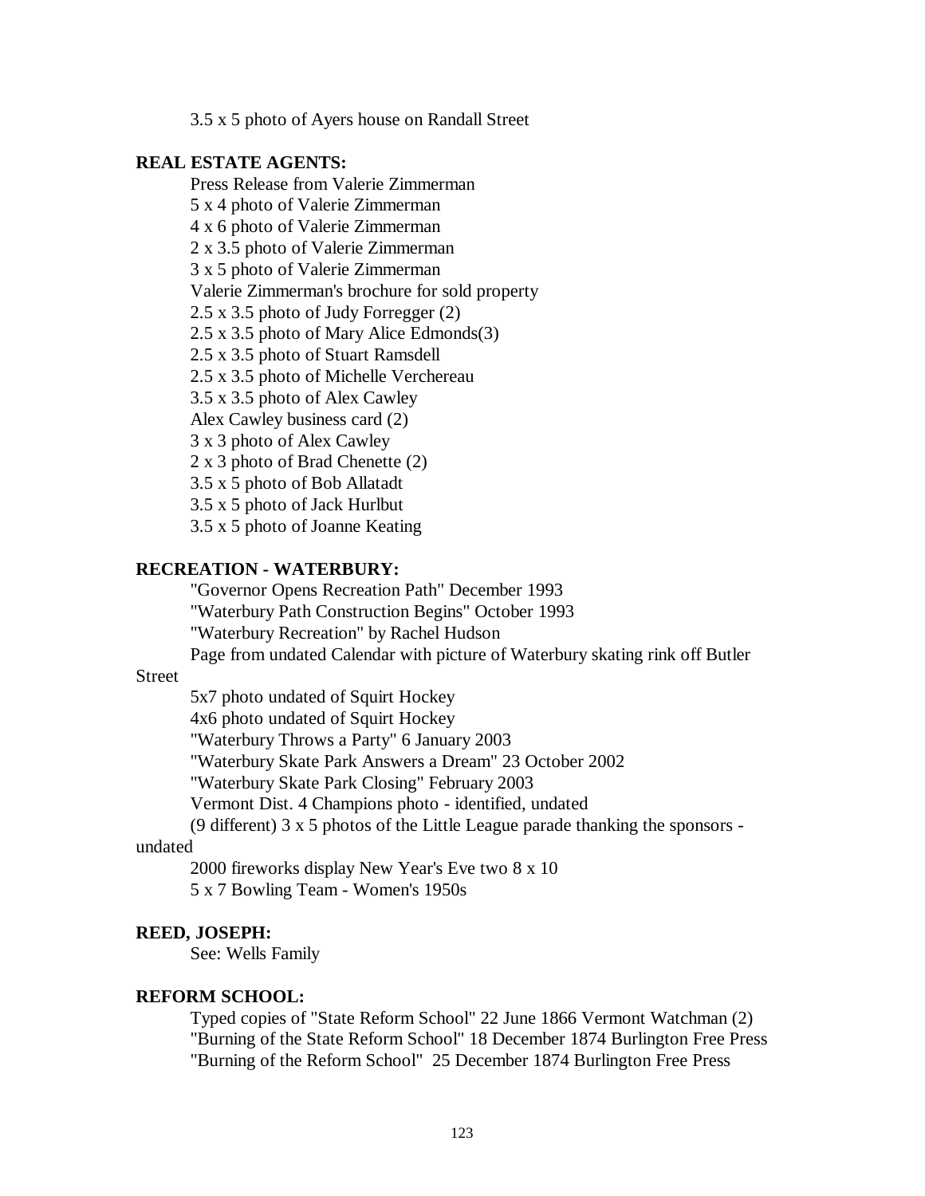3.5 x 5 photo of Ayers house on Randall Street

**REAL ESTATE AGENTS:**

Press Release from Valerie Zimmerman
5 x 4 photo of Valerie Zimmerman
4 x 6 photo of Valerie Zimmerman
2 x 3.5 photo of Valerie Zimmerman
3 x 5 photo of Valerie Zimmerman
Valerie Zimmerman's brochure for sold property
2.5 x 3.5 photo of Judy Forregger (2)
2.5 x 3.5 photo of Mary Alice Edmonds(3)
2.5 x 3.5 photo of Stuart Ramsdell
2.5 x 3.5 photo of Michelle Verchereau
3.5 x 3.5 photo of Alex Cawley
Alex Cawley business card (2)
3 x 3 photo of Alex Cawley
2 x 3 photo of Brad Chenette (2)
3.5 x 5 photo of Bob Allatadt
3.5 x 5 photo of Jack Hurlbut
3.5 x 5 photo of Joanne Keating

**RECREATION - WATERBURY:**

"Governor Opens Recreation Path" December 1993
"Waterbury Path Construction Begins" October 1993
"Waterbury Recreation" by Rachel Hudson
Page from undated Calendar with picture of Waterbury skating rink off Butler Street
5x7 photo undated of Squirt Hockey
4x6 photo undated of Squirt Hockey
"Waterbury Throws a Party" 6 January 2003
"Waterbury Skate Park Answers a Dream" 23 October 2002
"Waterbury Skate Park Closing" February 2003
Vermont Dist. 4 Champions photo - identified, undated
(9 different) 3 x 5 photos of the Little League parade thanking the sponsors - undated
2000 fireworks display New Year's Eve two 8 x 10
5 x 7 Bowling Team - Women's 1950s

**REED, JOSEPH:**

See: Wells Family

**REFORM SCHOOL:**

Typed copies of "State Reform School" 22 June 1866 Vermont Watchman (2)
"Burning of the State Reform School" 18 December 1874 Burlington Free Press
"Burning of the Reform School" 25 December 1874 Burlington Free Press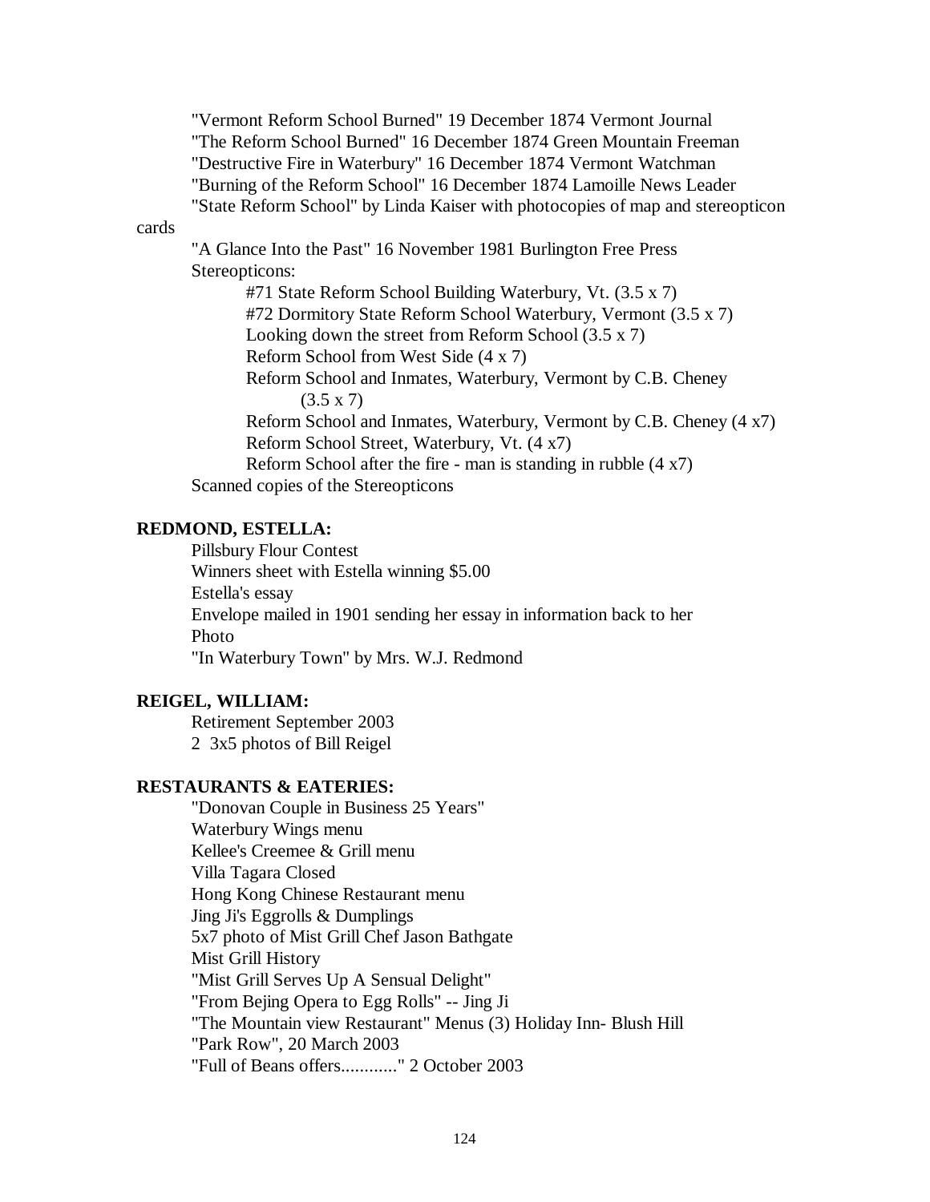"Vermont Reform School Burned" 19 December 1874 Vermont Journal
"The Reform School Burned" 16 December 1874 Green Mountain Freeman
"Destructive Fire in Waterbury" 16 December 1874 Vermont Watchman
"Burning of the Reform School" 16 December 1874 Lamoille News Leader
"State Reform School" by Linda Kaiser with photocopies of map and stereopticon cards
"A Glance Into the Past" 16 November 1981 Burlington Free Press
Stereopticons:

- #71 State Reform School Building Waterbury, Vt. (3.5 x 7)
- #72 Dormitory State Reform School Waterbury, Vermont (3.5 x 7)
- Looking down the street from Reform School (3.5 x 7)
- Reform School from West Side (4 x 7)
- Reform School and Inmates, Waterbury, Vermont by C.B. Cheney (3.5 x 7)
- Reform School and Inmates, Waterbury, Vermont by C.B. Cheney (4 x7)
- Reform School Street, Waterbury, Vt. (4 x7)
- Reform School after the fire - man is standing in rubble (4 x7)

Scanned copies of the Stereopticons

**REDMOND, ESTELLA:**

Pillsbury Flour Contest
Winners sheet with Estella winning $5.00
Estella's essay
Envelope mailed in 1901 sending her essay in information back to her
Photo
"In Waterbury Town" by Mrs. W.J. Redmond

**REIGEL, WILLIAM:**

Retirement September 2003
2 3x5 photos of Bill Reigel

**RESTAURANTS & EATERIES:**

"Donovan Couple in Business 25 Years"
Waterbury Wings menu
Kellee's Creemee & Grill menu
Villa Tagara Closed
Hong Kong Chinese Restaurant menu
Jing Ji's Eggrolls & Dumplings
5x7 photo of Mist Grill Chef Jason Bathgate
Mist Grill History
"Mist Grill Serves Up A Sensual Delight"
"From Bejing Opera to Egg Rolls" -- Jing Ji
"The Mountain view Restaurant" Menus (3) Holiday Inn- Blush Hill
"Park Row", 20 March 2003
"Full of Beans offers............" 2 October 2003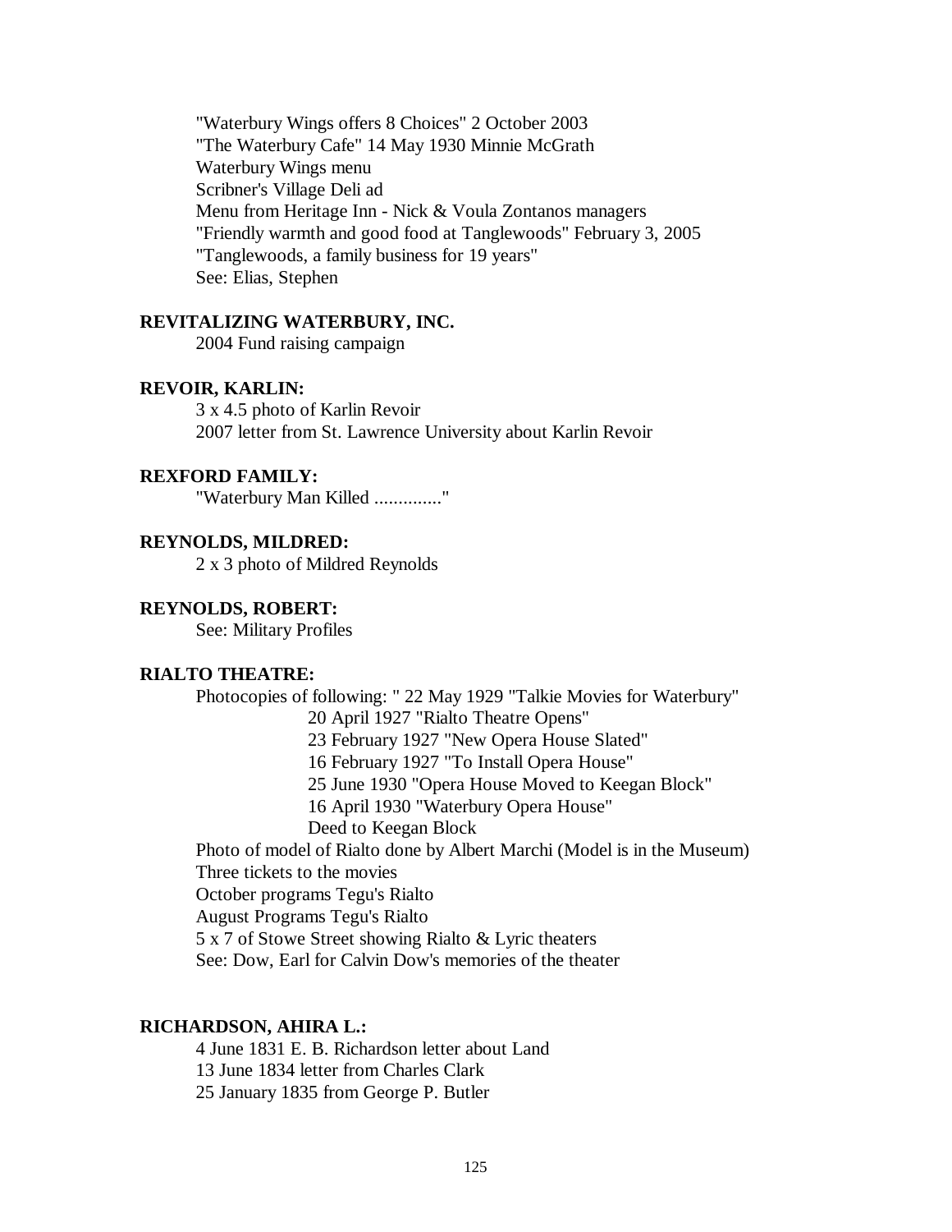"Waterbury Wings offers 8 Choices" 2 October 2003
"The Waterbury Cafe" 14 May 1930 Minnie McGrath
Waterbury Wings menu
Scribner's Village Deli ad
Menu from Heritage Inn - Nick & Voula Zontanos managers
"Friendly warmth and good food at Tanglewoods" February 3, 2005
"Tanglewoods, a family business for 19 years"
See: Elias, Stephen

**REVITALIZING WATERBURY, INC.**

2004 Fund raising campaign

**REVOIR, KARLIN:**

3 x 4.5 photo of Karlin Revoir
2007 letter from St. Lawrence University about Karlin Revoir

**REXFORD FAMILY:**

"Waterbury Man Killed .............."

**REYNOLDS, MILDRED:**

2 x 3 photo of Mildred Reynolds

**REYNOLDS, ROBERT:**

See: Military Profiles

**RIALTO THEATRE:**

Photocopies of following: " 22 May 1929 "Talkie Movies for Waterbury"
20 April 1927 "Rialto Theatre Opens"
23 February 1927 "New Opera House Slated"
16 February 1927 "To Install Opera House"
25 June 1930 "Opera House Moved to Keegan Block"
16 April 1930 "Waterbury Opera House"
Deed to Keegan Block
Photo of model of Rialto done by Albert Marchi (Model is in the Museum)
Three tickets to the movies
October programs Tegu's Rialto
August Programs Tegu's Rialto
5 x 7 of Stowe Street showing Rialto & Lyric theaters
See: Dow, Earl for Calvin Dow's memories of the theater

**RICHARDSON, AHIRA L.:**

4 June 1831 E. B. Richardson letter about Land
13 June 1834 letter from Charles Clark
25 January 1835 from George P. Butler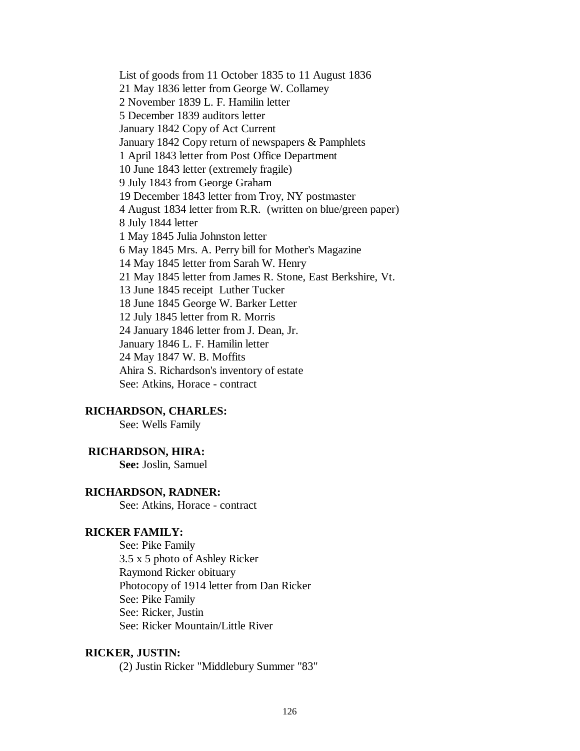List of goods from 11 October 1835 to 11 August 1836
21 May 1836 letter from George W. Collamey
2 November 1839 L. F. Hamilin letter
5 December 1839 auditors letter
January 1842 Copy of Act Current
January 1842 Copy return of newspapers & Pamphlets
1 April 1843 letter from Post Office Department
10 June 1843 letter (extremely fragile)
9 July 1843 from George Graham
19 December 1843 letter from Troy, NY postmaster
4 August 1834 letter from R.R. (written on blue/green paper)
8 July 1844 letter
1 May 1845 Julia Johnston letter
6 May 1845 Mrs. A. Perry bill for Mother's Magazine
14 May 1845 letter from Sarah W. Henry
21 May 1845 letter from James R. Stone, East Berkshire, Vt.
13 June 1845 receipt Luther Tucker
18 June 1845 George W. Barker Letter
12 July 1845 letter from R. Morris
24 January 1846 letter from J. Dean, Jr.
January 1846 L. F. Hamilin letter
24 May 1847 W. B. Moffits
Ahira S. Richardson's inventory of estate
See: Atkins, Horace - contract

**RICHARDSON, CHARLES:**

See: Wells Family

**RICHARDSON, HIRA:**

**See:** Joslin, Samuel

**RICHARDSON, RADNER:**

See: Atkins, Horace - contract

**RICKER FAMILY:**

See: Pike Family
3.5 x 5 photo of Ashley Ricker
Raymond Ricker obituary
Photocopy of 1914 letter from Dan Ricker
See: Pike Family
See: Ricker, Justin
See: Ricker Mountain/Little River

**RICKER, JUSTIN:**

(2) Justin Ricker "Middlebury Summer "83"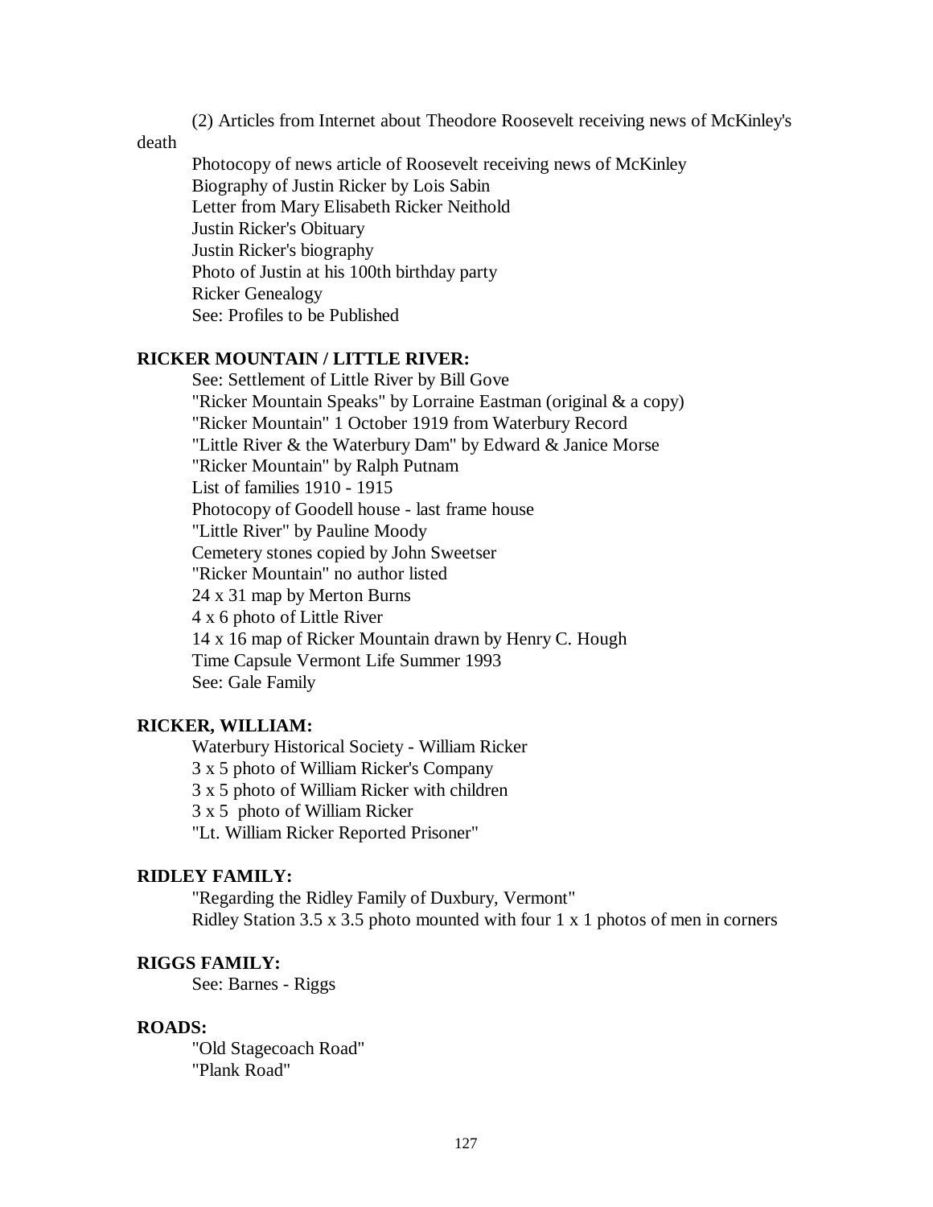(2) Articles from Internet about Theodore Roosevelt receiving news of McKinley's death

Photocopy of news article of Roosevelt receiving news of McKinley
Biography of Justin Ricker by Lois Sabin
Letter from Mary Elisabeth Ricker Neithold
Justin Ricker's Obituary
Justin Ricker's biography
Photo of Justin at his 100th birthday party
Ricker Genealogy
See: Profiles to be Published

**RICKER MOUNTAIN / LITTLE RIVER:**

See: Settlement of Little River by Bill Gove
"Ricker Mountain Speaks" by Lorraine Eastman (original & a copy)
"Ricker Mountain" 1 October 1919 from Waterbury Record
"Little River & the Waterbury Dam" by Edward & Janice Morse
"Ricker Mountain" by Ralph Putnam
List of families 1910 - 1915
Photocopy of Goodell house - last frame house
"Little River" by Pauline Moody
Cemetery stones copied by John Sweetser
"Ricker Mountain" no author listed
24 x 31 map by Merton Burns
4 x 6 photo of Little River
14 x 16 map of Ricker Mountain drawn by Henry C. Hough
Time Capsule Vermont Life Summer 1993
See: Gale Family

**RICKER, WILLIAM:**

Waterbury Historical Society - William Ricker
3 x 5 photo of William Ricker's Company
3 x 5 photo of William Ricker with children
3 x 5 photo of William Ricker
"Lt. William Ricker Reported Prisoner"

**RIDLEY FAMILY:**

"Regarding the Ridley Family of Duxbury, Vermont"
Ridley Station 3.5 x 3.5 photo mounted with four 1 x 1 photos of men in corners

**RIGGS FAMILY:**

See: Barnes - Riggs

**ROADS:**

"Old Stagecoach Road"
"Plank Road"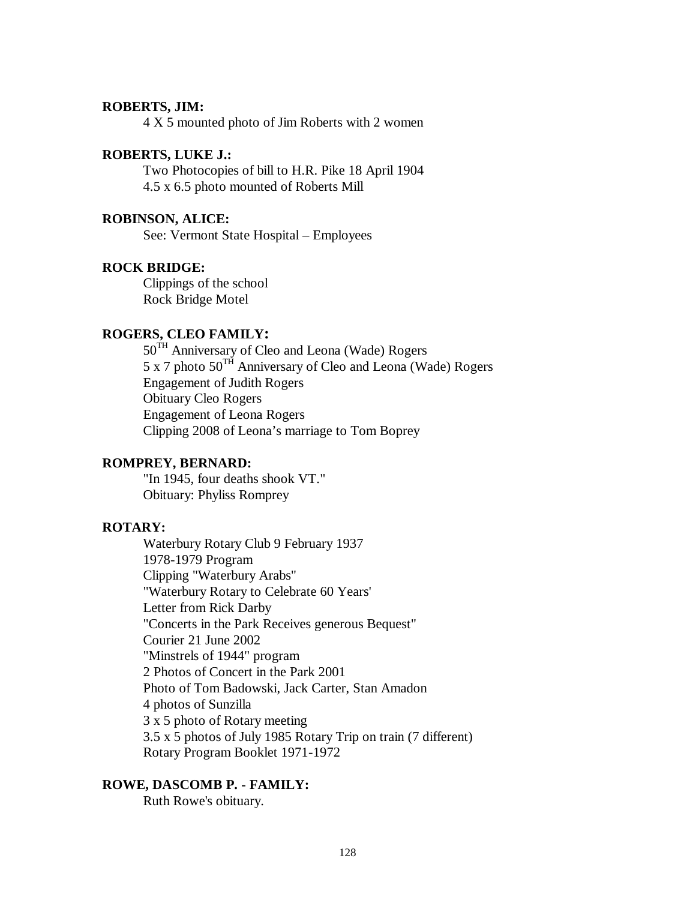**ROBERTS, JIM:**

4 X 5 mounted photo of Jim Roberts with 2 women

**ROBERTS, LUKE J.:**

Two Photocopies of bill to H.R. Pike 18 April 1904
4.5 x 6.5 photo mounted of Roberts Mill

**ROBINSON, ALICE:**

See: Vermont State Hospital – Employees

**ROCK BRIDGE:**

Clippings of the school
Rock Bridge Motel

**ROGERS, CLEO FAMILY:**

50$^{TH}$ Anniversary of Cleo and Leona (Wade) Rogers
5 x 7 photo 50$^{TH}$ Anniversary of Cleo and Leona (Wade) Rogers
Engagement of Judith Rogers
Obituary Cleo Rogers
Engagement of Leona Rogers
Clipping 2008 of Leona's marriage to Tom Boprey

**ROMPREY, BERNARD:**

"In 1945, four deaths shook VT."
Obituary: Phyliss Romprey

**ROTARY:**

Waterbury Rotary Club 9 February 1937
1978-1979 Program
Clipping "Waterbury Arabs"
"Waterbury Rotary to Celebrate 60 Years'
Letter from Rick Darby
"Concerts in the Park Receives generous Bequest"
Courier 21 June 2002
"Minstrels of 1944" program
2 Photos of Concert in the Park 2001
Photo of Tom Badowski, Jack Carter, Stan Amadon
4 photos of Sunzilla
3 x 5 photo of Rotary meeting
3.5 x 5 photos of July 1985 Rotary Trip on train (7 different)
Rotary Program Booklet 1971-1972

**ROWE, DASCOMB P. - FAMILY:**

Ruth Rowe's obituary.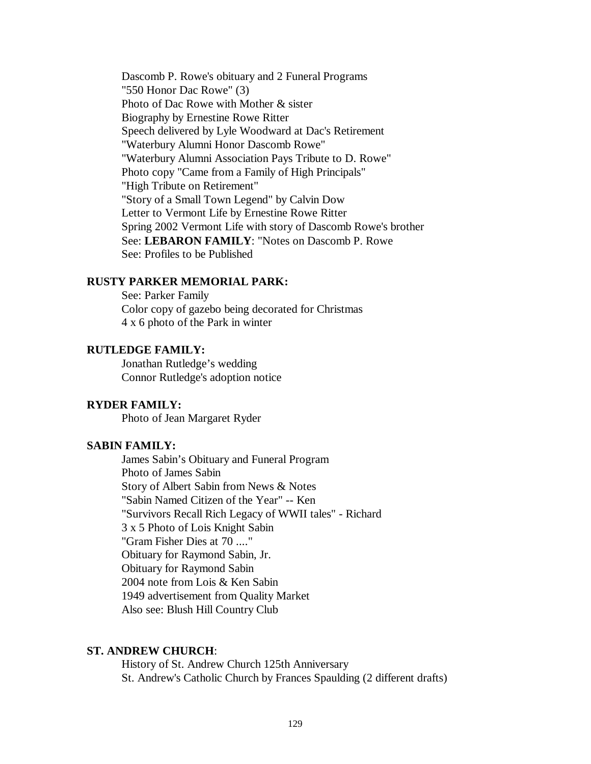Dascomb P. Rowe's obituary and 2 Funeral Programs
"550 Honor Dac Rowe" (3)
Photo of Dac Rowe with Mother & sister
Biography by Ernestine Rowe Ritter
Speech delivered by Lyle Woodward at Dac's Retirement
"Waterbury Alumni Honor Dascomb Rowe"
"Waterbury Alumni Association Pays Tribute to D. Rowe"
Photo copy "Came from a Family of High Principals"
"High Tribute on Retirement"
"Story of a Small Town Legend" by Calvin Dow
Letter to Vermont Life by Ernestine Rowe Ritter
Spring 2002 Vermont Life with story of Dascomb Rowe's brother
See: **LEBARON FAMILY**: "Notes on Dascomb P. Rowe
See: Profiles to be Published

**RUSTY PARKER MEMORIAL PARK:**

See: Parker Family
Color copy of gazebo being decorated for Christmas
4 x 6 photo of the Park in winter

**RUTLEDGE FAMILY:**

Jonathan Rutledge’s wedding
Connor Rutledge's adoption notice

**RYDER FAMILY:**

Photo of Jean Margaret Ryder

**SABIN FAMILY:**

James Sabin’s Obituary and Funeral Program
Photo of James Sabin
Story of Albert Sabin from News & Notes
"Sabin Named Citizen of the Year" -- Ken
"Survivors Recall Rich Legacy of WWII tales" - Richard
3 x 5 Photo of Lois Knight Sabin
"Gram Fisher Dies at 70 ...."
Obituary for Raymond Sabin, Jr.
Obituary for Raymond Sabin
2004 note from Lois & Ken Sabin
1949 advertisement from Quality Market
Also see: Blush Hill Country Club

**ST. ANDREW CHURCH**:

History of St. Andrew Church 125th Anniversary
St. Andrew's Catholic Church by Frances Spaulding (2 different drafts)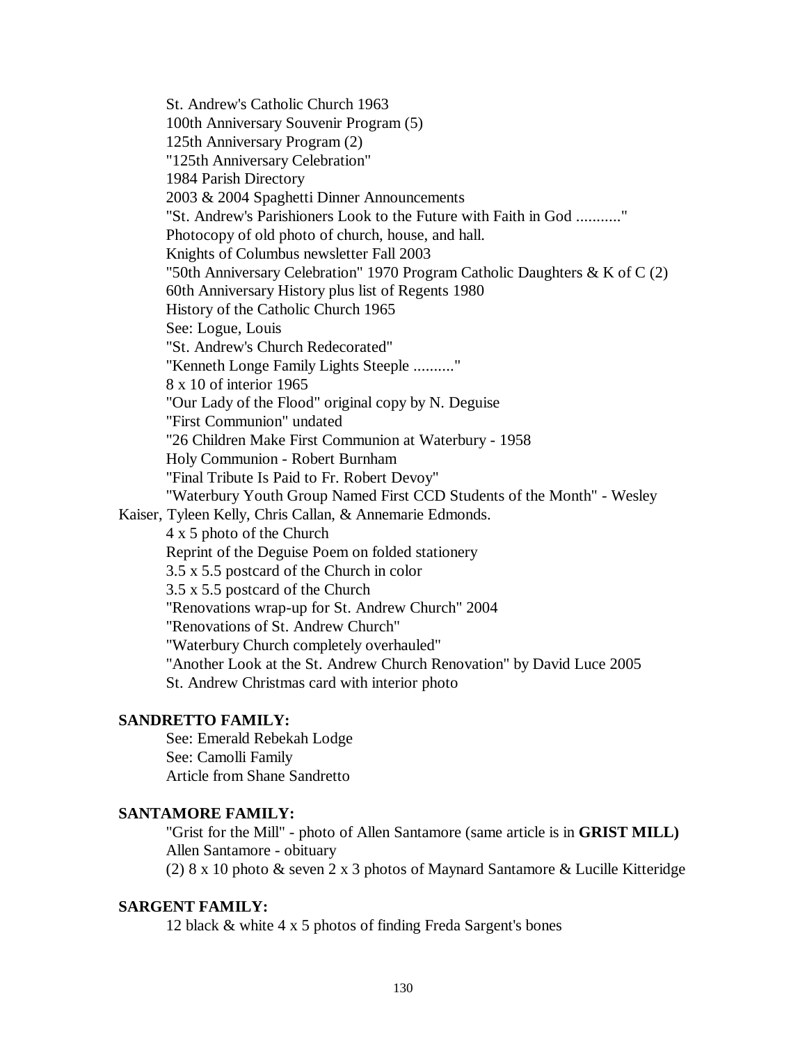St. Andrew's Catholic Church 1963

100th Anniversary Souvenir Program (5)

125th Anniversary Program (2)

"125th Anniversary Celebration"

1984 Parish Directory

2003 & 2004 Spaghetti Dinner Announcements

"St. Andrew's Parishioners Look to the Future with Faith in God ..........."

Photocopy of old photo of church, house, and hall.

Knights of Columbus newsletter Fall 2003

"50th Anniversary Celebration" 1970 Program Catholic Daughters & K of C (2)

60th Anniversary History plus list of Regents 1980

History of the Catholic Church 1965

See: Logue, Louis

"St. Andrew's Church Redecorated"

"Kenneth Longe Family Lights Steeple .........."

8 x 10 of interior 1965

"Our Lady of the Flood" original copy by N. Deguise

"First Communion" undated

"26 Children Make First Communion at Waterbury - 1958

Holy Communion - Robert Burnham

"Final Tribute Is Paid to Fr. Robert Devoy"

"Waterbury Youth Group Named First CCD Students of the Month" - Wesley Kaiser, Tyleen Kelly, Chris Callan, & Annemarie Edmonds.

4 x 5 photo of the Church

Reprint of the Deguise Poem on folded stationery

3.5 x 5.5 postcard of the Church in color

3.5 x 5.5 postcard of the Church

"Renovations wrap-up for St. Andrew Church" 2004

"Renovations of St. Andrew Church"

"Waterbury Church completely overhauled"

"Another Look at the St. Andrew Church Renovation" by David Luce 2005

St. Andrew Christmas card with interior photo

**SANDRETTO FAMILY:**

See: Emerald Rebekah Lodge

See: Camolli Family

Article from Shane Sandretto

**SANTAMORE FAMILY:**

"Grist for the Mill" - photo of Allen Santamore (same article is in **GRIST MILL)**

Allen Santamore - obituary

(2) 8 x 10 photo & seven 2 x 3 photos of Maynard Santamore & Lucille Kitteridge

**SARGENT FAMILY:**

12 black & white 4 x 5 photos of finding Freda Sargent's bones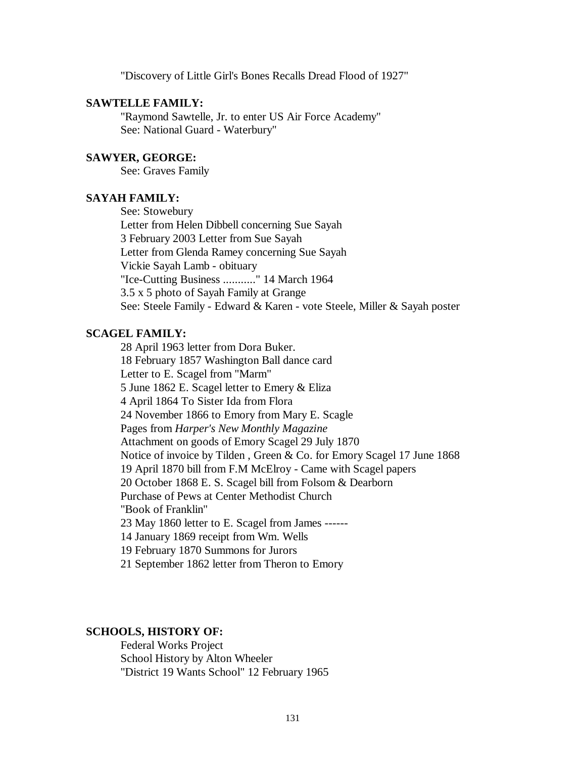"Discovery of Little Girl's Bones Recalls Dread Flood of 1927"

**SAWTELLE FAMILY:**

"Raymond Sawtelle, Jr. to enter US Air Force Academy"
See: National Guard - Waterbury"

**SAWYER, GEORGE:**

See: Graves Family

**SAYAH FAMILY:**

See: Stowebury
Letter from Helen Dibbell concerning Sue Sayah
3 February 2003 Letter from Sue Sayah
Letter from Glenda Ramey concerning Sue Sayah
Vickie Sayah Lamb - obituary
"Ice-Cutting Business ..........." 14 March 1964
3.5 x 5 photo of Sayah Family at Grange
See: Steele Family - Edward & Karen - vote Steele, Miller & Sayah poster

**SCAGEL FAMILY:**

28 April 1963 letter from Dora Buker.
18 February 1857 Washington Ball dance card
Letter to E. Scagel from "Marm"
5 June 1862 E. Scagel letter to Emery & Eliza
4 April 1864 To Sister Ida from Flora
24 November 1866 to Emory from Mary E. Scagle
Pages from *Harper's New Monthly Magazine*
Attachment on goods of Emory Scagel 29 July 1870
Notice of invoice by Tilden , Green & Co. for Emory Scagel 17 June 1868
19 April 1870 bill from F.M McElroy - Came with Scagel papers
20 October 1868 E. S. Scagel bill from Folsom & Dearborn
Purchase of Pews at Center Methodist Church
"Book of Franklin"
23 May 1860 letter to E. Scagel from James ------
14 January 1869 receipt from Wm. Wells
19 February 1870 Summons for Jurors
21 September 1862 letter from Theron to Emory

**SCHOOLS, HISTORY OF:**

Federal Works Project
School History by Alton Wheeler
"District 19 Wants School" 12 February 1965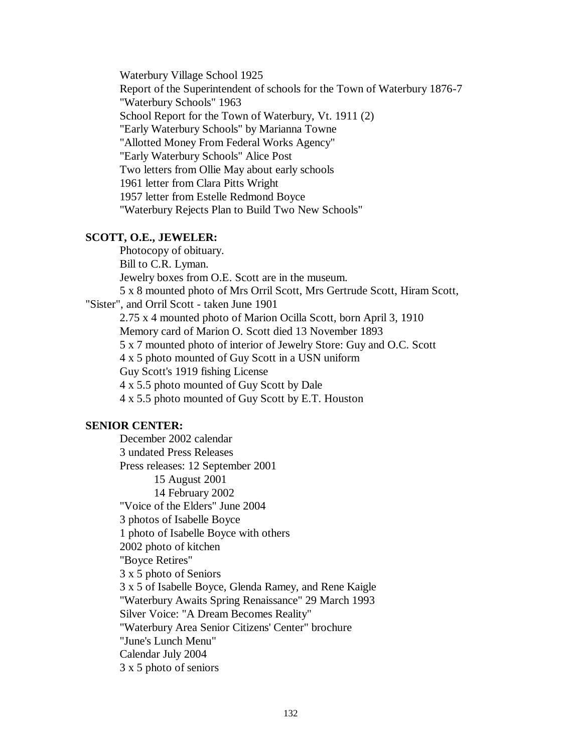Waterbury Village School 1925
Report of the Superintendent of schools for the Town of Waterbury 1876-7
"Waterbury Schools" 1963
School Report for the Town of Waterbury, Vt. 1911 (2)
"Early Waterbury Schools" by Marianna Towne
"Allotted Money From Federal Works Agency"
"Early Waterbury Schools" Alice Post
Two letters from Ollie May about early schools
1961 letter from Clara Pitts Wright
1957 letter from Estelle Redmond Boyce
"Waterbury Rejects Plan to Build Two New Schools"

**SCOTT, O.E., JEWELER:**

Photocopy of obituary.
Bill to C.R. Lyman.
Jewelry boxes from O.E. Scott are in the museum.
5 x 8 mounted photo of Mrs Orril Scott, Mrs Gertrude Scott, Hiram Scott, "Sister", and Orril Scott - taken June 1901
2.75 x 4 mounted photo of Marion Ocilla Scott, born April 3, 1910
Memory card of Marion O. Scott died 13 November 1893
5 x 7 mounted photo of interior of Jewelry Store: Guy and O.C. Scott
4 x 5 photo mounted of Guy Scott in a USN uniform
Guy Scott's 1919 fishing License
4 x 5.5 photo mounted of Guy Scott by Dale
4 x 5.5 photo mounted of Guy Scott by E.T. Houston

**SENIOR CENTER:**

December 2002 calendar
3 undated Press Releases
Press releases: 12 September 2001
    15 August 2001
    14 February 2002
"Voice of the Elders" June 2004
3 photos of Isabelle Boyce
1 photo of Isabelle Boyce with others
2002 photo of kitchen
"Boyce Retires"
3 x 5 photo of Seniors
3 x 5 of Isabelle Boyce, Glenda Ramey, and Rene Kaigle
"Waterbury Awaits Spring Renaissance" 29 March 1993
Silver Voice: "A Dream Becomes Reality"
"Waterbury Area Senior Citizens' Center" brochure
"June's Lunch Menu"
Calendar July 2004
3 x 5 photo of seniors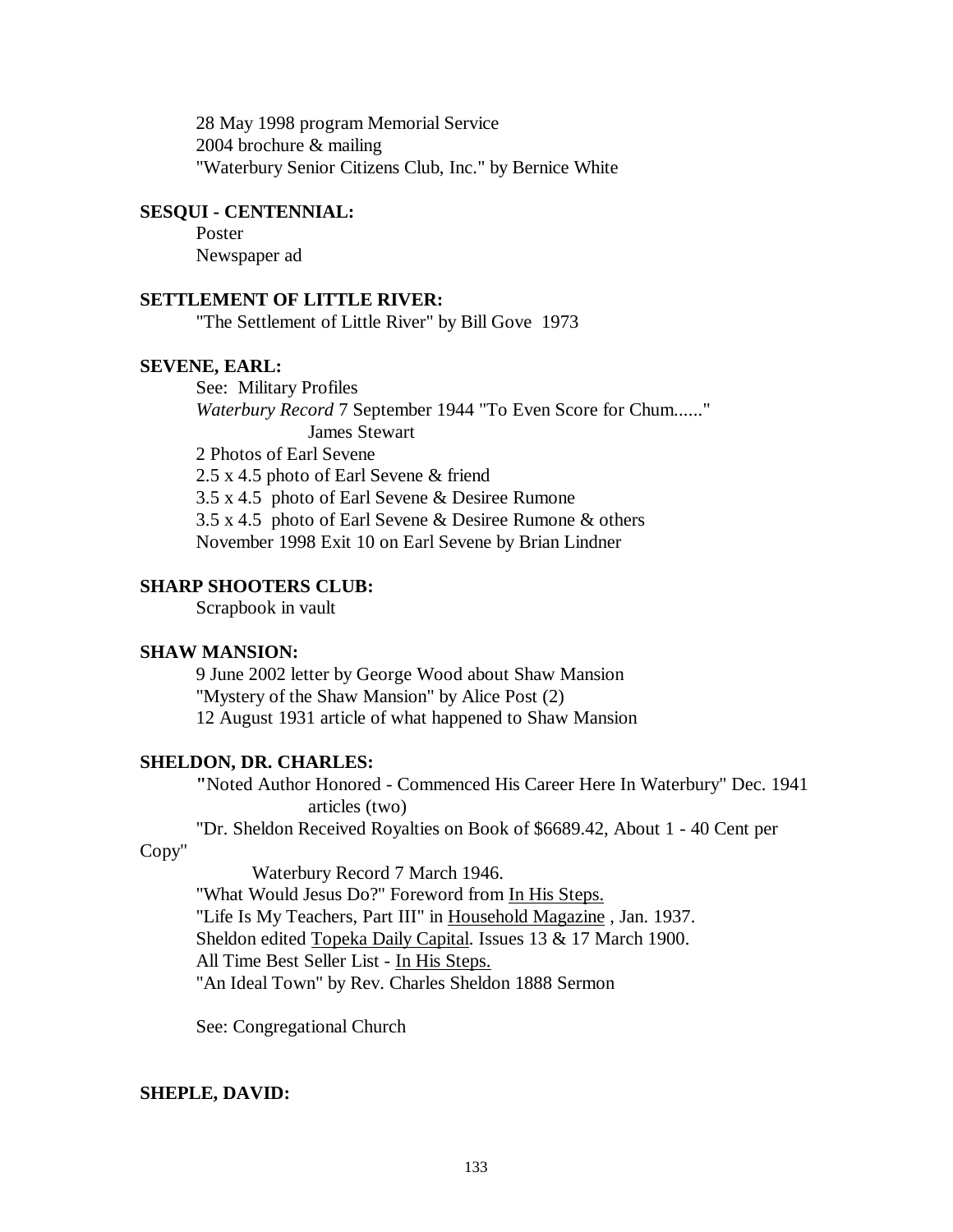28 May 1998 program Memorial Service
2004 brochure & mailing
"Waterbury Senior Citizens Club, Inc." by Bernice White

**SESQUI - CENTENNIAL:**

Poster
Newspaper ad

**SETTLEMENT OF LITTLE RIVER:**

"The Settlement of Little River" by Bill Gove 1973

**SEVENE, EARL:**

See: Military Profiles
*Waterbury Record* 7 September 1944 "To Even Score for Chum......" James Stewart
2 Photos of Earl Sevene
2.5 x 4.5 photo of Earl Sevene & friend
3.5 x 4.5 photo of Earl Sevene & Desiree Rumone
3.5 x 4.5 photo of Earl Sevene & Desiree Rumone & others
November 1998 Exit 10 on Earl Sevene by Brian Lindner

**SHARP SHOOTERS CLUB:**

Scrapbook in vault

**SHAW MANSION:**

9 June 2002 letter by George Wood about Shaw Mansion
"Mystery of the Shaw Mansion" by Alice Post (2)
12 August 1931 article of what happened to Shaw Mansion

**SHELDON, DR. CHARLES:**

"Noted Author Honored - Commenced His Career Here In Waterbury" Dec. 1941 articles (two)
"Dr. Sheldon Received Royalties on Book of $6689.42, About 1 - 40 Cent per Copy" Waterbury Record 7 March 1946.
"What Would Jesus Do?" Foreword from In His Steps.
"Life Is My Teachers, Part III" in Household Magazine , Jan. 1937.
Sheldon edited Topeka Daily Capital. Issues 13 & 17 March 1900.
All Time Best Seller List - In His Steps.
"An Ideal Town" by Rev. Charles Sheldon 1888 Sermon

See: Congregational Church

**SHEPLE, DAVID:**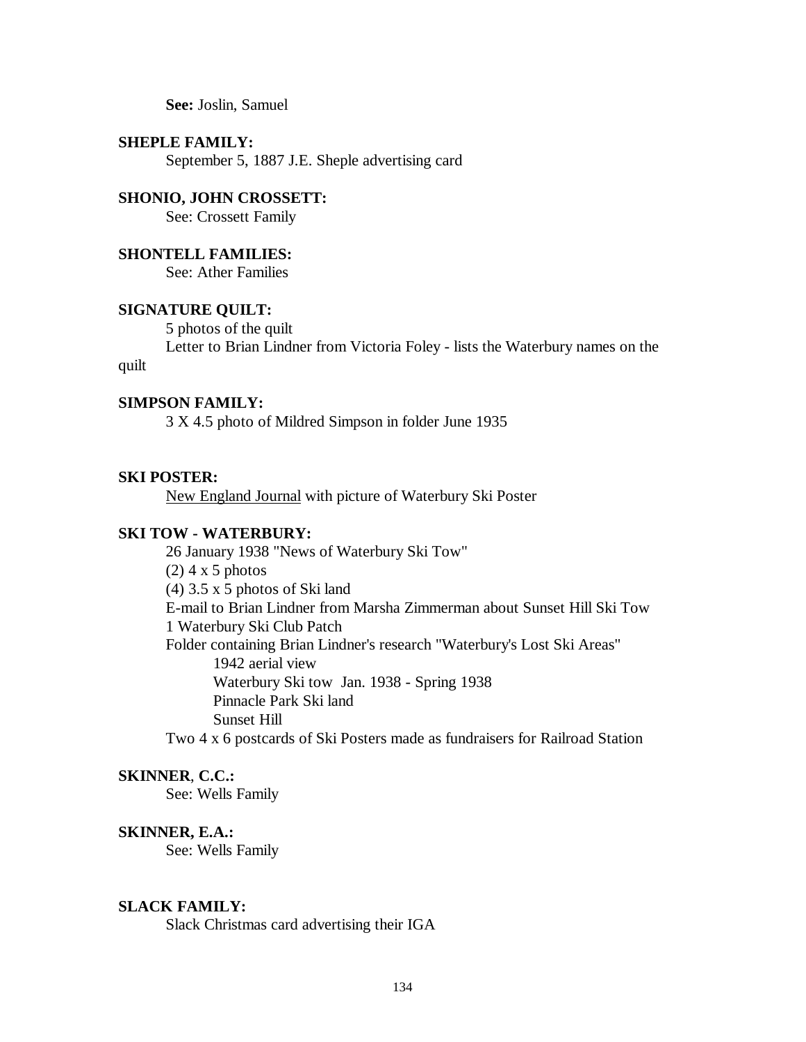**See:** Joslin, Samuel

**SHEPLE FAMILY:**

September 5, 1887 J.E. Sheple advertising card

**SHONIO, JOHN CROSSETT:**

See: Crossett Family

**SHONTELL FAMILIES:**

See: Ather Families

**SIGNATURE QUILT:**

5 photos of the quilt

Letter to Brian Lindner from Victoria Foley - lists the Waterbury names on the quilt

**SIMPSON FAMILY:**

3 X 4.5 photo of Mildred Simpson in folder June 1935

**SKI POSTER:**

New England Journal with picture of Waterbury Ski Poster

**SKI TOW - WATERBURY:**

26 January 1938 "News of Waterbury Ski Tow"

(2) 4 x 5 photos

(4) 3.5 x 5 photos of Ski land

E-mail to Brian Lindner from Marsha Zimmerman about Sunset Hill Ski Tow

1 Waterbury Ski Club Patch

Folder containing Brian Lindner's research "Waterbury's Lost Ski Areas"

- 1942 aerial view
- Waterbury Ski tow Jan. 1938 - Spring 1938
- Pinnacle Park Ski land
- Sunset Hill

Two 4 x 6 postcards of Ski Posters made as fundraisers for Railroad Station

**SKINNER, C.C.:**

See: Wells Family

**SKINNER, E.A.:**

See: Wells Family

**SLACK FAMILY:**

Slack Christmas card advertising their IGA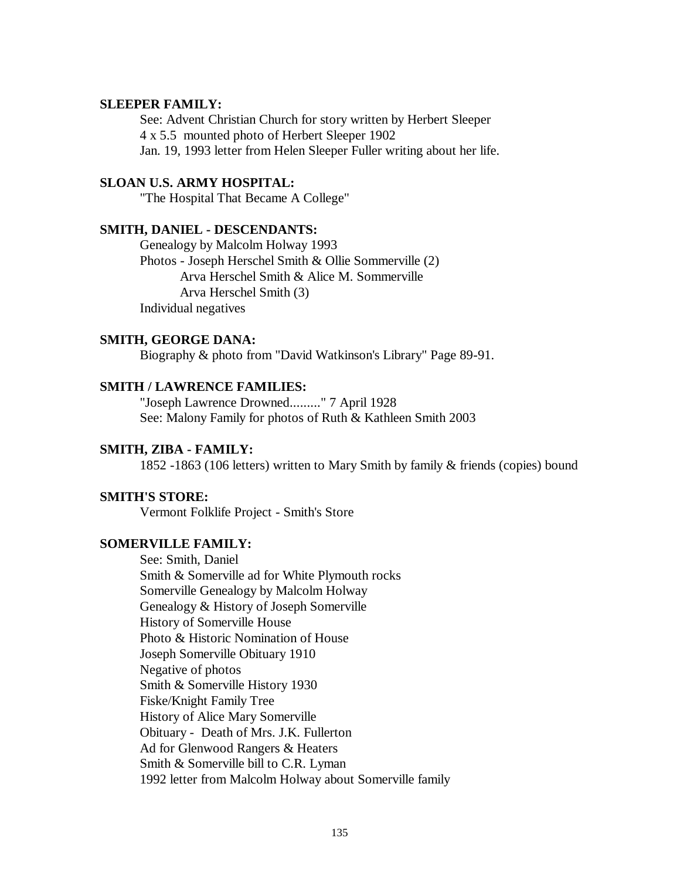**SLEEPER FAMILY:**

See: Advent Christian Church for story written by Herbert Sleeper
4 x 5.5 mounted photo of Herbert Sleeper 1902
Jan. 19, 1993 letter from Helen Sleeper Fuller writing about her life.

**SLOAN U.S. ARMY HOSPITAL:**

"The Hospital That Became A College"

**SMITH, DANIEL - DESCENDANTS:**

Genealogy by Malcolm Holway 1993
Photos - Joseph Herschel Smith & Ollie Sommerville (2)
    Arva Herschel Smith & Alice M. Sommerville
    Arva Herschel Smith (3)
Individual negatives

**SMITH, GEORGE DANA:**

Biography & photo from "David Watkinson's Library" Page 89-91.

**SMITH / LAWRENCE FAMILIES:**

"Joseph Lawrence Drowned........." 7 April 1928
See: Malony Family for photos of Ruth & Kathleen Smith 2003

**SMITH, ZIBA - FAMILY:**

1852 -1863 (106 letters) written to Mary Smith by family & friends (copies) bound

**SMITH'S STORE:**

Vermont Folklife Project - Smith's Store

**SOMERVILLE FAMILY:**

See: Smith, Daniel
Smith & Somerville ad for White Plymouth rocks
Somerville Genealogy by Malcolm Holway
Genealogy & History of Joseph Somerville
History of Somerville House
Photo & Historic Nomination of House
Joseph Somerville Obituary 1910
Negative of photos
Smith & Somerville History 1930
Fiske/Knight Family Tree
History of Alice Mary Somerville
Obituary - Death of Mrs. J.K. Fullerton
Ad for Glenwood Rangers & Heaters
Smith & Somerville bill to C.R. Lyman
1992 letter from Malcolm Holway about Somerville family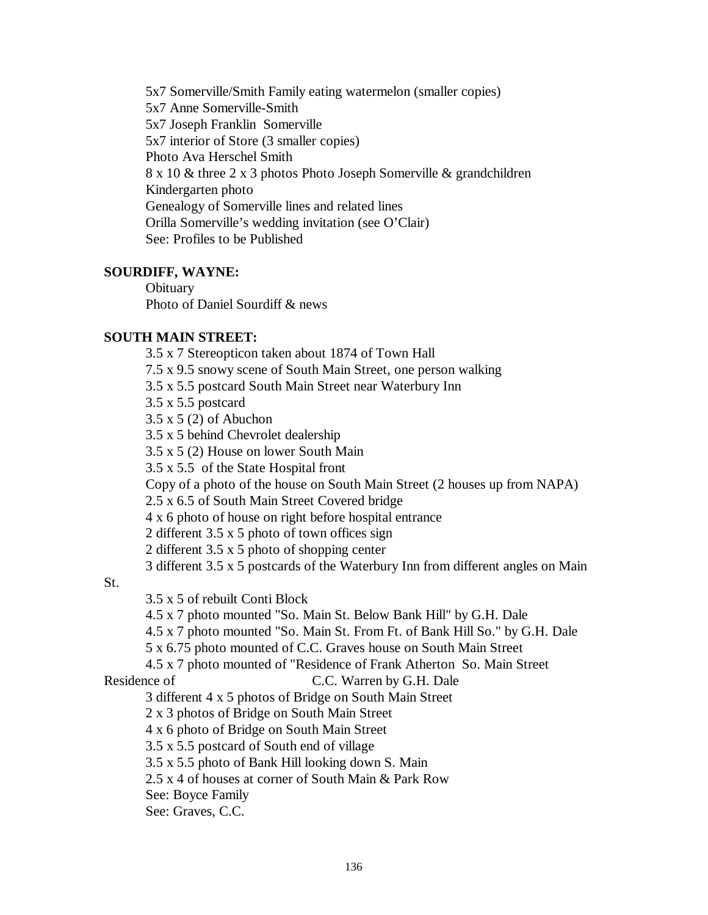5x7 Somerville/Smith Family eating watermelon (smaller copies)
5x7 Anne Somerville-Smith
5x7 Joseph Franklin Somerville
5x7 interior of Store (3 smaller copies)
Photo Ava Herschel Smith
8 x 10 & three 2 x 3 photos Photo Joseph Somerville & grandchildren
Kindergarten photo
Genealogy of Somerville lines and related lines
Orilla Somerville's wedding invitation (see O'Clair)
See: Profiles to be Published

**SOURDIFF, WAYNE:**

Obituary
Photo of Daniel Sourdiff & news

**SOUTH MAIN STREET:**

3.5 x 7 Stereopticon taken about 1874 of Town Hall
7.5 x 9.5 snowy scene of South Main Street, one person walking
3.5 x 5.5 postcard South Main Street near Waterbury Inn
3.5 x 5.5 postcard
3.5 x 5 (2) of Abuchon
3.5 x 5 behind Chevrolet dealership
3.5 x 5 (2) House on lower South Main
3.5 x 5.5 of the State Hospital front
Copy of a photo of the house on South Main Street (2 houses up from NAPA)
2.5 x 6.5 of South Main Street Covered bridge
4 x 6 photo of house on right before hospital entrance
2 different 3.5 x 5 photo of town offices sign
2 different 3.5 x 5 photo of shopping center
3 different 3.5 x 5 postcards of the Waterbury Inn from different angles on Main St.
3.5 x 5 of rebuilt Conti Block
4.5 x 7 photo mounted "So. Main St. Below Bank Hill" by G.H. Dale
4.5 x 7 photo mounted "So. Main St. From Ft. of Bank Hill So." by G.H. Dale
5 x 6.75 photo mounted of C.C. Graves house on South Main Street
4.5 x 7 photo mounted of "Residence of Frank Atherton So. Main Street Residence of C.C. Warren by G.H. Dale
3 different 4 x 5 photos of Bridge on South Main Street
2 x 3 photos of Bridge on South Main Street
4 x 6 photo of Bridge on South Main Street
3.5 x 5.5 postcard of South end of village
3.5 x 5.5 photo of Bank Hill looking down S. Main
2.5 x 4 of houses at corner of South Main & Park Row
See: Boyce Family
See: Graves, C.C.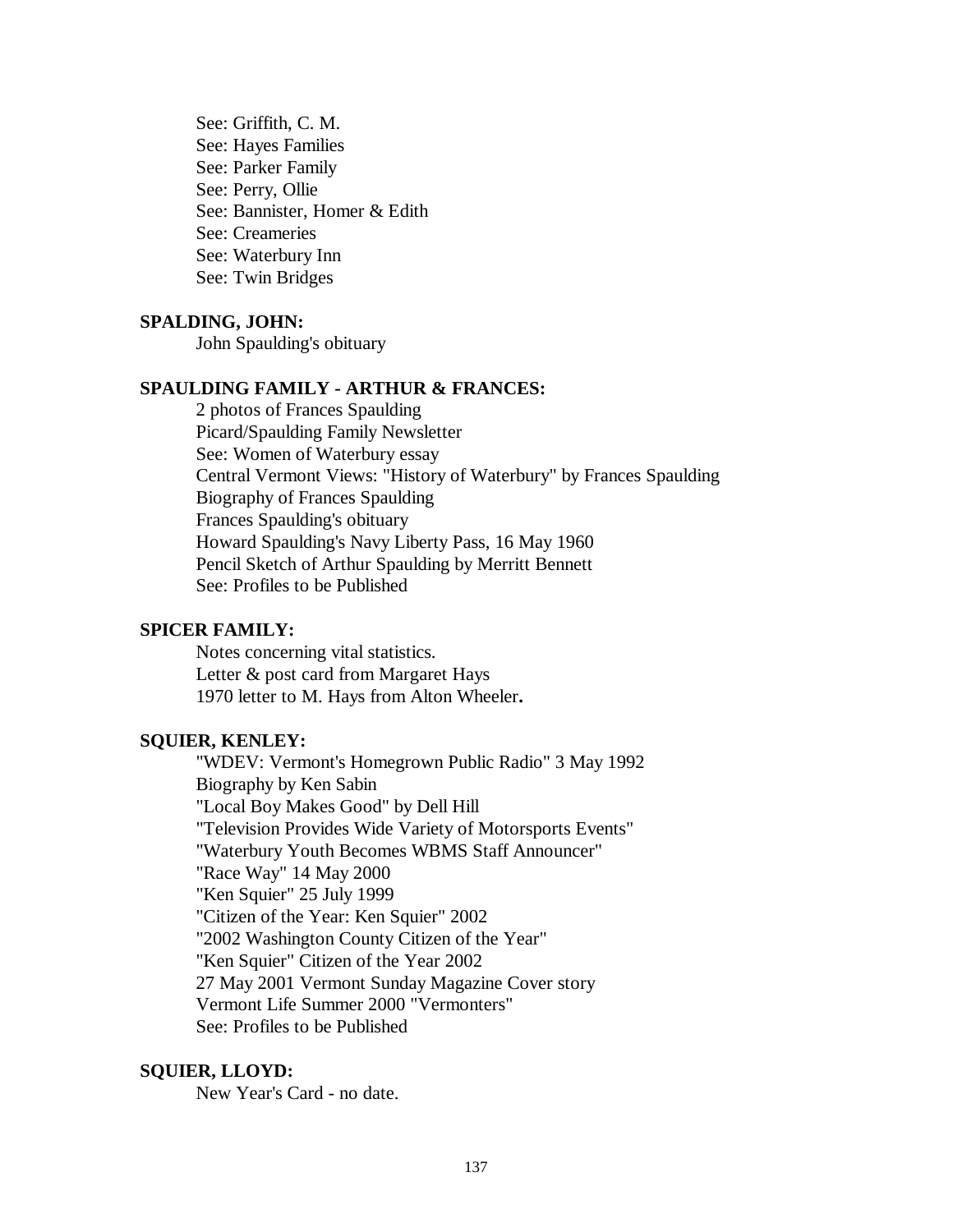See: Griffith, C. M.
See: Hayes Families
See: Parker Family
See: Perry, Ollie
See: Bannister, Homer & Edith
See: Creameries
See: Waterbury Inn
See: Twin Bridges

**SPALDING, JOHN:**

John Spaulding's obituary

**SPAULDING FAMILY - ARTHUR & FRANCES:**

2 photos of Frances Spaulding
Picard/Spaulding Family Newsletter
See: Women of Waterbury essay
Central Vermont Views: "History of Waterbury" by Frances Spaulding
Biography of Frances Spaulding
Frances Spaulding's obituary
Howard Spaulding's Navy Liberty Pass, 16 May 1960
Pencil Sketch of Arthur Spaulding by Merritt Bennett
See: Profiles to be Published

**SPICER FAMILY:**

Notes concerning vital statistics.
Letter & post card from Margaret Hays
1970 letter to M. Hays from Alton Wheeler**.**

**SQUIER, KENLEY:**

"WDEV: Vermont's Homegrown Public Radio" 3 May 1992
Biography by Ken Sabin
"Local Boy Makes Good" by Dell Hill
"Television Provides Wide Variety of Motorsports Events"
"Waterbury Youth Becomes WBMS Staff Announcer"
"Race Way" 14 May 2000
"Ken Squier" 25 July 1999
"Citizen of the Year: Ken Squier" 2002
"2002 Washington County Citizen of the Year"
"Ken Squier" Citizen of the Year 2002
27 May 2001 Vermont Sunday Magazine Cover story
Vermont Life Summer 2000 "Vermonters"
See: Profiles to be Published

**SQUIER, LLOYD:**

New Year's Card - no date.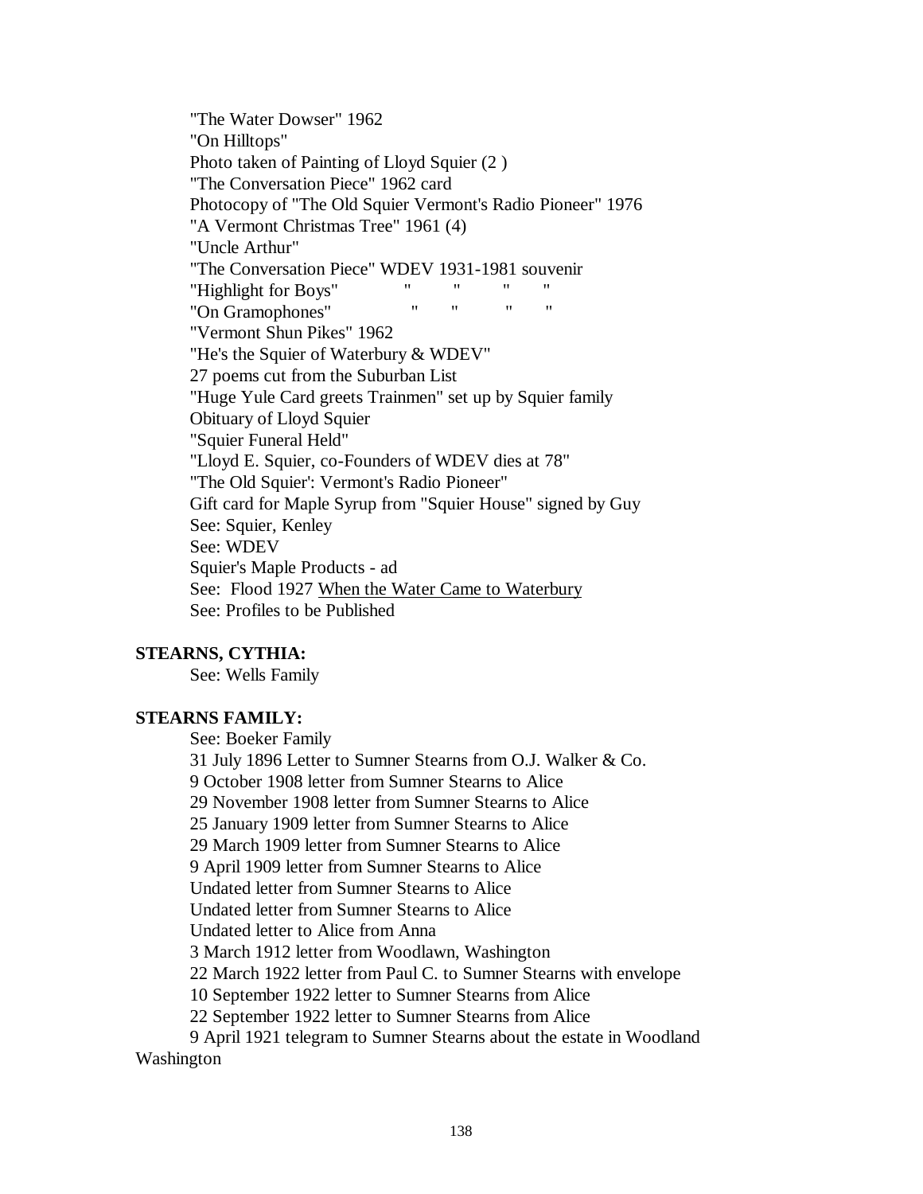"The Water Dowser" 1962
"On Hilltops"
Photo taken of Painting of Lloyd Squier (2 )
"The Conversation Piece" 1962 card
Photocopy of "The Old Squier Vermont's Radio Pioneer" 1976
"A Vermont Christmas Tree" 1961 (4)
"Uncle Arthur"
"The Conversation Piece" WDEV 1931-1981 souvenir
"Highlight for Boys" " " " "
"On Gramophones" " " " "
"Vermont Shun Pikes" 1962
"He's the Squier of Waterbury & WDEV"
27 poems cut from the Suburban List
"Huge Yule Card greets Trainmen" set up by Squier family
Obituary of Lloyd Squier
"Squier Funeral Held"
"Lloyd E. Squier, co-Founders of WDEV dies at 78"
"The Old Squier': Vermont's Radio Pioneer"
Gift card for Maple Syrup from "Squier House" signed by Guy
See: Squier, Kenley
See: WDEV
Squier's Maple Products - ad
See: Flood 1927 <u>When the Water Came to Waterbury</u>
See: Profiles to be Published

**STEARNS, CYTHIA:**

See: Wells Family

**STEARNS FAMILY:**

See: Boeker Family
31 July 1896 Letter to Sumner Stearns from O.J. Walker & Co.
9 October 1908 letter from Sumner Stearns to Alice
29 November 1908 letter from Sumner Stearns to Alice
25 January 1909 letter from Sumner Stearns to Alice
29 March 1909 letter from Sumner Stearns to Alice
9 April 1909 letter from Sumner Stearns to Alice
Undated letter from Sumner Stearns to Alice
Undated letter from Sumner Stearns to Alice
Undated letter to Alice from Anna
3 March 1912 letter from Woodlawn, Washington
22 March 1922 letter from Paul C. to Sumner Stearns with envelope
10 September 1922 letter to Sumner Stearns from Alice
22 September 1922 letter to Sumner Stearns from Alice
9 April 1921 telegram to Sumner Stearns about the estate in Woodland Washington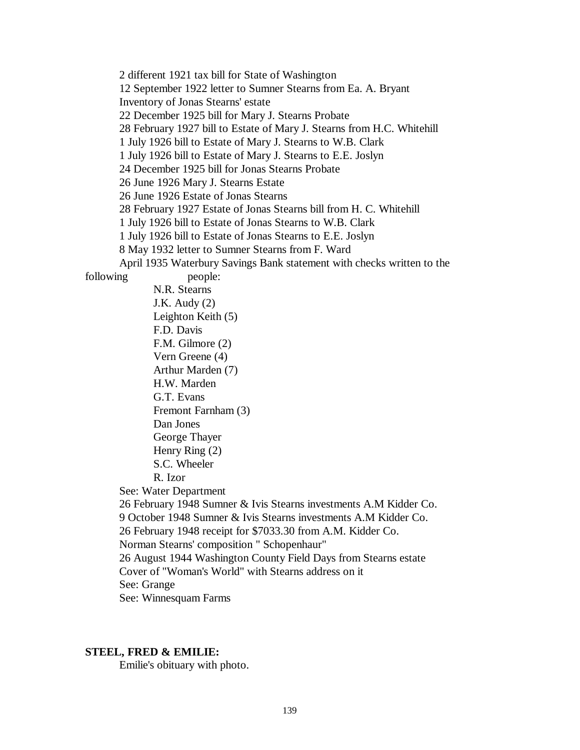2 different 1921 tax bill for State of Washington

12 September 1922 letter to Sumner Stearns from Ea. A. Bryant

Inventory of Jonas Stearns' estate

22 December 1925 bill for Mary J. Stearns Probate

28 February 1927 bill to Estate of Mary J. Stearns from H.C. Whitehill

1 July 1926 bill to Estate of Mary J. Stearns to W.B. Clark

1 July 1926 bill to Estate of Mary J. Stearns to E.E. Joslyn

24 December 1925 bill for Jonas Stearns Probate

26 June 1926 Mary J. Stearns Estate

26 June 1926 Estate of Jonas Stearns

28 February 1927 Estate of Jonas Stearns bill from H. C. Whitehill

1 July 1926 bill to Estate of Jonas Stearns to W.B. Clark

1 July 1926 bill to Estate of Jonas Stearns to E.E. Joslyn

8 May 1932 letter to Sumner Stearns from F. Ward

April 1935 Waterbury Savings Bank statement with checks written to the following people:

- N.R. Stearns
- J.K. Audy (2)
- Leighton Keith (5)
- F.D. Davis
- F.M. Gilmore (2)
- Vern Greene (4)
- Arthur Marden (7)
- H.W. Marden
- G.T. Evans
- Fremont Farnham (3)
- Dan Jones
- George Thayer
- Henry Ring (2)
- S.C. Wheeler
- R. Izor

See: Water Department

26 February 1948 Sumner & Ivis Stearns investments A.M Kidder Co.

9 October 1948 Sumner & Ivis Stearns investments A.M Kidder Co.

26 February 1948 receipt for $7033.30 from A.M. Kidder Co.

Norman Stearns' composition " Schopenhaur"

26 August 1944 Washington County Field Days from Stearns estate

Cover of "Woman's World" with Stearns address on it

See: Grange

See: Winnesquam Farms

**STEEL, FRED & EMILIE:**

Emilie's obituary with photo.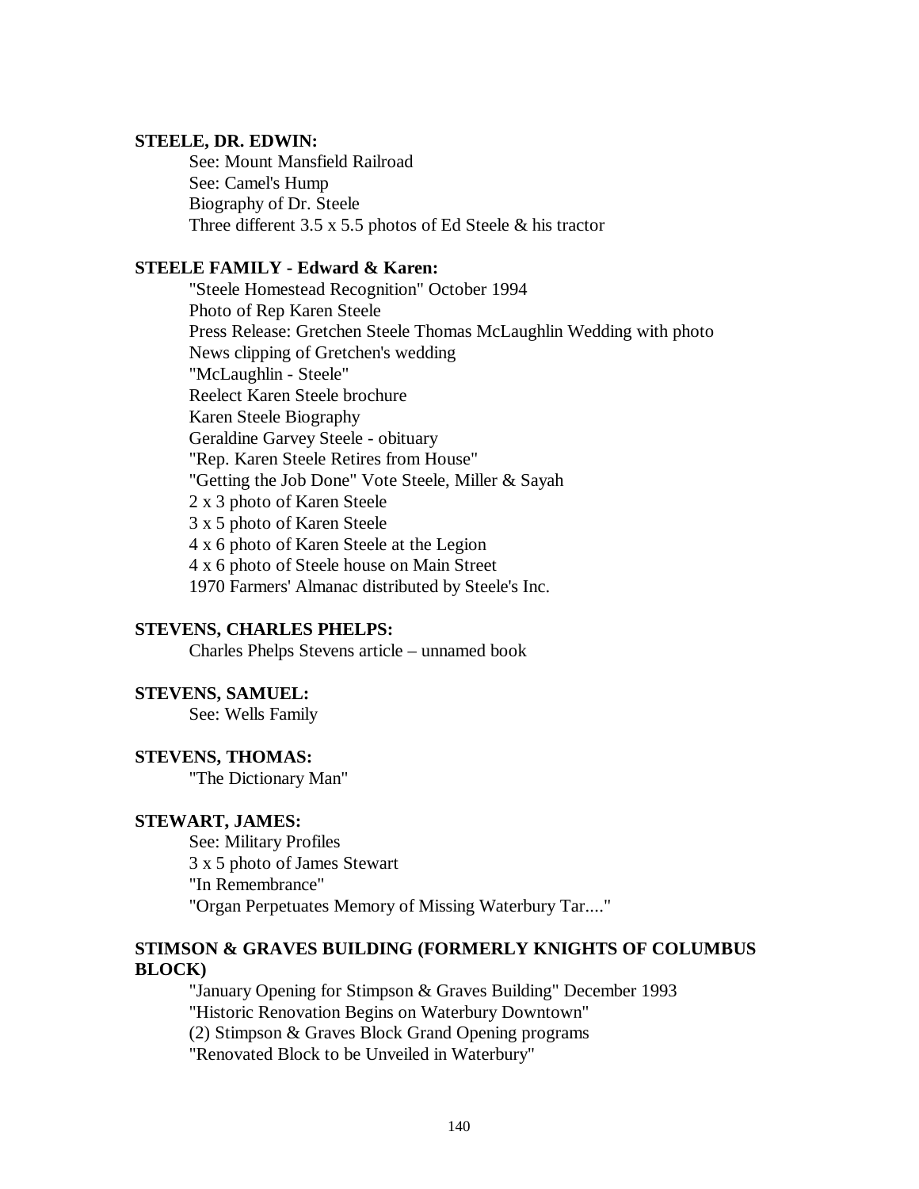**STEELE, DR. EDWIN:**

See: Mount Mansfield Railroad
See: Camel's Hump
Biography of Dr. Steele
Three different 3.5 x 5.5 photos of Ed Steele & his tractor

**STEELE FAMILY - Edward & Karen:**

"Steele Homestead Recognition" October 1994
Photo of Rep Karen Steele
Press Release: Gretchen Steele Thomas McLaughlin Wedding with photo
News clipping of Gretchen's wedding
"McLaughlin - Steele"
Reelect Karen Steele brochure
Karen Steele Biography
Geraldine Garvey Steele - obituary
"Rep. Karen Steele Retires from House"
"Getting the Job Done" Vote Steele, Miller & Sayah
2 x 3 photo of Karen Steele
3 x 5 photo of Karen Steele
4 x 6 photo of Karen Steele at the Legion
4 x 6 photo of Steele house on Main Street
1970 Farmers' Almanac distributed by Steele's Inc.

**STEVENS, CHARLES PHELPS:**

Charles Phelps Stevens article – unnamed book

**STEVENS, SAMUEL:**

See: Wells Family

**STEVENS, THOMAS:**

"The Dictionary Man"

**STEWART, JAMES:**

See: Military Profiles
3 x 5 photo of James Stewart
"In Remembrance"
"Organ Perpetuates Memory of Missing Waterbury Tar...."

**STIMSON & GRAVES BUILDING (FORMERLY KNIGHTS OF COLUMBUS BLOCK)**

"January Opening for Stimpson & Graves Building" December 1993
"Historic Renovation Begins on Waterbury Downtown"
(2) Stimpson & Graves Block Grand Opening programs
"Renovated Block to be Unveiled in Waterbury"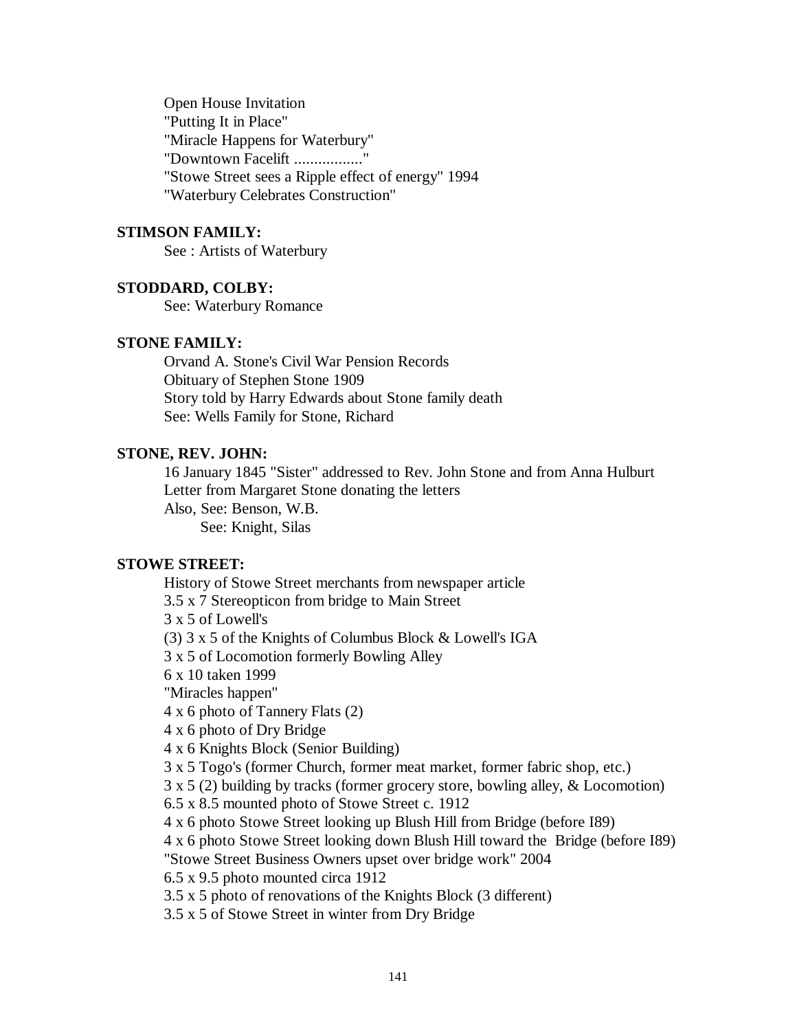Open House Invitation
"Putting It in Place"
"Miracle Happens for Waterbury"
"Downtown Facelift ................."
"Stowe Street sees a Ripple effect of energy" 1994
"Waterbury Celebrates Construction"

**STIMSON FAMILY:**

See : Artists of Waterbury

**STODDARD, COLBY:**

See: Waterbury Romance

**STONE FAMILY:**

Orvand A. Stone's Civil War Pension Records
Obituary of Stephen Stone 1909
Story told by Harry Edwards about Stone family death
See: Wells Family for Stone, Richard

**STONE, REV. JOHN:**

16 January 1845 "Sister" addressed to Rev. John Stone and from Anna Hulburt
Letter from Margaret Stone donating the letters
Also, See: Benson, W.B.
See: Knight, Silas

**STOWE STREET:**

History of Stowe Street merchants from newspaper article
3.5 x 7 Stereopticon from bridge to Main Street
3 x 5 of Lowell's
(3) 3 x 5 of the Knights of Columbus Block & Lowell's IGA
3 x 5 of Locomotion formerly Bowling Alley
6 x 10 taken 1999
"Miracles happen"
4 x 6 photo of Tannery Flats (2)
4 x 6 photo of Dry Bridge
4 x 6 Knights Block (Senior Building)
3 x 5 Togo's (former Church, former meat market, former fabric shop, etc.)
3 x 5 (2) building by tracks (former grocery store, bowling alley, & Locomotion)
6.5 x 8.5 mounted photo of Stowe Street c. 1912
4 x 6 photo Stowe Street looking up Blush Hill from Bridge (before I89)
4 x 6 photo Stowe Street looking down Blush Hill toward the Bridge (before I89)
"Stowe Street Business Owners upset over bridge work" 2004
6.5 x 9.5 photo mounted circa 1912
3.5 x 5 photo of renovations of the Knights Block (3 different)
3.5 x 5 of Stowe Street in winter from Dry Bridge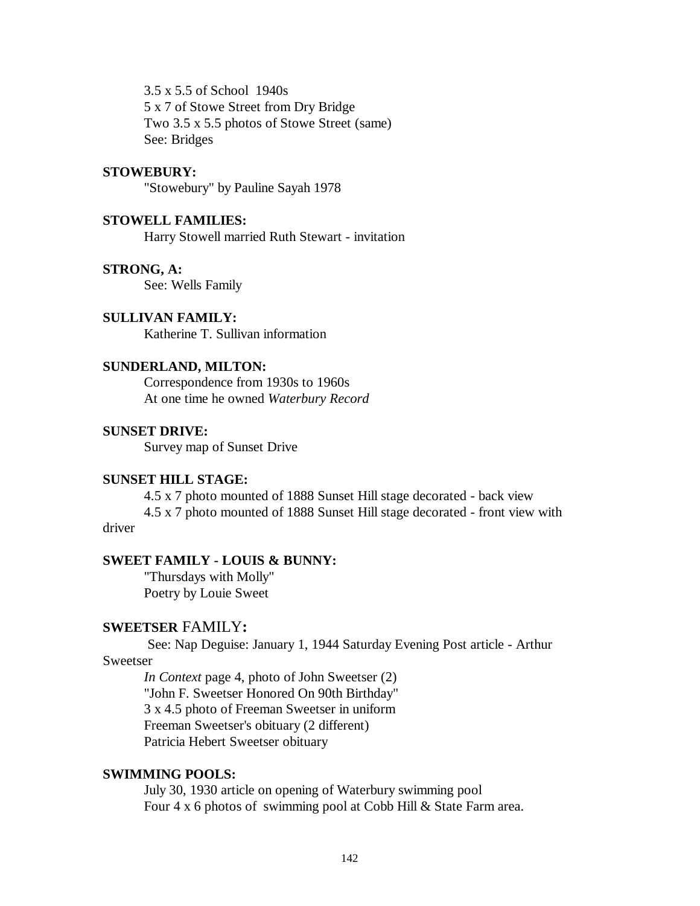3.5 x 5.5 of School 1940s
5 x 7 of Stowe Street from Dry Bridge
Two 3.5 x 5.5 photos of Stowe Street (same)
See: Bridges

**STOWEBURY:**

"Stowebury" by Pauline Sayah 1978

**STOWELL FAMILIES:**

Harry Stowell married Ruth Stewart - invitation

**STRONG, A:**

See: Wells Family

**SULLIVAN FAMILY:**

Katherine T. Sullivan information

**SUNDERLAND, MILTON:**

Correspondence from 1930s to 1960s
At one time he owned *Waterbury Record*

**SUNSET DRIVE:**

Survey map of Sunset Drive

**SUNSET HILL STAGE:**

4.5 x 7 photo mounted of 1888 Sunset Hill stage decorated - back view
4.5 x 7 photo mounted of 1888 Sunset Hill stage decorated - front view with driver

**SWEET FAMILY - LOUIS & BUNNY:**

"Thursdays with Molly"
Poetry by Louie Sweet

**SWEETSER FAMILY:**

See: Nap Deguise: January 1, 1944 Saturday Evening Post article - Arthur Sweetser
*In Context* page 4, photo of John Sweetser (2)
"John F. Sweetser Honored On 90th Birthday"
3 x 4.5 photo of Freeman Sweetser in uniform
Freeman Sweetser's obituary (2 different)
Patricia Hebert Sweetser obituary

**SWIMMING POOLS:**

July 30, 1930 article on opening of Waterbury swimming pool
Four 4 x 6 photos of swimming pool at Cobb Hill & State Farm area.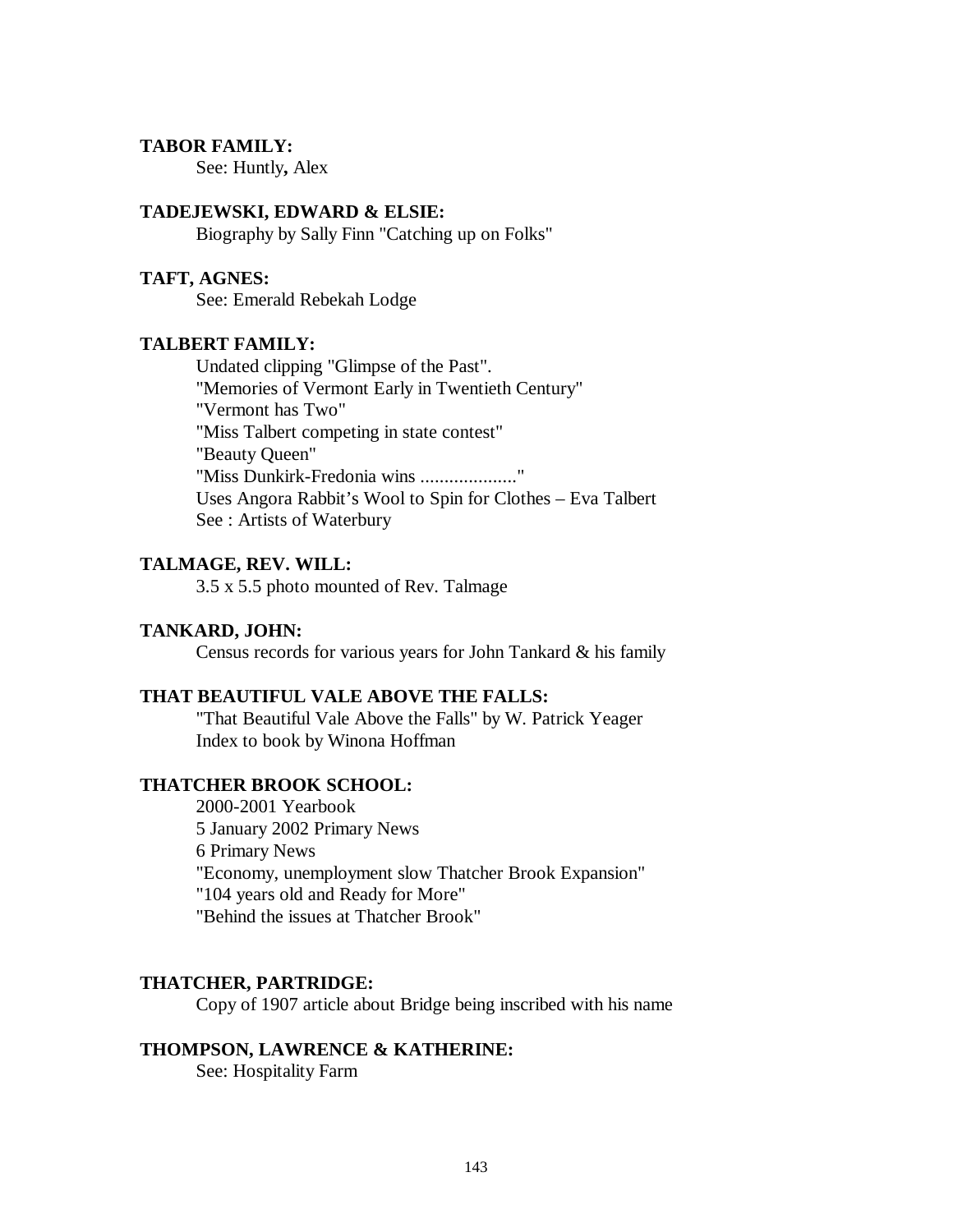**TABOR FAMILY:**

See: Huntly**,** Alex

**TADEJEWSKI, EDWARD & ELSIE:**

Biography by Sally Finn "Catching up on Folks"

**TAFT, AGNES:**

See: Emerald Rebekah Lodge

**TALBERT FAMILY:**

Undated clipping "Glimpse of the Past".
"Memories of Vermont Early in Twentieth Century"
"Vermont has Two"
"Miss Talbert competing in state contest"
"Beauty Queen"
"Miss Dunkirk-Fredonia wins ...................."
Uses Angora Rabbit's Wool to Spin for Clothes – Eva Talbert
See : Artists of Waterbury

**TALMAGE, REV. WILL:**

3.5 x 5.5 photo mounted of Rev. Talmage

**TANKARD, JOHN:**

Census records for various years for John Tankard & his family

**THAT BEAUTIFUL VALE ABOVE THE FALLS:**

"That Beautiful Vale Above the Falls" by W. Patrick Yeager
Index to book by Winona Hoffman

**THATCHER BROOK SCHOOL:**

2000-2001 Yearbook
5 January 2002 Primary News
6 Primary News
"Economy, unemployment slow Thatcher Brook Expansion"
"104 years old and Ready for More"
"Behind the issues at Thatcher Brook"

**THATCHER, PARTRIDGE:**

Copy of 1907 article about Bridge being inscribed with his name

**THOMPSON, LAWRENCE & KATHERINE:**

See: Hospitality Farm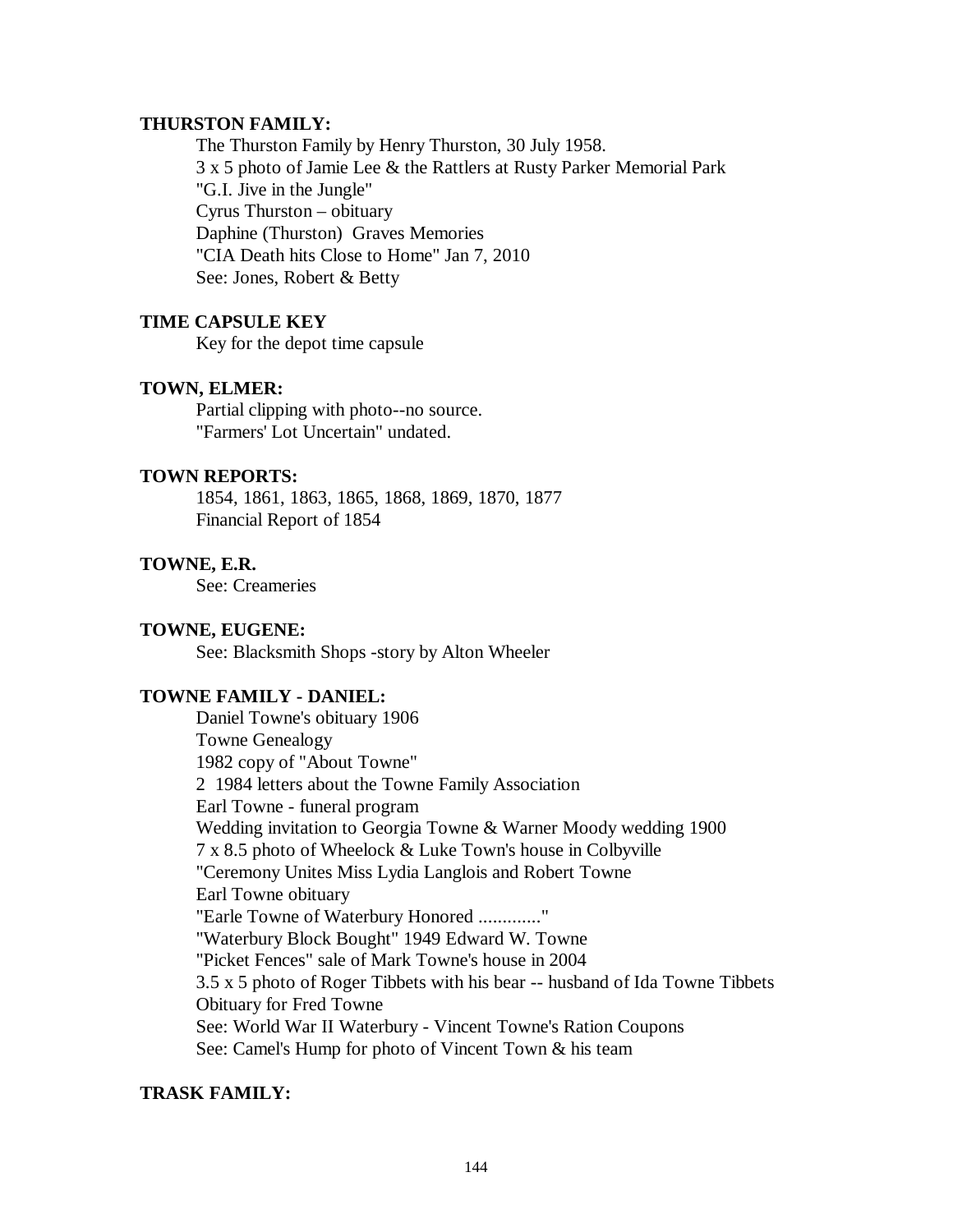**THURSTON FAMILY:**

The Thurston Family by Henry Thurston, 30 July 1958.
3 x 5 photo of Jamie Lee & the Rattlers at Rusty Parker Memorial Park
"G.I. Jive in the Jungle"
Cyrus Thurston – obituary
Daphine (Thurston) Graves Memories
"CIA Death hits Close to Home" Jan 7, 2010
See: Jones, Robert & Betty

**TIME CAPSULE KEY**

Key for the depot time capsule

**TOWN, ELMER:**

Partial clipping with photo--no source.
"Farmers' Lot Uncertain" undated.

**TOWN REPORTS:**

1854, 1861, 1863, 1865, 1868, 1869, 1870, 1877
Financial Report of 1854

**TOWNE, E.R.**

See: Creameries

**TOWNE, EUGENE:**

See: Blacksmith Shops -story by Alton Wheeler

**TOWNE FAMILY - DANIEL:**

Daniel Towne's obituary 1906
Towne Genealogy
1982 copy of "About Towne"
2 1984 letters about the Towne Family Association
Earl Towne - funeral program
Wedding invitation to Georgia Towne & Warner Moody wedding 1900
7 x 8.5 photo of Wheelock & Luke Town's house in Colbyville
"Ceremony Unites Miss Lydia Langlois and Robert Towne
Earl Towne obituary
"Earle Towne of Waterbury Honored ............."
"Waterbury Block Bought" 1949 Edward W. Towne
"Picket Fences" sale of Mark Towne's house in 2004
3.5 x 5 photo of Roger Tibbets with his bear -- husband of Ida Towne Tibbets
Obituary for Fred Towne
See: World War II Waterbury - Vincent Towne's Ration Coupons
See: Camel's Hump for photo of Vincent Town & his team

**TRASK FAMILY:**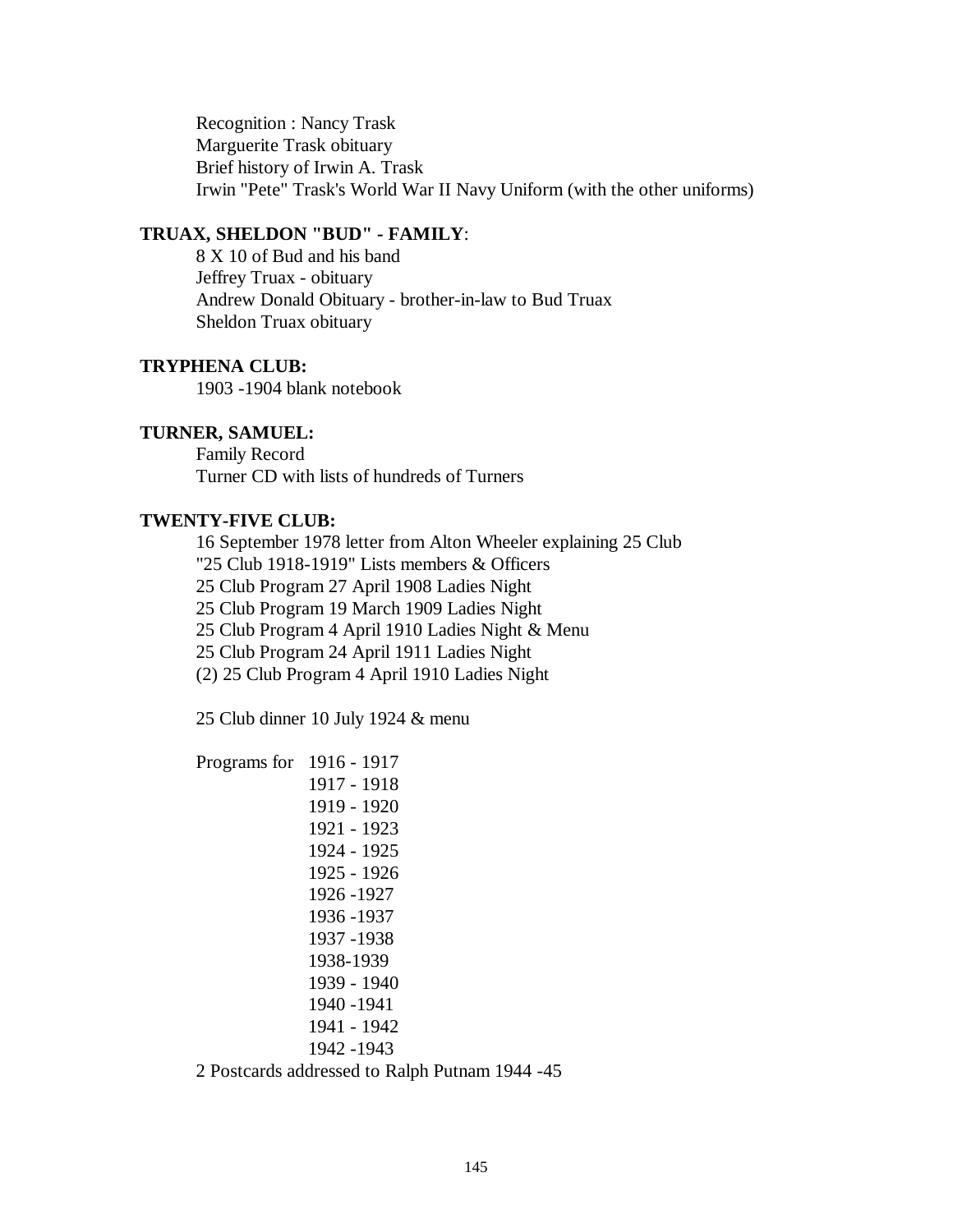Recognition : Nancy Trask
Marguerite Trask obituary
Brief history of Irwin A. Trask
Irwin "Pete" Trask's World War II Navy Uniform (with the other uniforms)

**TRUAX, SHELDON "BUD" - FAMILY**:

8 X 10 of Bud and his band
Jeffrey Truax - obituary
Andrew Donald Obituary - brother-in-law to Bud Truax
Sheldon Truax obituary

**TRYPHENA CLUB:**

1903 -1904 blank notebook

**TURNER, SAMUEL:**

Family Record
Turner CD with lists of hundreds of Turners

**TWENTY-FIVE CLUB:**

16 September 1978 letter from Alton Wheeler explaining 25 Club
"25 Club 1918-1919" Lists members & Officers
25 Club Program 27 April 1908 Ladies Night
25 Club Program 19 March 1909 Ladies Night
25 Club Program 4 April 1910 Ladies Night & Menu
25 Club Program 24 April 1911 Ladies Night
(2) 25 Club Program 4 April 1910 Ladies Night

25 Club dinner 10 July 1924 & menu

Programs for 1916 - 1917
1917 - 1918
1919 - 1920
1921 - 1923
1924 - 1925
1925 - 1926
1926 -1927
1936 -1937
1937 -1938
1938-1939
1939 - 1940
1940 -1941
1941 - 1942
1942 -1943

2 Postcards addressed to Ralph Putnam 1944 -45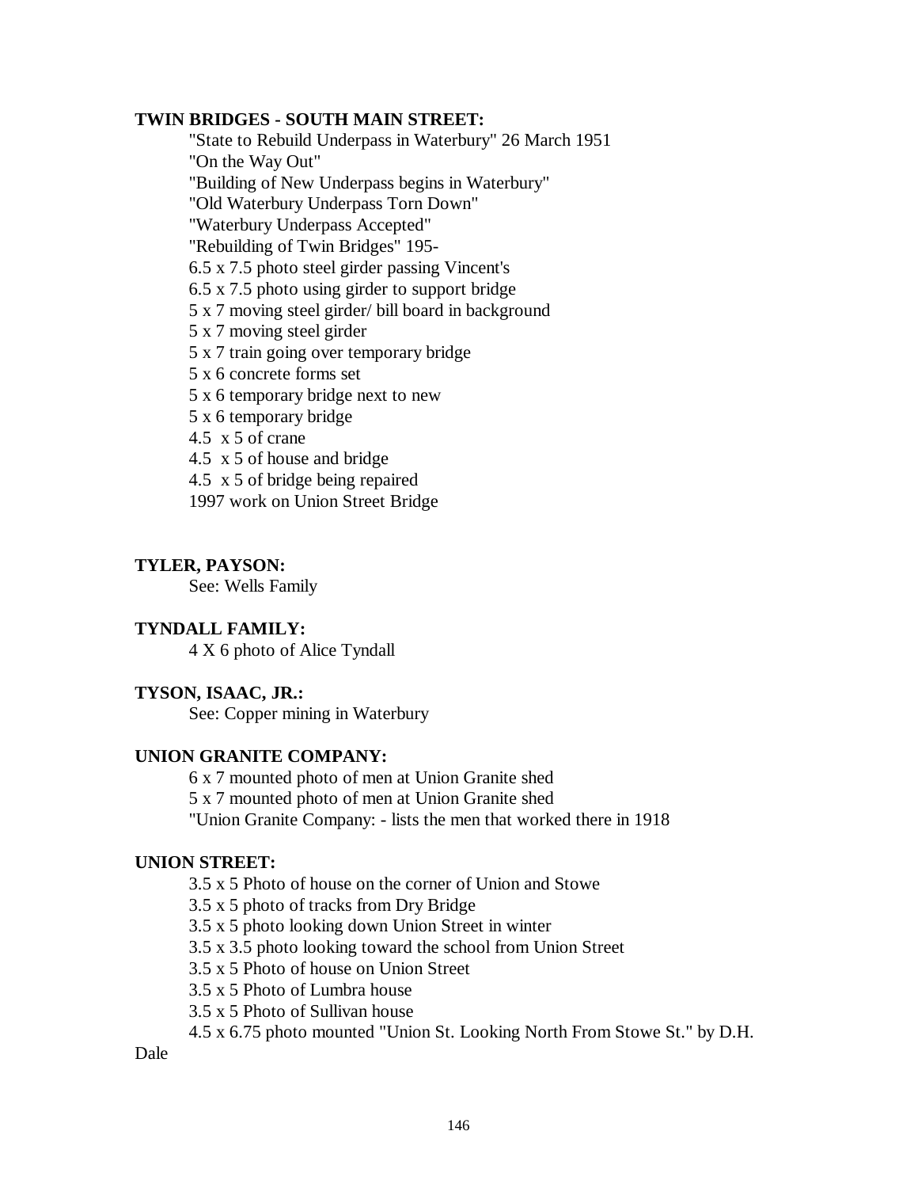**TWIN BRIDGES - SOUTH MAIN STREET:**

"State to Rebuild Underpass in Waterbury" 26 March 1951
"On the Way Out"
"Building of New Underpass begins in Waterbury"
"Old Waterbury Underpass Torn Down"
"Waterbury Underpass Accepted"
"Rebuilding of Twin Bridges" 195-
6.5 x 7.5 photo steel girder passing Vincent's
6.5 x 7.5 photo using girder to support bridge
5 x 7 moving steel girder/ bill board in background
5 x 7 moving steel girder
5 x 7 train going over temporary bridge
5 x 6 concrete forms set
5 x 6 temporary bridge next to new
5 x 6 temporary bridge
4.5 x 5 of crane
4.5 x 5 of house and bridge
4.5 x 5 of bridge being repaired
1997 work on Union Street Bridge

**TYLER, PAYSON:**

See: Wells Family

**TYNDALL FAMILY:**

4 X 6 photo of Alice Tyndall

**TYSON, ISAAC, JR.:**

See: Copper mining in Waterbury

**UNION GRANITE COMPANY:**

6 x 7 mounted photo of men at Union Granite shed
5 x 7 mounted photo of men at Union Granite shed
"Union Granite Company: - lists the men that worked there in 1918

**UNION STREET:**

3.5 x 5 Photo of house on the corner of Union and Stowe
3.5 x 5 photo of tracks from Dry Bridge
3.5 x 5 photo looking down Union Street in winter
3.5 x 3.5 photo looking toward the school from Union Street
3.5 x 5 Photo of house on Union Street
3.5 x 5 Photo of Lumbra house
3.5 x 5 Photo of Sullivan house
4.5 x 6.75 photo mounted "Union St. Looking North From Stowe St." by D.H. Dale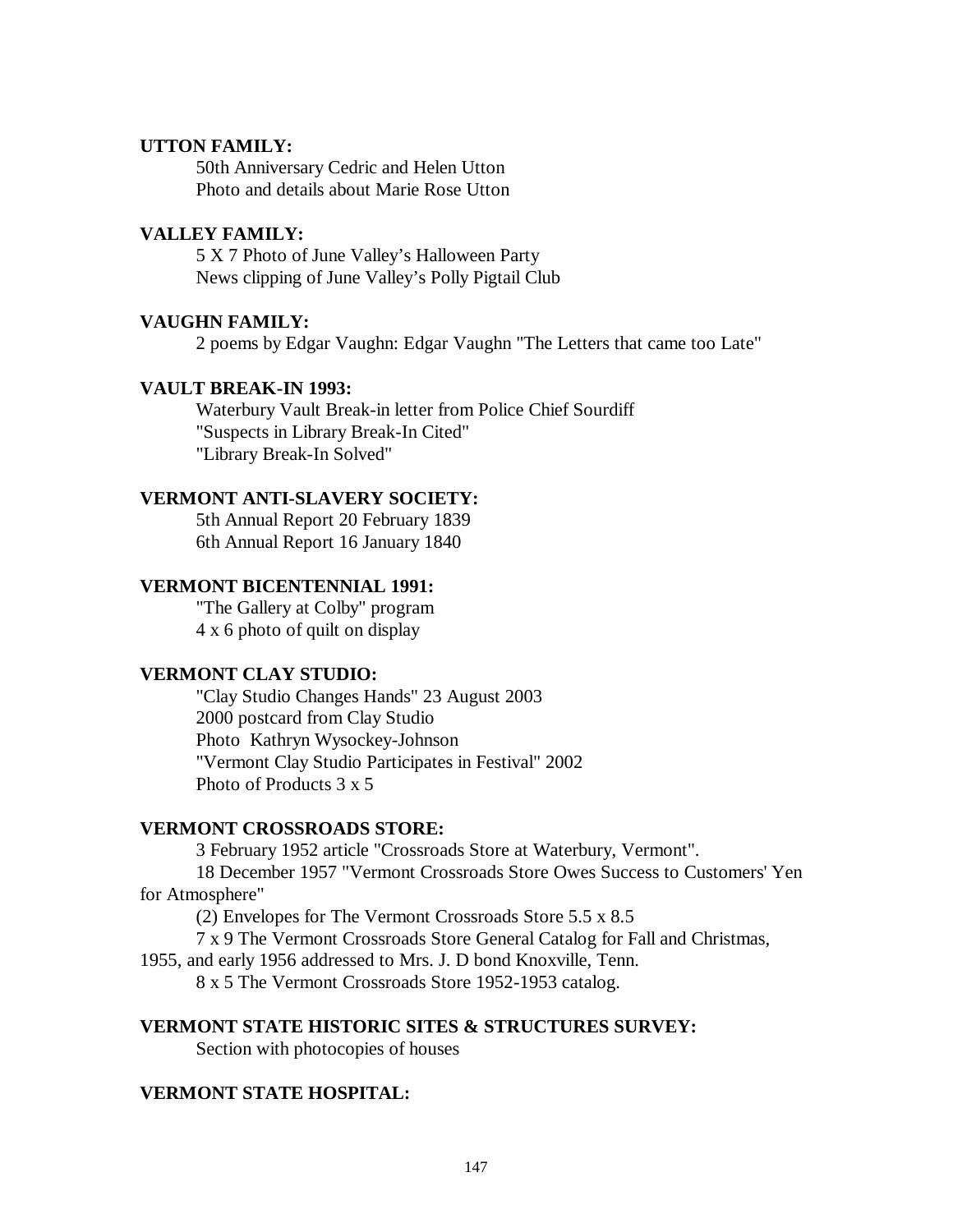**UTTON FAMILY:**

50th Anniversary Cedric and Helen Utton
Photo and details about Marie Rose Utton

**VALLEY FAMILY:**

5 X 7 Photo of June Valley's Halloween Party
News clipping of June Valley's Polly Pigtail Club

**VAUGHN FAMILY:**

2 poems by Edgar Vaughn: Edgar Vaughn "The Letters that came too Late"

**VAULT BREAK-IN 1993:**

Waterbury Vault Break-in letter from Police Chief Sourdiff
"Suspects in Library Break-In Cited"
"Library Break-In Solved"

**VERMONT ANTI-SLAVERY SOCIETY:**

5th Annual Report 20 February 1839
6th Annual Report 16 January 1840

**VERMONT BICENTENNIAL 1991:**

"The Gallery at Colby" program
4 x 6 photo of quilt on display

**VERMONT CLAY STUDIO:**

"Clay Studio Changes Hands" 23 August 2003
2000 postcard from Clay Studio
Photo Kathryn Wysockey-Johnson
"Vermont Clay Studio Participates in Festival" 2002
Photo of Products 3 x 5

**VERMONT CROSSROADS STORE:**

3 February 1952 article "Crossroads Store at Waterbury, Vermont".
18 December 1957 "Vermont Crossroads Store Owes Success to Customers' Yen for Atmosphere"
(2) Envelopes for The Vermont Crossroads Store 5.5 x 8.5
7 x 9 The Vermont Crossroads Store General Catalog for Fall and Christmas, 1955, and early 1956 addressed to Mrs. J. D bond Knoxville, Tenn.
8 x 5 The Vermont Crossroads Store 1952-1953 catalog.

**VERMONT STATE HISTORIC SITES & STRUCTURES SURVEY:**

Section with photocopies of houses

**VERMONT STATE HOSPITAL:**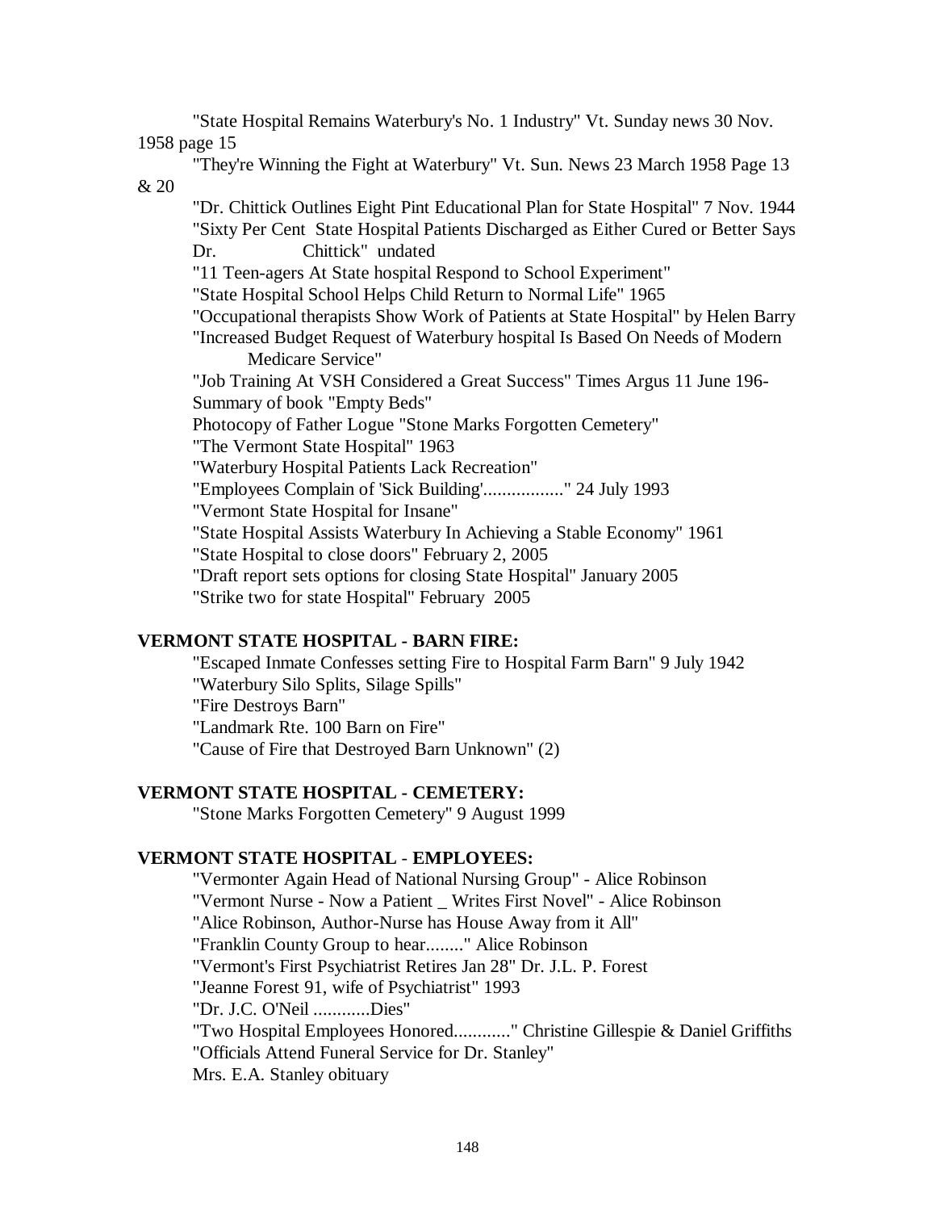"State Hospital Remains Waterbury's No. 1 Industry" Vt. Sunday news 30 Nov. 1958 page 15

"They're Winning the Fight at Waterbury" Vt. Sun. News 23 March 1958 Page 13 & 20

"Dr. Chittick Outlines Eight Pint Educational Plan for State Hospital" 7 Nov. 1944

"Sixty Per Cent State Hospital Patients Discharged as Either Cured or Better Says Dr. Chittick" undated

"11 Teen-agers At State hospital Respond to School Experiment"

"State Hospital School Helps Child Return to Normal Life" 1965

"Occupational therapists Show Work of Patients at State Hospital" by Helen Barry

"Increased Budget Request of Waterbury hospital Is Based On Needs of Modern Medicare Service"

"Job Training At VSH Considered a Great Success" Times Argus 11 June 196-

Summary of book "Empty Beds"

Photocopy of Father Logue "Stone Marks Forgotten Cemetery"

"The Vermont State Hospital" 1963

"Waterbury Hospital Patients Lack Recreation"

"Employees Complain of 'Sick Building'................." 24 July 1993

"Vermont State Hospital for Insane"

"State Hospital Assists Waterbury In Achieving a Stable Economy" 1961

"State Hospital to close doors" February 2, 2005

"Draft report sets options for closing State Hospital" January 2005

"Strike two for state Hospital" February 2005

**VERMONT STATE HOSPITAL - BARN FIRE:**

"Escaped Inmate Confesses setting Fire to Hospital Farm Barn" 9 July 1942

"Waterbury Silo Splits, Silage Spills"

"Fire Destroys Barn"

"Landmark Rte. 100 Barn on Fire"

"Cause of Fire that Destroyed Barn Unknown" (2)

**VERMONT STATE HOSPITAL - CEMETERY:**

"Stone Marks Forgotten Cemetery" 9 August 1999

**VERMONT STATE HOSPITAL - EMPLOYEES:**

"Vermonter Again Head of National Nursing Group" - Alice Robinson

"Vermont Nurse - Now a Patient _ Writes First Novel" - Alice Robinson

"Alice Robinson, Author-Nurse has House Away from it All"

"Franklin County Group to hear........" Alice Robinson

"Vermont's First Psychiatrist Retires Jan 28" Dr. J.L. P. Forest

"Jeanne Forest 91, wife of Psychiatrist" 1993

"Dr. J.C. O'Neil ............Dies"

"Two Hospital Employees Honored............" Christine Gillespie & Daniel Griffiths

"Officials Attend Funeral Service for Dr. Stanley"

Mrs. E.A. Stanley obituary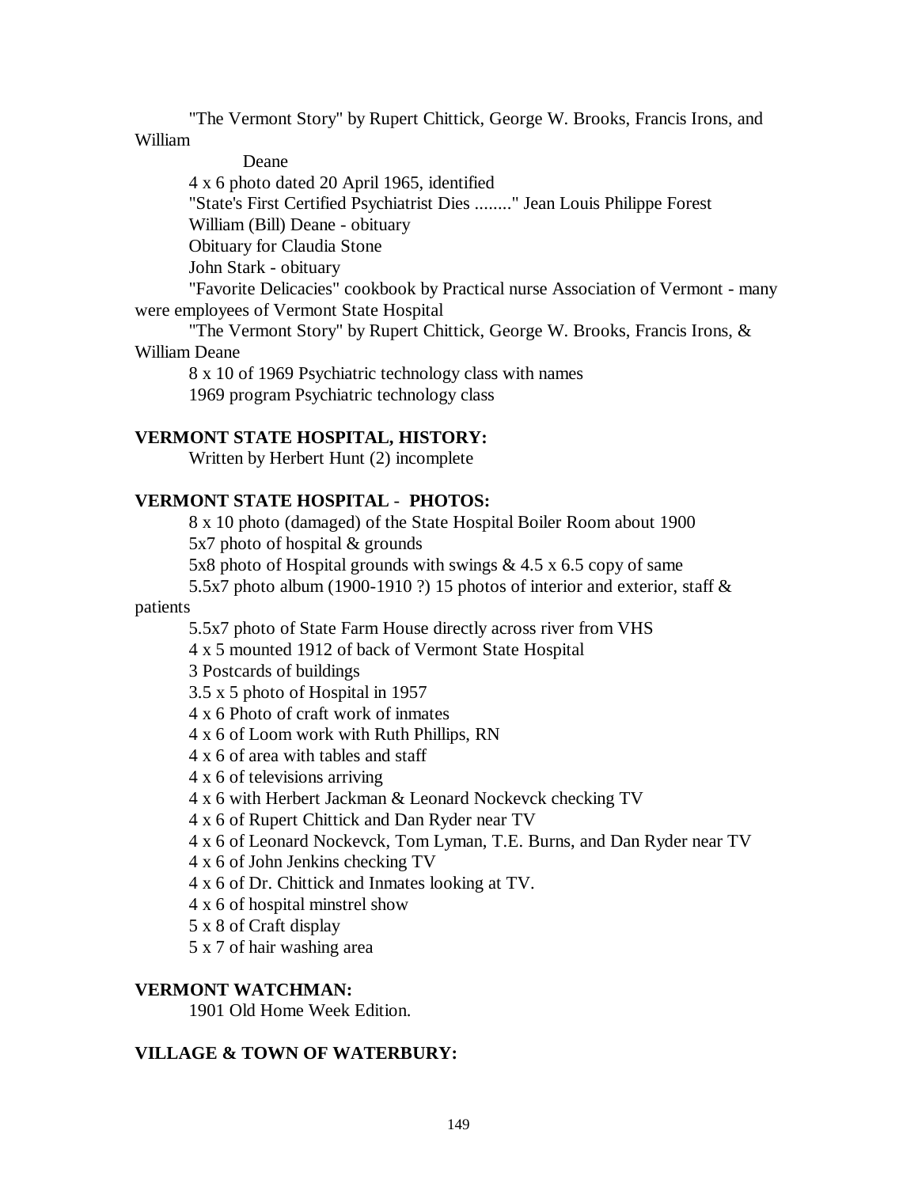"The Vermont Story" by Rupert Chittick, George W. Brooks, Francis Irons, and William Deane

4 x 6 photo dated 20 April 1965, identified

"State's First Certified Psychiatrist Dies ........" Jean Louis Philippe Forest

William (Bill) Deane - obituary

Obituary for Claudia Stone

John Stark - obituary

"Favorite Delicacies" cookbook by Practical nurse Association of Vermont - many were employees of Vermont State Hospital

"The Vermont Story" by Rupert Chittick, George W. Brooks, Francis Irons, & William Deane

8 x 10 of 1969 Psychiatric technology class with names

1969 program Psychiatric technology class

**VERMONT STATE HOSPITAL, HISTORY:**

Written by Herbert Hunt (2) incomplete

**VERMONT STATE HOSPITAL - PHOTOS:**

8 x 10 photo (damaged) of the State Hospital Boiler Room about 1900

5x7 photo of hospital & grounds

5x8 photo of Hospital grounds with swings & 4.5 x 6.5 copy of same

5.5x7 photo album (1900-1910 ?) 15 photos of interior and exterior, staff & patients

5.5x7 photo of State Farm House directly across river from VHS

4 x 5 mounted 1912 of back of Vermont State Hospital

3 Postcards of buildings

3.5 x 5 photo of Hospital in 1957

4 x 6 Photo of craft work of inmates

4 x 6 of Loom work with Ruth Phillips, RN

4 x 6 of area with tables and staff

4 x 6 of televisions arriving

4 x 6 with Herbert Jackman & Leonard Nockevck checking TV

4 x 6 of Rupert Chittick and Dan Ryder near TV

4 x 6 of Leonard Nockevck, Tom Lyman, T.E. Burns, and Dan Ryder near TV

4 x 6 of John Jenkins checking TV

4 x 6 of Dr. Chittick and Inmates looking at TV.

4 x 6 of hospital minstrel show

5 x 8 of Craft display

5 x 7 of hair washing area

**VERMONT WATCHMAN:**

1901 Old Home Week Edition.

**VILLAGE & TOWN OF WATERBURY:**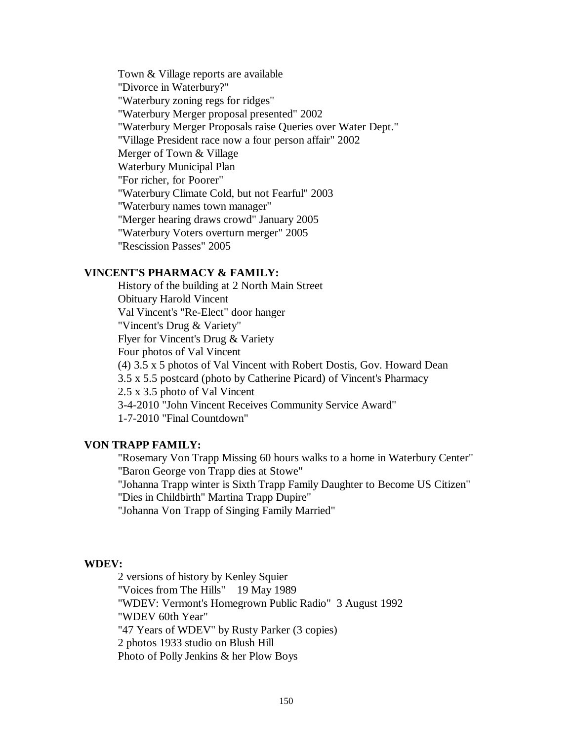Town & Village reports are available
"Divorce in Waterbury?"
"Waterbury zoning regs for ridges"
"Waterbury Merger proposal presented" 2002
"Waterbury Merger Proposals raise Queries over Water Dept."
"Village President race now a four person affair" 2002
Merger of Town & Village
Waterbury Municipal Plan
"For richer, for Poorer"
"Waterbury Climate Cold, but not Fearful" 2003
"Waterbury names town manager"
"Merger hearing draws crowd" January 2005
"Waterbury Voters overturn merger" 2005
"Rescission Passes" 2005

**VINCENT'S PHARMACY & FAMILY:**

History of the building at 2 North Main Street
Obituary Harold Vincent
Val Vincent's "Re-Elect" door hanger
"Vincent's Drug & Variety"
Flyer for Vincent's Drug & Variety
Four photos of Val Vincent
(4) 3.5 x 5 photos of Val Vincent with Robert Dostis, Gov. Howard Dean
3.5 x 5.5 postcard (photo by Catherine Picard) of Vincent's Pharmacy
2.5 x 3.5 photo of Val Vincent
3-4-2010 "John Vincent Receives Community Service Award"
1-7-2010 "Final Countdown"

**VON TRAPP FAMILY:**

"Rosemary Von Trapp Missing 60 hours walks to a home in Waterbury Center"
"Baron George von Trapp dies at Stowe"
"Johanna Trapp winter is Sixth Trapp Family Daughter to Become US Citizen"
"Dies in Childbirth" Martina Trapp Dupire"
"Johanna Von Trapp of Singing Family Married"

**WDEV:**

2 versions of history by Kenley Squier
"Voices from The Hills" 19 May 1989
"WDEV: Vermont's Homegrown Public Radio" 3 August 1992
"WDEV 60th Year"
"47 Years of WDEV" by Rusty Parker (3 copies)
2 photos 1933 studio on Blush Hill
Photo of Polly Jenkins & her Plow Boys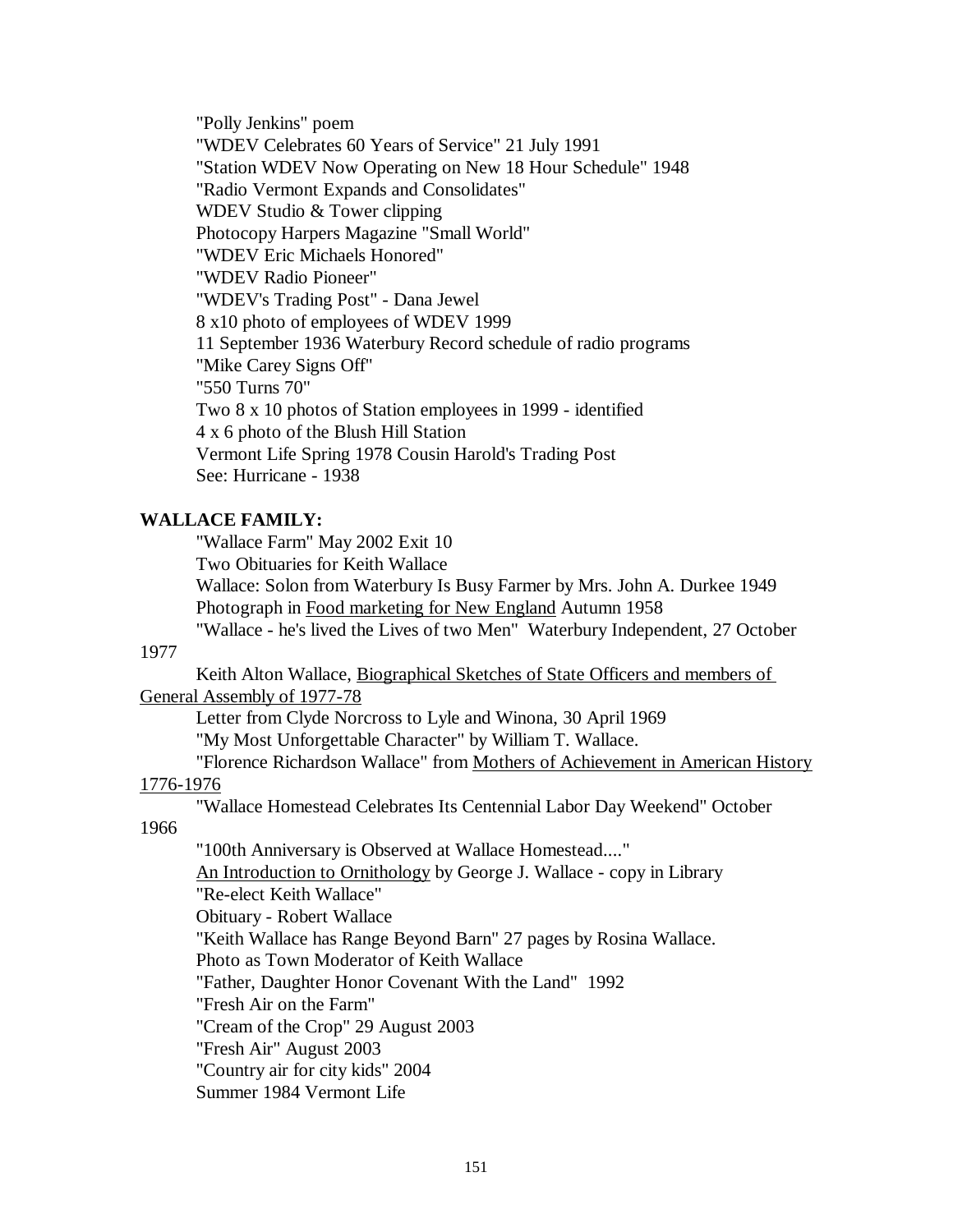"Polly Jenkins" poem
"WDEV Celebrates 60 Years of Service" 21 July 1991
"Station WDEV Now Operating on New 18 Hour Schedule" 1948
"Radio Vermont Expands and Consolidates"
WDEV Studio & Tower clipping
Photocopy Harpers Magazine "Small World"
"WDEV Eric Michaels Honored"
"WDEV Radio Pioneer"
"WDEV's Trading Post" - Dana Jewel
8 x10 photo of employees of WDEV 1999
11 September 1936 Waterbury Record schedule of radio programs
"Mike Carey Signs Off"
"550 Turns 70"
Two 8 x 10 photos of Station employees in 1999 - identified
4 x 6 photo of the Blush Hill Station
Vermont Life Spring 1978 Cousin Harold's Trading Post
See: Hurricane - 1938

**WALLACE FAMILY:**

"Wallace Farm" May 2002 Exit 10
Two Obituaries for Keith Wallace
Wallace: Solon from Waterbury Is Busy Farmer by Mrs. John A. Durkee 1949
Photograph in Food marketing for New England Autumn 1958
"Wallace - he's lived the Lives of two Men" Waterbury Independent, 27 October 1977
Keith Alton Wallace, Biographical Sketches of State Officers and members of General Assembly of 1977-78
Letter from Clyde Norcross to Lyle and Winona, 30 April 1969
"My Most Unforgettable Character" by William T. Wallace.
"Florence Richardson Wallace" from Mothers of Achievement in American History 1776-1976
"Wallace Homestead Celebrates Its Centennial Labor Day Weekend" October 1966
"100th Anniversary is Observed at Wallace Homestead...."
An Introduction to Ornithology by George J. Wallace - copy in Library
"Re-elect Keith Wallace"
Obituary - Robert Wallace
"Keith Wallace has Range Beyond Barn" 27 pages by Rosina Wallace.
Photo as Town Moderator of Keith Wallace
"Father, Daughter Honor Covenant With the Land" 1992
"Fresh Air on the Farm"
"Cream of the Crop" 29 August 2003
"Fresh Air" August 2003
"Country air for city kids" 2004
Summer 1984 Vermont Life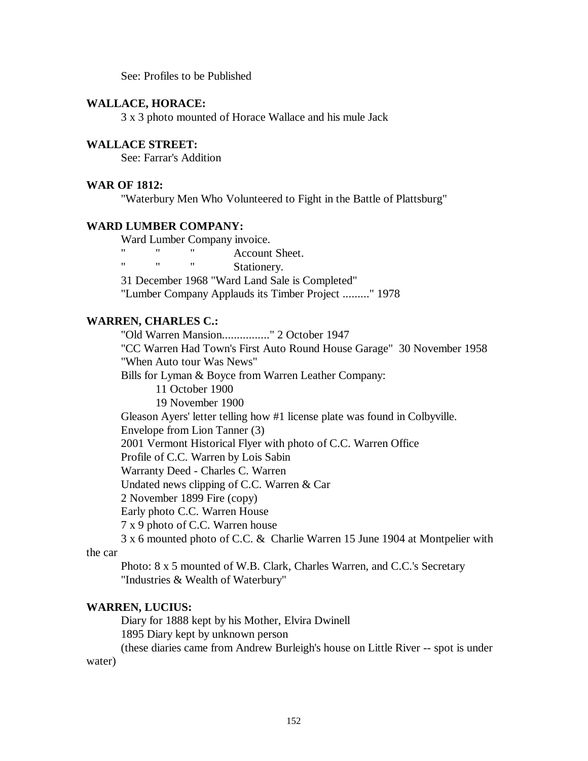See: Profiles to be Published

**WALLACE, HORACE:**

3 x 3 photo mounted of Horace Wallace and his mule Jack

**WALLACE STREET:**

See: Farrar's Addition

**WAR OF 1812:**

"Waterbury Men Who Volunteered to Fight in the Battle of Plattsburg"

**WARD LUMBER COMPANY:**

Ward Lumber Company invoice.
" " " Account Sheet.
" " " Stationery.
31 December 1968 "Ward Land Sale is Completed"
"Lumber Company Applauds its Timber Project ........." 1978

**WARREN, CHARLES C.:**

"Old Warren Mansion................" 2 October 1947
"CC Warren Had Town's First Auto Round House Garage" 30 November 1958
"When Auto tour Was News"
Bills for Lyman & Boyce from Warren Leather Company:
11 October 1900
19 November 1900
Gleason Ayers' letter telling how #1 license plate was found in Colbyville.
Envelope from Lion Tanner (3)
2001 Vermont Historical Flyer with photo of C.C. Warren Office
Profile of C.C. Warren by Lois Sabin
Warranty Deed - Charles C. Warren
Undated news clipping of C.C. Warren & Car
2 November 1899 Fire (copy)
Early photo C.C. Warren House
7 x 9 photo of C.C. Warren house
3 x 6 mounted photo of C.C. & Charlie Warren 15 June 1904 at Montpelier with the car
Photo: 8 x 5 mounted of W.B. Clark, Charles Warren, and C.C.'s Secretary
"Industries & Wealth of Waterbury"

**WARREN, LUCIUS:**

Diary for 1888 kept by his Mother, Elvira Dwinell
1895 Diary kept by unknown person
(these diaries came from Andrew Burleigh's house on Little River -- spot is under water)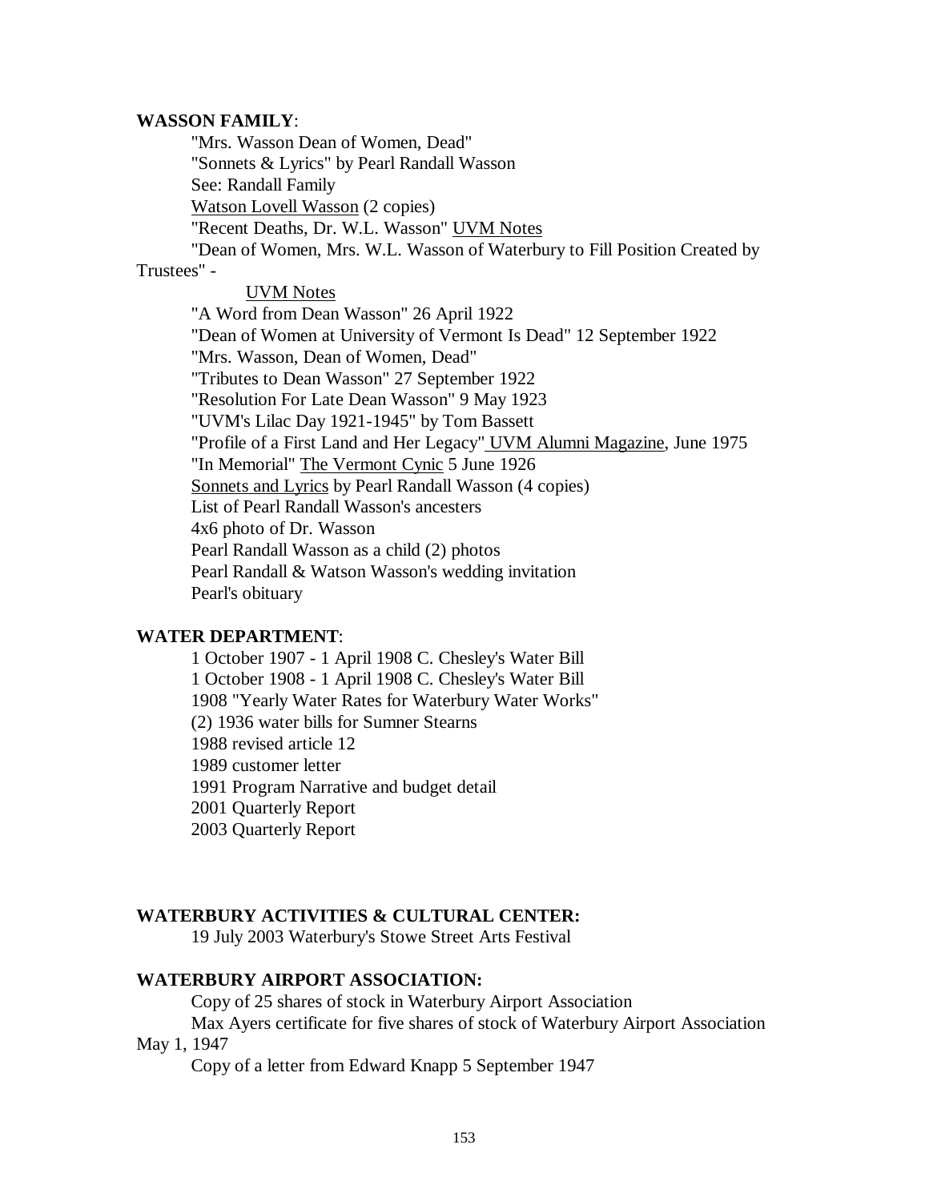**WASSON FAMILY**:

"Mrs. Wasson Dean of Women, Dead"
"Sonnets & Lyrics" by Pearl Randall Wasson
See: Randall Family
Watson Lovell Wasson (2 copies)
"Recent Deaths, Dr. W.L. Wasson" UVM Notes
"Dean of Women, Mrs. W.L. Wasson of Waterbury to Fill Position Created by Trustees" - UVM Notes
"A Word from Dean Wasson" 26 April 1922
"Dean of Women at University of Vermont Is Dead" 12 September 1922
"Mrs. Wasson, Dean of Women, Dead"
"Tributes to Dean Wasson" 27 September 1922
"Resolution For Late Dean Wasson" 9 May 1923
"UVM's Lilac Day 1921-1945" by Tom Bassett
"Profile of a First Land and Her Legacy" UVM Alumni Magazine, June 1975
"In Memorial" The Vermont Cynic 5 June 1926
Sonnets and Lyrics by Pearl Randall Wasson (4 copies)
List of Pearl Randall Wasson's ancesters
4x6 photo of Dr. Wasson
Pearl Randall Wasson as a child (2) photos
Pearl Randall & Watson Wasson's wedding invitation
Pearl's obituary

**WATER DEPARTMENT**:

1 October 1907 - 1 April 1908 C. Chesley's Water Bill
1 October 1908 - 1 April 1908 C. Chesley's Water Bill
1908 "Yearly Water Rates for Waterbury Water Works"
(2) 1936 water bills for Sumner Stearns
1988 revised article 12
1989 customer letter
1991 Program Narrative and budget detail
2001 Quarterly Report
2003 Quarterly Report

**WATERBURY ACTIVITIES & CULTURAL CENTER:**

19 July 2003 Waterbury's Stowe Street Arts Festival

**WATERBURY AIRPORT ASSOCIATION:**

Copy of 25 shares of stock in Waterbury Airport Association
Max Ayers certificate for five shares of stock of Waterbury Airport Association May 1, 1947
Copy of a letter from Edward Knapp 5 September 1947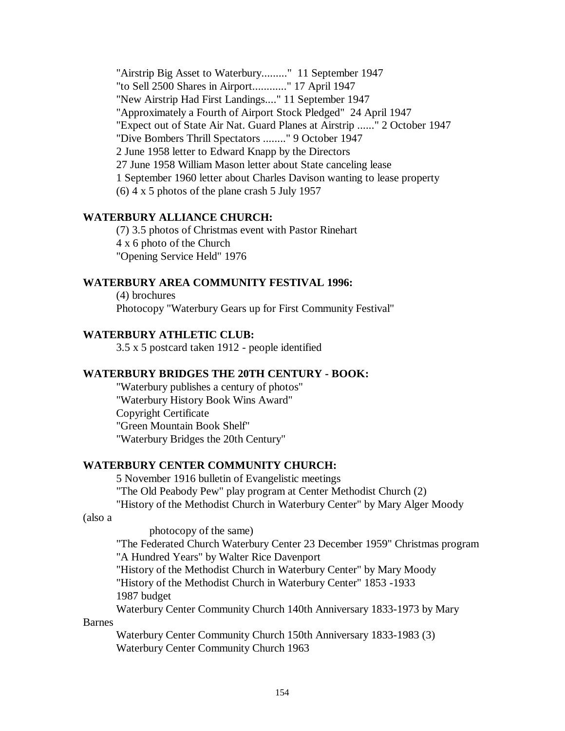"Airstrip Big Asset to Waterbury........." 11 September 1947
"to Sell 2500 Shares in Airport............" 17 April 1947
"New Airstrip Had First Landings...." 11 September 1947
"Approximately a Fourth of Airport Stock Pledged" 24 April 1947
"Expect out of State Air Nat. Guard Planes at Airstrip ......" 2 October 1947
"Dive Bombers Thrill Spectators ........" 9 October 1947
2 June 1958 letter to Edward Knapp by the Directors
27 June 1958 William Mason letter about State canceling lease
1 September 1960 letter about Charles Davison wanting to lease property
(6) 4 x 5 photos of the plane crash 5 July 1957

**WATERBURY ALLIANCE CHURCH:**

(7) 3.5 photos of Christmas event with Pastor Rinehart
4 x 6 photo of the Church
"Opening Service Held" 1976

**WATERBURY AREA COMMUNITY FESTIVAL 1996:**

(4) brochures
Photocopy "Waterbury Gears up for First Community Festival"

**WATERBURY ATHLETIC CLUB:**

3.5 x 5 postcard taken 1912 - people identified

**WATERBURY BRIDGES THE 20TH CENTURY - BOOK:**

"Waterbury publishes a century of photos"
"Waterbury History Book Wins Award"
Copyright Certificate
"Green Mountain Book Shelf"
"Waterbury Bridges the 20th Century"

**WATERBURY CENTER COMMUNITY CHURCH:**

5 November 1916 bulletin of Evangelistic meetings
"The Old Peabody Pew" play program at Center Methodist Church (2)
"History of the Methodist Church in Waterbury Center" by Mary Alger Moody (also a photocopy of the same)
"The Federated Church Waterbury Center 23 December 1959" Christmas program
"A Hundred Years" by Walter Rice Davenport
"History of the Methodist Church in Waterbury Center" by Mary Moody
"History of the Methodist Church in Waterbury Center" 1853 -1933
1987 budget
Waterbury Center Community Church 140th Anniversary 1833-1973 by Mary Barnes
Waterbury Center Community Church 150th Anniversary 1833-1983 (3)
Waterbury Center Community Church 1963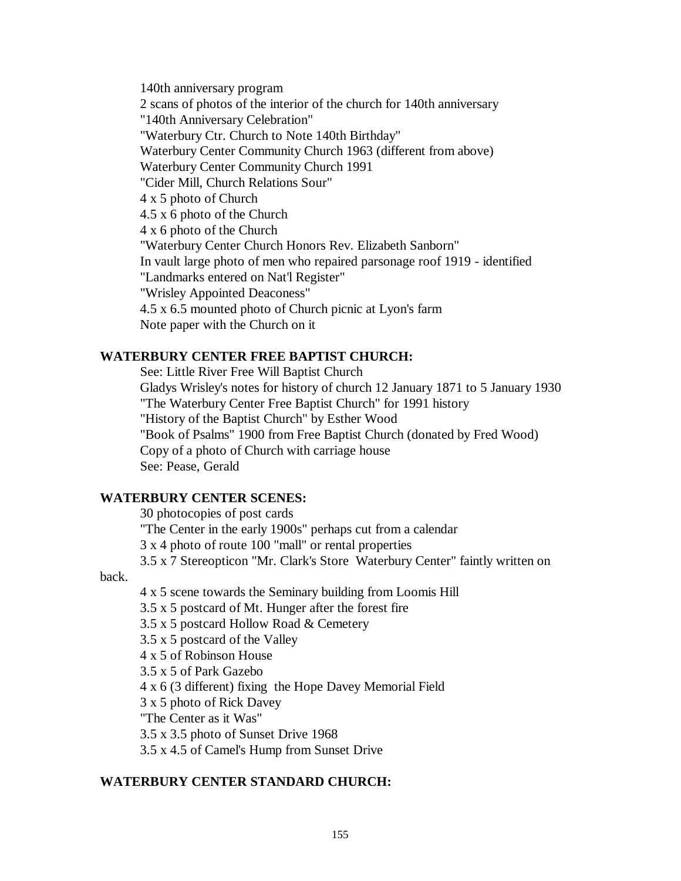140th anniversary program
2 scans of photos of the interior of the church for 140th anniversary
"140th Anniversary Celebration"
"Waterbury Ctr. Church to Note 140th Birthday"
Waterbury Center Community Church 1963 (different from above)
Waterbury Center Community Church 1991
"Cider Mill, Church Relations Sour"
4 x 5 photo of Church
4.5 x 6 photo of the Church
4 x 6 photo of the Church
"Waterbury Center Church Honors Rev. Elizabeth Sanborn"
In vault large photo of men who repaired parsonage roof 1919 - identified
"Landmarks entered on Nat'l Register"
"Wrisley Appointed Deaconess"
4.5 x 6.5 mounted photo of Church picnic at Lyon's farm
Note paper with the Church on it

**WATERBURY CENTER FREE BAPTIST CHURCH:**

See: Little River Free Will Baptist Church
Gladys Wrisley's notes for history of church 12 January 1871 to 5 January 1930
"The Waterbury Center Free Baptist Church" for 1991 history
"History of the Baptist Church" by Esther Wood
"Book of Psalms" 1900 from Free Baptist Church (donated by Fred Wood)
Copy of a photo of Church with carriage house
See: Pease, Gerald

**WATERBURY CENTER SCENES:**

30 photocopies of post cards
"The Center in the early 1900s" perhaps cut from a calendar
3 x 4 photo of route 100 "mall" or rental properties
3.5 x 7 Stereopticon "Mr. Clark's Store  Waterbury Center" faintly written on back.
4 x 5 scene towards the Seminary building from Loomis Hill
3.5 x 5 postcard of Mt. Hunger after the forest fire
3.5 x 5 postcard Hollow Road & Cemetery
3.5 x 5 postcard of the Valley
4 x 5 of Robinson House
3.5 x 5 of Park Gazebo
4 x 6 (3 different) fixing  the Hope Davey Memorial Field
3 x 5 photo of Rick Davey
"The Center as it Was"
3.5 x 3.5 photo of Sunset Drive 1968
3.5 x 4.5 of Camel's Hump from Sunset Drive

**WATERBURY CENTER STANDARD CHURCH:**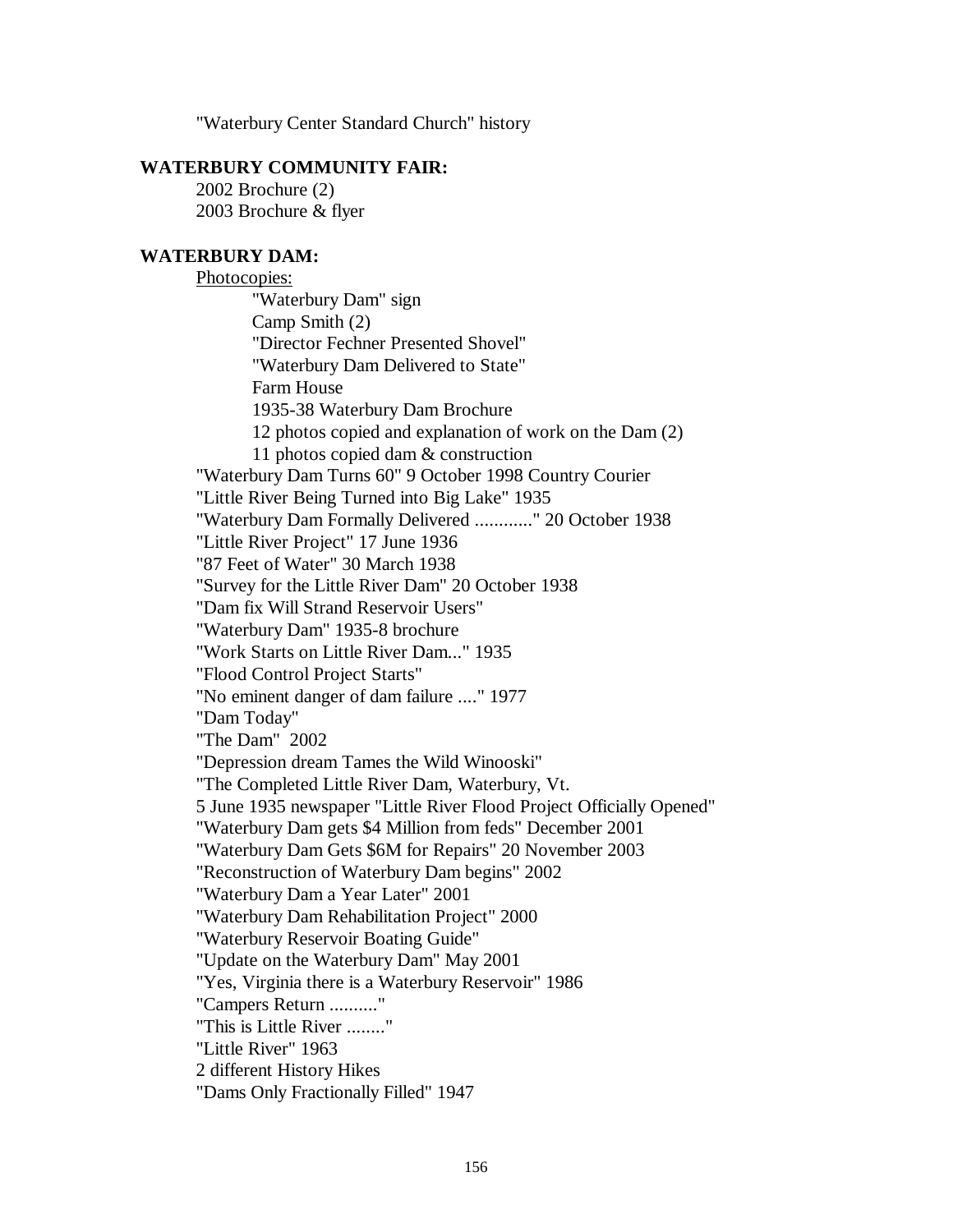"Waterbury Center Standard Church" history

**WATERBURY COMMUNITY FAIR:**

2002 Brochure (2)
2003 Brochure & flyer

**WATERBURY DAM:**

Photocopies:

- "Waterbury Dam" sign
- Camp Smith (2)
- "Director Fechner Presented Shovel"
- "Waterbury Dam Delivered to State"
- Farm House
- 1935-38 Waterbury Dam Brochure
- 12 photos copied and explanation of work on the Dam (2)
- 11 photos copied dam & construction

"Waterbury Dam Turns 60" 9 October 1998 Country Courier
"Little River Being Turned into Big Lake" 1935
"Waterbury Dam Formally Delivered ............" 20 October 1938
"Little River Project" 17 June 1936
"87 Feet of Water" 30 March 1938
"Survey for the Little River Dam" 20 October 1938
"Dam fix Will Strand Reservoir Users"
"Waterbury Dam" 1935-8 brochure
"Work Starts on Little River Dam..." 1935
"Flood Control Project Starts"
"No eminent danger of dam failure ...." 1977
"Dam Today"
"The Dam" 2002
"Depression dream Tames the Wild Winooski"
"The Completed Little River Dam, Waterbury, Vt.
5 June 1935 newspaper "Little River Flood Project Officially Opened"
"Waterbury Dam gets $4 Million from feds" December 2001
"Waterbury Dam Gets $6M for Repairs" 20 November 2003
"Reconstruction of Waterbury Dam begins" 2002
"Waterbury Dam a Year Later" 2001
"Waterbury Dam Rehabilitation Project" 2000
"Waterbury Reservoir Boating Guide"
"Update on the Waterbury Dam" May 2001
"Yes, Virginia there is a Waterbury Reservoir" 1986
"Campers Return .........."
"This is Little River ........"
"Little River" 1963
2 different History Hikes
"Dams Only Fractionally Filled" 1947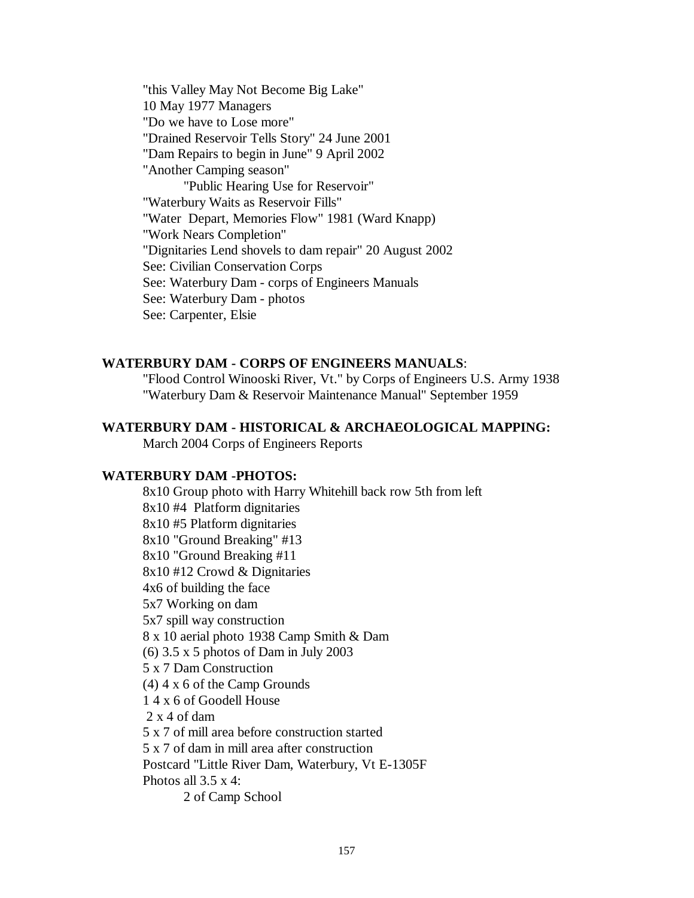"this Valley May Not Become Big Lake"  
10 May 1977 Managers  
"Do we have to Lose more"  
"Drained Reservoir Tells Story" 24 June 2001  
"Dam Repairs to begin in June" 9 April 2002  
"Another Camping season"  
    "Public Hearing Use for Reservoir"  
"Waterbury Waits as Reservoir Fills"  
"Water  Depart, Memories Flow" 1981 (Ward Knapp)  
"Work Nears Completion"  
"Dignitaries Lend shovels to dam repair" 20 August 2002  
See: Civilian Conservation Corps  
See: Waterbury Dam - corps of Engineers Manuals  
See: Waterbury Dam - photos  
See: Carpenter, Elsie

**WATERBURY DAM - CORPS OF ENGINEERS MANUALS**:

"Flood Control Winooski River, Vt." by Corps of Engineers U.S. Army 1938  
"Waterbury Dam & Reservoir Maintenance Manual" September 1959

**WATERBURY DAM - HISTORICAL & ARCHAEOLOGICAL MAPPING:**

March 2004 Corps of Engineers Reports

**WATERBURY DAM -PHOTOS:**

8x10 Group photo with Harry Whitehill back row 5th from left  
8x10 #4  Platform dignitaries  
8x10 #5 Platform dignitaries  
8x10 "Ground Breaking" #13  
8x10 "Ground Breaking #11  
8x10 #12 Crowd & Dignitaries  
4x6 of building the face  
5x7 Working on dam  
5x7 spill way construction  
8 x 10 aerial photo 1938 Camp Smith & Dam  
(6) 3.5 x 5 photos of Dam in July 2003  
5 x 7 Dam Construction  
(4) 4 x 6 of the Camp Grounds  
1 4 x 6 of Goodell House  
2 x 4 of dam  
5 x 7 of mill area before construction started  
5 x 7 of dam in mill area after construction  
Postcard "Little River Dam, Waterbury, Vt E-1305F  
Photos all 3.5 x 4:  
    2 of Camp School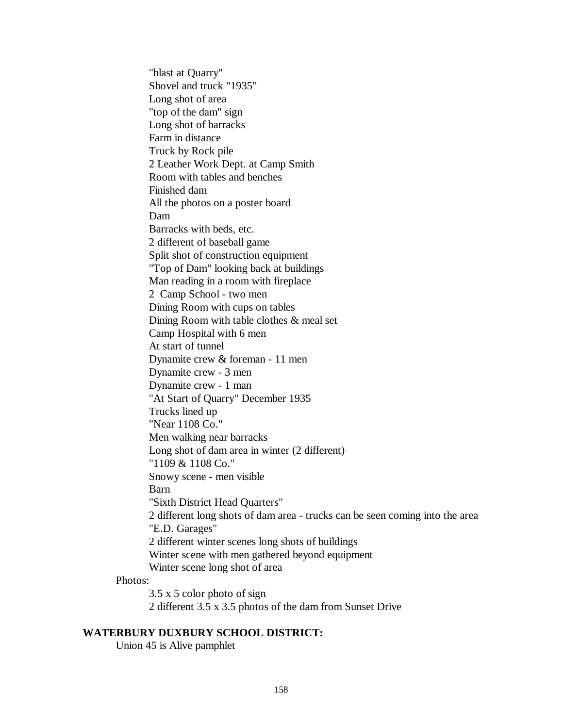"blast at Quarry"
Shovel and truck "1935"
Long shot of area
"top of the dam" sign
Long shot of barracks
Farm in distance
Truck by Rock pile
2 Leather Work Dept. at Camp Smith
Room with tables and benches
Finished dam
All the photos on a poster board
Dam
Barracks with beds, etc.
2 different of baseball game
Split shot of construction equipment
"Top of Dam" looking back at buildings
Man reading in a room with fireplace
2 Camp School - two men
Dining Room with cups on tables
Dining Room with table clothes & meal set
Camp Hospital with 6 men
At start of tunnel
Dynamite crew & foreman - 11 men
Dynamite crew - 3 men
Dynamite crew - 1 man
"At Start of Quarry" December 1935
Trucks lined up
"Near 1108 Co."
Men walking near barracks
Long shot of dam area in winter (2 different)
"1109 & 1108 Co."
Snowy scene - men visible
Barn
"Sixth District Head Quarters"
2 different long shots of dam area - trucks can be seen coming into the area
"E.D. Garages"
2 different winter scenes long shots of buildings
Winter scene with men gathered beyond equipment
Winter scene long shot of area

Photos:

3.5 x 5 color photo of sign
2 different 3.5 x 3.5 photos of the dam from Sunset Drive

**WATERBURY DUXBURY SCHOOL DISTRICT:**

Union 45 is Alive pamphlet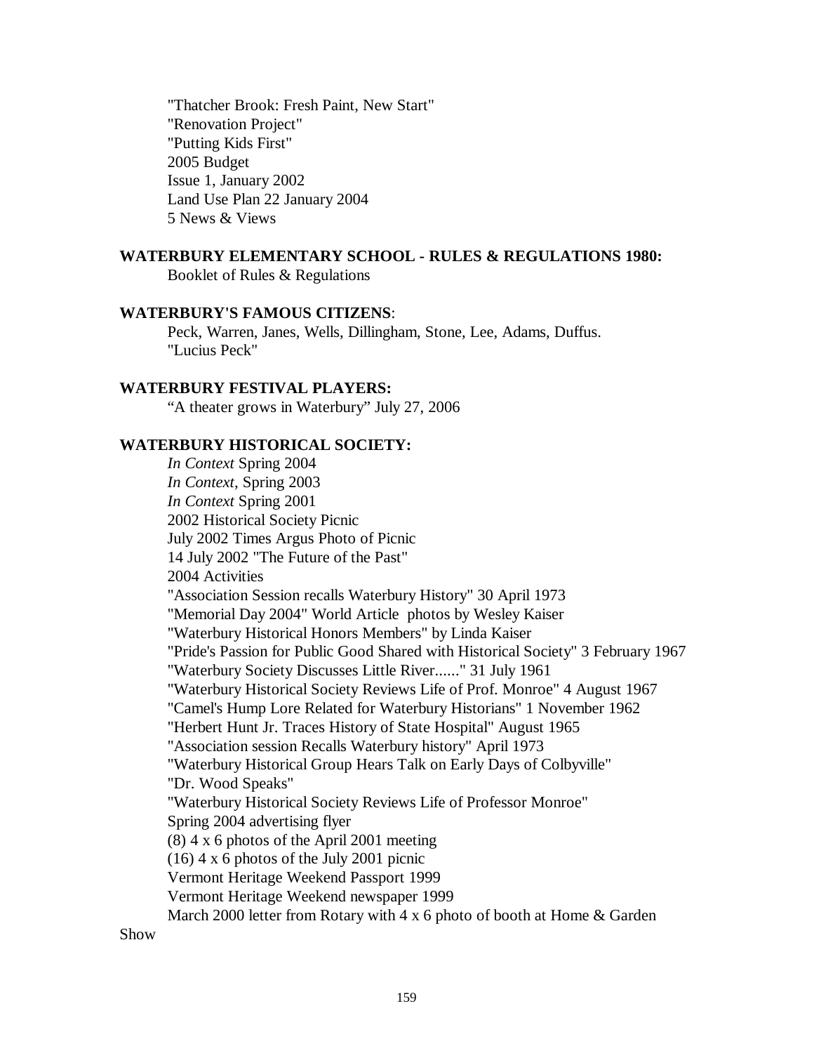"Thatcher Brook: Fresh Paint, New Start"
"Renovation Project"
"Putting Kids First"
2005 Budget
Issue 1, January 2002
Land Use Plan 22 January 2004
5 News & Views

**WATERBURY ELEMENTARY SCHOOL - RULES & REGULATIONS 1980:**
Booklet of Rules & Regulations

**WATERBURY'S FAMOUS CITIZENS**:
Peck, Warren, Janes, Wells, Dillingham, Stone, Lee, Adams, Duffus.
"Lucius Peck"

**WATERBURY FESTIVAL PLAYERS:**
"A theater grows in Waterbury" July 27, 2006

**WATERBURY HISTORICAL SOCIETY:**
*In Context* Spring 2004
*In Context*, Spring 2003
*In Context* Spring 2001
2002 Historical Society Picnic
July 2002 Times Argus Photo of Picnic
14 July 2002 "The Future of the Past"
2004 Activities
"Association Session recalls Waterbury History" 30 April 1973
"Memorial Day 2004" World Article photos by Wesley Kaiser
"Waterbury Historical Honors Members" by Linda Kaiser
"Pride's Passion for Public Good Shared with Historical Society" 3 February 1967
"Waterbury Society Discusses Little River......" 31 July 1961
"Waterbury Historical Society Reviews Life of Prof. Monroe" 4 August 1967
"Camel's Hump Lore Related for Waterbury Historians" 1 November 1962
"Herbert Hunt Jr. Traces History of State Hospital" August 1965
"Association session Recalls Waterbury history" April 1973
"Waterbury Historical Group Hears Talk on Early Days of Colbyville"
"Dr. Wood Speaks"
"Waterbury Historical Society Reviews Life of Professor Monroe"
Spring 2004 advertising flyer
(8) 4 x 6 photos of the April 2001 meeting
(16) 4 x 6 photos of the July 2001 picnic
Vermont Heritage Weekend Passport 1999
Vermont Heritage Weekend newspaper 1999
March 2000 letter from Rotary with 4 x 6 photo of booth at Home & Garden Show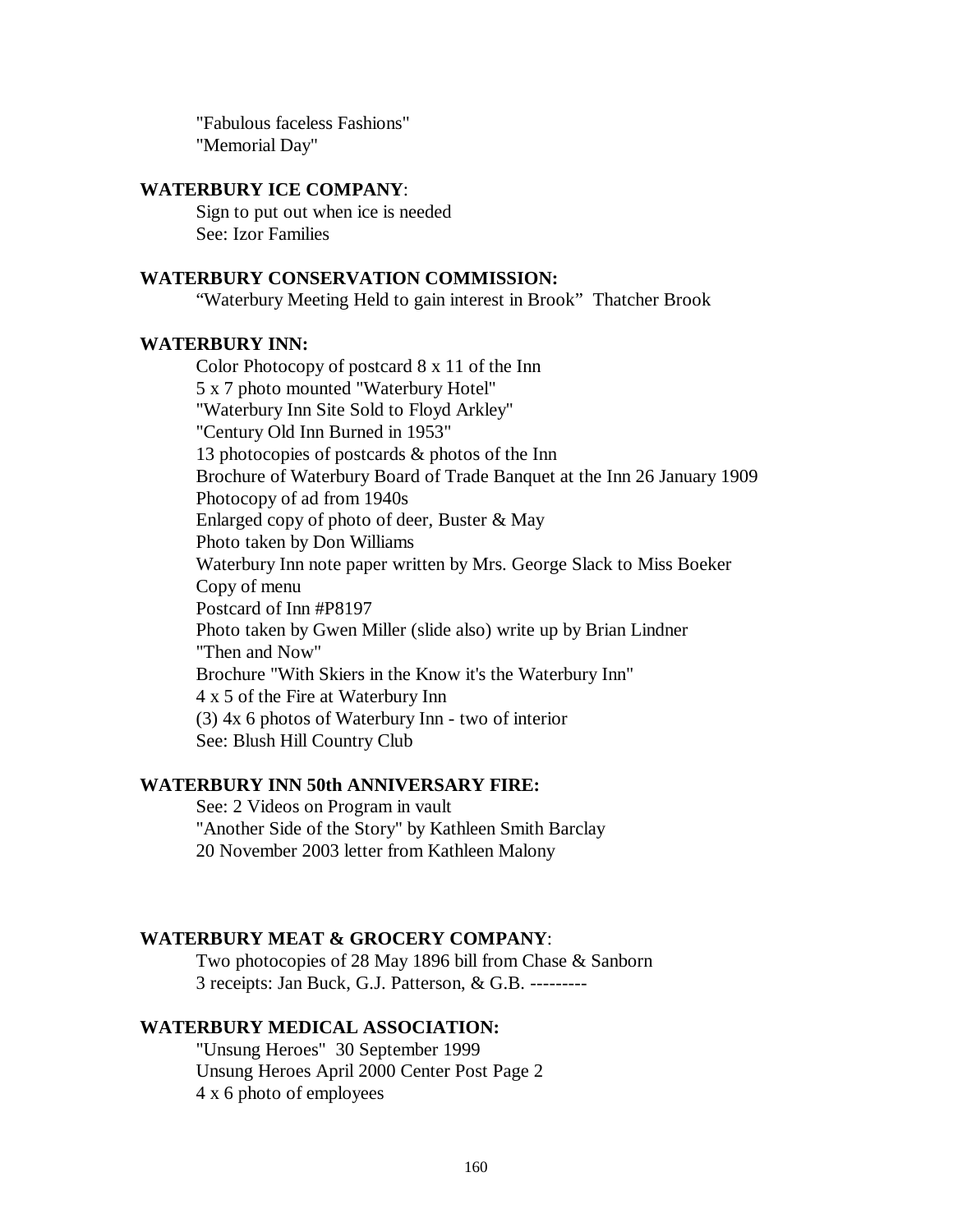"Fabulous faceless Fashions"
"Memorial Day"

**WATERBURY ICE COMPANY**:

Sign to put out when ice is needed
See: Izor Families

**WATERBURY CONSERVATION COMMISSION:**

"Waterbury Meeting Held to gain interest in Brook" Thatcher Brook

**WATERBURY INN:**

Color Photocopy of postcard 8 x 11 of the Inn
5 x 7 photo mounted "Waterbury Hotel"
"Waterbury Inn Site Sold to Floyd Arkley"
"Century Old Inn Burned in 1953"
13 photocopies of postcards & photos of the Inn
Brochure of Waterbury Board of Trade Banquet at the Inn 26 January 1909
Photocopy of ad from 1940s
Enlarged copy of photo of deer, Buster & May
Photo taken by Don Williams
Waterbury Inn note paper written by Mrs. George Slack to Miss Boeker
Copy of menu
Postcard of Inn #P8197
Photo taken by Gwen Miller (slide also) write up by Brian Lindner
"Then and Now"
Brochure "With Skiers in the Know it's the Waterbury Inn"
4 x 5 of the Fire at Waterbury Inn
(3) 4x 6 photos of Waterbury Inn - two of interior
See: Blush Hill Country Club

**WATERBURY INN 50th ANNIVERSARY FIRE:**

See: 2 Videos on Program in vault
"Another Side of the Story" by Kathleen Smith Barclay
20 November 2003 letter from Kathleen Malony

**WATERBURY MEAT & GROCERY COMPANY**:

Two photocopies of 28 May 1896 bill from Chase & Sanborn
3 receipts: Jan Buck, G.J. Patterson, & G.B. ---------

**WATERBURY MEDICAL ASSOCIATION:**

"Unsung Heroes" 30 September 1999
Unsung Heroes April 2000 Center Post Page 2
4 x 6 photo of employees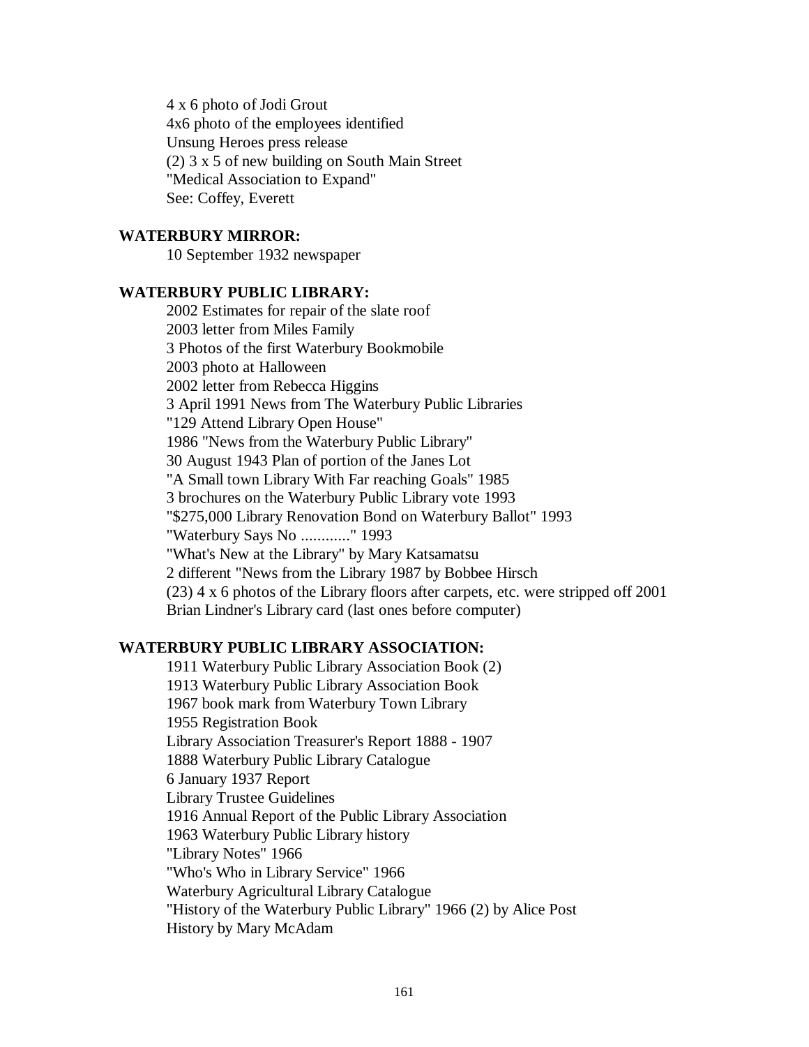4 x 6 photo of Jodi Grout
4x6 photo of the employees identified
Unsung Heroes press release
(2) 3 x 5 of new building on South Main Street
"Medical Association to Expand"
See: Coffey, Everett

**WATERBURY MIRROR:**

10 September 1932 newspaper

**WATERBURY PUBLIC LIBRARY:**

2002 Estimates for repair of the slate roof
2003 letter from Miles Family
3 Photos of the first Waterbury Bookmobile
2003 photo at Halloween
2002 letter from Rebecca Higgins
3 April 1991 News from The Waterbury Public Libraries
"129 Attend Library Open House"
1986 "News from the Waterbury Public Library"
30 August 1943 Plan of portion of the Janes Lot
"A Small town Library With Far reaching Goals" 1985
3 brochures on the Waterbury Public Library vote 1993
"$275,000 Library Renovation Bond on Waterbury Ballot" 1993
"Waterbury Says No ............" 1993
"What's New at the Library" by Mary Katsamatsu
2 different "News from the Library 1987 by Bobbee Hirsch
(23) 4 x 6 photos of the Library floors after carpets, etc. were stripped off 2001
Brian Lindner's Library card (last ones before computer)

**WATERBURY PUBLIC LIBRARY ASSOCIATION:**

1911 Waterbury Public Library Association Book (2)
1913 Waterbury Public Library Association Book
1967 book mark from Waterbury Town Library
1955 Registration Book
Library Association Treasurer's Report 1888 - 1907
1888 Waterbury Public Library Catalogue
6 January 1937 Report
Library Trustee Guidelines
1916 Annual Report of the Public Library Association
1963 Waterbury Public Library history
"Library Notes" 1966
"Who's Who in Library Service" 1966
Waterbury Agricultural Library Catalogue
"History of the Waterbury Public Library" 1966 (2) by Alice Post
History by Mary McAdam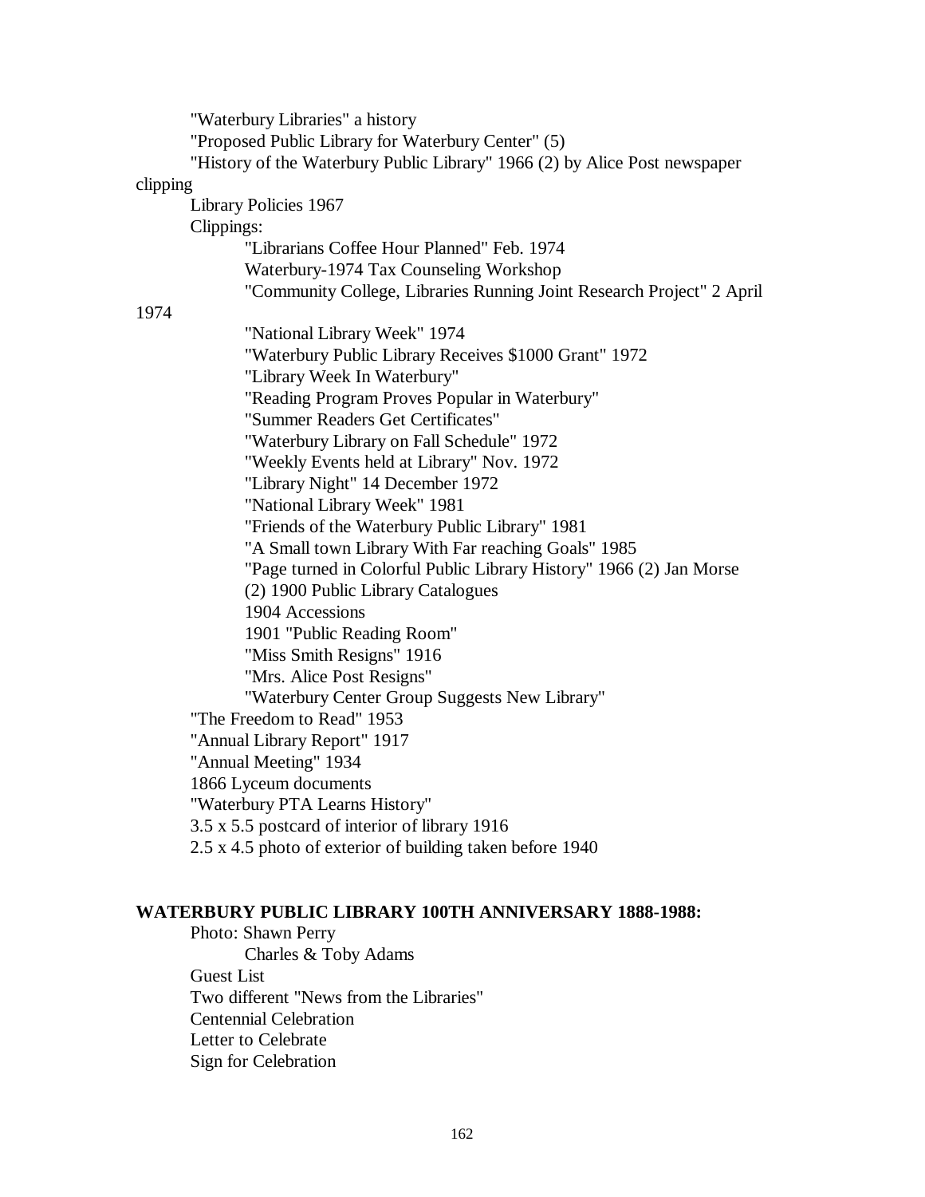"Waterbury Libraries" a history

"Proposed Public Library for Waterbury Center" (5)

"History of the Waterbury Public Library" 1966 (2) by Alice Post newspaper clipping

Library Policies 1967

Clippings:

- "Librarians Coffee Hour Planned" Feb. 1974
- Waterbury-1974 Tax Counseling Workshop
- "Community College, Libraries Running Joint Research Project" 2 April 1974
- "National Library Week" 1974
- "Waterbury Public Library Receives $1000 Grant" 1972
- "Library Week In Waterbury"
- "Reading Program Proves Popular in Waterbury"
- "Summer Readers Get Certificates"
- "Waterbury Library on Fall Schedule" 1972
- "Weekly Events held at Library" Nov. 1972
- "Library Night" 14 December 1972
- "National Library Week" 1981
- "Friends of the Waterbury Public Library" 1981
- "A Small town Library With Far reaching Goals" 1985
- "Page turned in Colorful Public Library History" 1966 (2) Jan Morse
- (2) 1900 Public Library Catalogues
- 1904 Accessions
- 1901 "Public Reading Room"
- "Miss Smith Resigns" 1916
- "Mrs. Alice Post Resigns"
- "Waterbury Center Group Suggests New Library"

"The Freedom to Read" 1953

"Annual Library Report" 1917

"Annual Meeting" 1934

1866 Lyceum documents

"Waterbury PTA Learns History"

3.5 x 5.5 postcard of interior of library 1916

2.5 x 4.5 photo of exterior of building taken before 1940

**WATERBURY PUBLIC LIBRARY 100TH ANNIVERSARY 1888-1988:**

Photo: Shawn Perry

- Charles & Toby Adams

Guest List

Two different "News from the Libraries"

Centennial Celebration

Letter to Celebrate

Sign for Celebration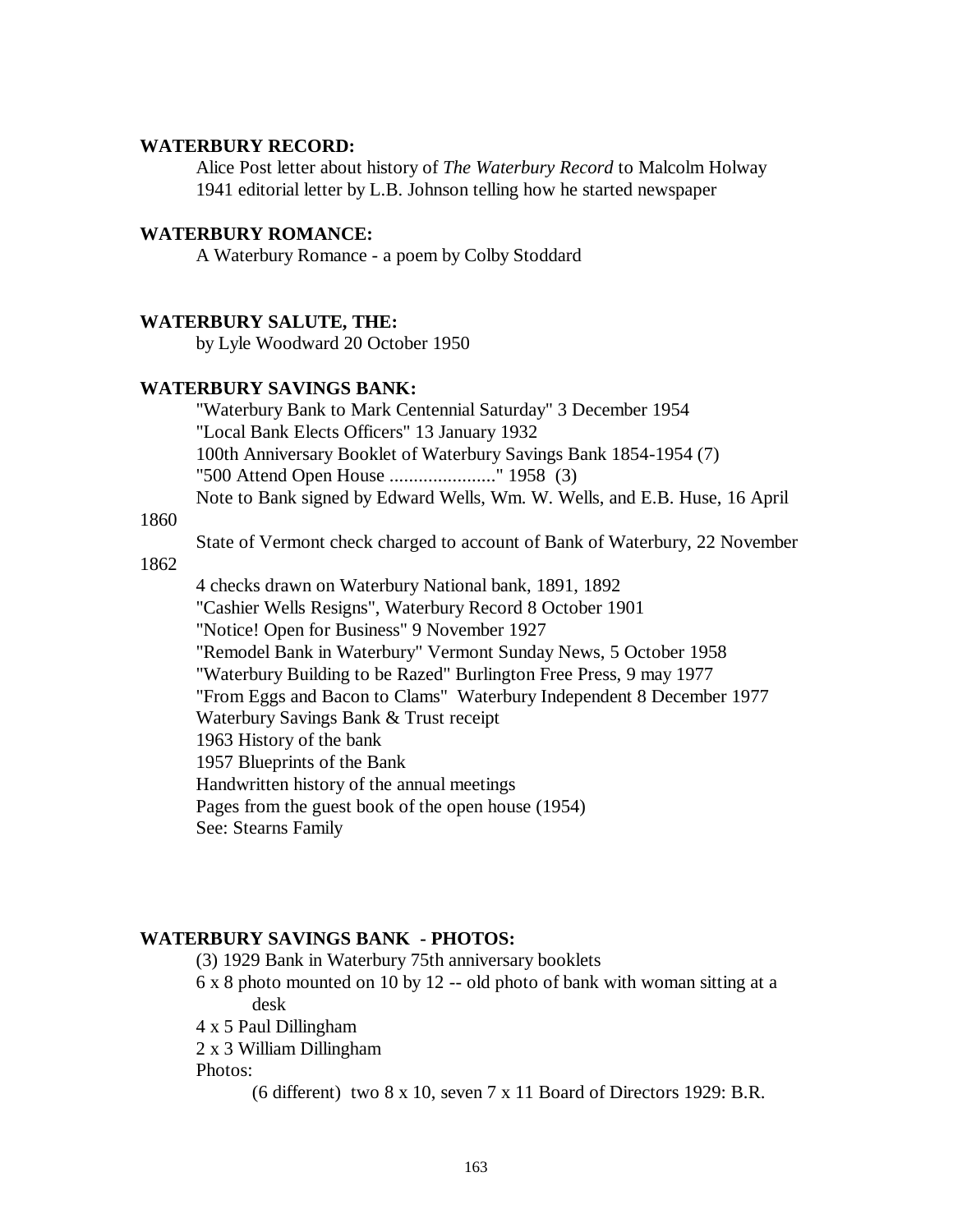**WATERBURY RECORD:**

Alice Post letter about history of *The Waterbury Record* to Malcolm Holway
1941 editorial letter by L.B. Johnson telling how he started newspaper

**WATERBURY ROMANCE:**

A Waterbury Romance - a poem by Colby Stoddard

**WATERBURY SALUTE, THE:**

by Lyle Woodward 20 October 1950

**WATERBURY SAVINGS BANK:**

"Waterbury Bank to Mark Centennial Saturday" 3 December 1954
"Local Bank Elects Officers" 13 January 1932
100th Anniversary Booklet of Waterbury Savings Bank 1854-1954 (7)
"500 Attend Open House ......................" 1958 (3)
Note to Bank signed by Edward Wells, Wm. W. Wells, and E.B. Huse, 16 April 1860
State of Vermont check charged to account of Bank of Waterbury, 22 November 1862
4 checks drawn on Waterbury National bank, 1891, 1892
"Cashier Wells Resigns", Waterbury Record 8 October 1901
"Notice! Open for Business" 9 November 1927
"Remodel Bank in Waterbury" Vermont Sunday News, 5 October 1958
"Waterbury Building to be Razed" Burlington Free Press, 9 may 1977
"From Eggs and Bacon to Clams" Waterbury Independent 8 December 1977
Waterbury Savings Bank & Trust receipt
1963 History of the bank
1957 Blueprints of the Bank
Handwritten history of the annual meetings
Pages from the guest book of the open house (1954)
See: Stearns Family

**WATERBURY SAVINGS BANK - PHOTOS:**

(3) 1929 Bank in Waterbury 75th anniversary booklets
6 x 8 photo mounted on 10 by 12 -- old photo of bank with woman sitting at a desk
4 x 5 Paul Dillingham
2 x 3 William Dillingham
Photos:

(6 different) two 8 x 10, seven 7 x 11 Board of Directors 1929: B.R.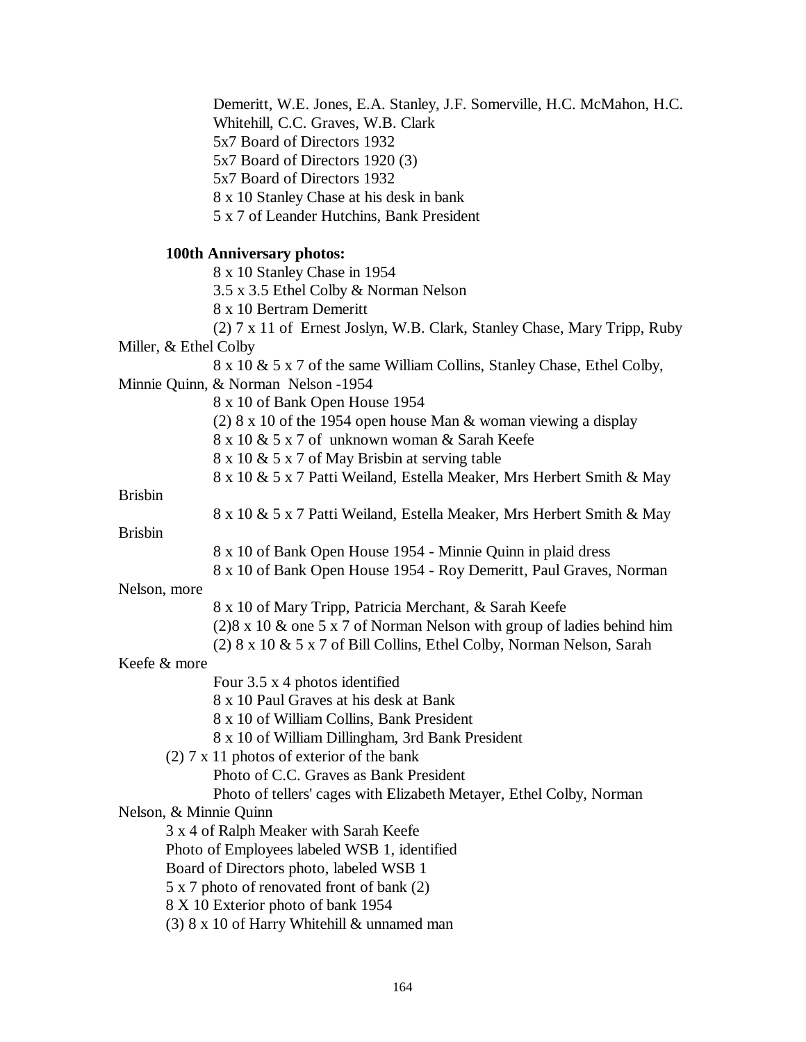Demeritt, W.E. Jones, E.A. Stanley, J.F. Somerville, H.C. McMahon, H.C. Whitehill, C.C. Graves, W.B. Clark
5x7 Board of Directors 1932
5x7 Board of Directors 1920 (3)
5x7 Board of Directors 1932
8 x 10 Stanley Chase at his desk in bank
5 x 7 of Leander Hutchins, Bank President

**100th Anniversary photos:**

8 x 10 Stanley Chase in 1954
3.5 x 3.5 Ethel Colby & Norman Nelson
8 x 10 Bertram Demeritt
(2) 7 x 11 of Ernest Joslyn, W.B. Clark, Stanley Chase, Mary Tripp, Ruby Miller, & Ethel Colby
8 x 10 & 5 x 7 of the same William Collins, Stanley Chase, Ethel Colby, Minnie Quinn, & Norman Nelson -1954
8 x 10 of Bank Open House 1954
(2) 8 x 10 of the 1954 open house Man & woman viewing a display
8 x 10 & 5 x 7 of unknown woman & Sarah Keefe
8 x 10 & 5 x 7 of May Brisbin at serving table
8 x 10 & 5 x 7 Patti Weiland, Estella Meaker, Mrs Herbert Smith & May Brisbin
8 x 10 & 5 x 7 Patti Weiland, Estella Meaker, Mrs Herbert Smith & May Brisbin
8 x 10 of Bank Open House 1954 - Minnie Quinn in plaid dress
8 x 10 of Bank Open House 1954 - Roy Demeritt, Paul Graves, Norman Nelson, more
8 x 10 of Mary Tripp, Patricia Merchant, & Sarah Keefe
(2)8 x 10 & one 5 x 7 of Norman Nelson with group of ladies behind him
(2) 8 x 10 & 5 x 7 of Bill Collins, Ethel Colby, Norman Nelson, Sarah Keefe & more
Four 3.5 x 4 photos identified
8 x 10 Paul Graves at his desk at Bank
8 x 10 of William Collins, Bank President
8 x 10 of William Dillingham, 3rd Bank President
(2) 7 x 11 photos of exterior of the bank
Photo of C.C. Graves as Bank President
Photo of tellers' cages with Elizabeth Metayer, Ethel Colby, Norman Nelson, & Minnie Quinn
3 x 4 of Ralph Meaker with Sarah Keefe
Photo of Employees labeled WSB 1, identified
Board of Directors photo, labeled WSB 1
5 x 7 photo of renovated front of bank (2)
8 X 10 Exterior photo of bank 1954
(3) 8 x 10 of Harry Whitehill & unnamed man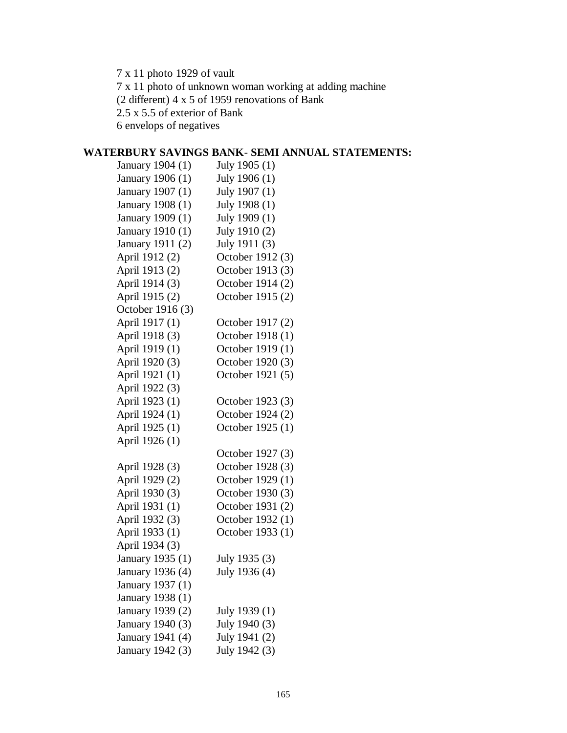7 x 11 photo 1929 of vault
7 x 11 photo of unknown woman working at adding machine
(2 different) 4 x 5 of 1959 renovations of Bank
2.5 x 5.5 of exterior of Bank
6 envelops of negatives

**WATERBURY SAVINGS BANK- SEMI ANNUAL STATEMENTS:**

| | |
|---|---|
| January 1904 (1) | July 1905 (1) |
| January 1906 (1) | July 1906 (1) |
| January 1907 (1) | July 1907 (1) |
| January 1908 (1) | July 1908 (1) |
| January 1909 (1) | July 1909 (1) |
| January 1910 (1) | July 1910 (2) |
| January 1911 (2) | July 1911 (3) |
| April 1912 (2) | October 1912 (3) |
| April 1913 (2) | October 1913 (3) |
| April 1914 (3) | October 1914 (2) |
| April 1915 (2) | October 1915 (2) |
| October 1916 (3) | |
| April 1917 (1) | October 1917 (2) |
| April 1918 (3) | October 1918 (1) |
| April 1919 (1) | October 1919 (1) |
| April 1920 (3) | October 1920 (3) |
| April 1921 (1) | October 1921 (5) |
| April 1922 (3) | |
| April 1923 (1) | October 1923 (3) |
| April 1924 (1) | October 1924 (2) |
| April 1925 (1) | October 1925 (1) |
| April 1926 (1) | |
| | October 1927 (3) |
| April 1928 (3) | October 1928 (3) |
| April 1929 (2) | October 1929 (1) |
| April 1930 (3) | October 1930 (3) |
| April 1931 (1) | October 1931 (2) |
| April 1932 (3) | October 1932 (1) |
| April 1933 (1) | October 1933 (1) |
| April 1934 (3) | |
| January 1935 (1) | July 1935 (3) |
| January 1936 (4) | July 1936 (4) |
| January 1937 (1) | |
| January 1938 (1) | |
| January 1939 (2) | July 1939 (1) |
| January 1940 (3) | July 1940 (3) |
| January 1941 (4) | July 1941 (2) |
| January 1942 (3) | July 1942 (3) |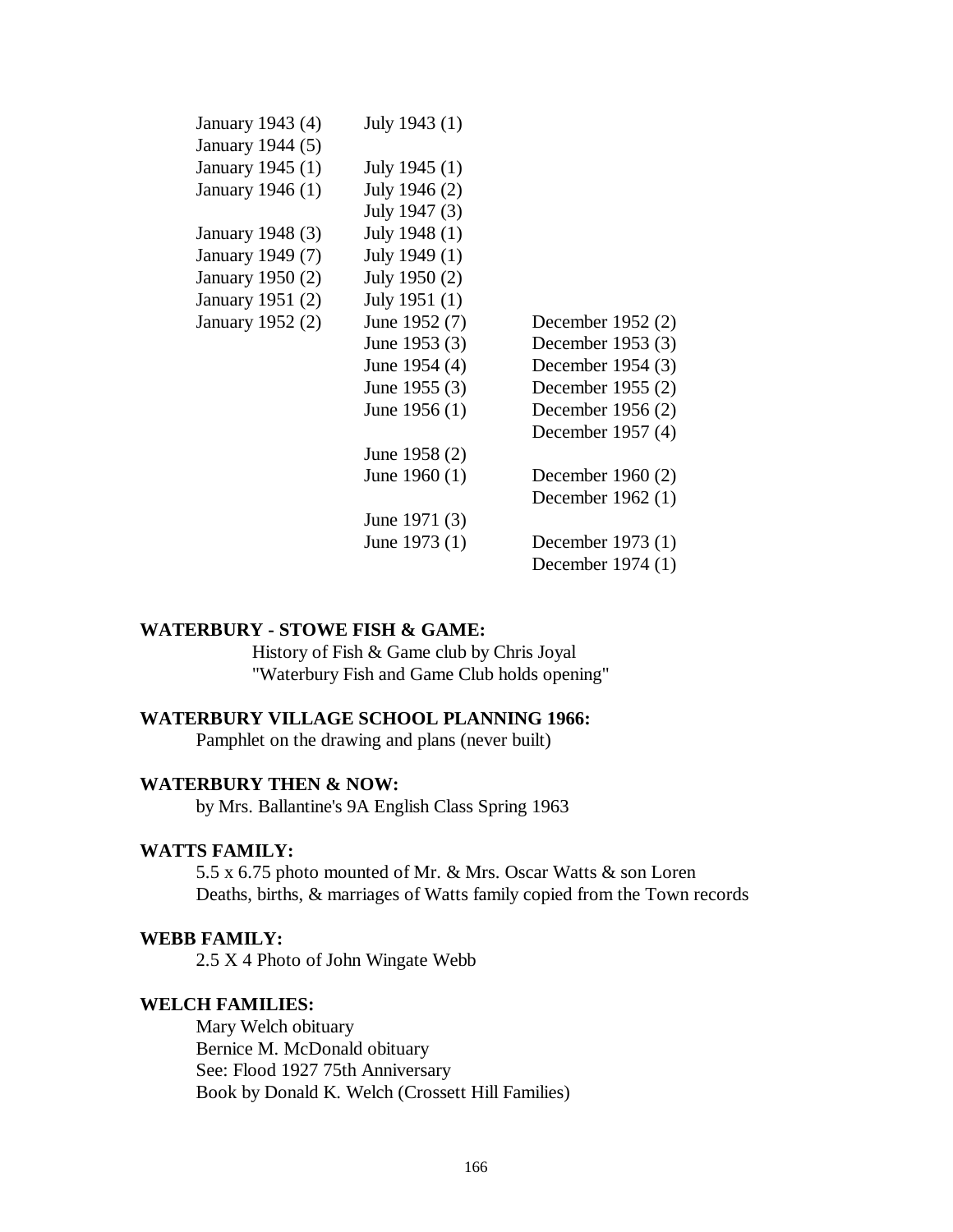| | | |
|---|---|---|
| January 1943 (4) | July 1943 (1) | |
| January 1944 (5) | | |
| January 1945 (1) | July 1945 (1) | |
| January 1946 (1) | July 1946 (2) | |
| | July 1947 (3) | |
| January 1948 (3) | July 1948 (1) | |
| January 1949 (7) | July 1949 (1) | |
| January 1950 (2) | July 1950 (2) | |
| January 1951 (2) | July 1951 (1) | |
| January 1952 (2) | June 1952 (7) | December 1952 (2) |
| | June 1953 (3) | December 1953 (3) |
| | June 1954 (4) | December 1954 (3) |
| | June 1955 (3) | December 1955 (2) |
| | June 1956 (1) | December 1956 (2) |
| | | December 1957 (4) |
| | June 1958 (2) | |
| | June 1960 (1) | December 1960 (2) |
| | | December 1962 (1) |
| | June 1971 (3) | |
| | June 1973 (1) | December 1973 (1) |
| | | December 1974 (1) |

**WATERBURY - STOWE FISH & GAME:**

History of Fish & Game club by Chris Joyal
"Waterbury Fish and Game Club holds opening"

**WATERBURY VILLAGE SCHOOL PLANNING 1966:**

Pamphlet on the drawing and plans (never built)

**WATERBURY THEN & NOW:**

by Mrs. Ballantine's 9A English Class Spring 1963

**WATTS FAMILY:**

5.5 x 6.75 photo mounted of Mr. & Mrs. Oscar Watts & son Loren
Deaths, births, & marriages of Watts family copied from the Town records

**WEBB FAMILY:**

2.5 X 4 Photo of John Wingate Webb

**WELCH FAMILIES:**

Mary Welch obituary
Bernice M. McDonald obituary
See: Flood 1927 75th Anniversary
Book by Donald K. Welch (Crossett Hill Families)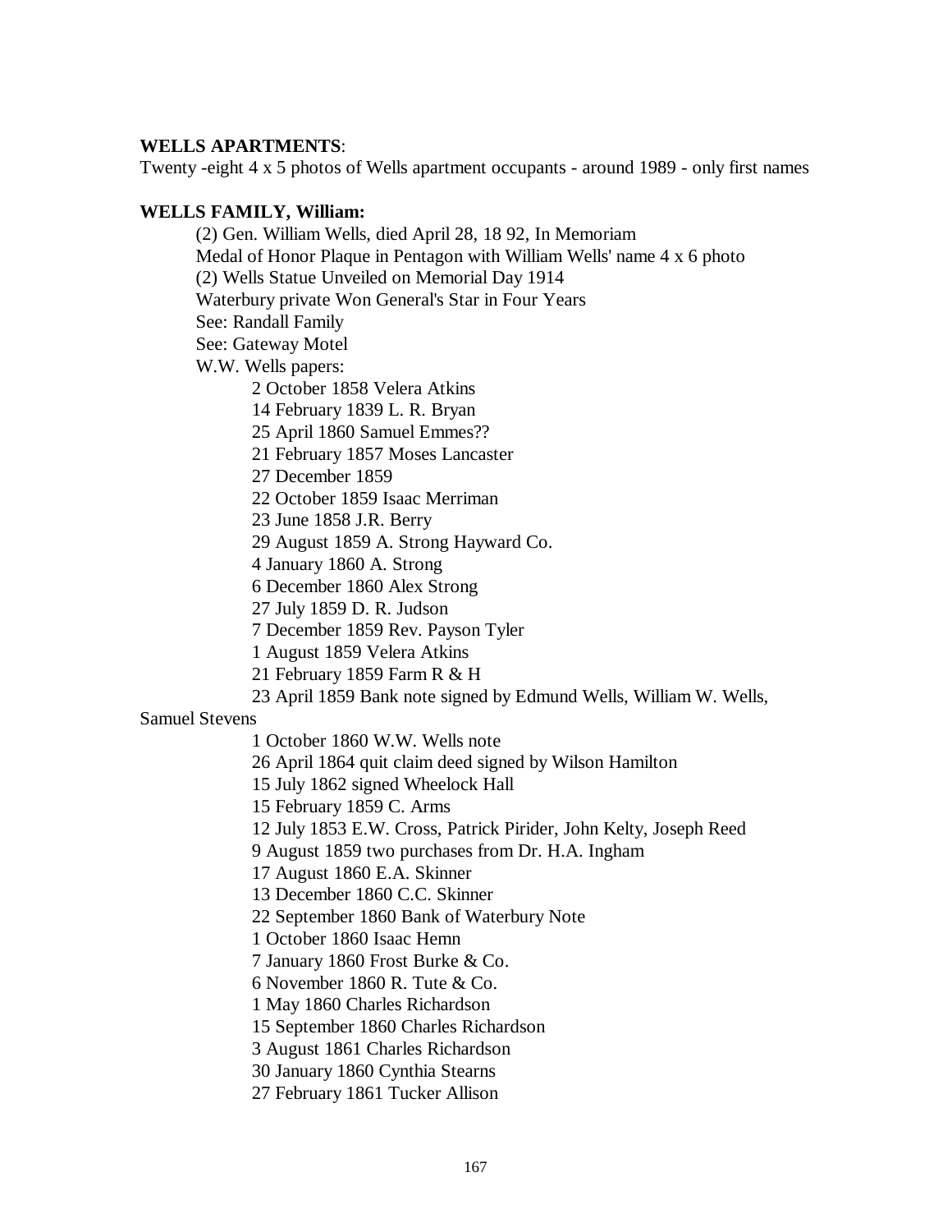**WELLS APARTMENTS**:

Twenty -eight 4 x 5 photos of Wells apartment occupants - around 1989 - only first names

**WELLS FAMILY, William:**

(2) Gen. William Wells, died April 28, 18 92, In Memoriam
Medal of Honor Plaque in Pentagon with William Wells' name 4 x 6 photo
(2) Wells Statue Unveiled on Memorial Day 1914
Waterbury private Won General's Star in Four Years
See: Randall Family
See: Gateway Motel
W.W. Wells papers:

2 October 1858 Velera Atkins
14 February 1839 L. R. Bryan
25 April 1860 Samuel Emmes??
21 February 1857 Moses Lancaster
27 December 1859
22 October 1859 Isaac Merriman
23 June 1858 J.R. Berry
29 August 1859 A. Strong Hayward Co.
4 January 1860 A. Strong
6 December 1860 Alex Strong
27 July 1859 D. R. Judson
7 December 1859 Rev. Payson Tyler
1 August 1859 Velera Atkins
21 February 1859 Farm R & H
23 April 1859 Bank note signed by Edmund Wells, William W. Wells, Samuel Stevens
1 October 1860 W.W. Wells note
26 April 1864 quit claim deed signed by Wilson Hamilton
15 July 1862 signed Wheelock Hall
15 February 1859 C. Arms
12 July 1853 E.W. Cross, Patrick Pirider, John Kelty, Joseph Reed
9 August 1859 two purchases from Dr. H.A. Ingham
17 August 1860 E.A. Skinner
13 December 1860 C.C. Skinner
22 September 1860 Bank of Waterbury Note
1 October 1860 Isaac Hemn
7 January 1860 Frost Burke & Co.
6 November 1860 R. Tute & Co.
1 May 1860 Charles Richardson
15 September 1860 Charles Richardson
3 August 1861 Charles Richardson
30 January 1860 Cynthia Stearns
27 February 1861 Tucker Allison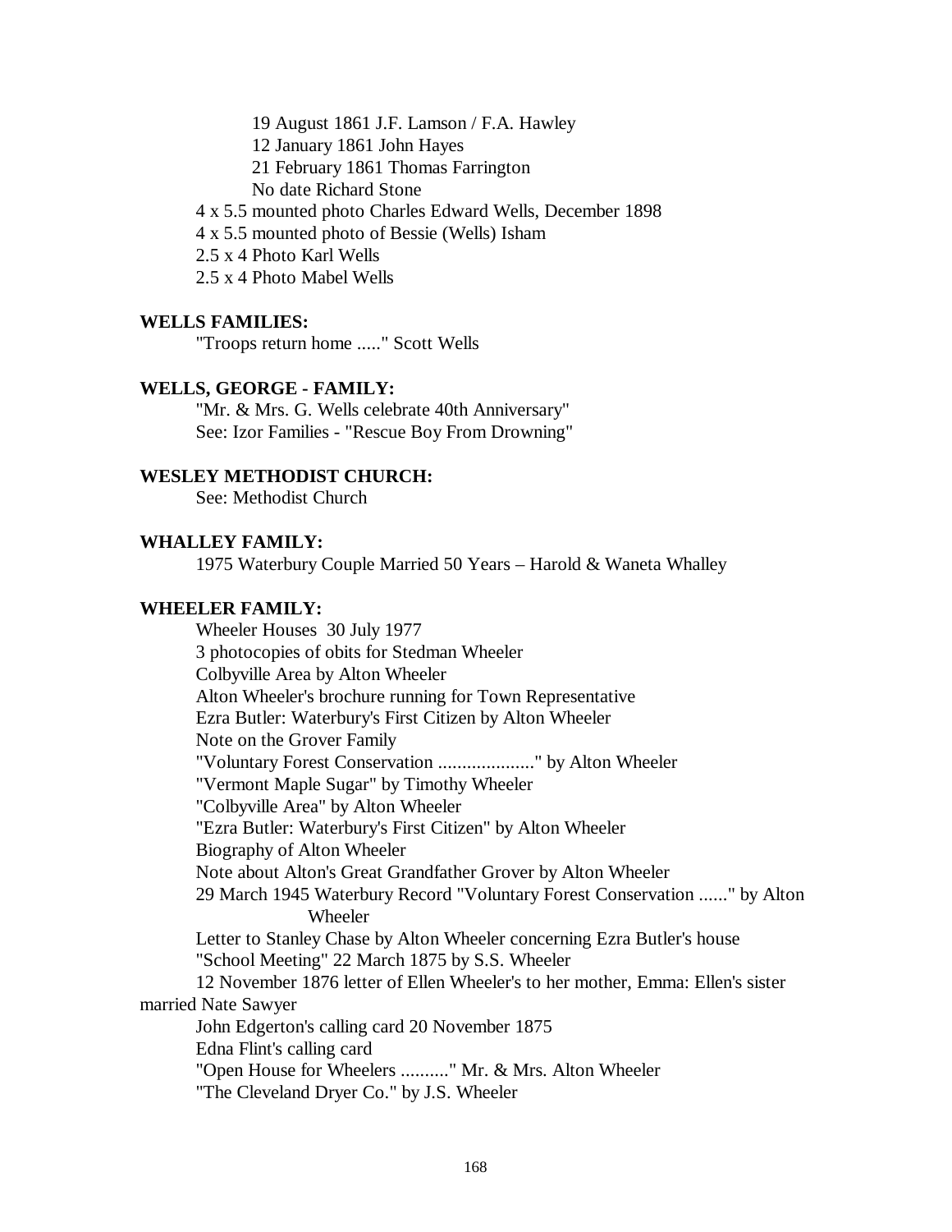19 August 1861 J.F. Lamson / F.A. Hawley
12 January 1861 John Hayes
21 February 1861 Thomas Farrington
No date Richard Stone

4 x 5.5 mounted photo Charles Edward Wells, December 1898
4 x 5.5 mounted photo of Bessie (Wells) Isham
2.5 x 4 Photo Karl Wells
2.5 x 4 Photo Mabel Wells

**WELLS FAMILIES:**

"Troops return home ....." Scott Wells

**WELLS, GEORGE - FAMILY:**

"Mr. & Mrs. G. Wells celebrate 40th Anniversary"
See: Izor Families - "Rescue Boy From Drowning"

**WESLEY METHODIST CHURCH:**

See: Methodist Church

**WHALLEY FAMILY:**

1975 Waterbury Couple Married 50 Years – Harold & Waneta Whalley

**WHEELER FAMILY:**

Wheeler Houses 30 July 1977
3 photocopies of obits for Stedman Wheeler
Colbyville Area by Alton Wheeler
Alton Wheeler's brochure running for Town Representative
Ezra Butler: Waterbury's First Citizen by Alton Wheeler
Note on the Grover Family
"Voluntary Forest Conservation ...................." by Alton Wheeler
"Vermont Maple Sugar" by Timothy Wheeler
"Colbyville Area" by Alton Wheeler
"Ezra Butler: Waterbury's First Citizen" by Alton Wheeler
Biography of Alton Wheeler
Note about Alton's Great Grandfather Grover by Alton Wheeler
29 March 1945 Waterbury Record "Voluntary Forest Conservation ......" by Alton Wheeler
Letter to Stanley Chase by Alton Wheeler concerning Ezra Butler's house
"School Meeting" 22 March 1875 by S.S. Wheeler
12 November 1876 letter of Ellen Wheeler's to her mother, Emma: Ellen's sister married Nate Sawyer
John Edgerton's calling card 20 November 1875
Edna Flint's calling card
"Open House for Wheelers .........." Mr. & Mrs. Alton Wheeler
"The Cleveland Dryer Co." by J.S. Wheeler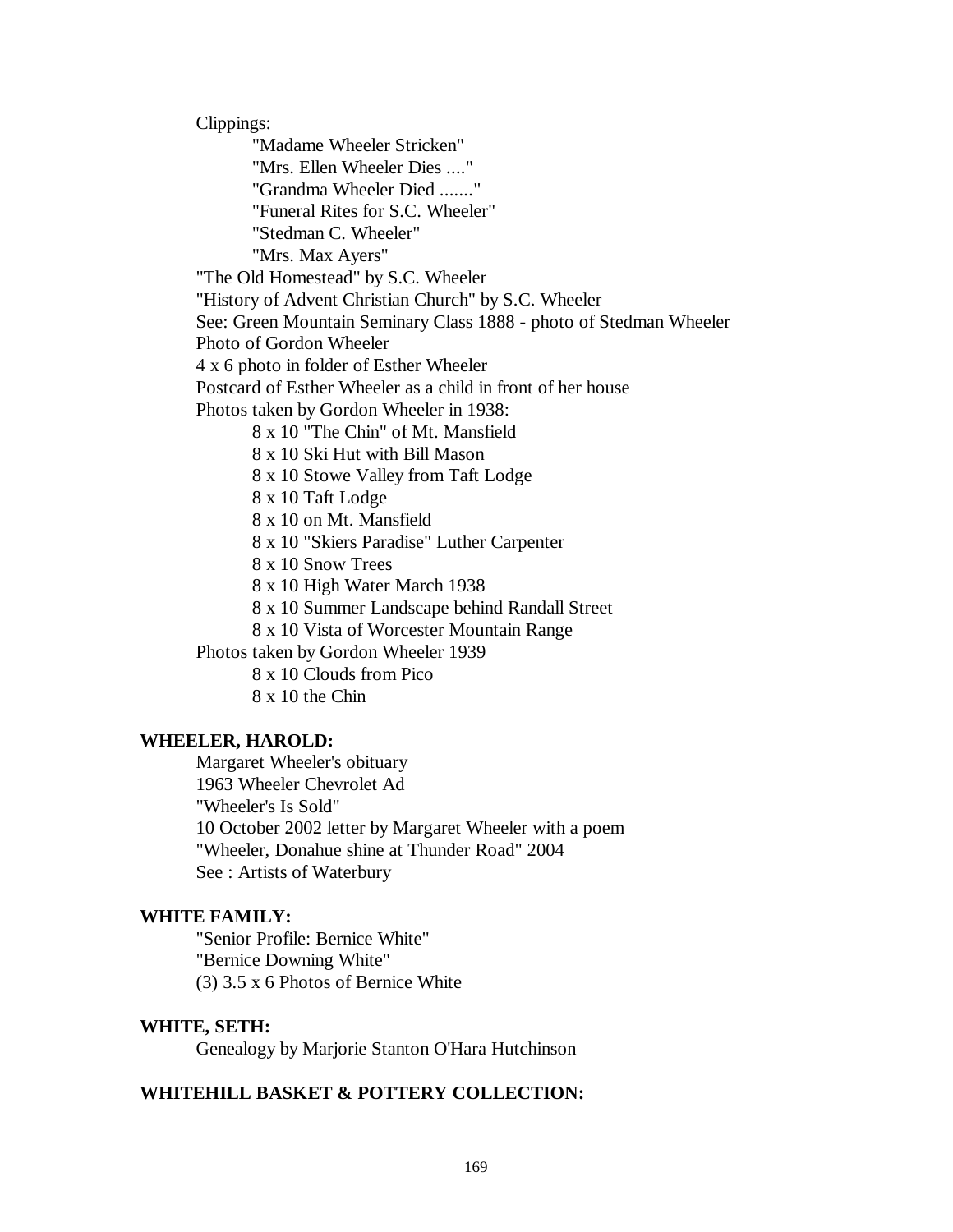Clippings:

- "Madame Wheeler Stricken"
- "Mrs. Ellen Wheeler Dies ...."
- "Grandma Wheeler Died ......."
- "Funeral Rites for S.C. Wheeler"
- "Stedman C. Wheeler"
- "Mrs. Max Ayers"

"The Old Homestead" by S.C. Wheeler

"History of Advent Christian Church" by S.C. Wheeler

See: Green Mountain Seminary Class 1888 - photo of Stedman Wheeler

Photo of Gordon Wheeler

4 x 6 photo in folder of Esther Wheeler

Postcard of Esther Wheeler as a child in front of her house

Photos taken by Gordon Wheeler in 1938:

- 8 x 10 "The Chin" of Mt. Mansfield
- 8 x 10 Ski Hut with Bill Mason
- 8 x 10 Stowe Valley from Taft Lodge
- 8 x 10 Taft Lodge
- 8 x 10 on Mt. Mansfield
- 8 x 10 "Skiers Paradise" Luther Carpenter
- 8 x 10 Snow Trees
- 8 x 10 High Water March 1938
- 8 x 10 Summer Landscape behind Randall Street
- 8 x 10 Vista of Worcester Mountain Range

Photos taken by Gordon Wheeler 1939

- 8 x 10 Clouds from Pico
- 8 x 10 the Chin

**WHEELER, HAROLD:**

Margaret Wheeler's obituary

1963 Wheeler Chevrolet Ad

"Wheeler's Is Sold"

10 October 2002 letter by Margaret Wheeler with a poem

"Wheeler, Donahue shine at Thunder Road" 2004

See : Artists of Waterbury

**WHITE FAMILY:**

"Senior Profile: Bernice White"

"Bernice Downing White"

(3) 3.5 x 6 Photos of Bernice White

**WHITE, SETH:**

Genealogy by Marjorie Stanton O'Hara Hutchinson

**WHITEHILL BASKET & POTTERY COLLECTION:**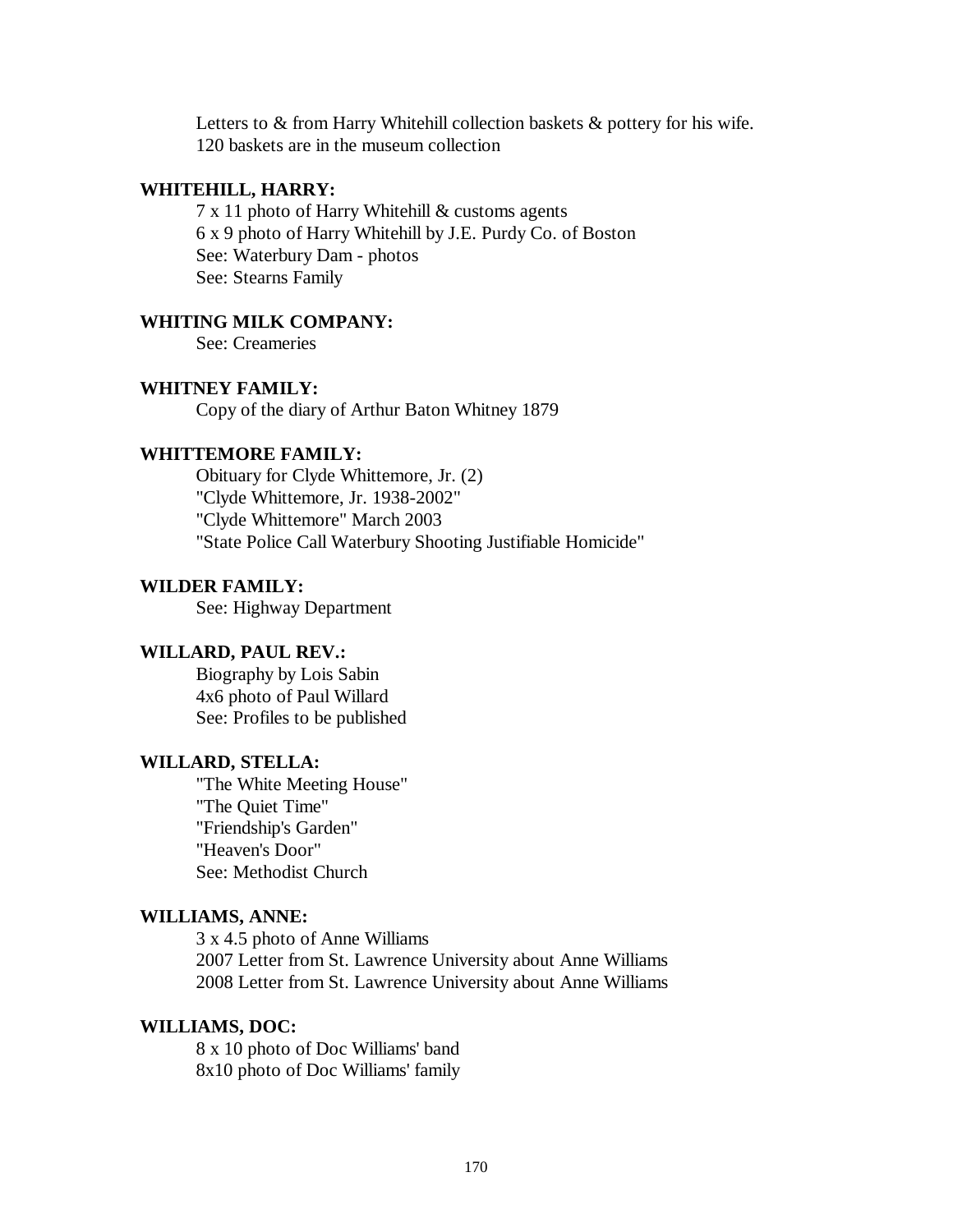Letters to & from Harry Whitehill collection baskets & pottery for his wife.
120 baskets are in the museum collection

**WHITEHILL, HARRY:**

7 x 11 photo of Harry Whitehill & customs agents
6 x 9 photo of Harry Whitehill by J.E. Purdy Co. of Boston
See: Waterbury Dam - photos
See: Stearns Family

**WHITING MILK COMPANY:**

See: Creameries

**WHITNEY FAMILY:**

Copy of the diary of Arthur Baton Whitney 1879

**WHITTEMORE FAMILY:**

Obituary for Clyde Whittemore, Jr. (2)
"Clyde Whittemore, Jr. 1938-2002"
"Clyde Whittemore" March 2003
"State Police Call Waterbury Shooting Justifiable Homicide"

**WILDER FAMILY:**

See: Highway Department

**WILLARD, PAUL REV.:**

Biography by Lois Sabin
4x6 photo of Paul Willard
See: Profiles to be published

**WILLARD, STELLA:**

"The White Meeting House"
"The Quiet Time"
"Friendship's Garden"
"Heaven's Door"
See: Methodist Church

**WILLIAMS, ANNE:**

3 x 4.5 photo of Anne Williams
2007 Letter from St. Lawrence University about Anne Williams
2008 Letter from St. Lawrence University about Anne Williams

**WILLIAMS, DOC:**

8 x 10 photo of Doc Williams' band
8x10 photo of Doc Williams' family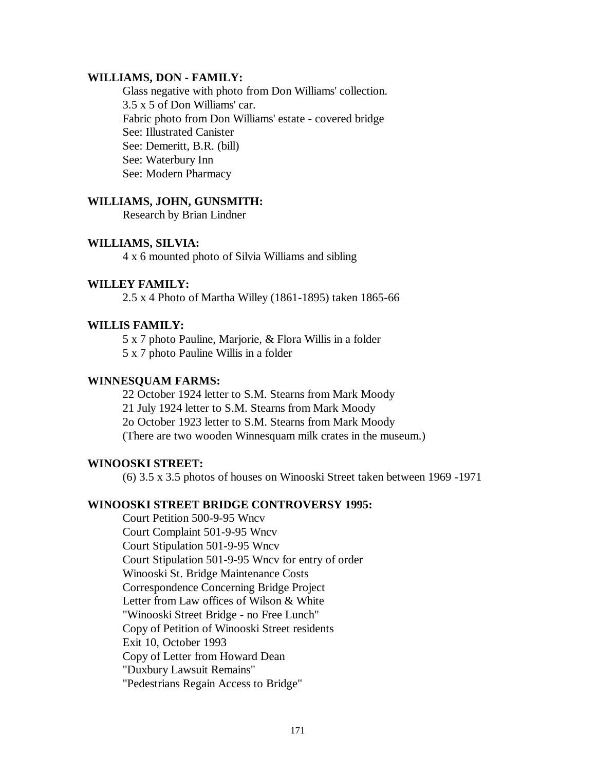**WILLIAMS, DON - FAMILY:**

Glass negative with photo from Don Williams' collection.
3.5 x 5 of Don Williams' car.
Fabric photo from Don Williams' estate - covered bridge
See: Illustrated Canister
See: Demeritt, B.R. (bill)
See: Waterbury Inn
See: Modern Pharmacy

**WILLIAMS, JOHN, GUNSMITH:**

Research by Brian Lindner

**WILLIAMS, SILVIA:**

4 x 6 mounted photo of Silvia Williams and sibling

**WILLEY FAMILY:**

2.5 x 4 Photo of Martha Willey (1861-1895) taken 1865-66

**WILLIS FAMILY:**

5 x 7 photo Pauline, Marjorie, & Flora Willis in a folder
5 x 7 photo Pauline Willis in a folder

**WINNESQUAM FARMS:**

22 October 1924 letter to S.M. Stearns from Mark Moody
21 July 1924 letter to S.M. Stearns from Mark Moody
2o October 1923 letter to S.M. Stearns from Mark Moody
(There are two wooden Winnesquam milk crates in the museum.)

**WINOOSKI STREET:**

(6) 3.5 x 3.5 photos of houses on Winooski Street taken between 1969 -1971

**WINOOSKI STREET BRIDGE CONTROVERSY 1995:**

Court Petition 500-9-95 Wncv
Court Complaint 501-9-95 Wncv
Court Stipulation 501-9-95 Wncv
Court Stipulation 501-9-95 Wncv for entry of order
Winooski St. Bridge Maintenance Costs
Correspondence Concerning Bridge Project
Letter from Law offices of Wilson & White
"Winooski Street Bridge - no Free Lunch"
Copy of Petition of Winooski Street residents
Exit 10, October 1993
Copy of Letter from Howard Dean
"Duxbury Lawsuit Remains"
"Pedestrians Regain Access to Bridge"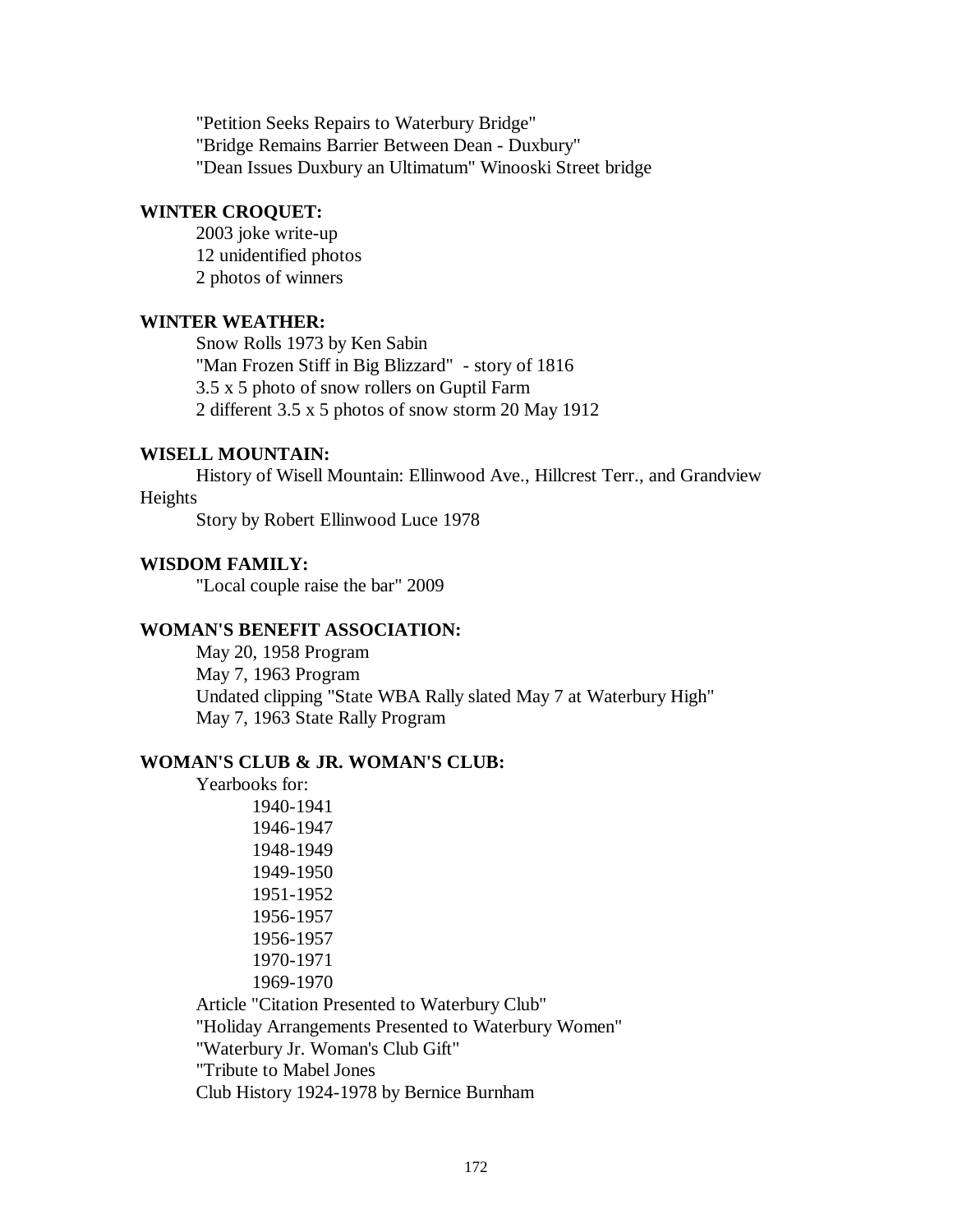"Petition Seeks Repairs to Waterbury Bridge"
"Bridge Remains Barrier Between Dean - Duxbury"
"Dean Issues Duxbury an Ultimatum" Winooski Street bridge

**WINTER CROQUET:**

2003 joke write-up
12 unidentified photos
2 photos of winners

**WINTER WEATHER:**

Snow Rolls 1973 by Ken Sabin
"Man Frozen Stiff in Big Blizzard" - story of 1816
3.5 x 5 photo of snow rollers on Guptil Farm
2 different 3.5 x 5 photos of snow storm 20 May 1912

**WISELL MOUNTAIN:**

History of Wisell Mountain: Ellinwood Ave., Hillcrest Terr., and Grandview Heights
Story by Robert Ellinwood Luce 1978

**WISDOM FAMILY:**

"Local couple raise the bar" 2009

**WOMAN'S BENEFIT ASSOCIATION:**

May 20, 1958 Program
May 7, 1963 Program
Undated clipping "State WBA Rally slated May 7 at Waterbury High"
May 7, 1963 State Rally Program

**WOMAN'S CLUB & JR. WOMAN'S CLUB:**

Yearbooks for:

- 1940-1941
- 1946-1947
- 1948-1949
- 1949-1950
- 1951-1952
- 1956-1957
- 1956-1957
- 1970-1971
- 1969-1970

Article "Citation Presented to Waterbury Club"
"Holiday Arrangements Presented to Waterbury Women"
"Waterbury Jr. Woman's Club Gift"
"Tribute to Mabel Jones
Club History 1924-1978 by Bernice Burnham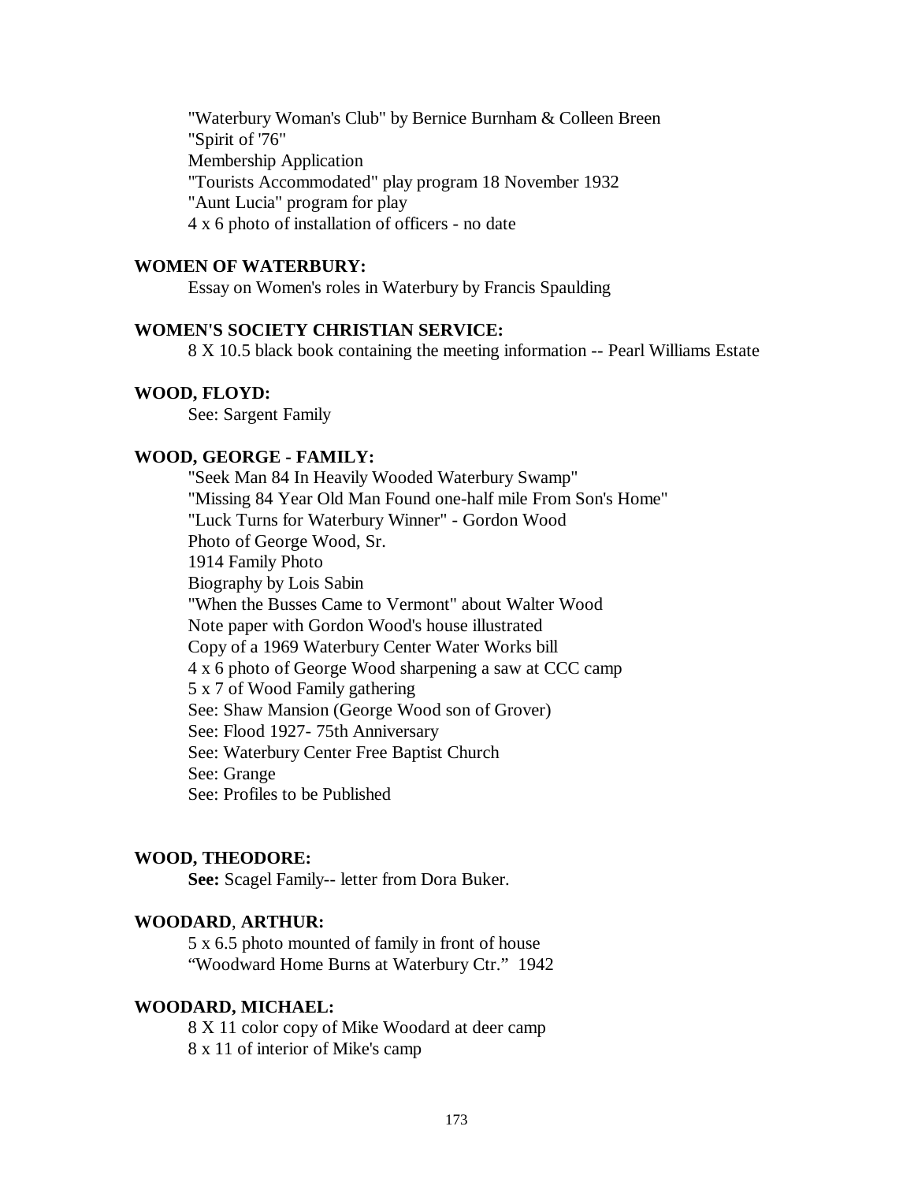"Waterbury Woman's Club" by Bernice Burnham & Colleen Breen
"Spirit of '76"
Membership Application
"Tourists Accommodated" play program 18 November 1932
"Aunt Lucia" program for play
4 x 6 photo of installation of officers - no date

**WOMEN OF WATERBURY:**

Essay on Women's roles in Waterbury by Francis Spaulding

**WOMEN'S SOCIETY CHRISTIAN SERVICE:**

8 X 10.5 black book containing the meeting information -- Pearl Williams Estate

**WOOD, FLOYD:**

See: Sargent Family

**WOOD, GEORGE - FAMILY:**

"Seek Man 84 In Heavily Wooded Waterbury Swamp"
"Missing 84 Year Old Man Found one-half mile From Son's Home"
"Luck Turns for Waterbury Winner" - Gordon Wood
Photo of George Wood, Sr.
1914 Family Photo
Biography by Lois Sabin
"When the Busses Came to Vermont" about Walter Wood
Note paper with Gordon Wood's house illustrated
Copy of a 1969 Waterbury Center Water Works bill
4 x 6 photo of George Wood sharpening a saw at CCC camp
5 x 7 of Wood Family gathering
See: Shaw Mansion (George Wood son of Grover)
See: Flood 1927- 75th Anniversary
See: Waterbury Center Free Baptist Church
See: Grange
See: Profiles to be Published

**WOOD, THEODORE:**

**See:** Scagel Family-- letter from Dora Buker.

**WOODARD**, **ARTHUR:**

5 x 6.5 photo mounted of family in front of house
"Woodward Home Burns at Waterbury Ctr." 1942

**WOODARD, MICHAEL:**

8 X 11 color copy of Mike Woodard at deer camp
8 x 11 of interior of Mike's camp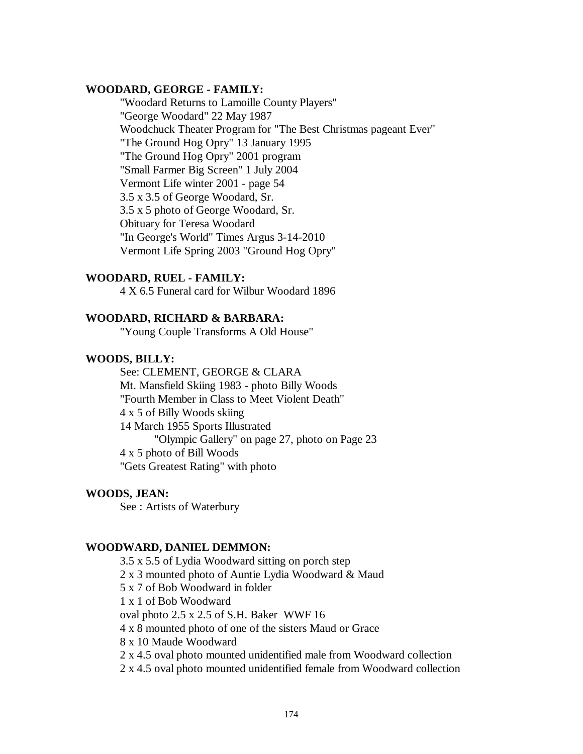**WOODARD, GEORGE - FAMILY:**

"Woodard Returns to Lamoille County Players"
"George Woodard" 22 May 1987
Woodchuck Theater Program for "The Best Christmas pageant Ever"
"The Ground Hog Opry" 13 January 1995
"The Ground Hog Opry" 2001 program
"Small Farmer Big Screen" 1 July 2004
Vermont Life winter 2001 - page 54
3.5 x 3.5 of George Woodard, Sr.
3.5 x 5 photo of George Woodard, Sr.
Obituary for Teresa Woodard
"In George's World" Times Argus 3-14-2010
Vermont Life Spring 2003 "Ground Hog Opry"

**WOODARD, RUEL - FAMILY:**

4 X 6.5 Funeral card for Wilbur Woodard 1896

**WOODARD, RICHARD & BARBARA:**

"Young Couple Transforms A Old House"

**WOODS, BILLY:**

See: CLEMENT, GEORGE & CLARA
Mt. Mansfield Skiing 1983 - photo Billy Woods
"Fourth Member in Class to Meet Violent Death"
4 x 5 of Billy Woods skiing
14 March 1955 Sports Illustrated
    "Olympic Gallery" on page 27, photo on Page 23
4 x 5 photo of Bill Woods
"Gets Greatest Rating" with photo

**WOODS, JEAN:**

See : Artists of Waterbury

**WOODWARD, DANIEL DEMMON:**

3.5 x 5.5 of Lydia Woodward sitting on porch step
2 x 3 mounted photo of Auntie Lydia Woodward & Maud
5 x 7 of Bob Woodward in folder
1 x 1 of Bob Woodward
oval photo 2.5 x 2.5 of S.H. Baker WWF 16
4 x 8 mounted photo of one of the sisters Maud or Grace
8 x 10 Maude Woodward
2 x 4.5 oval photo mounted unidentified male from Woodward collection
2 x 4.5 oval photo mounted unidentified female from Woodward collection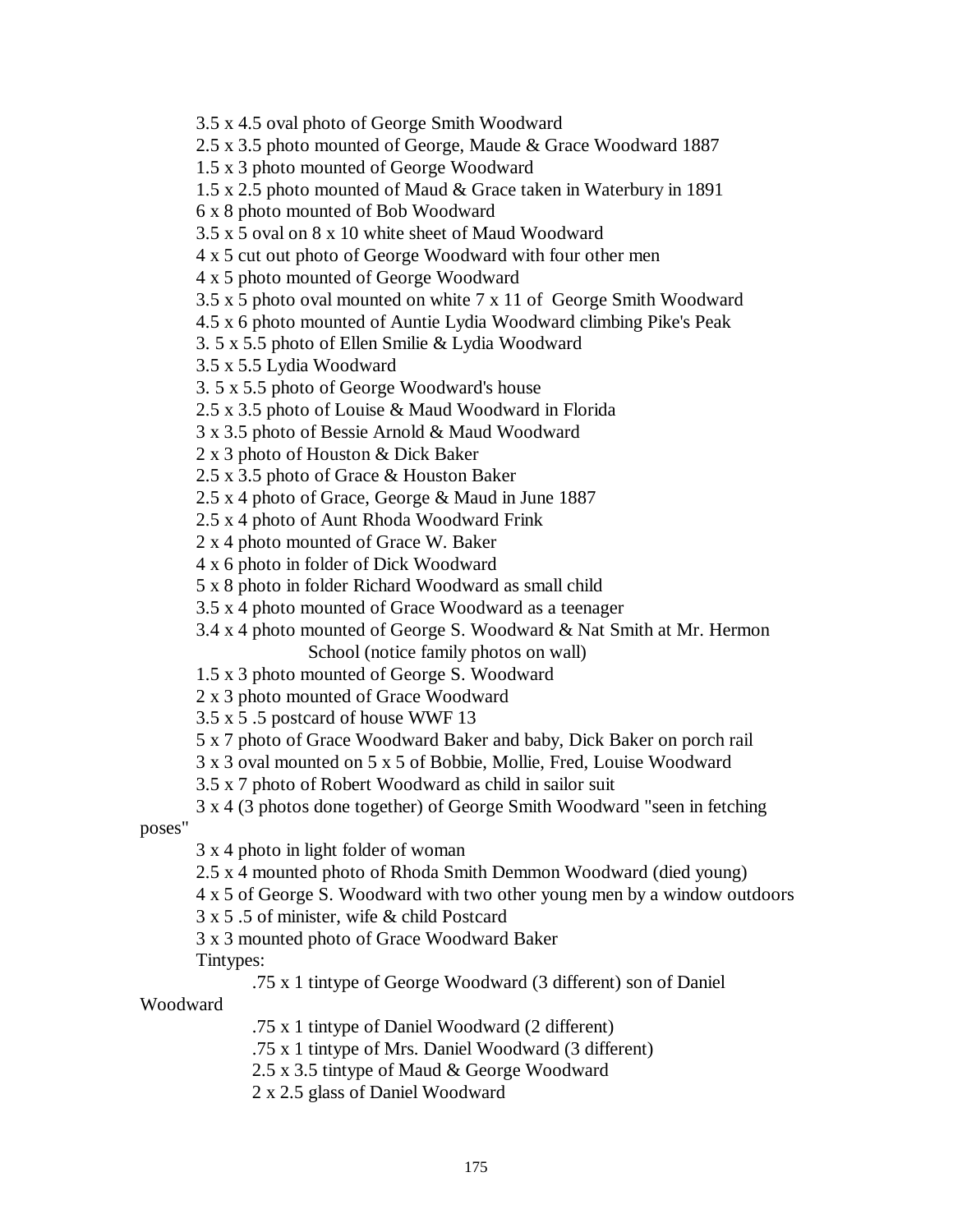3.5 x 4.5 oval photo of George Smith Woodward

2.5 x 3.5 photo mounted of George, Maude & Grace Woodward 1887

1.5 x 3 photo mounted of George Woodward

1.5 x 2.5 photo mounted of Maud & Grace taken in Waterbury in 1891

6 x 8 photo mounted of Bob Woodward

3.5 x 5 oval on 8 x 10 white sheet of Maud Woodward

4 x 5 cut out photo of George Woodward with four other men

4 x 5 photo mounted of George Woodward

3.5 x 5 photo oval mounted on white 7 x 11 of George Smith Woodward

4.5 x 6 photo mounted of Auntie Lydia Woodward climbing Pike's Peak

3. 5 x 5.5 photo of Ellen Smilie & Lydia Woodward

3.5 x 5.5 Lydia Woodward

3. 5 x 5.5 photo of George Woodward's house

2.5 x 3.5 photo of Louise & Maud Woodward in Florida

3 x 3.5 photo of Bessie Arnold & Maud Woodward

2 x 3 photo of Houston & Dick Baker

2.5 x 3.5 photo of Grace & Houston Baker

2.5 x 4 photo of Grace, George & Maud in June 1887

2.5 x 4 photo of Aunt Rhoda Woodward Frink

2 x 4 photo mounted of Grace W. Baker

4 x 6 photo in folder of Dick Woodward

5 x 8 photo in folder Richard Woodward as small child

3.5 x 4 photo mounted of Grace Woodward as a teenager

3.4 x 4 photo mounted of George S. Woodward & Nat Smith at Mr. Hermon School (notice family photos on wall)

1.5 x 3 photo mounted of George S. Woodward

2 x 3 photo mounted of Grace Woodward

3.5 x 5 .5 postcard of house WWF 13

5 x 7 photo of Grace Woodward Baker and baby, Dick Baker on porch rail

3 x 3 oval mounted on 5 x 5 of Bobbie, Mollie, Fred, Louise Woodward

3.5 x 7 photo of Robert Woodward as child in sailor suit

3 x 4 (3 photos done together) of George Smith Woodward "seen in fetching poses"

3 x 4 photo in light folder of woman

2.5 x 4 mounted photo of Rhoda Smith Demmon Woodward (died young)

4 x 5 of George S. Woodward with two other young men by a window outdoors

3 x 5 .5 of minister, wife & child Postcard

3 x 3 mounted photo of Grace Woodward Baker

Tintypes:

- .75 x 1 tintype of George Woodward (3 different) son of Daniel Woodward
- .75 x 1 tintype of Daniel Woodward (2 different)
- .75 x 1 tintype of Mrs. Daniel Woodward (3 different)
- 2.5 x 3.5 tintype of Maud & George Woodward
- 2 x 2.5 glass of Daniel Woodward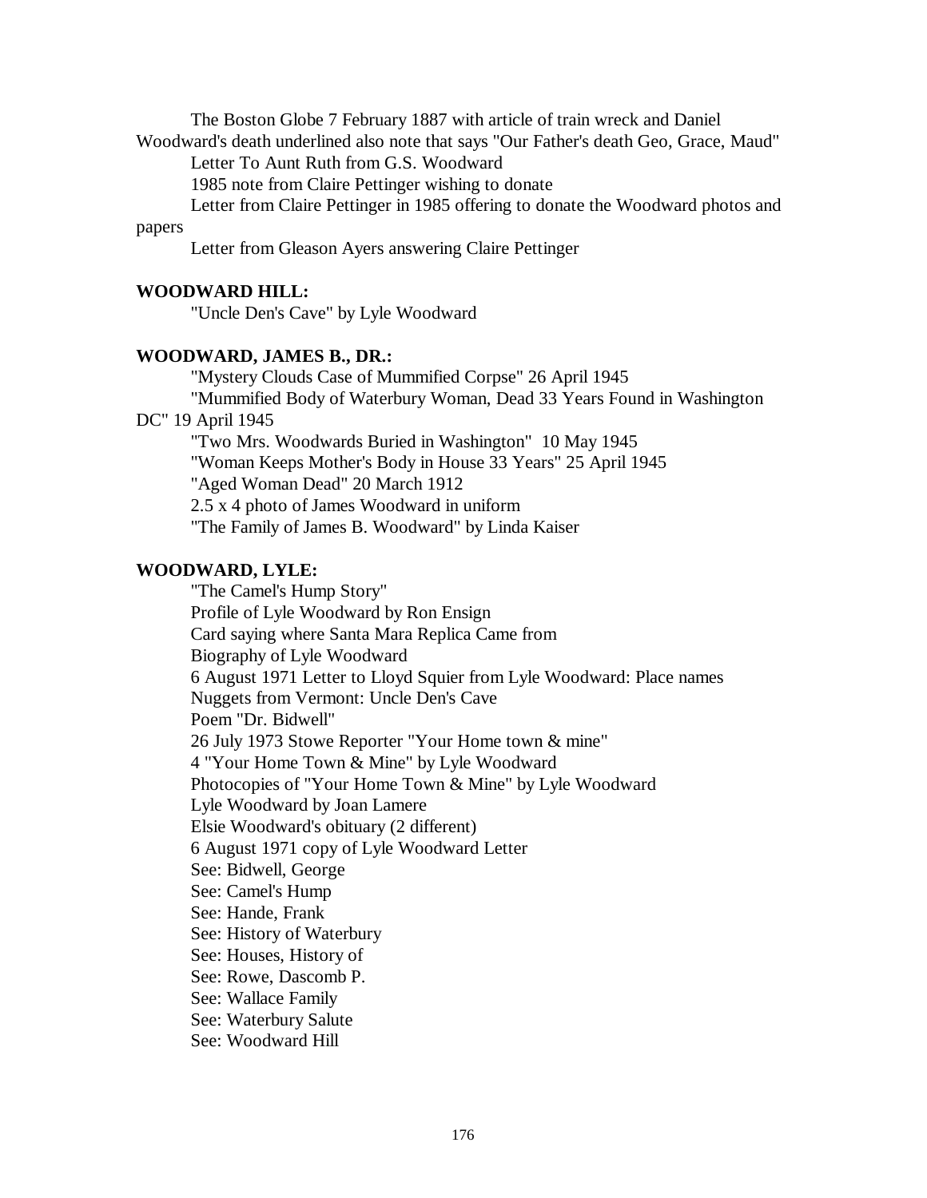The Boston Globe 7 February 1887 with article of train wreck and Daniel Woodward's death underlined also note that says "Our Father's death Geo, Grace, Maud"

Letter To Aunt Ruth from G.S. Woodward

1985 note from Claire Pettinger wishing to donate

Letter from Claire Pettinger in 1985 offering to donate the Woodward photos and papers

Letter from Gleason Ayers answering Claire Pettinger

**WOODWARD HILL:**

"Uncle Den's Cave" by Lyle Woodward

**WOODWARD, JAMES B., DR.:**

"Mystery Clouds Case of Mummified Corpse" 26 April 1945

"Mummified Body of Waterbury Woman, Dead 33 Years Found in Washington DC" 19 April 1945

"Two Mrs. Woodwards Buried in Washington" 10 May 1945

"Woman Keeps Mother's Body in House 33 Years" 25 April 1945

"Aged Woman Dead" 20 March 1912

2.5 x 4 photo of James Woodward in uniform

"The Family of James B. Woodward" by Linda Kaiser

**WOODWARD, LYLE:**

"The Camel's Hump Story"

Profile of Lyle Woodward by Ron Ensign

Card saying where Santa Mara Replica Came from

Biography of Lyle Woodward

6 August 1971 Letter to Lloyd Squier from Lyle Woodward: Place names

Nuggets from Vermont: Uncle Den's Cave

Poem "Dr. Bidwell"

26 July 1973 Stowe Reporter "Your Home town & mine"

4 "Your Home Town & Mine" by Lyle Woodward

Photocopies of "Your Home Town & Mine" by Lyle Woodward

Lyle Woodward by Joan Lamere

Elsie Woodward's obituary (2 different)

6 August 1971 copy of Lyle Woodward Letter

See: Bidwell, George

See: Camel's Hump

See: Hande, Frank

See: History of Waterbury

See: Houses, History of

See: Rowe, Dascomb P.

See: Wallace Family

See: Waterbury Salute

See: Woodward Hill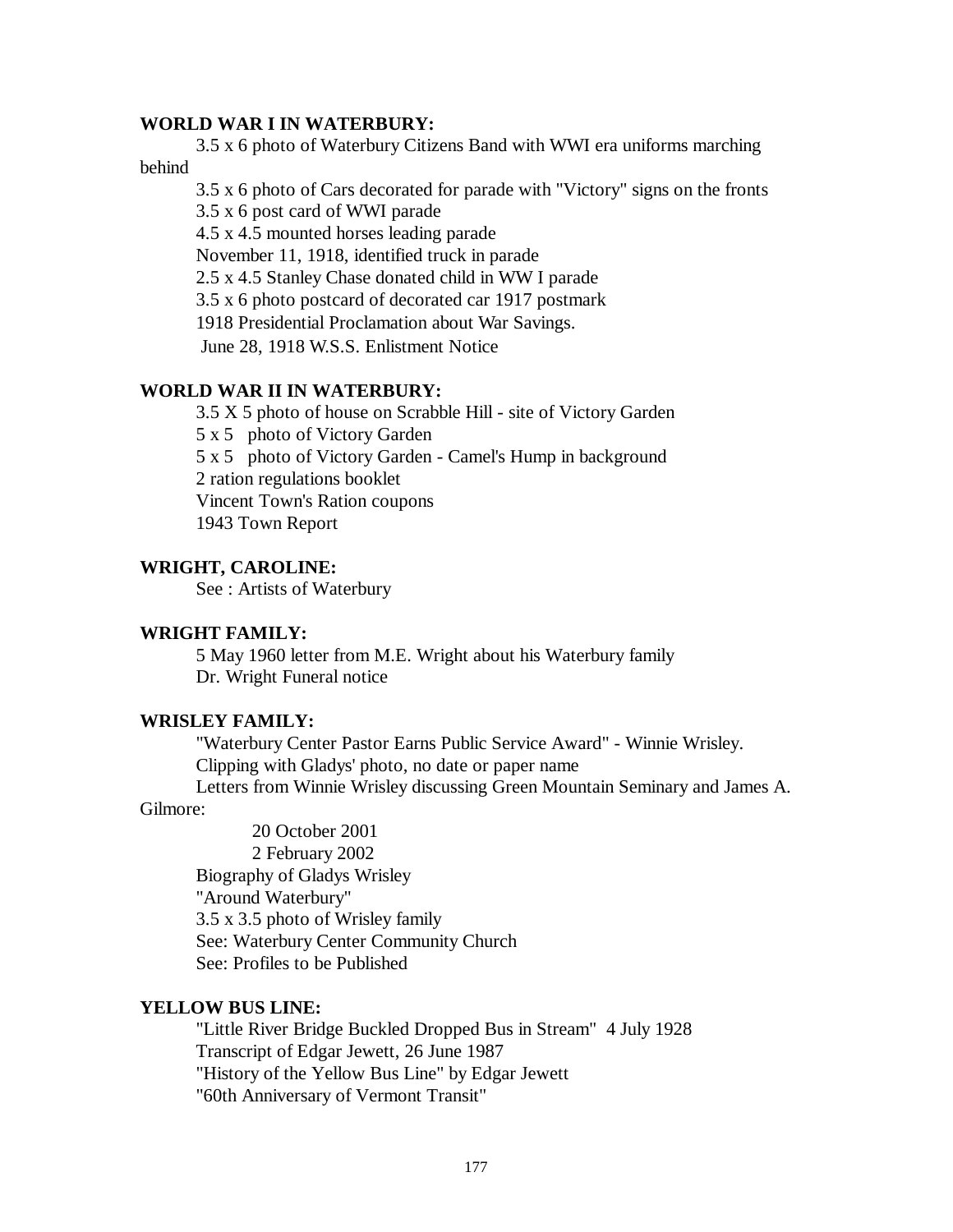**WORLD WAR I IN WATERBURY:**

3.5 x 6 photo of Waterbury Citizens Band with WWI era uniforms marching behind

3.5 x 6 photo of Cars decorated for parade with "Victory" signs on the fronts

3.5 x 6 post card of WWI parade

4.5 x 4.5 mounted horses leading parade

November 11, 1918, identified truck in parade

2.5 x 4.5 Stanley Chase donated child in WW I parade

3.5 x 6 photo postcard of decorated car 1917 postmark

1918 Presidential Proclamation about War Savings.

June 28, 1918 W.S.S. Enlistment Notice

**WORLD WAR II IN WATERBURY:**

3.5 X 5 photo of house on Scrabble Hill - site of Victory Garden

5 x 5 photo of Victory Garden

5 x 5 photo of Victory Garden - Camel's Hump in background

2 ration regulations booklet

Vincent Town's Ration coupons

1943 Town Report

**WRIGHT, CAROLINE:**

See : Artists of Waterbury

**WRIGHT FAMILY:**

5 May 1960 letter from M.E. Wright about his Waterbury family

Dr. Wright Funeral notice

**WRISLEY FAMILY:**

"Waterbury Center Pastor Earns Public Service Award" - Winnie Wrisley.

Clipping with Gladys' photo, no date or paper name

Letters from Winnie Wrisley discussing Green Mountain Seminary and James A. Gilmore:

20 October 2001

2 February 2002

Biography of Gladys Wrisley

"Around Waterbury"

3.5 x 3.5 photo of Wrisley family

See: Waterbury Center Community Church

See: Profiles to be Published

**YELLOW BUS LINE:**

"Little River Bridge Buckled Dropped Bus in Stream" 4 July 1928

Transcript of Edgar Jewett, 26 June 1987

"History of the Yellow Bus Line" by Edgar Jewett

"60th Anniversary of Vermont Transit"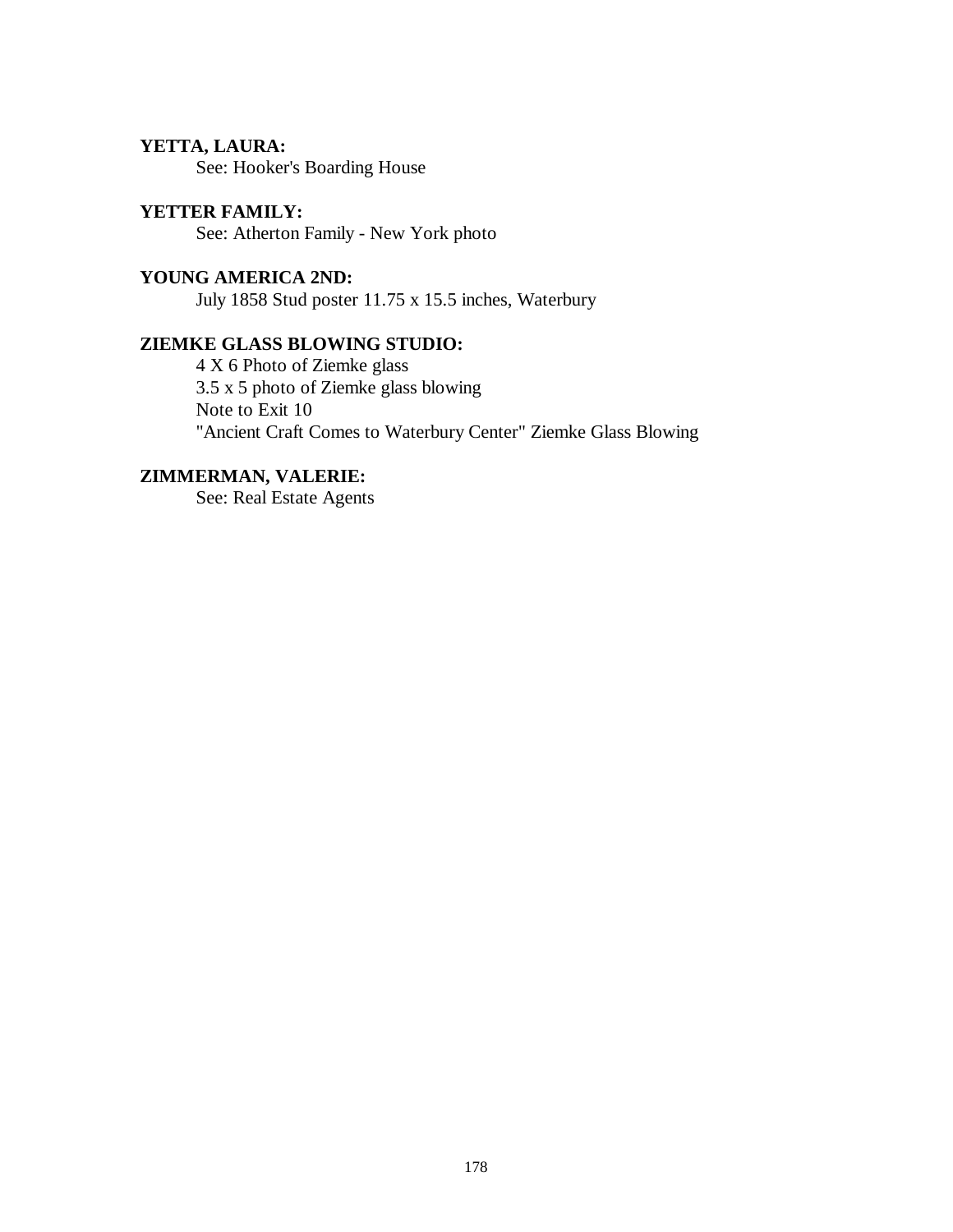**YETTA, LAURA:**

See: Hooker's Boarding House

**YETTER FAMILY:**

See: Atherton Family - New York photo

**YOUNG AMERICA 2ND:**

July 1858 Stud poster 11.75 x 15.5 inches, Waterbury

**ZIEMKE GLASS BLOWING STUDIO:**

4 X 6 Photo of Ziemke glass
3.5 x 5 photo of Ziemke glass blowing
Note to Exit 10
"Ancient Craft Comes to Waterbury Center" Ziemke Glass Blowing

**ZIMMERMAN, VALERIE:**

See: Real Estate Agents